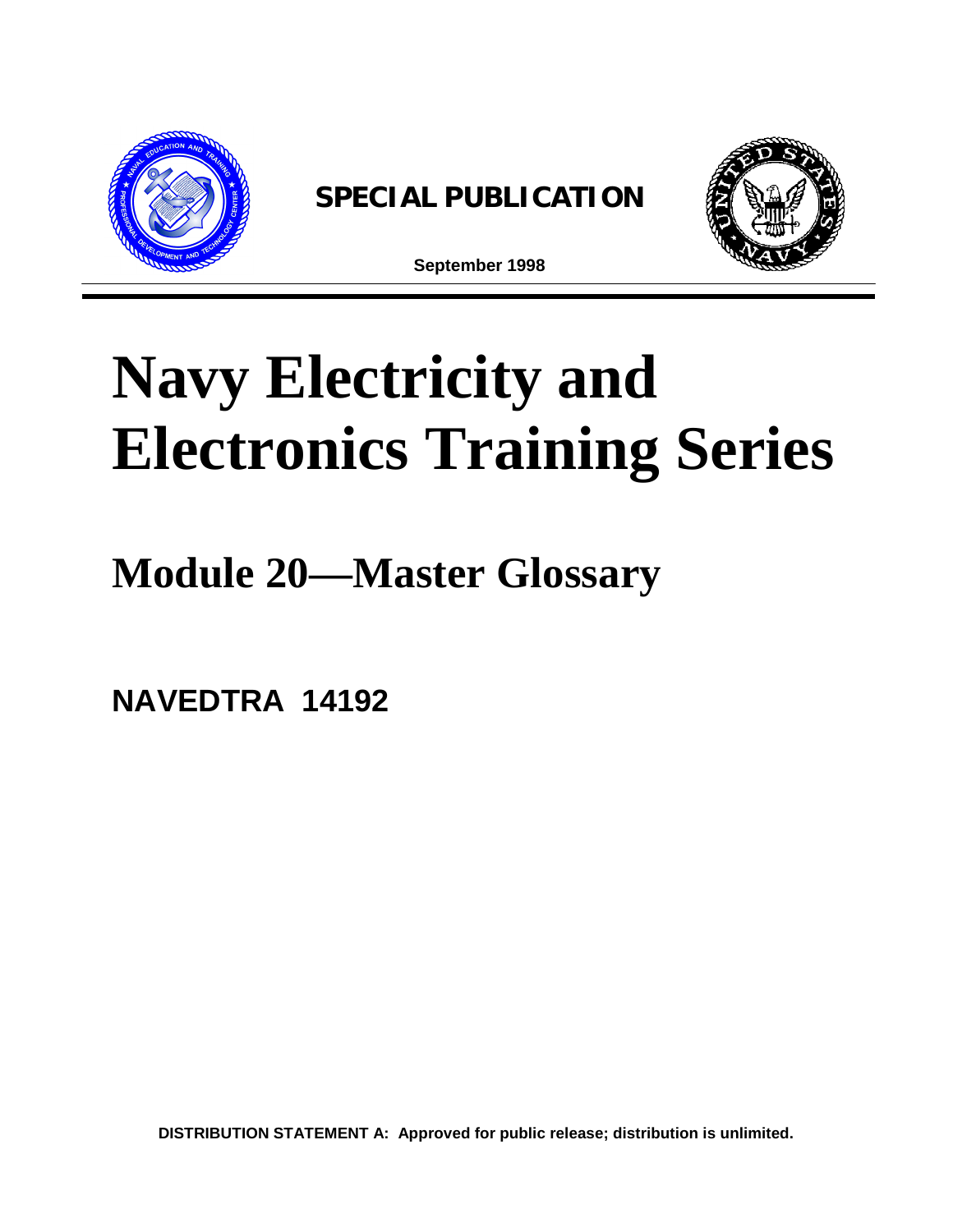**SPECIAL PUBLICATION**

**September 1998**

# Navy Electricity and Electronics Training Series

## Module 20—Master Glossary

**NAVEDTRA 14192**

**DISTRIBUTION STATEMENT A: Approved for public release; distribution is unlimited.**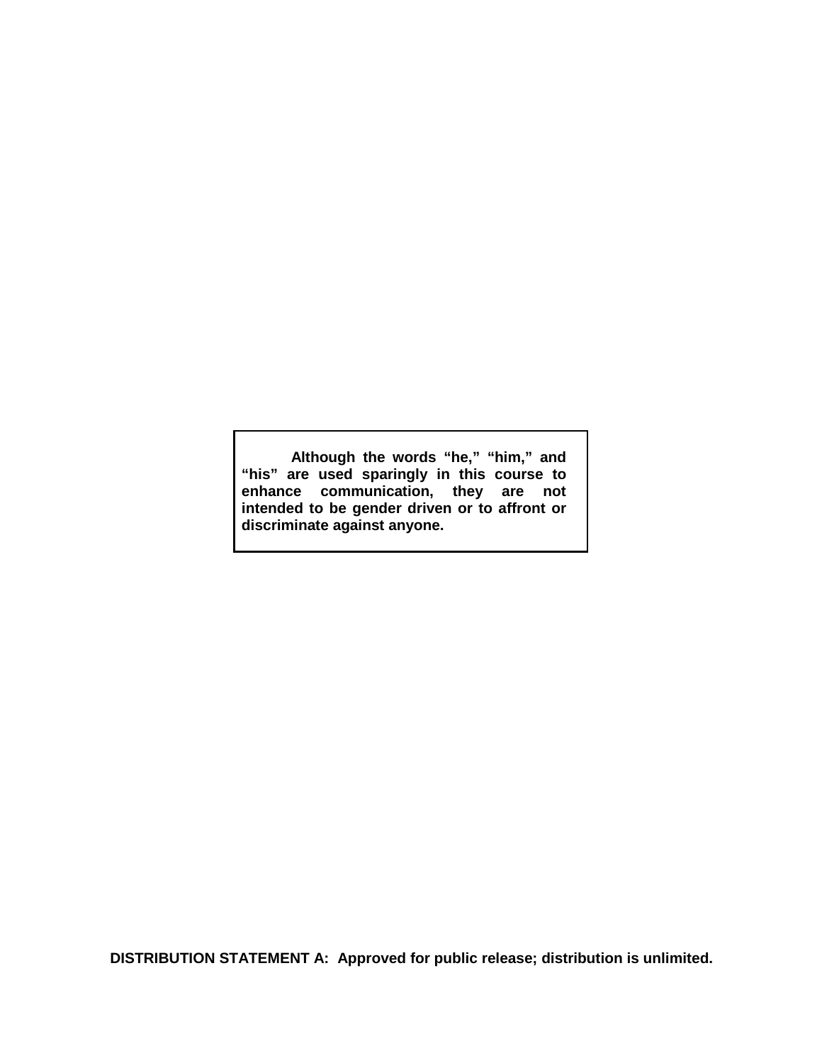**Although the words "he," "him," and "his" are used sparingly in this course to enhance communication, they are not intended to be gender driven or to affront or discriminate against anyone.**

**DISTRIBUTION STATEMENT A: Approved for public release; distribution is unlimited.**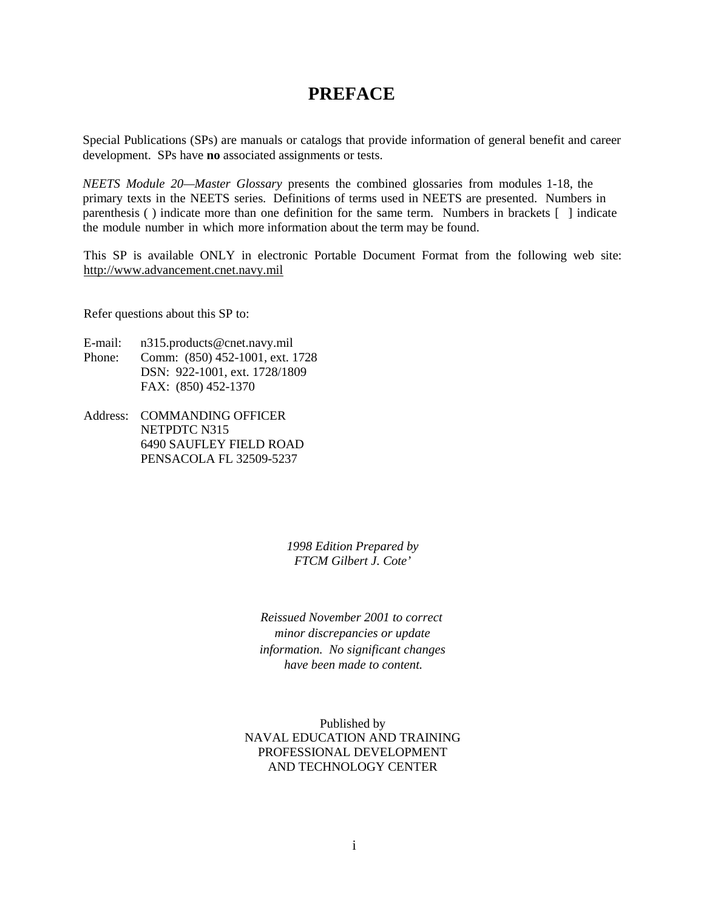# PREFACE

Special Publications (SPs) are manuals or catalogs that provide information of general benefit and career development. SPs have **no** associated assignments or tests.

*NEETS Module 20—Master Glossary* presents the combined glossaries from modules 1-18, the primary texts in the NEETS series. Definitions of terms used in NEETS are presented. Numbers in parenthesis ( ) indicate more than one definition for the same term. Numbers in brackets [ ] indicate the module number in which more information about the term may be found.

This SP is available ONLY in electronic Portable Document Format from the following web site: http://www.advancement.cnet.navy.mil

Refer questions about this SP to:

E-mail: n315.products@cnet.navy.mil
Phone: Comm: (850) 452-1001, ext. 1728
DSN: 922-1001, ext. 1728/1809
FAX: (850) 452-1370

Address: COMMANDING OFFICER
NETPDTC N315
6490 SAUFLEY FIELD ROAD
PENSACOLA FL 32509-5237

*1998 Edition Prepared by*
*FTCM Gilbert J. Cote'*

*Reissued November 2001 to correct minor discrepancies or update information. No significant changes have been made to content.*

Published by
NAVAL EDUCATION AND TRAINING
PROFESSIONAL DEVELOPMENT
AND TECHNOLOGY CENTER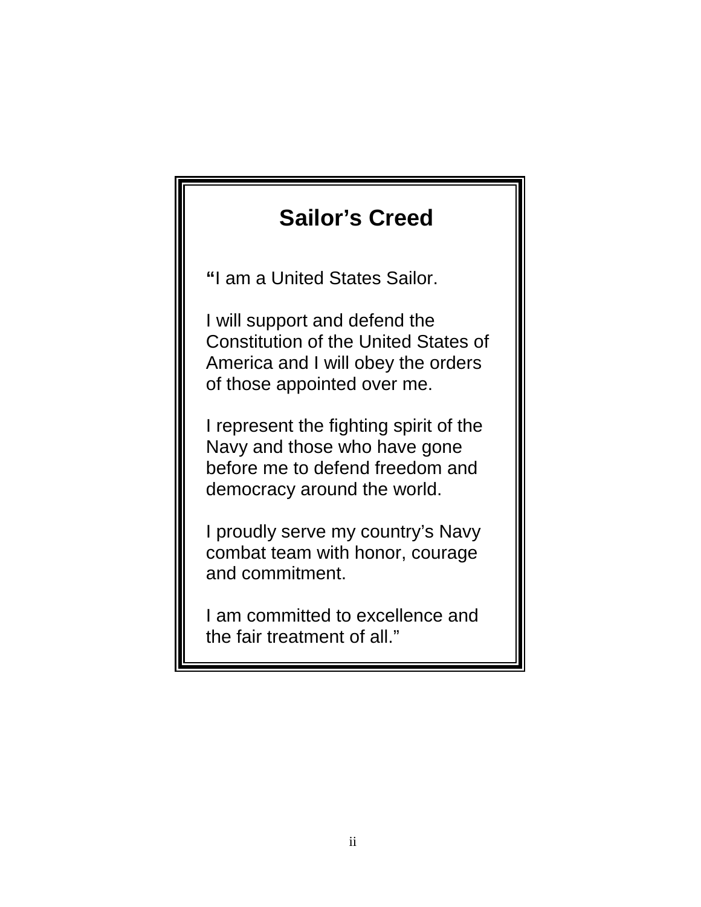# Sailor's Creed

"I am a United States Sailor.

I will support and defend the Constitution of the United States of America and I will obey the orders of those appointed over me.

I represent the fighting spirit of the Navy and those who have gone before me to defend freedom and democracy around the world.

I proudly serve my country's Navy combat team with honor, courage and commitment.

I am committed to excellence and the fair treatment of all."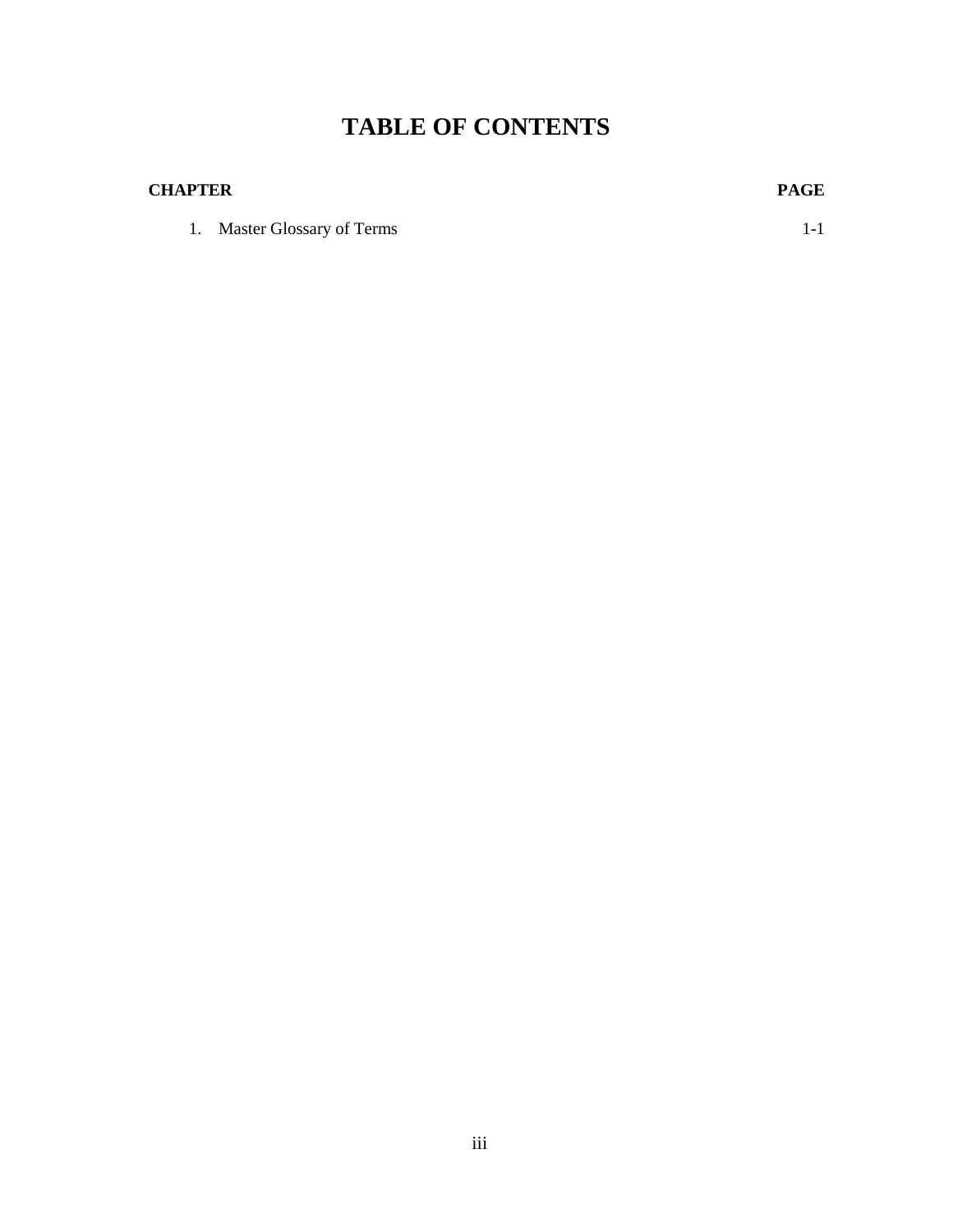# TABLE OF CONTENTS

| CHAPTER | PAGE |
|---|---|
| 1. Master Glossary of Terms | 1-1 |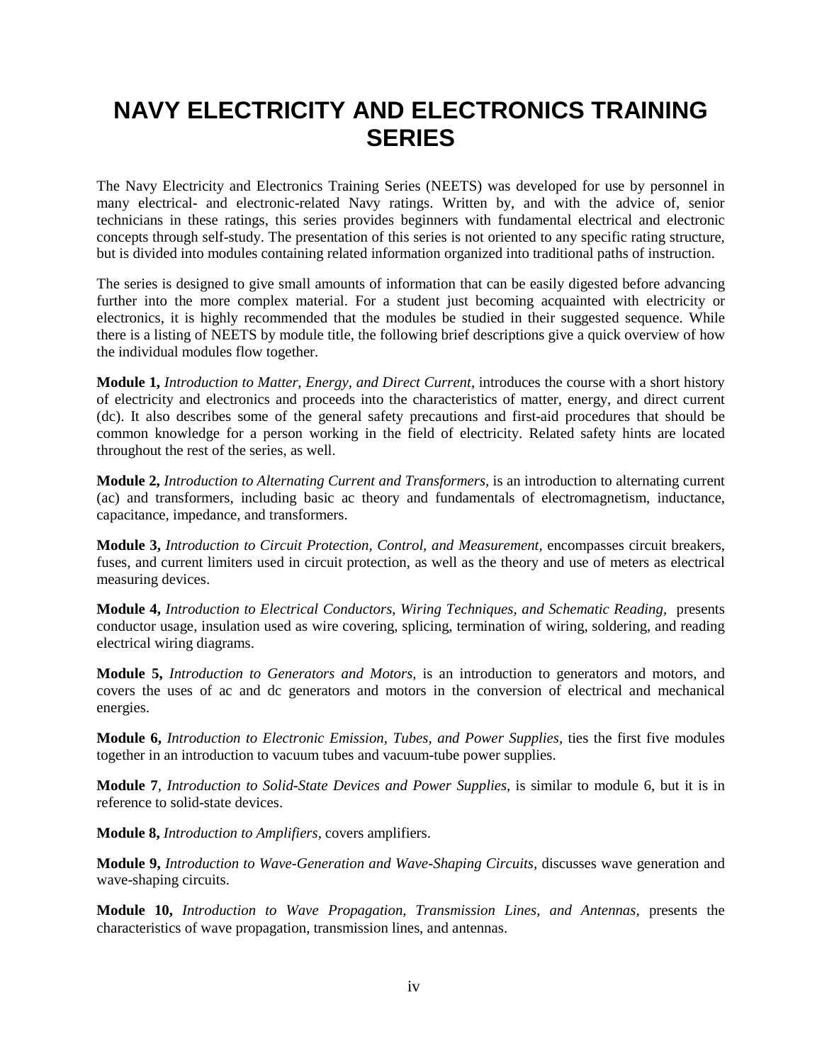# NAVY ELECTRICITY AND ELECTRONICS TRAINING SERIES

The Navy Electricity and Electronics Training Series (NEETS) was developed for use by personnel in many electrical- and electronic-related Navy ratings. Written by, and with the advice of, senior technicians in these ratings, this series provides beginners with fundamental electrical and electronic concepts through self-study. The presentation of this series is not oriented to any specific rating structure, but is divided into modules containing related information organized into traditional paths of instruction.

The series is designed to give small amounts of information that can be easily digested before advancing further into the more complex material. For a student just becoming acquainted with electricity or electronics, it is highly recommended that the modules be studied in their suggested sequence. While there is a listing of NEETS by module title, the following brief descriptions give a quick overview of how the individual modules flow together.

**Module 1,** *Introduction to Matter, Energy, and Direct Current*, introduces the course with a short history of electricity and electronics and proceeds into the characteristics of matter, energy, and direct current (dc). It also describes some of the general safety precautions and first-aid procedures that should be common knowledge for a person working in the field of electricity. Related safety hints are located throughout the rest of the series, as well.

**Module 2,** *Introduction to Alternating Current and Transformers*, is an introduction to alternating current (ac) and transformers, including basic ac theory and fundamentals of electromagnetism, inductance, capacitance, impedance, and transformers.

**Module 3,** *Introduction to Circuit Protection, Control, and Measurement*, encompasses circuit breakers, fuses, and current limiters used in circuit protection, as well as the theory and use of meters as electrical measuring devices.

**Module 4,** *Introduction to Electrical Conductors, Wiring Techniques, and Schematic Reading*, presents conductor usage, insulation used as wire covering, splicing, termination of wiring, soldering, and reading electrical wiring diagrams.

**Module 5,** *Introduction to Generators and Motors,* is an introduction to generators and motors, and covers the uses of ac and dc generators and motors in the conversion of electrical and mechanical energies.

**Module 6,** *Introduction to Electronic Emission, Tubes, and Power Supplies*, ties the first five modules together in an introduction to vacuum tubes and vacuum-tube power supplies.

**Module 7**, *Introduction to Solid-State Devices and Power Supplies,* is similar to module 6, but it is in reference to solid-state devices.

**Module 8,** *Introduction to Amplifiers,* covers amplifiers.

**Module 9,** *Introduction to Wave-Generation and Wave-Shaping Circuits,* discusses wave generation and wave-shaping circuits.

**Module 10,** *Introduction to Wave Propagation, Transmission Lines, and Antennas,* presents the characteristics of wave propagation, transmission lines, and antennas.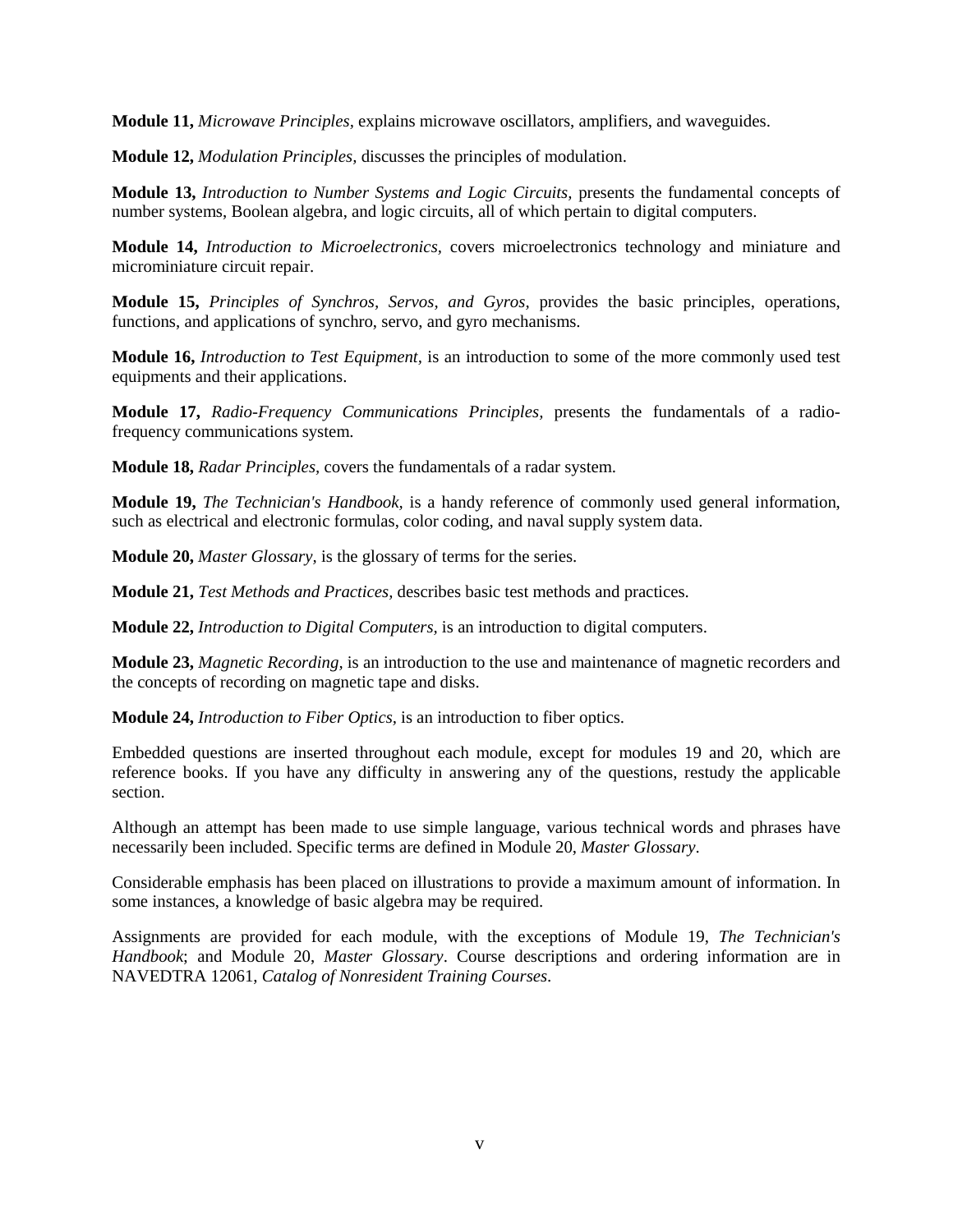**Module 11,** *Microwave Principles,* explains microwave oscillators, amplifiers, and waveguides.

**Module 12,** *Modulation Principles,* discusses the principles of modulation.

**Module 13,** *Introduction to Number Systems and Logic Circuits,* presents the fundamental concepts of number systems, Boolean algebra, and logic circuits, all of which pertain to digital computers.

**Module 14,** *Introduction to Microelectronics,* covers microelectronics technology and miniature and microminiature circuit repair.

**Module 15,** *Principles of Synchros, Servos, and Gyros,* provides the basic principles, operations, functions, and applications of synchro, servo, and gyro mechanisms.

**Module 16,** *Introduction to Test Equipment,* is an introduction to some of the more commonly used test equipments and their applications.

**Module 17,** *Radio-Frequency Communications Principles,* presents the fundamentals of a radio-frequency communications system.

**Module 18,** *Radar Principles,* covers the fundamentals of a radar system.

**Module 19,** *The Technician's Handbook,* is a handy reference of commonly used general information, such as electrical and electronic formulas, color coding, and naval supply system data.

**Module 20,** *Master Glossary,* is the glossary of terms for the series.

**Module 21,** *Test Methods and Practices,* describes basic test methods and practices.

**Module 22,** *Introduction to Digital Computers,* is an introduction to digital computers.

**Module 23,** *Magnetic Recording,* is an introduction to the use and maintenance of magnetic recorders and the concepts of recording on magnetic tape and disks.

**Module 24,** *Introduction to Fiber Optics,* is an introduction to fiber optics.

Embedded questions are inserted throughout each module, except for modules 19 and 20, which are reference books. If you have any difficulty in answering any of the questions, restudy the applicable section.

Although an attempt has been made to use simple language, various technical words and phrases have necessarily been included. Specific terms are defined in Module 20, *Master Glossary*.

Considerable emphasis has been placed on illustrations to provide a maximum amount of information. In some instances, a knowledge of basic algebra may be required.

Assignments are provided for each module, with the exceptions of Module 19, *The Technician's Handbook*; and Module 20, *Master Glossary*. Course descriptions and ordering information are in NAVEDTRA 12061, *Catalog of Nonresident Training Courses*.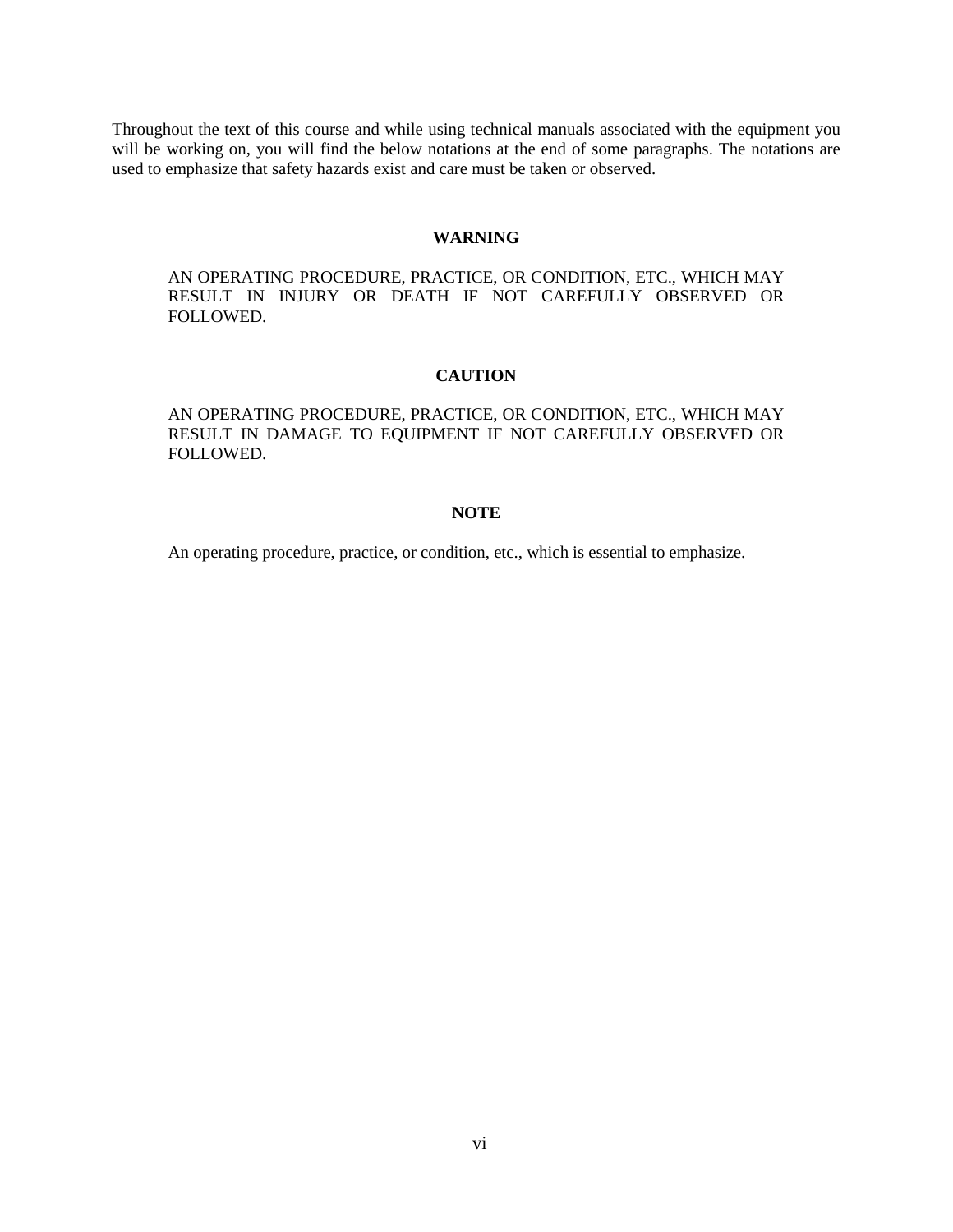Throughout the text of this course and while using technical manuals associated with the equipment you will be working on, you will find the below notations at the end of some paragraphs. The notations are used to emphasize that safety hazards exist and care must be taken or observed.

**WARNING**

AN OPERATING PROCEDURE, PRACTICE, OR CONDITION, ETC., WHICH MAY RESULT IN INJURY OR DEATH IF NOT CAREFULLY OBSERVED OR FOLLOWED.

**CAUTION**

AN OPERATING PROCEDURE, PRACTICE, OR CONDITION, ETC., WHICH MAY RESULT IN DAMAGE TO EQUIPMENT IF NOT CAREFULLY OBSERVED OR FOLLOWED.

**NOTE**

An operating procedure, practice, or condition, etc., which is essential to emphasize.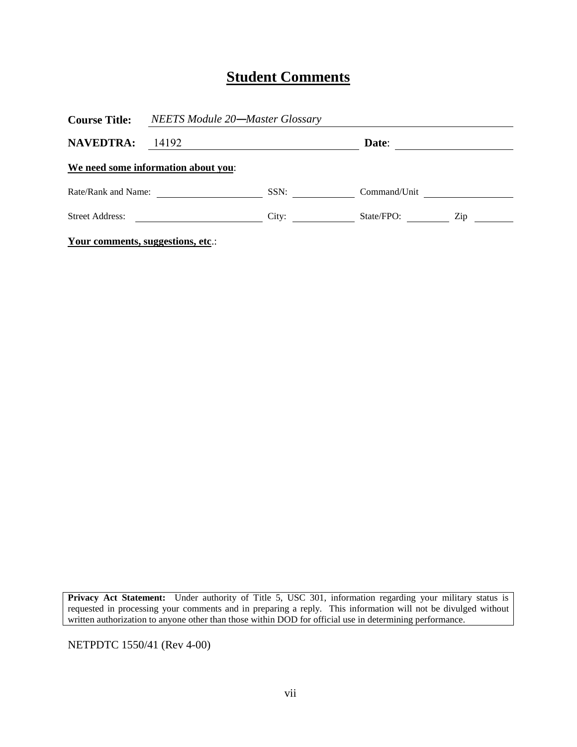# Student Comments

**Course Title:** *NEETS Module 20—Master Glossary*

**NAVEDTRA:** 14192 **Date**: ____________________

**We need some information about you**:

Rate/Rank and Name: ____________________ SSN: ____________ Command/Unit ____________________

Street Address: ____________________ City: ____________ State/FPO: ____________ Zip ____________

**Your comments, suggestions, etc**.:

**Privacy Act Statement:** Under authority of Title 5, USC 301, information regarding your military status is requested in processing your comments and in preparing a reply. This information will not be divulged without written authorization to anyone other than those within DOD for official use in determining performance.

NETPDTC 1550/41 (Rev 4-00)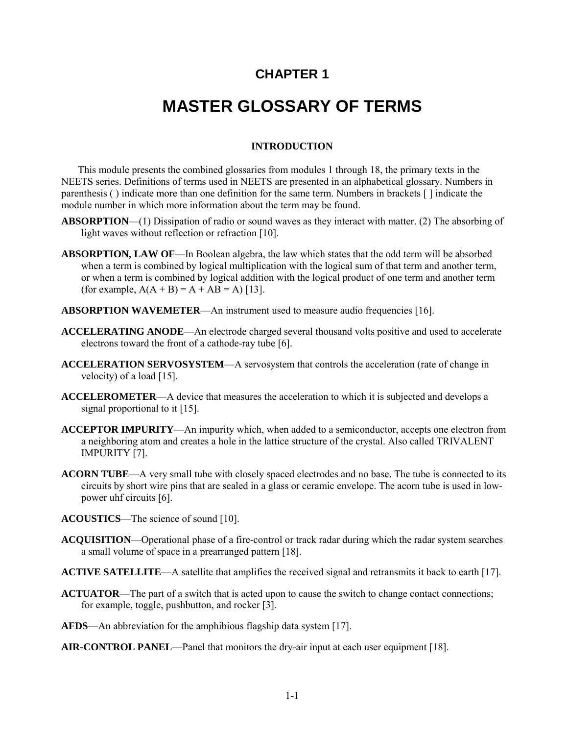# CHAPTER 1

# MASTER GLOSSARY OF TERMS

## INTRODUCTION

This module presents the combined glossaries from modules 1 through 18, the primary texts in the NEETS series. Definitions of terms used in NEETS are presented in an alphabetical glossary. Numbers in parenthesis ( ) indicate more than one definition for the same term. Numbers in brackets [ ] indicate the module number in which more information about the term may be found.

**ABSORPTION**—(1) Dissipation of radio or sound waves as they interact with matter. (2) The absorbing of light waves without reflection or refraction [10].

**ABSORPTION, LAW OF**—In Boolean algebra, the law which states that the odd term will be absorbed when a term is combined by logical multiplication with the logical sum of that term and another term, or when a term is combined by logical addition with the logical product of one term and another term (for example, $A(A + B) = A + AB = A$) [13].

**ABSORPTION WAVEMETER**—An instrument used to measure audio frequencies [16].

**ACCELERATING ANODE**—An electrode charged several thousand volts positive and used to accelerate electrons toward the front of a cathode-ray tube [6].

**ACCELERATION SERVOSYSTEM**—A servosystem that controls the acceleration (rate of change in velocity) of a load [15].

**ACCELEROMETER**—A device that measures the acceleration to which it is subjected and develops a signal proportional to it [15].

**ACCEPTOR IMPURITY**—An impurity which, when added to a semiconductor, accepts one electron from a neighboring atom and creates a hole in the lattice structure of the crystal. Also called TRIVALENT IMPURITY [7].

**ACORN TUBE**—A very small tube with closely spaced electrodes and no base. The tube is connected to its circuits by short wire pins that are sealed in a glass or ceramic envelope. The acorn tube is used in low-power uhf circuits [6].

**ACOUSTICS**—The science of sound [10].

**ACQUISITION**—Operational phase of a fire-control or track radar during which the radar system searches a small volume of space in a prearranged pattern [18].

**ACTIVE SATELLITE**—A satellite that amplifies the received signal and retransmits it back to earth [17].

**ACTUATOR**—The part of a switch that is acted upon to cause the switch to change contact connections; for example, toggle, pushbutton, and rocker [3].

**AFDS**—An abbreviation for the amphibious flagship data system [17].

**AIR-CONTROL PANEL**—Panel that monitors the dry-air input at each user equipment [18].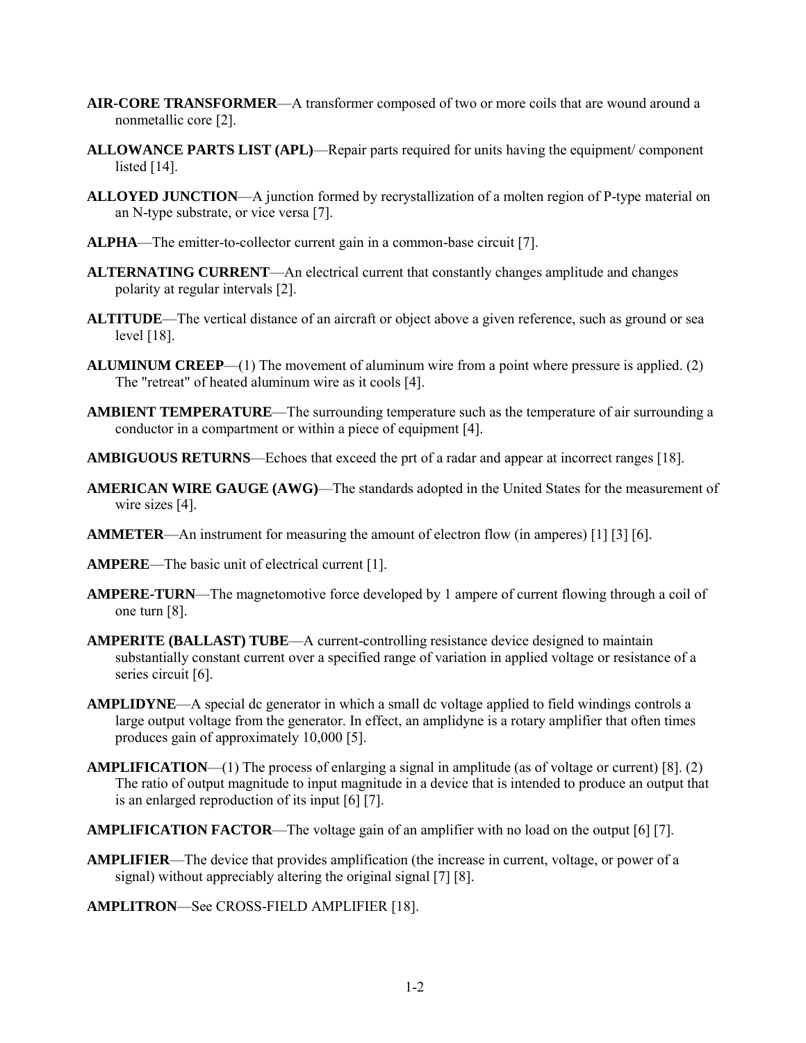**AIR-CORE TRANSFORMER**—A transformer composed of two or more coils that are wound around a nonmetallic core [2].

**ALLOWANCE PARTS LIST (APL)**—Repair parts required for units having the equipment/ component listed [14].

**ALLOYED JUNCTION**—A junction formed by recrystallization of a molten region of P-type material on an N-type substrate, or vice versa [7].

**ALPHA**—The emitter-to-collector current gain in a common-base circuit [7].

**ALTERNATING CURRENT**—An electrical current that constantly changes amplitude and changes polarity at regular intervals [2].

**ALTITUDE**—The vertical distance of an aircraft or object above a given reference, such as ground or sea level [18].

**ALUMINUM CREEP**—(1) The movement of aluminum wire from a point where pressure is applied. (2) The "retreat" of heated aluminum wire as it cools [4].

**AMBIENT TEMPERATURE**—The surrounding temperature such as the temperature of air surrounding a conductor in a compartment or within a piece of equipment [4].

**AMBIGUOUS RETURNS**—Echoes that exceed the prt of a radar and appear at incorrect ranges [18].

**AMERICAN WIRE GAUGE (AWG)**—The standards adopted in the United States for the measurement of wire sizes [4].

**AMMETER**—An instrument for measuring the amount of electron flow (in amperes) [1] [3] [6].

**AMPERE**—The basic unit of electrical current [1].

**AMPERE-TURN**—The magnetomotive force developed by 1 ampere of current flowing through a coil of one turn [8].

**AMPERITE (BALLAST) TUBE**—A current-controlling resistance device designed to maintain substantially constant current over a specified range of variation in applied voltage or resistance of a series circuit [6].

**AMPLIDYNE**—A special dc generator in which a small dc voltage applied to field windings controls a large output voltage from the generator. In effect, an amplidyne is a rotary amplifier that often times produces gain of approximately 10,000 [5].

**AMPLIFICATION**—(1) The process of enlarging a signal in amplitude (as of voltage or current) [8]. (2) The ratio of output magnitude to input magnitude in a device that is intended to produce an output that is an enlarged reproduction of its input [6] [7].

**AMPLIFICATION FACTOR**—The voltage gain of an amplifier with no load on the output [6] [7].

**AMPLIFIER**—The device that provides amplification (the increase in current, voltage, or power of a signal) without appreciably altering the original signal [7] [8].

**AMPLITRON**—See CROSS-FIELD AMPLIFIER [18].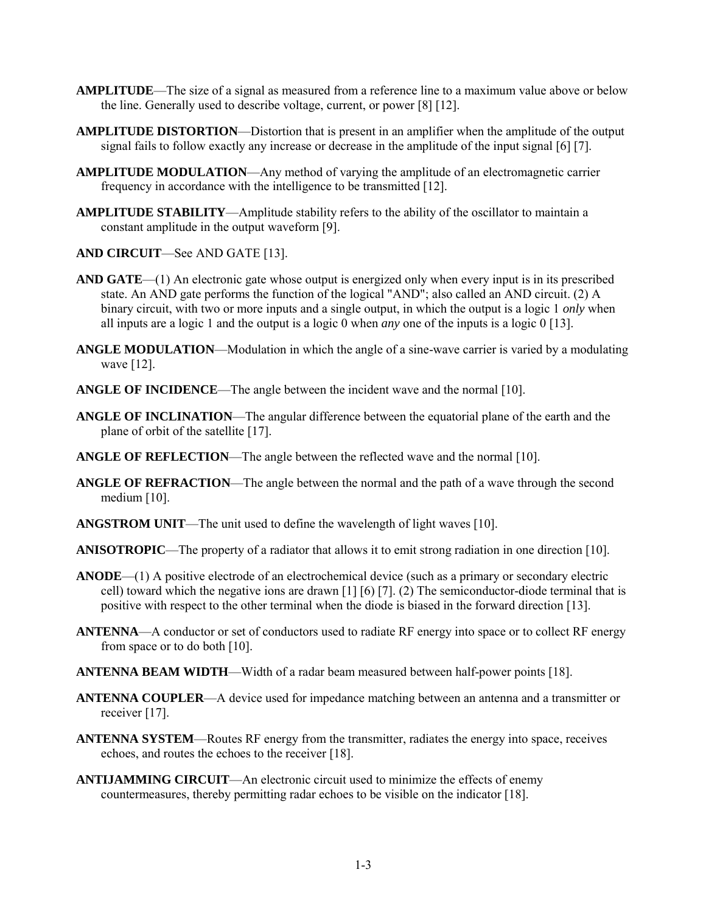**AMPLITUDE**—The size of a signal as measured from a reference line to a maximum value above or below the line. Generally used to describe voltage, current, or power [8] [12].

**AMPLITUDE DISTORTION**—Distortion that is present in an amplifier when the amplitude of the output signal fails to follow exactly any increase or decrease in the amplitude of the input signal [6] [7].

**AMPLITUDE MODULATION**—Any method of varying the amplitude of an electromagnetic carrier frequency in accordance with the intelligence to be transmitted [12].

**AMPLITUDE STABILITY**—Amplitude stability refers to the ability of the oscillator to maintain a constant amplitude in the output waveform [9].

**AND CIRCUIT**—See AND GATE [13].

**AND GATE**—(1) An electronic gate whose output is energized only when every input is in its prescribed state. An AND gate performs the function of the logical "AND"; also called an AND circuit. (2) A binary circuit, with two or more inputs and a single output, in which the output is a logic 1 *only* when all inputs are a logic 1 and the output is a logic 0 when *any* one of the inputs is a logic 0 [13].

**ANGLE MODULATION**—Modulation in which the angle of a sine-wave carrier is varied by a modulating wave [12].

**ANGLE OF INCIDENCE**—The angle between the incident wave and the normal [10].

**ANGLE OF INCLINATION**—The angular difference between the equatorial plane of the earth and the plane of orbit of the satellite [17].

**ANGLE OF REFLECTION**—The angle between the reflected wave and the normal [10].

**ANGLE OF REFRACTION**—The angle between the normal and the path of a wave through the second medium [10].

**ANGSTROM UNIT**—The unit used to define the wavelength of light waves [10].

**ANISOTROPIC**—The property of a radiator that allows it to emit strong radiation in one direction [10].

**ANODE**—(1) A positive electrode of an electrochemical device (such as a primary or secondary electric cell) toward which the negative ions are drawn [1] [6] [7]. (2) The semiconductor-diode terminal that is positive with respect to the other terminal when the diode is biased in the forward direction [13].

**ANTENNA**—A conductor or set of conductors used to radiate RF energy into space or to collect RF energy from space or to do both [10].

**ANTENNA BEAM WIDTH**—Width of a radar beam measured between half-power points [18].

**ANTENNA COUPLER**—A device used for impedance matching between an antenna and a transmitter or receiver [17].

**ANTENNA SYSTEM**—Routes RF energy from the transmitter, radiates the energy into space, receives echoes, and routes the echoes to the receiver [18].

**ANTIJAMMING CIRCUIT**—An electronic circuit used to minimize the effects of enemy countermeasures, thereby permitting radar echoes to be visible on the indicator [18].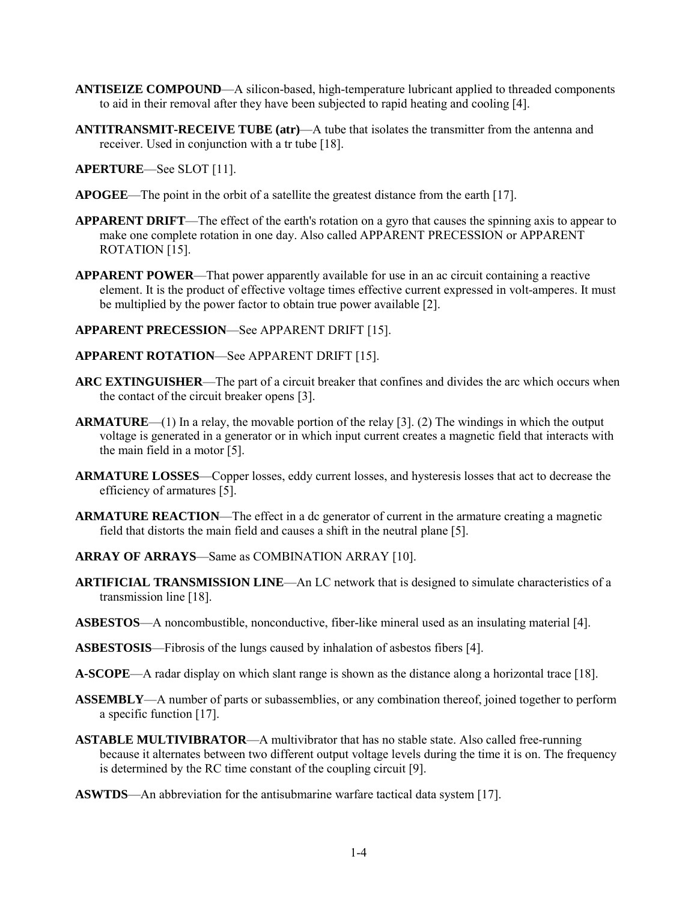**ANTISEIZE COMPOUND**—A silicon-based, high-temperature lubricant applied to threaded components to aid in their removal after they have been subjected to rapid heating and cooling [4].

**ANTITRANSMIT-RECEIVE TUBE (atr)**—A tube that isolates the transmitter from the antenna and receiver. Used in conjunction with a tr tube [18].

**APERTURE**—See SLOT [11].

**APOGEE**—The point in the orbit of a satellite the greatest distance from the earth [17].

**APPARENT DRIFT**—The effect of the earth's rotation on a gyro that causes the spinning axis to appear to make one complete rotation in one day. Also called APPARENT PRECESSION or APPARENT ROTATION [15].

**APPARENT POWER**—That power apparently available for use in an ac circuit containing a reactive element. It is the product of effective voltage times effective current expressed in volt-amperes. It must be multiplied by the power factor to obtain true power available [2].

**APPARENT PRECESSION**—See APPARENT DRIFT [15].

**APPARENT ROTATION**—See APPARENT DRIFT [15].

**ARC EXTINGUISHER**—The part of a circuit breaker that confines and divides the arc which occurs when the contact of the circuit breaker opens [3].

**ARMATURE**—(1) In a relay, the movable portion of the relay [3]. (2) The windings in which the output voltage is generated in a generator or in which input current creates a magnetic field that interacts with the main field in a motor [5].

**ARMATURE LOSSES**—Copper losses, eddy current losses, and hysteresis losses that act to decrease the efficiency of armatures [5].

**ARMATURE REACTION**—The effect in a dc generator of current in the armature creating a magnetic field that distorts the main field and causes a shift in the neutral plane [5].

**ARRAY OF ARRAYS**—Same as COMBINATION ARRAY [10].

**ARTIFICIAL TRANSMISSION LINE**—An LC network that is designed to simulate characteristics of a transmission line [18].

**ASBESTOS**—A noncombustible, nonconductive, fiber-like mineral used as an insulating material [4].

**ASBESTOSIS**—Fibrosis of the lungs caused by inhalation of asbestos fibers [4].

**A-SCOPE**—A radar display on which slant range is shown as the distance along a horizontal trace [18].

**ASSEMBLY**—A number of parts or subassemblies, or any combination thereof, joined together to perform a specific function [17].

**ASTABLE MULTIVIBRATOR**—A multivibrator that has no stable state. Also called free-running because it alternates between two different output voltage levels during the time it is on. The frequency is determined by the RC time constant of the coupling circuit [9].

**ASWTDS**—An abbreviation for the antisubmarine warfare tactical data system [17].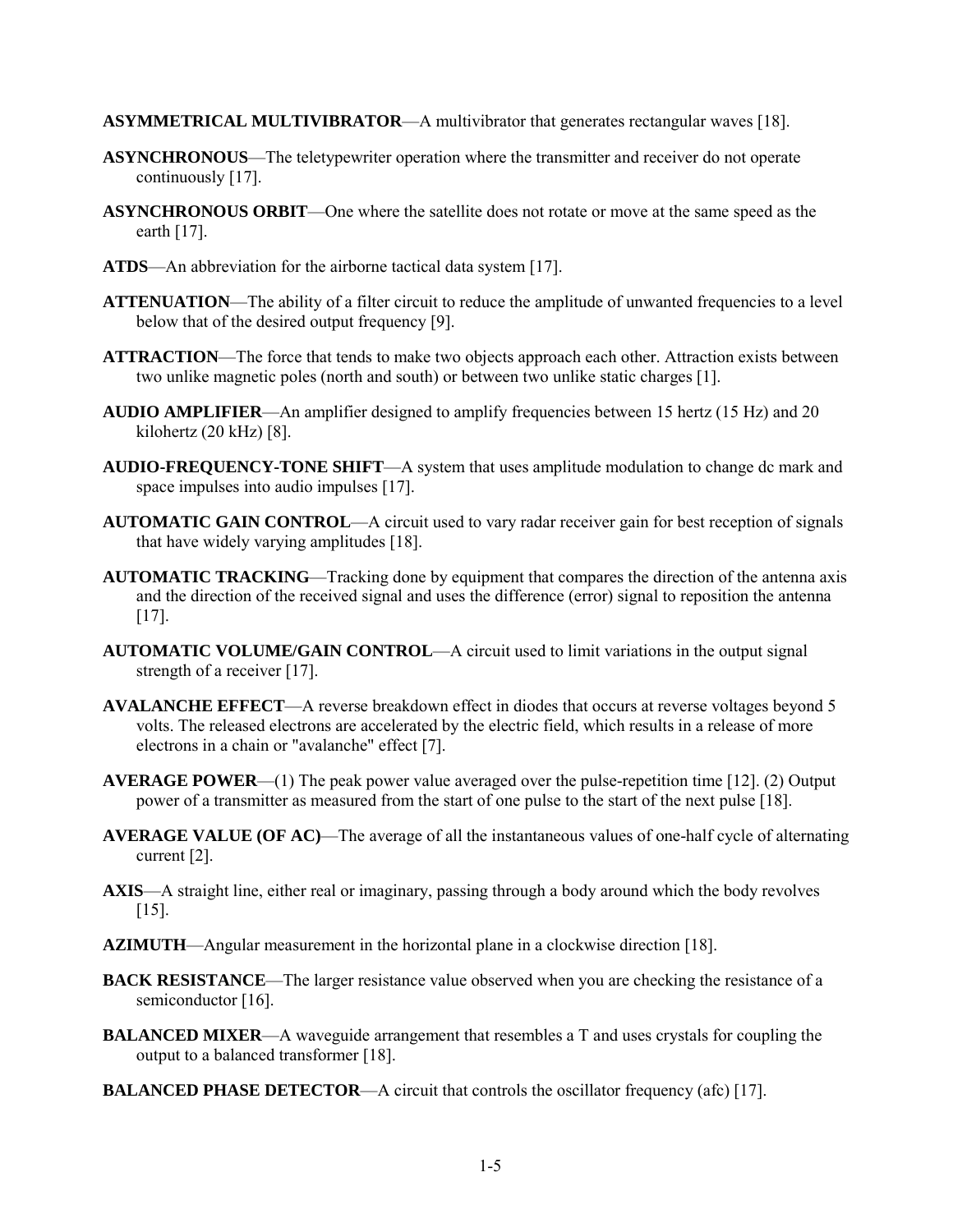**ASYMMETRICAL MULTIVIBRATOR**—A multivibrator that generates rectangular waves [18].

**ASYNCHRONOUS**—The teletypewriter operation where the transmitter and receiver do not operate continuously [17].

**ASYNCHRONOUS ORBIT**—One where the satellite does not rotate or move at the same speed as the earth [17].

**ATDS**—An abbreviation for the airborne tactical data system [17].

**ATTENUATION**—The ability of a filter circuit to reduce the amplitude of unwanted frequencies to a level below that of the desired output frequency [9].

**ATTRACTION**—The force that tends to make two objects approach each other. Attraction exists between two unlike magnetic poles (north and south) or between two unlike static charges [1].

**AUDIO AMPLIFIER**—An amplifier designed to amplify frequencies between 15 hertz (15 Hz) and 20 kilohertz (20 kHz) [8].

**AUDIO-FREQUENCY-TONE SHIFT**—A system that uses amplitude modulation to change dc mark and space impulses into audio impulses [17].

**AUTOMATIC GAIN CONTROL**—A circuit used to vary radar receiver gain for best reception of signals that have widely varying amplitudes [18].

**AUTOMATIC TRACKING**—Tracking done by equipment that compares the direction of the antenna axis and the direction of the received signal and uses the difference (error) signal to reposition the antenna [17].

**AUTOMATIC VOLUME/GAIN CONTROL**—A circuit used to limit variations in the output signal strength of a receiver [17].

**AVALANCHE EFFECT**—A reverse breakdown effect in diodes that occurs at reverse voltages beyond 5 volts. The released electrons are accelerated by the electric field, which results in a release of more electrons in a chain or "avalanche" effect [7].

**AVERAGE POWER**—(1) The peak power value averaged over the pulse-repetition time [12]. (2) Output power of a transmitter as measured from the start of one pulse to the start of the next pulse [18].

**AVERAGE VALUE (OF AC)**—The average of all the instantaneous values of one-half cycle of alternating current [2].

**AXIS**—A straight line, either real or imaginary, passing through a body around which the body revolves [15].

**AZIMUTH**—Angular measurement in the horizontal plane in a clockwise direction [18].

**BACK RESISTANCE**—The larger resistance value observed when you are checking the resistance of a semiconductor [16].

**BALANCED MIXER**—A waveguide arrangement that resembles a T and uses crystals for coupling the output to a balanced transformer [18].

**BALANCED PHASE DETECTOR**—A circuit that controls the oscillator frequency (afc) [17].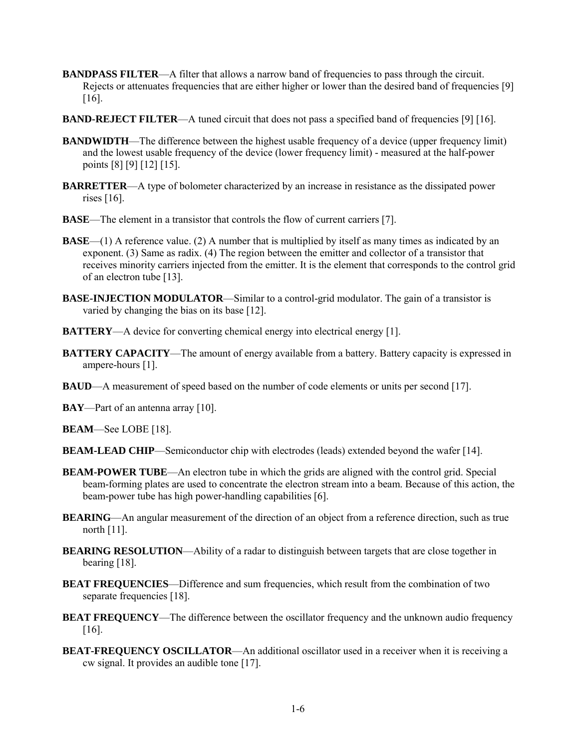**BANDPASS FILTER**—A filter that allows a narrow band of frequencies to pass through the circuit. Rejects or attenuates frequencies that are either higher or lower than the desired band of frequencies [9] [16].

**BAND-REJECT FILTER**—A tuned circuit that does not pass a specified band of frequencies [9] [16].

**BANDWIDTH**—The difference between the highest usable frequency of a device (upper frequency limit) and the lowest usable frequency of the device (lower frequency limit) - measured at the half-power points [8] [9] [12] [15].

**BARRETTER**—A type of bolometer characterized by an increase in resistance as the dissipated power rises [16].

**BASE**—The element in a transistor that controls the flow of current carriers [7].

**BASE**—(1) A reference value. (2) A number that is multiplied by itself as many times as indicated by an exponent. (3) Same as radix. (4) The region between the emitter and collector of a transistor that receives minority carriers injected from the emitter. It is the element that corresponds to the control grid of an electron tube [13].

**BASE-INJECTION MODULATOR**—Similar to a control-grid modulator. The gain of a transistor is varied by changing the bias on its base [12].

**BATTERY**—A device for converting chemical energy into electrical energy [1].

**BATTERY CAPACITY**—The amount of energy available from a battery. Battery capacity is expressed in ampere-hours [1].

**BAUD**—A measurement of speed based on the number of code elements or units per second [17].

**BAY**—Part of an antenna array [10].

**BEAM**—See LOBE [18].

**BEAM-LEAD CHIP**—Semiconductor chip with electrodes (leads) extended beyond the wafer [14].

**BEAM-POWER TUBE**—An electron tube in which the grids are aligned with the control grid. Special beam-forming plates are used to concentrate the electron stream into a beam. Because of this action, the beam-power tube has high power-handling capabilities [6].

**BEARING**—An angular measurement of the direction of an object from a reference direction, such as true north [11].

**BEARING RESOLUTION**—Ability of a radar to distinguish between targets that are close together in bearing [18].

**BEAT FREQUENCIES**—Difference and sum frequencies, which result from the combination of two separate frequencies [18].

**BEAT FREQUENCY**—The difference between the oscillator frequency and the unknown audio frequency [16].

**BEAT-FREQUENCY OSCILLATOR**—An additional oscillator used in a receiver when it is receiving a cw signal. It provides an audible tone [17].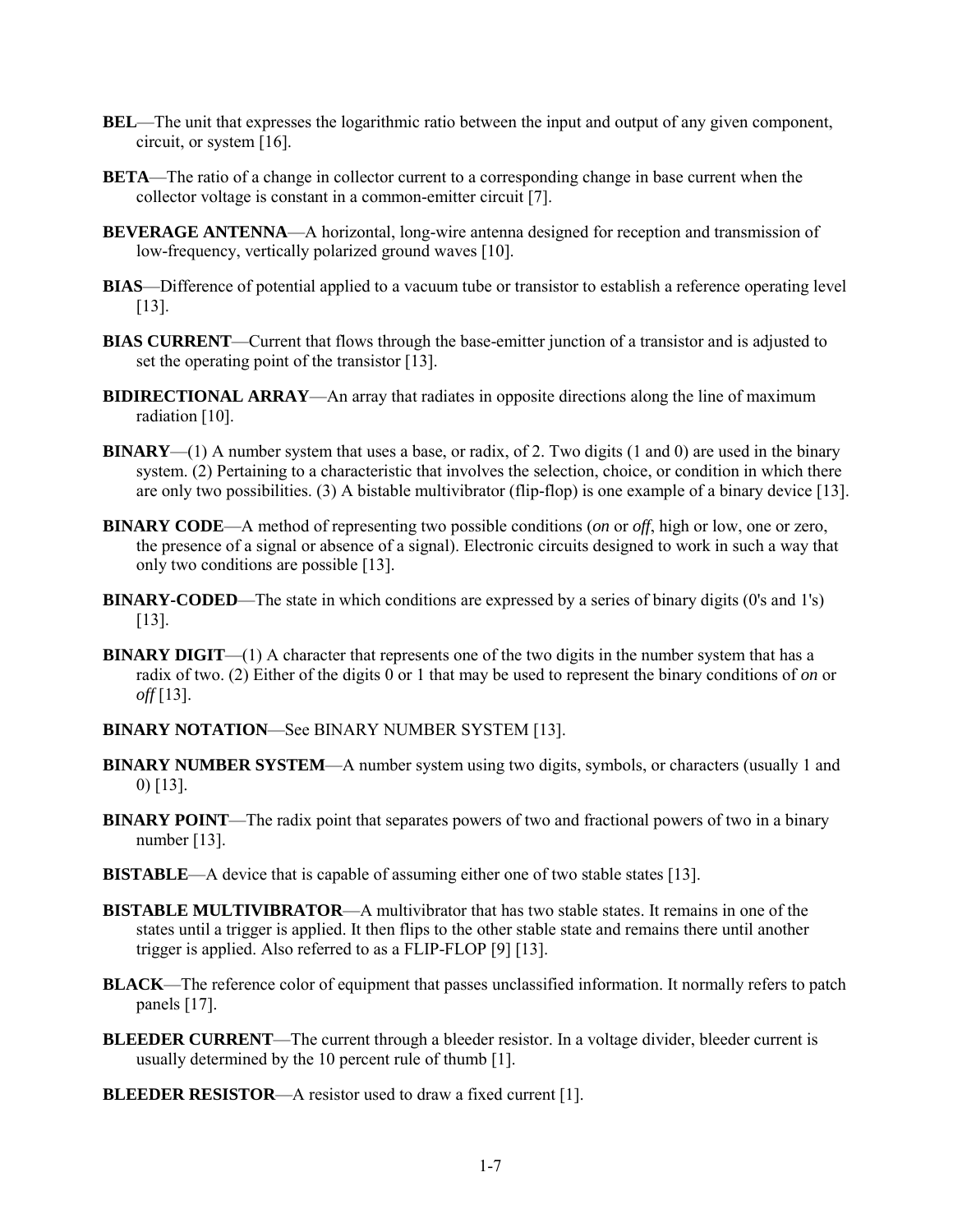**BEL**—The unit that expresses the logarithmic ratio between the input and output of any given component, circuit, or system [16].

**BETA**—The ratio of a change in collector current to a corresponding change in base current when the collector voltage is constant in a common-emitter circuit [7].

**BEVERAGE ANTENNA**—A horizontal, long-wire antenna designed for reception and transmission of low-frequency, vertically polarized ground waves [10].

**BIAS**—Difference of potential applied to a vacuum tube or transistor to establish a reference operating level [13].

**BIAS CURRENT**—Current that flows through the base-emitter junction of a transistor and is adjusted to set the operating point of the transistor [13].

**BIDIRECTIONAL ARRAY**—An array that radiates in opposite directions along the line of maximum radiation [10].

**BINARY**—(1) A number system that uses a base, or radix, of 2. Two digits (1 and 0) are used in the binary system. (2) Pertaining to a characteristic that involves the selection, choice, or condition in which there are only two possibilities. (3) A bistable multivibrator (flip-flop) is one example of a binary device [13].

**BINARY CODE**—A method of representing two possible conditions (*on* or *off*, high or low, one or zero, the presence of a signal or absence of a signal). Electronic circuits designed to work in such a way that only two conditions are possible [13].

**BINARY-CODED**—The state in which conditions are expressed by a series of binary digits (0's and 1's) [13].

**BINARY DIGIT**—(1) A character that represents one of the two digits in the number system that has a radix of two. (2) Either of the digits 0 or 1 that may be used to represent the binary conditions of *on* or *off* [13].

**BINARY NOTATION**—See BINARY NUMBER SYSTEM [13].

**BINARY NUMBER SYSTEM**—A number system using two digits, symbols, or characters (usually 1 and 0) [13].

**BINARY POINT**—The radix point that separates powers of two and fractional powers of two in a binary number [13].

**BISTABLE**—A device that is capable of assuming either one of two stable states [13].

**BISTABLE MULTIVIBRATOR**—A multivibrator that has two stable states. It remains in one of the states until a trigger is applied. It then flips to the other stable state and remains there until another trigger is applied. Also referred to as a FLIP-FLOP [9] [13].

**BLACK**—The reference color of equipment that passes unclassified information. It normally refers to patch panels [17].

**BLEEDER CURRENT**—The current through a bleeder resistor. In a voltage divider, bleeder current is usually determined by the 10 percent rule of thumb [1].

**BLEEDER RESISTOR**—A resistor used to draw a fixed current [1].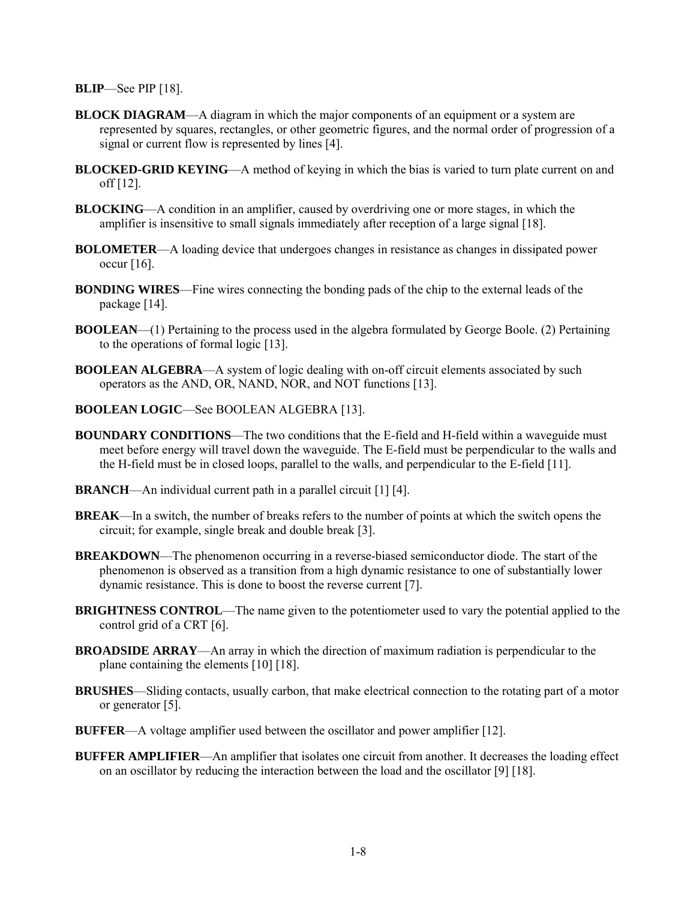**BLIP**—See PIP [18].

**BLOCK DIAGRAM**—A diagram in which the major components of an equipment or a system are represented by squares, rectangles, or other geometric figures, and the normal order of progression of a signal or current flow is represented by lines [4].

**BLOCKED-GRID KEYING**—A method of keying in which the bias is varied to turn plate current on and off [12].

**BLOCKING**—A condition in an amplifier, caused by overdriving one or more stages, in which the amplifier is insensitive to small signals immediately after reception of a large signal [18].

**BOLOMETER**—A loading device that undergoes changes in resistance as changes in dissipated power occur [16].

**BONDING WIRES**—Fine wires connecting the bonding pads of the chip to the external leads of the package [14].

**BOOLEAN**—(1) Pertaining to the process used in the algebra formulated by George Boole. (2) Pertaining to the operations of formal logic [13].

**BOOLEAN ALGEBRA**—A system of logic dealing with on-off circuit elements associated by such operators as the AND, OR, NAND, NOR, and NOT functions [13].

**BOOLEAN LOGIC**—See BOOLEAN ALGEBRA [13].

**BOUNDARY CONDITIONS**—The two conditions that the E-field and H-field within a waveguide must meet before energy will travel down the waveguide. The E-field must be perpendicular to the walls and the H-field must be in closed loops, parallel to the walls, and perpendicular to the E-field [11].

**BRANCH**—An individual current path in a parallel circuit [1] [4].

**BREAK**—In a switch, the number of breaks refers to the number of points at which the switch opens the circuit; for example, single break and double break [3].

**BREAKDOWN**—The phenomenon occurring in a reverse-biased semiconductor diode. The start of the phenomenon is observed as a transition from a high dynamic resistance to one of substantially lower dynamic resistance. This is done to boost the reverse current [7].

**BRIGHTNESS CONTROL**—The name given to the potentiometer used to vary the potential applied to the control grid of a CRT [6].

**BROADSIDE ARRAY**—An array in which the direction of maximum radiation is perpendicular to the plane containing the elements [10] [18].

**BRUSHES**—Sliding contacts, usually carbon, that make electrical connection to the rotating part of a motor or generator [5].

**BUFFER**—A voltage amplifier used between the oscillator and power amplifier [12].

**BUFFER AMPLIFIER**—An amplifier that isolates one circuit from another. It decreases the loading effect on an oscillator by reducing the interaction between the load and the oscillator [9] [18].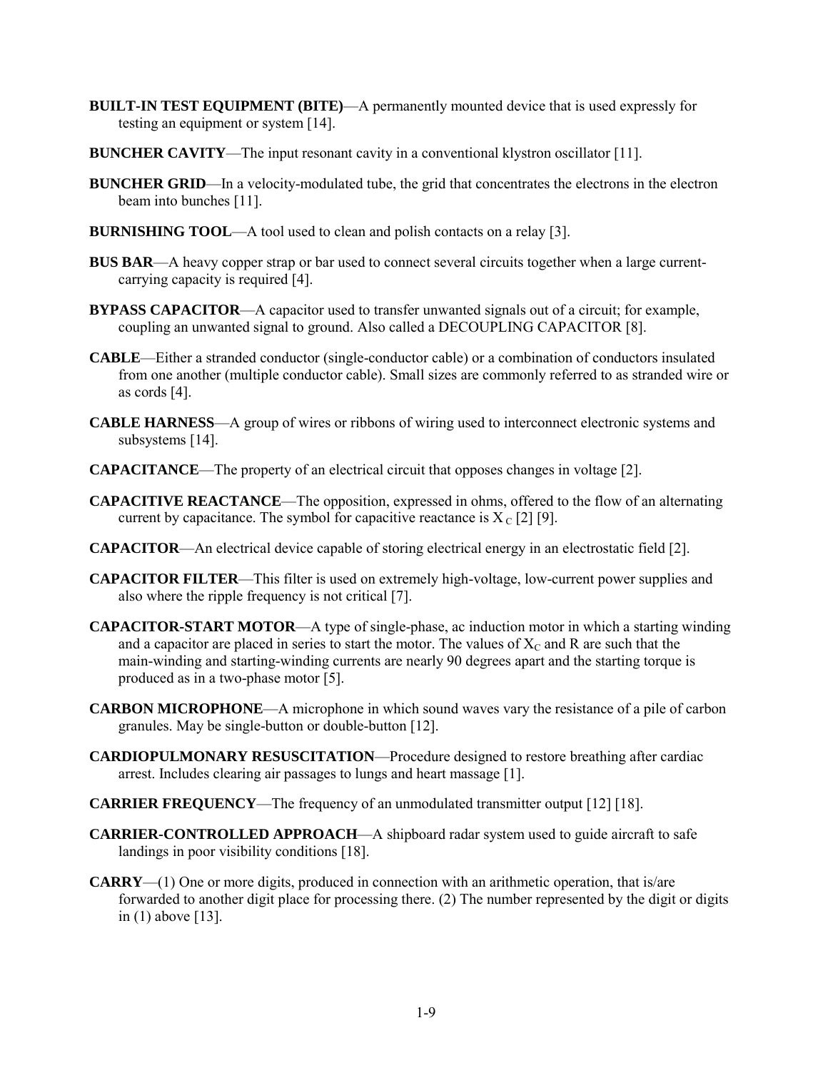**BUILT-IN TEST EQUIPMENT (BITE)**—A permanently mounted device that is used expressly for testing an equipment or system [14].

**BUNCHER CAVITY**—The input resonant cavity in a conventional klystron oscillator [11].

**BUNCHER GRID**—In a velocity-modulated tube, the grid that concentrates the electrons in the electron beam into bunches [11].

**BURNISHING TOOL**—A tool used to clean and polish contacts on a relay [3].

**BUS BAR**—A heavy copper strap or bar used to connect several circuits together when a large current-carrying capacity is required [4].

**BYPASS CAPACITOR**—A capacitor used to transfer unwanted signals out of a circuit; for example, coupling an unwanted signal to ground. Also called a DECOUPLING CAPACITOR [8].

**CABLE**—Either a stranded conductor (single-conductor cable) or a combination of conductors insulated from one another (multiple conductor cable). Small sizes are commonly referred to as stranded wire or as cords [4].

**CABLE HARNESS**—A group of wires or ribbons of wiring used to interconnect electronic systems and subsystems [14].

**CAPACITANCE**—The property of an electrical circuit that opposes changes in voltage [2].

**CAPACITIVE REACTANCE**—The opposition, expressed in ohms, offered to the flow of an alternating current by capacitance. The symbol for capacitive reactance is $X_C$ [2] [9].

**CAPACITOR**—An electrical device capable of storing electrical energy in an electrostatic field [2].

**CAPACITOR FILTER**—This filter is used on extremely high-voltage, low-current power supplies and also where the ripple frequency is not critical [7].

**CAPACITOR-START MOTOR**—A type of single-phase, ac induction motor in which a starting winding and a capacitor are placed in series to start the motor. The values of $X_C$ and R are such that the main-winding and starting-winding currents are nearly 90 degrees apart and the starting torque is produced as in a two-phase motor [5].

**CARBON MICROPHONE**—A microphone in which sound waves vary the resistance of a pile of carbon granules. May be single-button or double-button [12].

**CARDIOPULMONARY RESUSCITATION**—Procedure designed to restore breathing after cardiac arrest. Includes clearing air passages to lungs and heart massage [1].

**CARRIER FREQUENCY**—The frequency of an unmodulated transmitter output [12] [18].

**CARRIER-CONTROLLED APPROACH**—A shipboard radar system used to guide aircraft to safe landings in poor visibility conditions [18].

**CARRY**—(1) One or more digits, produced in connection with an arithmetic operation, that is/are forwarded to another digit place for processing there. (2) The number represented by the digit or digits in (1) above [13].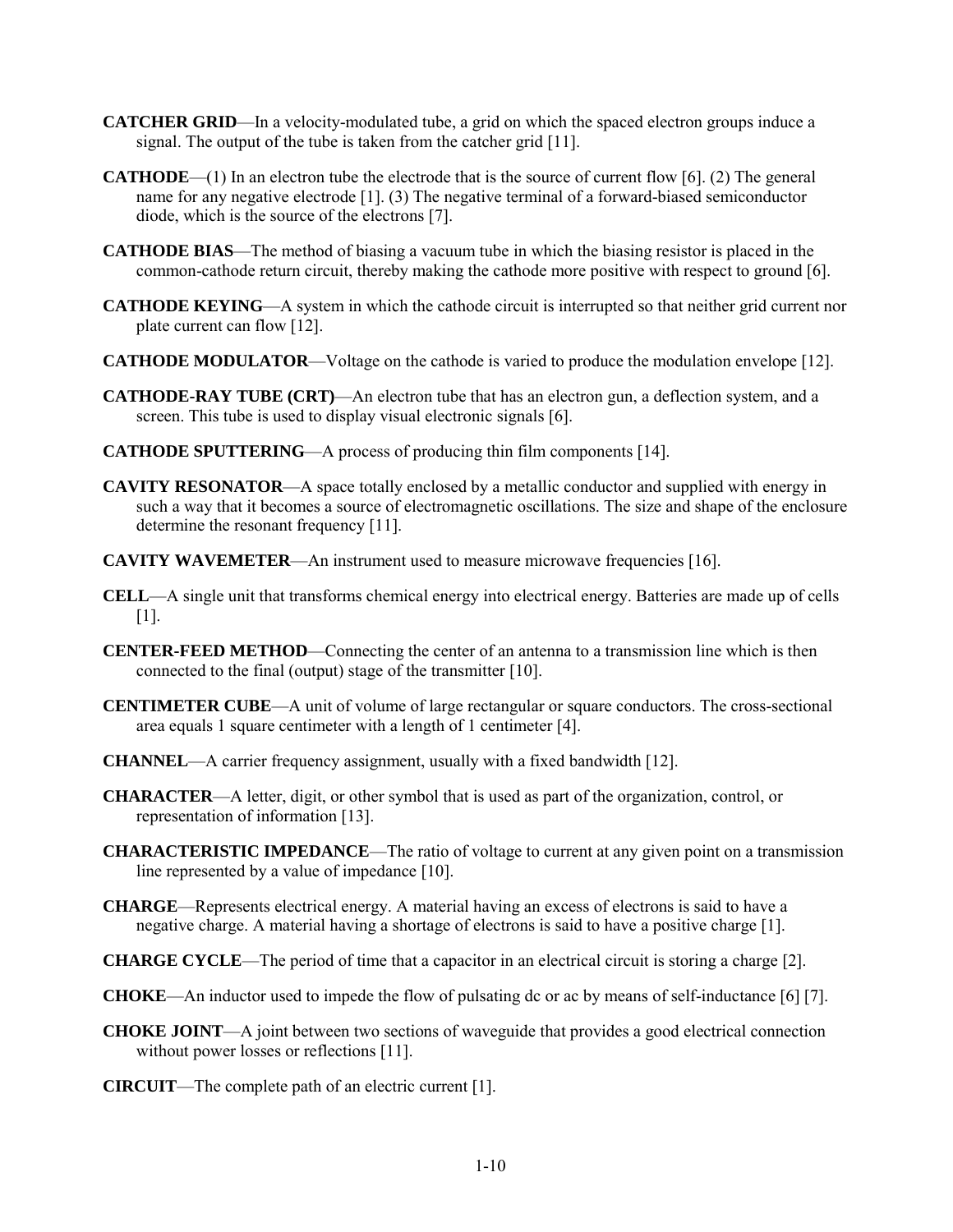**CATCHER GRID**—In a velocity-modulated tube, a grid on which the spaced electron groups induce a signal. The output of the tube is taken from the catcher grid [11].

**CATHODE**—(1) In an electron tube the electrode that is the source of current flow [6]. (2) The general name for any negative electrode [1]. (3) The negative terminal of a forward-biased semiconductor diode, which is the source of the electrons [7].

**CATHODE BIAS**—The method of biasing a vacuum tube in which the biasing resistor is placed in the common-cathode return circuit, thereby making the cathode more positive with respect to ground [6].

**CATHODE KEYING**—A system in which the cathode circuit is interrupted so that neither grid current nor plate current can flow [12].

**CATHODE MODULATOR**—Voltage on the cathode is varied to produce the modulation envelope [12].

**CATHODE-RAY TUBE (CRT)**—An electron tube that has an electron gun, a deflection system, and a screen. This tube is used to display visual electronic signals [6].

**CATHODE SPUTTERING**—A process of producing thin film components [14].

**CAVITY RESONATOR**—A space totally enclosed by a metallic conductor and supplied with energy in such a way that it becomes a source of electromagnetic oscillations. The size and shape of the enclosure determine the resonant frequency [11].

**CAVITY WAVEMETER**—An instrument used to measure microwave frequencies [16].

**CELL**—A single unit that transforms chemical energy into electrical energy. Batteries are made up of cells [1].

**CENTER-FEED METHOD**—Connecting the center of an antenna to a transmission line which is then connected to the final (output) stage of the transmitter [10].

**CENTIMETER CUBE**—A unit of volume of large rectangular or square conductors. The cross-sectional area equals 1 square centimeter with a length of 1 centimeter [4].

**CHANNEL**—A carrier frequency assignment, usually with a fixed bandwidth [12].

**CHARACTER**—A letter, digit, or other symbol that is used as part of the organization, control, or representation of information [13].

**CHARACTERISTIC IMPEDANCE**—The ratio of voltage to current at any given point on a transmission line represented by a value of impedance [10].

**CHARGE**—Represents electrical energy. A material having an excess of electrons is said to have a negative charge. A material having a shortage of electrons is said to have a positive charge [1].

**CHARGE CYCLE**—The period of time that a capacitor in an electrical circuit is storing a charge [2].

**CHOKE**—An inductor used to impede the flow of pulsating dc or ac by means of self-inductance [6] [7].

**CHOKE JOINT**—A joint between two sections of waveguide that provides a good electrical connection without power losses or reflections [11].

**CIRCUIT**—The complete path of an electric current [1].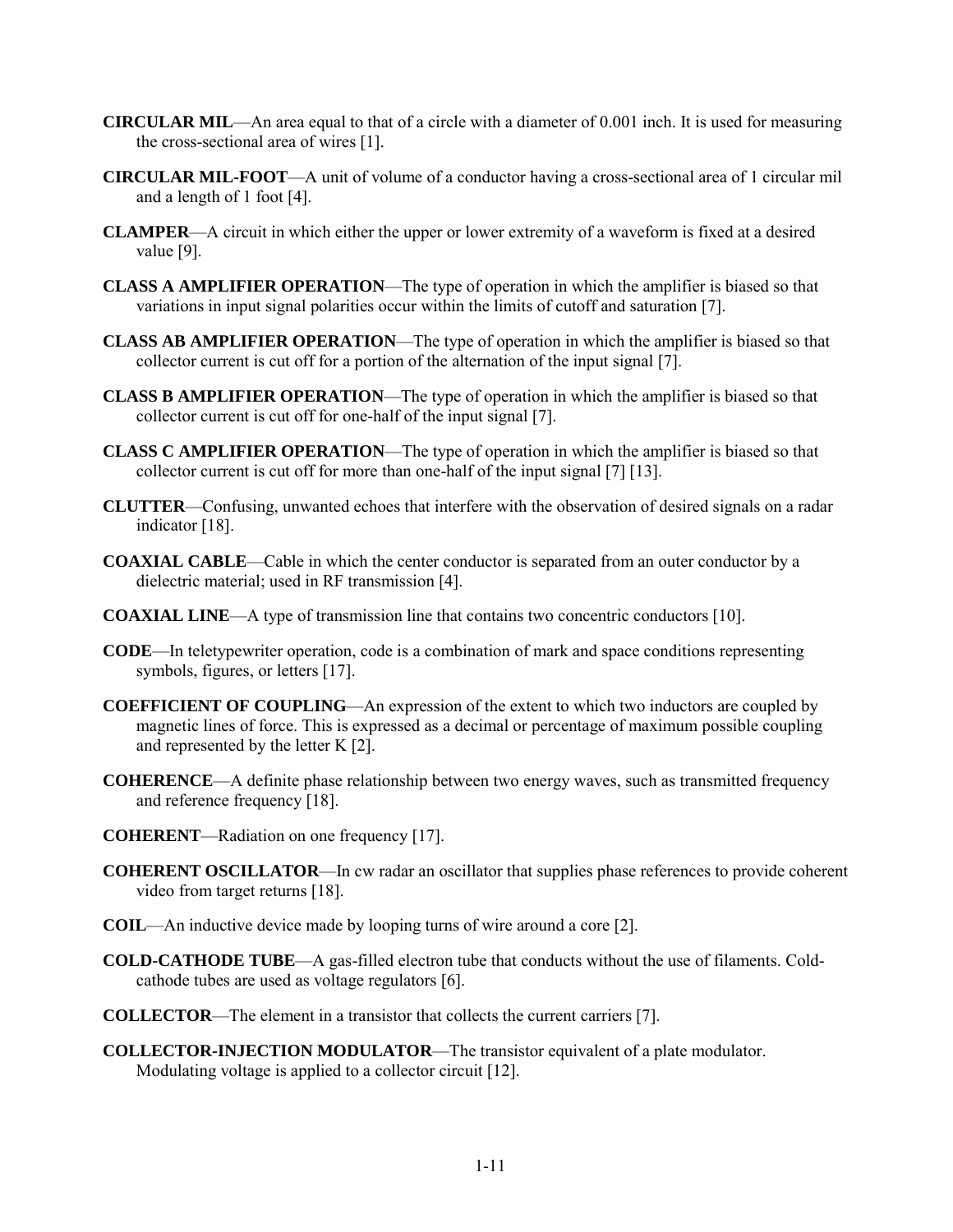**CIRCULAR MIL**—An area equal to that of a circle with a diameter of 0.001 inch. It is used for measuring the cross-sectional area of wires [1].

**CIRCULAR MIL-FOOT**—A unit of volume of a conductor having a cross-sectional area of 1 circular mil and a length of 1 foot [4].

**CLAMPER**—A circuit in which either the upper or lower extremity of a waveform is fixed at a desired value [9].

**CLASS A AMPLIFIER OPERATION**—The type of operation in which the amplifier is biased so that variations in input signal polarities occur within the limits of cutoff and saturation [7].

**CLASS AB AMPLIFIER OPERATION**—The type of operation in which the amplifier is biased so that collector current is cut off for a portion of the alternation of the input signal [7].

**CLASS B AMPLIFIER OPERATION**—The type of operation in which the amplifier is biased so that collector current is cut off for one-half of the input signal [7].

**CLASS C AMPLIFIER OPERATION**—The type of operation in which the amplifier is biased so that collector current is cut off for more than one-half of the input signal [7] [13].

**CLUTTER**—Confusing, unwanted echoes that interfere with the observation of desired signals on a radar indicator [18].

**COAXIAL CABLE**—Cable in which the center conductor is separated from an outer conductor by a dielectric material; used in RF transmission [4].

**COAXIAL LINE**—A type of transmission line that contains two concentric conductors [10].

**CODE**—In teletypewriter operation, code is a combination of mark and space conditions representing symbols, figures, or letters [17].

**COEFFICIENT OF COUPLING**—An expression of the extent to which two inductors are coupled by magnetic lines of force. This is expressed as a decimal or percentage of maximum possible coupling and represented by the letter K [2].

**COHERENCE**—A definite phase relationship between two energy waves, such as transmitted frequency and reference frequency [18].

**COHERENT**—Radiation on one frequency [17].

**COHERENT OSCILLATOR**—In cw radar an oscillator that supplies phase references to provide coherent video from target returns [18].

**COIL**—An inductive device made by looping turns of wire around a core [2].

**COLD-CATHODE TUBE**—A gas-filled electron tube that conducts without the use of filaments. Cold-cathode tubes are used as voltage regulators [6].

**COLLECTOR**—The element in a transistor that collects the current carriers [7].

**COLLECTOR-INJECTION MODULATOR**—The transistor equivalent of a plate modulator. Modulating voltage is applied to a collector circuit [12].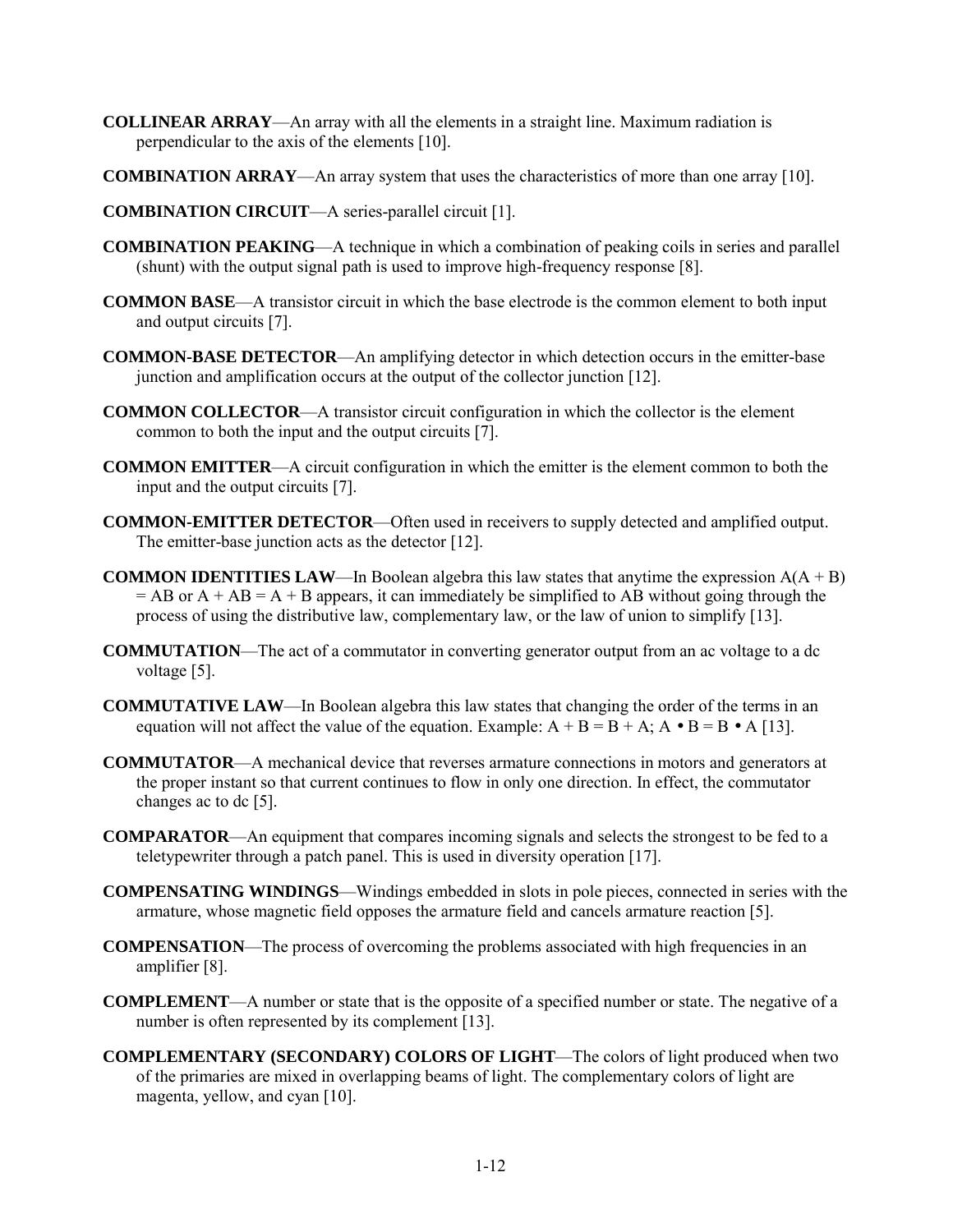**COLLINEAR ARRAY**—An array with all the elements in a straight line. Maximum radiation is perpendicular to the axis of the elements [10].

**COMBINATION ARRAY**—An array system that uses the characteristics of more than one array [10].

**COMBINATION CIRCUIT**—A series-parallel circuit [1].

**COMBINATION PEAKING**—A technique in which a combination of peaking coils in series and parallel (shunt) with the output signal path is used to improve high-frequency response [8].

**COMMON BASE**—A transistor circuit in which the base electrode is the common element to both input and output circuits [7].

**COMMON-BASE DETECTOR**—An amplifying detector in which detection occurs in the emitter-base junction and amplification occurs at the output of the collector junction [12].

**COMMON COLLECTOR**—A transistor circuit configuration in which the collector is the element common to both the input and the output circuits [7].

**COMMON EMITTER**—A circuit configuration in which the emitter is the element common to both the input and the output circuits [7].

**COMMON-EMITTER DETECTOR**—Often used in receivers to supply detected and amplified output. The emitter-base junction acts as the detector [12].

**COMMON IDENTITIES LAW**—In Boolean algebra this law states that anytime the expression $A(A + B) = AB$ or $A + AB = A + B$ appears, it can immediately be simplified to AB without going through the process of using the distributive law, complementary law, or the law of union to simplify [13].

**COMMUTATION**—The act of a commutator in converting generator output from an ac voltage to a dc voltage [5].

**COMMUTATIVE LAW**—In Boolean algebra this law states that changing the order of the terms in an equation will not affect the value of the equation. Example: $A + B = B + A$; $A \bullet B = B \bullet A$ [13].

**COMMUTATOR**—A mechanical device that reverses armature connections in motors and generators at the proper instant so that current continues to flow in only one direction. In effect, the commutator changes ac to dc [5].

**COMPARATOR**—An equipment that compares incoming signals and selects the strongest to be fed to a teletypewriter through a patch panel. This is used in diversity operation [17].

**COMPENSATING WINDINGS**—Windings embedded in slots in pole pieces, connected in series with the armature, whose magnetic field opposes the armature field and cancels armature reaction [5].

**COMPENSATION**—The process of overcoming the problems associated with high frequencies in an amplifier [8].

**COMPLEMENT**—A number or state that is the opposite of a specified number or state. The negative of a number is often represented by its complement [13].

**COMPLEMENTARY (SECONDARY) COLORS OF LIGHT**—The colors of light produced when two of the primaries are mixed in overlapping beams of light. The complementary colors of light are magenta, yellow, and cyan [10].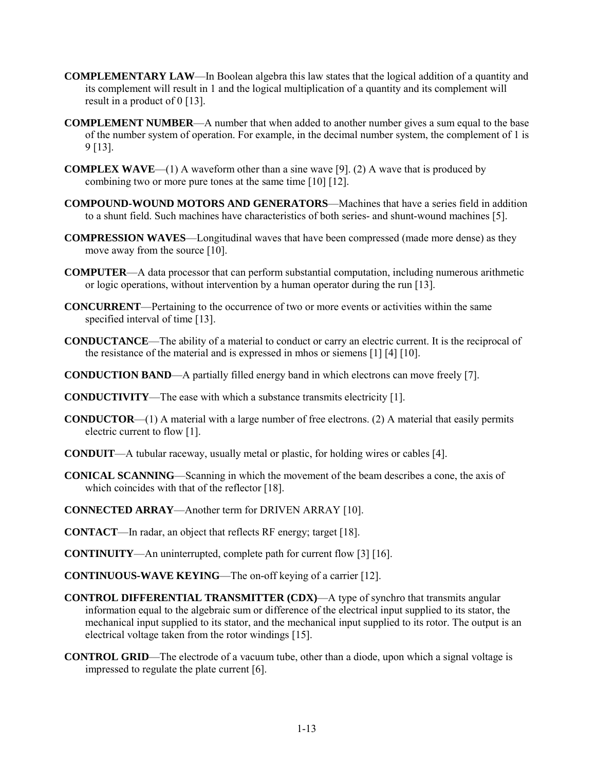**COMPLEMENTARY LAW**—In Boolean algebra this law states that the logical addition of a quantity and its complement will result in 1 and the logical multiplication of a quantity and its complement will result in a product of 0 [13].

**COMPLEMENT NUMBER**—A number that when added to another number gives a sum equal to the base of the number system of operation. For example, in the decimal number system, the complement of 1 is 9 [13].

**COMPLEX WAVE**—(1) A waveform other than a sine wave [9]. (2) A wave that is produced by combining two or more pure tones at the same time [10] [12].

**COMPOUND-WOUND MOTORS AND GENERATORS**—Machines that have a series field in addition to a shunt field. Such machines have characteristics of both series- and shunt-wound machines [5].

**COMPRESSION WAVES**—Longitudinal waves that have been compressed (made more dense) as they move away from the source [10].

**COMPUTER**—A data processor that can perform substantial computation, including numerous arithmetic or logic operations, without intervention by a human operator during the run [13].

**CONCURRENT**—Pertaining to the occurrence of two or more events or activities within the same specified interval of time [13].

**CONDUCTANCE**—The ability of a material to conduct or carry an electric current. It is the reciprocal of the resistance of the material and is expressed in mhos or siemens [1] [4] [10].

**CONDUCTION BAND**—A partially filled energy band in which electrons can move freely [7].

**CONDUCTIVITY**—The ease with which a substance transmits electricity [1].

**CONDUCTOR**—(1) A material with a large number of free electrons. (2) A material that easily permits electric current to flow [1].

**CONDUIT**—A tubular raceway, usually metal or plastic, for holding wires or cables [4].

**CONICAL SCANNING**—Scanning in which the movement of the beam describes a cone, the axis of which coincides with that of the reflector [18].

**CONNECTED ARRAY**—Another term for DRIVEN ARRAY [10].

**CONTACT**—In radar, an object that reflects RF energy; target [18].

**CONTINUITY**—An uninterrupted, complete path for current flow [3] [16].

**CONTINUOUS-WAVE KEYING**—The on-off keying of a carrier [12].

**CONTROL DIFFERENTIAL TRANSMITTER (CDX)**—A type of synchro that transmits angular information equal to the algebraic sum or difference of the electrical input supplied to its stator, the mechanical input supplied to its stator, and the mechanical input supplied to its rotor. The output is an electrical voltage taken from the rotor windings [15].

**CONTROL GRID**—The electrode of a vacuum tube, other than a diode, upon which a signal voltage is impressed to regulate the plate current [6].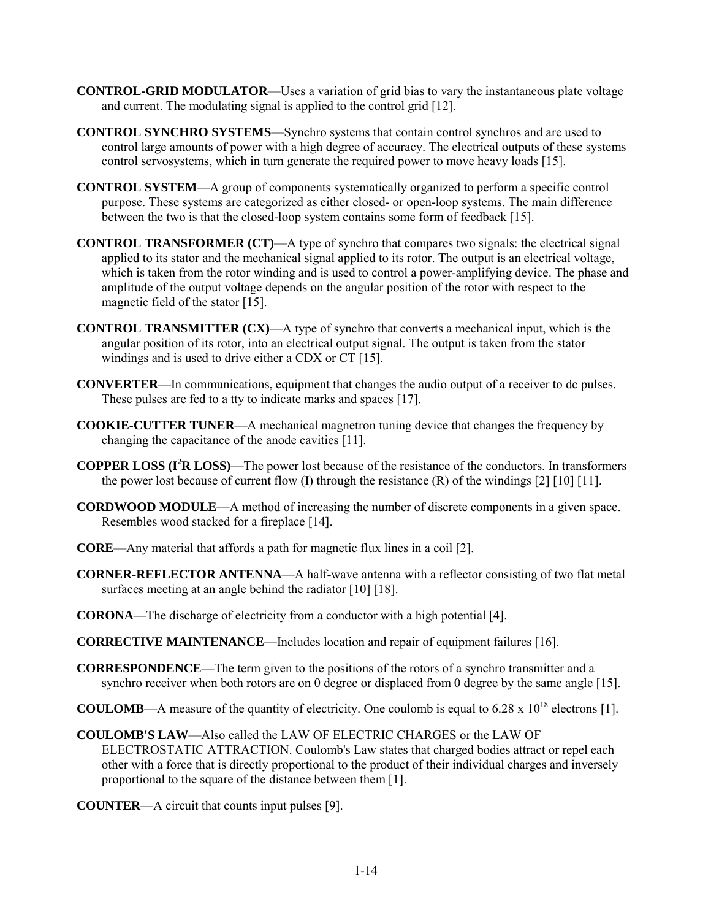**CONTROL-GRID MODULATOR**—Uses a variation of grid bias to vary the instantaneous plate voltage and current. The modulating signal is applied to the control grid [12].

**CONTROL SYNCHRO SYSTEMS**—Synchro systems that contain control synchros and are used to control large amounts of power with a high degree of accuracy. The electrical outputs of these systems control servosystems, which in turn generate the required power to move heavy loads [15].

**CONTROL SYSTEM**—A group of components systematically organized to perform a specific control purpose. These systems are categorized as either closed- or open-loop systems. The main difference between the two is that the closed-loop system contains some form of feedback [15].

**CONTROL TRANSFORMER (CT)**—A type of synchro that compares two signals: the electrical signal applied to its stator and the mechanical signal applied to its rotor. The output is an electrical voltage, which is taken from the rotor winding and is used to control a power-amplifying device. The phase and amplitude of the output voltage depends on the angular position of the rotor with respect to the magnetic field of the stator [15].

**CONTROL TRANSMITTER (CX)**—A type of synchro that converts a mechanical input, which is the angular position of its rotor, into an electrical output signal. The output is taken from the stator windings and is used to drive either a CDX or CT [15].

**CONVERTER**—In communications, equipment that changes the audio output of a receiver to dc pulses. These pulses are fed to a tty to indicate marks and spaces [17].

**COOKIE-CUTTER TUNER**—A mechanical magnetron tuning device that changes the frequency by changing the capacitance of the anode cavities [11].

**COPPER LOSS ($I^2R$ LOSS)**—The power lost because of the resistance of the conductors. In transformers the power lost because of current flow (I) through the resistance (R) of the windings [2] [10] [11].

**CORDWOOD MODULE**—A method of increasing the number of discrete components in a given space. Resembles wood stacked for a fireplace [14].

**CORE**—Any material that affords a path for magnetic flux lines in a coil [2].

**CORNER-REFLECTOR ANTENNA**—A half-wave antenna with a reflector consisting of two flat metal surfaces meeting at an angle behind the radiator [10] [18].

**CORONA**—The discharge of electricity from a conductor with a high potential [4].

**CORRECTIVE MAINTENANCE**—Includes location and repair of equipment failures [16].

**CORRESPONDENCE**—The term given to the positions of the rotors of a synchro transmitter and a synchro receiver when both rotors are on 0 degree or displaced from 0 degree by the same angle [15].

**COULOMB**—A measure of the quantity of electricity. One coulomb is equal to $6.28 \times 10^{18}$ electrons [1].

**COULOMB'S LAW**—Also called the LAW OF ELECTRIC CHARGES or the LAW OF ELECTROSTATIC ATTRACTION. Coulomb's Law states that charged bodies attract or repel each other with a force that is directly proportional to the product of their individual charges and inversely proportional to the square of the distance between them [1].

**COUNTER**—A circuit that counts input pulses [9].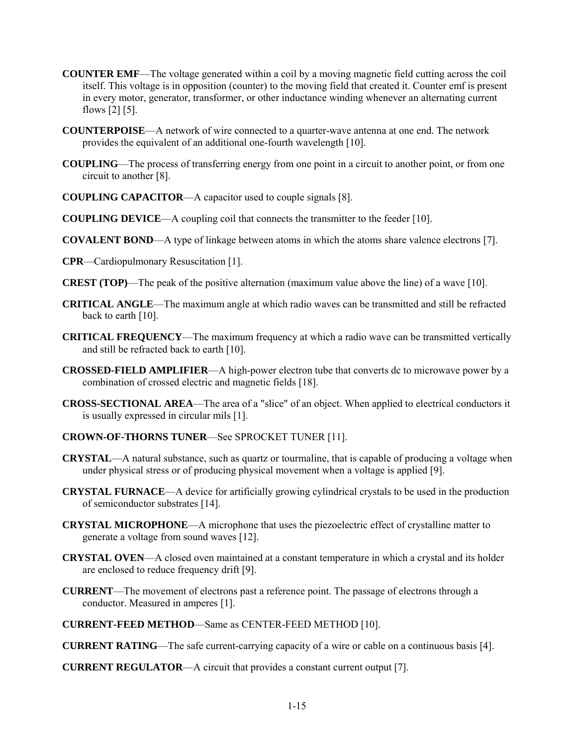**COUNTER EMF**—The voltage generated within a coil by a moving magnetic field cutting across the coil itself. This voltage is in opposition (counter) to the moving field that created it. Counter emf is present in every motor, generator, transformer, or other inductance winding whenever an alternating current flows [2] [5].

**COUNTERPOISE**—A network of wire connected to a quarter-wave antenna at one end. The network provides the equivalent of an additional one-fourth wavelength [10].

**COUPLING**—The process of transferring energy from one point in a circuit to another point, or from one circuit to another [8].

**COUPLING CAPACITOR**—A capacitor used to couple signals [8].

**COUPLING DEVICE**—A coupling coil that connects the transmitter to the feeder [10].

**COVALENT BOND**—A type of linkage between atoms in which the atoms share valence electrons [7].

**CPR**—Cardiopulmonary Resuscitation [1].

**CREST (TOP)**—The peak of the positive alternation (maximum value above the line) of a wave [10].

**CRITICAL ANGLE**—The maximum angle at which radio waves can be transmitted and still be refracted back to earth [10].

**CRITICAL FREQUENCY**—The maximum frequency at which a radio wave can be transmitted vertically and still be refracted back to earth [10].

**CROSSED-FIELD AMPLIFIER**—A high-power electron tube that converts dc to microwave power by a combination of crossed electric and magnetic fields [18].

**CROSS-SECTIONAL AREA**—The area of a "slice" of an object. When applied to electrical conductors it is usually expressed in circular mils [1].

**CROWN-OF-THORNS TUNER**—See SPROCKET TUNER [11].

**CRYSTAL**—A natural substance, such as quartz or tourmaline, that is capable of producing a voltage when under physical stress or of producing physical movement when a voltage is applied [9].

**CRYSTAL FURNACE**—A device for artificially growing cylindrical crystals to be used in the production of semiconductor substrates [14].

**CRYSTAL MICROPHONE**—A microphone that uses the piezoelectric effect of crystalline matter to generate a voltage from sound waves [12].

**CRYSTAL OVEN**—A closed oven maintained at a constant temperature in which a crystal and its holder are enclosed to reduce frequency drift [9].

**CURRENT**—The movement of electrons past a reference point. The passage of electrons through a conductor. Measured in amperes [1].

**CURRENT-FEED METHOD**—Same as CENTER-FEED METHOD [10].

**CURRENT RATING**—The safe current-carrying capacity of a wire or cable on a continuous basis [4].

**CURRENT REGULATOR**—A circuit that provides a constant current output [7].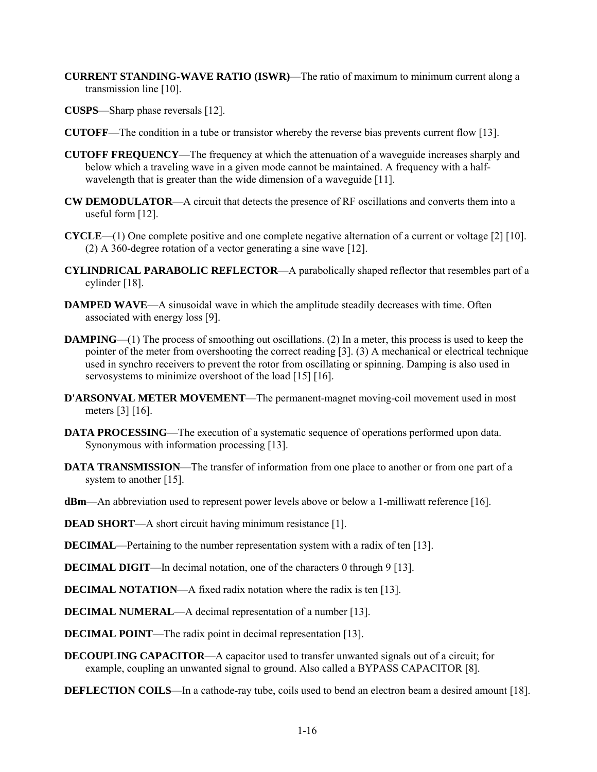**CURRENT STANDING-WAVE RATIO (ISWR)**—The ratio of maximum to minimum current along a transmission line [10].

**CUSPS**—Sharp phase reversals [12].

**CUTOFF**—The condition in a tube or transistor whereby the reverse bias prevents current flow [13].

**CUTOFF FREQUENCY**—The frequency at which the attenuation of a waveguide increases sharply and below which a traveling wave in a given mode cannot be maintained. A frequency with a half-wavelength that is greater than the wide dimension of a waveguide [11].

**CW DEMODULATOR**—A circuit that detects the presence of RF oscillations and converts them into a useful form [12].

**CYCLE**—(1) One complete positive and one complete negative alternation of a current or voltage [2] [10]. (2) A 360-degree rotation of a vector generating a sine wave [12].

**CYLINDRICAL PARABOLIC REFLECTOR**—A parabolically shaped reflector that resembles part of a cylinder [18].

**DAMPED WAVE**—A sinusoidal wave in which the amplitude steadily decreases with time. Often associated with energy loss [9].

**DAMPING**—(1) The process of smoothing out oscillations. (2) In a meter, this process is used to keep the pointer of the meter from overshooting the correct reading [3]. (3) A mechanical or electrical technique used in synchro receivers to prevent the rotor from oscillating or spinning. Damping is also used in servosystems to minimize overshoot of the load [15] [16].

**D'ARSONVAL METER MOVEMENT**—The permanent-magnet moving-coil movement used in most meters [3] [16].

**DATA PROCESSING**—The execution of a systematic sequence of operations performed upon data. Synonymous with information processing [13].

**DATA TRANSMISSION**—The transfer of information from one place to another or from one part of a system to another [15].

**dBm**—An abbreviation used to represent power levels above or below a 1-milliwatt reference [16].

**DEAD SHORT**—A short circuit having minimum resistance [1].

**DECIMAL**—Pertaining to the number representation system with a radix of ten [13].

**DECIMAL DIGIT**—In decimal notation, one of the characters 0 through 9 [13].

**DECIMAL NOTATION**—A fixed radix notation where the radix is ten [13].

**DECIMAL NUMERAL**—A decimal representation of a number [13].

**DECIMAL POINT**—The radix point in decimal representation [13].

**DECOUPLING CAPACITOR**—A capacitor used to transfer unwanted signals out of a circuit; for example, coupling an unwanted signal to ground. Also called a BYPASS CAPACITOR [8].

**DEFLECTION COILS**—In a cathode-ray tube, coils used to bend an electron beam a desired amount [18].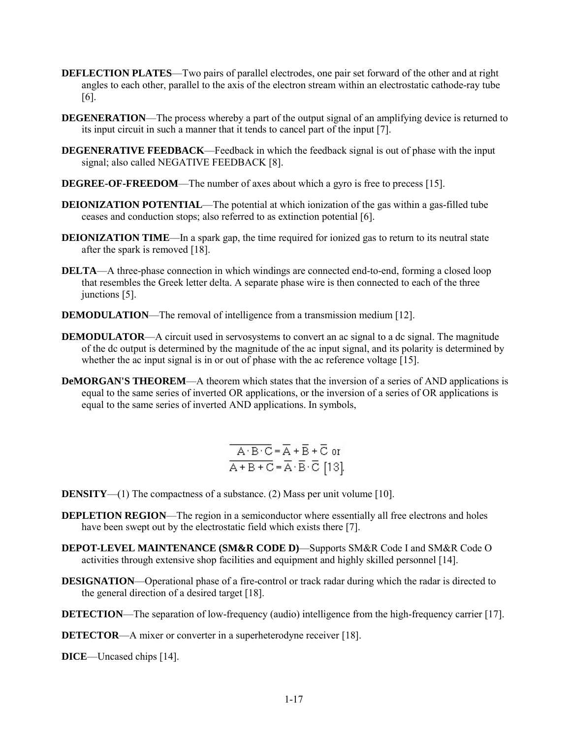**DEFLECTION PLATES**—Two pairs of parallel electrodes, one pair set forward of the other and at right angles to each other, parallel to the axis of the electron stream within an electrostatic cathode-ray tube [6].

**DEGENERATION**—The process whereby a part of the output signal of an amplifying device is returned to its input circuit in such a manner that it tends to cancel part of the input [7].

**DEGENERATIVE FEEDBACK**—Feedback in which the feedback signal is out of phase with the input signal; also called NEGATIVE FEEDBACK [8].

**DEGREE-OF-FREEDOM**—The number of axes about which a gyro is free to precess [15].

**DEIONIZATION POTENTIAL**—The potential at which ionization of the gas within a gas-filled tube ceases and conduction stops; also referred to as extinction potential [6].

**DEIONIZATION TIME**—In a spark gap, the time required for ionized gas to return to its neutral state after the spark is removed [18].

**DELTA**—A three-phase connection in which windings are connected end-to-end, forming a closed loop that resembles the Greek letter delta. A separate phase wire is then connected to each of the three junctions [5].

**DEMODULATION**—The removal of intelligence from a transmission medium [12].

**DEMODULATOR**—A circuit used in servosystems to convert an ac signal to a dc signal. The magnitude of the dc output is determined by the magnitude of the ac input signal, and its polarity is determined by whether the ac input signal is in or out of phase with the ac reference voltage [15].

**DeMORGAN'S THEOREM**—A theorem which states that the inversion of a series of AND applications is equal to the same series of inverted OR applications, or the inversion of a series of OR applications is equal to the same series of inverted AND applications. In symbols,

$$\overline{A \cdot B \cdot C} = \overline{A} + \overline{B} + \overline{C} \text{ or}$$
$$\overline{A + B + C} = \overline{A} \cdot \overline{B} \cdot \overline{C} \; [13].$$

**DENSITY**—(1) The compactness of a substance. (2) Mass per unit volume [10].

**DEPLETION REGION**—The region in a semiconductor where essentially all free electrons and holes have been swept out by the electrostatic field which exists there [7].

**DEPOT-LEVEL MAINTENANCE (SM&R CODE D)**—Supports SM&R Code I and SM&R Code O activities through extensive shop facilities and equipment and highly skilled personnel [14].

**DESIGNATION**—Operational phase of a fire-control or track radar during which the radar is directed to the general direction of a desired target [18].

**DETECTION**—The separation of low-frequency (audio) intelligence from the high-frequency carrier [17].

**DETECTOR**—A mixer or converter in a superheterodyne receiver [18].

**DICE**—Uncased chips [14].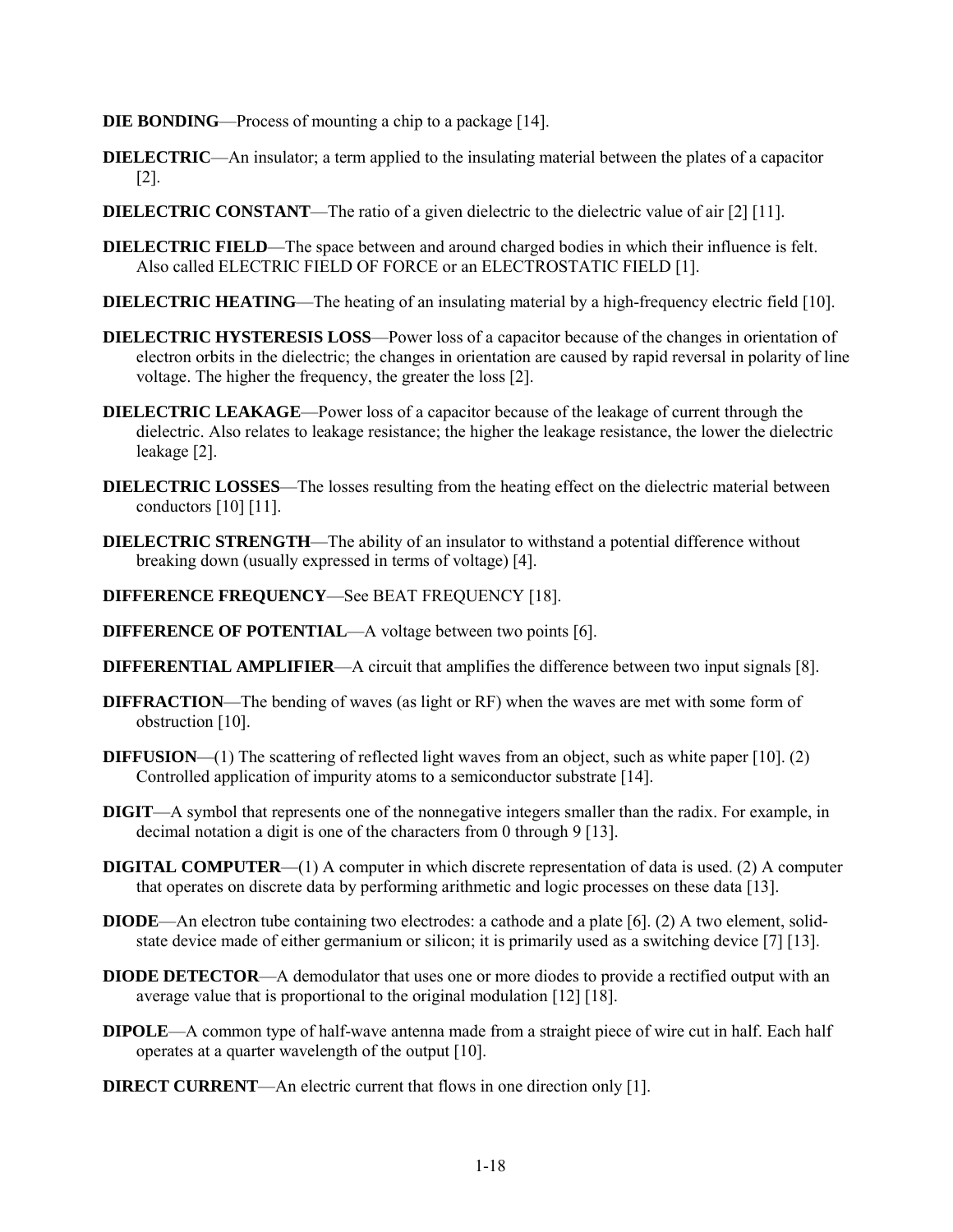**DIE BONDING**—Process of mounting a chip to a package [14].

**DIELECTRIC**—An insulator; a term applied to the insulating material between the plates of a capacitor [2].

**DIELECTRIC CONSTANT**—The ratio of a given dielectric to the dielectric value of air [2] [11].

**DIELECTRIC FIELD**—The space between and around charged bodies in which their influence is felt. Also called ELECTRIC FIELD OF FORCE or an ELECTROSTATIC FIELD [1].

**DIELECTRIC HEATING**—The heating of an insulating material by a high-frequency electric field [10].

**DIELECTRIC HYSTERESIS LOSS**—Power loss of a capacitor because of the changes in orientation of electron orbits in the dielectric; the changes in orientation are caused by rapid reversal in polarity of line voltage. The higher the frequency, the greater the loss [2].

**DIELECTRIC LEAKAGE**—Power loss of a capacitor because of the leakage of current through the dielectric. Also relates to leakage resistance; the higher the leakage resistance, the lower the dielectric leakage [2].

**DIELECTRIC LOSSES**—The losses resulting from the heating effect on the dielectric material between conductors [10] [11].

**DIELECTRIC STRENGTH**—The ability of an insulator to withstand a potential difference without breaking down (usually expressed in terms of voltage) [4].

**DIFFERENCE FREQUENCY**—See BEAT FREQUENCY [18].

**DIFFERENCE OF POTENTIAL**—A voltage between two points [6].

**DIFFERENTIAL AMPLIFIER**—A circuit that amplifies the difference between two input signals [8].

**DIFFRACTION**—The bending of waves (as light or RF) when the waves are met with some form of obstruction [10].

**DIFFUSION**—(1) The scattering of reflected light waves from an object, such as white paper [10]. (2) Controlled application of impurity atoms to a semiconductor substrate [14].

**DIGIT**—A symbol that represents one of the nonnegative integers smaller than the radix. For example, in decimal notation a digit is one of the characters from 0 through 9 [13].

**DIGITAL COMPUTER**—(1) A computer in which discrete representation of data is used. (2) A computer that operates on discrete data by performing arithmetic and logic processes on these data [13].

**DIODE**—An electron tube containing two electrodes: a cathode and a plate [6]. (2) A two element, solid-state device made of either germanium or silicon; it is primarily used as a switching device [7] [13].

**DIODE DETECTOR**—A demodulator that uses one or more diodes to provide a rectified output with an average value that is proportional to the original modulation [12] [18].

**DIPOLE**—A common type of half-wave antenna made from a straight piece of wire cut in half. Each half operates at a quarter wavelength of the output [10].

**DIRECT CURRENT**—An electric current that flows in one direction only [1].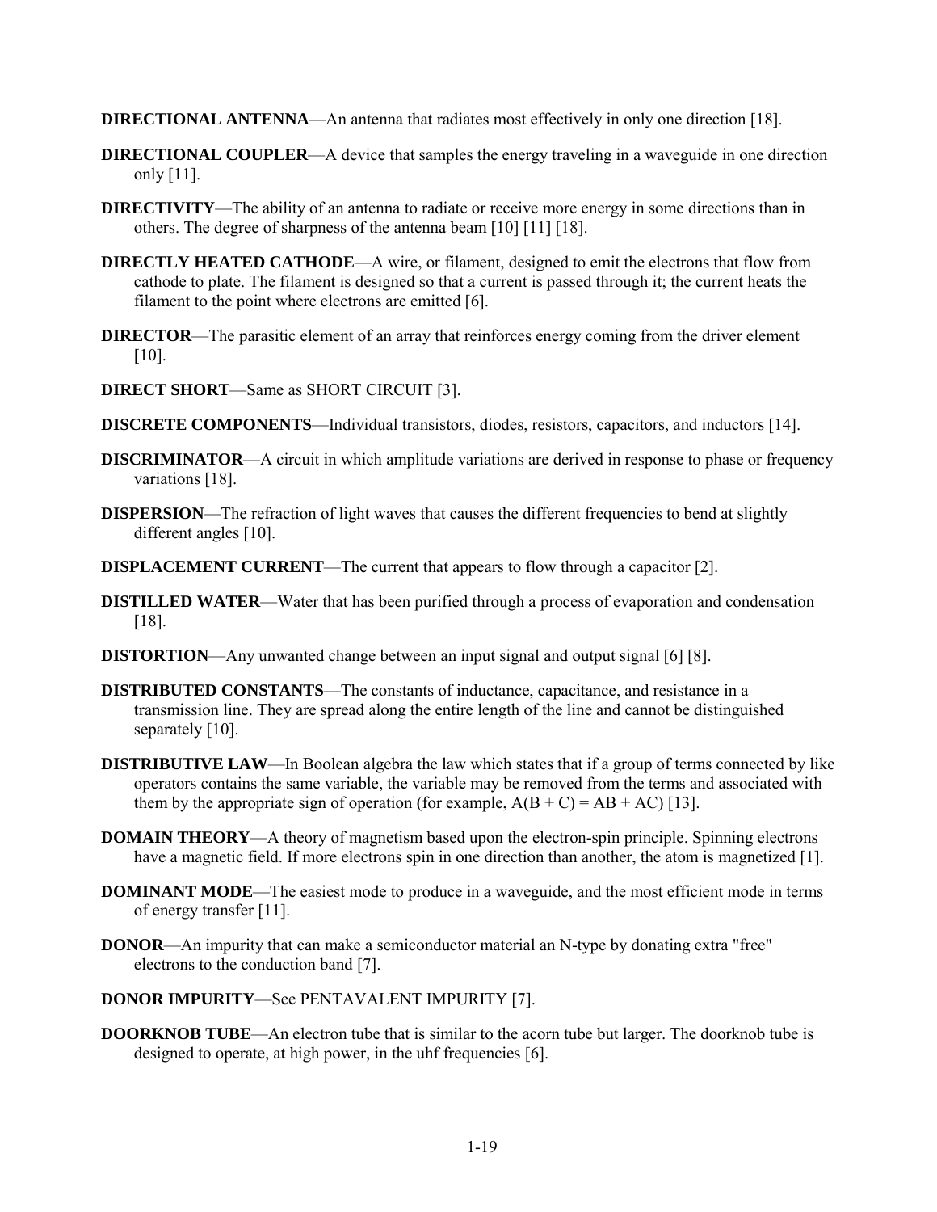**DIRECTIONAL ANTENNA**—An antenna that radiates most effectively in only one direction [18].

**DIRECTIONAL COUPLER**—A device that samples the energy traveling in a waveguide in one direction only [11].

**DIRECTIVITY**—The ability of an antenna to radiate or receive more energy in some directions than in others. The degree of sharpness of the antenna beam [10] [11] [18].

**DIRECTLY HEATED CATHODE**—A wire, or filament, designed to emit the electrons that flow from cathode to plate. The filament is designed so that a current is passed through it; the current heats the filament to the point where electrons are emitted [6].

**DIRECTOR**—The parasitic element of an array that reinforces energy coming from the driver element [10].

**DIRECT SHORT**—Same as SHORT CIRCUIT [3].

**DISCRETE COMPONENTS**—Individual transistors, diodes, resistors, capacitors, and inductors [14].

**DISCRIMINATOR**—A circuit in which amplitude variations are derived in response to phase or frequency variations [18].

**DISPERSION**—The refraction of light waves that causes the different frequencies to bend at slightly different angles [10].

**DISPLACEMENT CURRENT**—The current that appears to flow through a capacitor [2].

**DISTILLED WATER**—Water that has been purified through a process of evaporation and condensation [18].

**DISTORTION**—Any unwanted change between an input signal and output signal [6] [8].

**DISTRIBUTED CONSTANTS**—The constants of inductance, capacitance, and resistance in a transmission line. They are spread along the entire length of the line and cannot be distinguished separately [10].

**DISTRIBUTIVE LAW**—In Boolean algebra the law which states that if a group of terms connected by like operators contains the same variable, the variable may be removed from the terms and associated with them by the appropriate sign of operation (for example, $A(B + C) = AB + AC$) [13].

**DOMAIN THEORY**—A theory of magnetism based upon the electron-spin principle. Spinning electrons have a magnetic field. If more electrons spin in one direction than another, the atom is magnetized [1].

**DOMINANT MODE**—The easiest mode to produce in a waveguide, and the most efficient mode in terms of energy transfer [11].

**DONOR**—An impurity that can make a semiconductor material an N-type by donating extra "free" electrons to the conduction band [7].

**DONOR IMPURITY**—See PENTAVALENT IMPURITY [7].

**DOORKNOB TUBE**—An electron tube that is similar to the acorn tube but larger. The doorknob tube is designed to operate, at high power, in the uhf frequencies [6].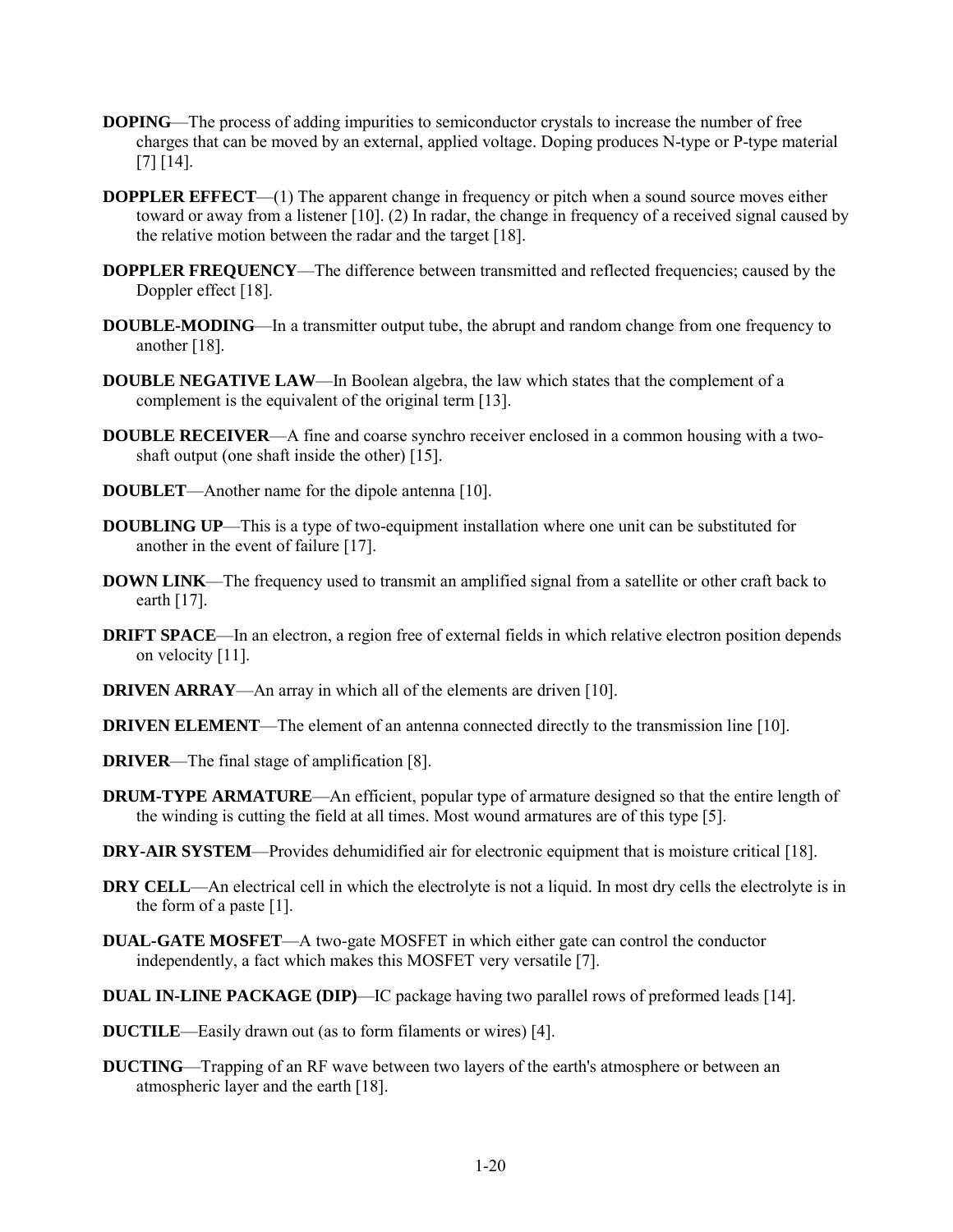**DOPING**—The process of adding impurities to semiconductor crystals to increase the number of free charges that can be moved by an external, applied voltage. Doping produces N-type or P-type material [7] [14].

**DOPPLER EFFECT**—(1) The apparent change in frequency or pitch when a sound source moves either toward or away from a listener [10]. (2) In radar, the change in frequency of a received signal caused by the relative motion between the radar and the target [18].

**DOPPLER FREQUENCY**—The difference between transmitted and reflected frequencies; caused by the Doppler effect [18].

**DOUBLE-MODING**—In a transmitter output tube, the abrupt and random change from one frequency to another [18].

**DOUBLE NEGATIVE LAW**—In Boolean algebra, the law which states that the complement of a complement is the equivalent of the original term [13].

**DOUBLE RECEIVER**—A fine and coarse synchro receiver enclosed in a common housing with a two-shaft output (one shaft inside the other) [15].

**DOUBLET**—Another name for the dipole antenna [10].

**DOUBLING UP**—This is a type of two-equipment installation where one unit can be substituted for another in the event of failure [17].

**DOWN LINK**—The frequency used to transmit an amplified signal from a satellite or other craft back to earth [17].

**DRIFT SPACE**—In an electron, a region free of external fields in which relative electron position depends on velocity [11].

**DRIVEN ARRAY**—An array in which all of the elements are driven [10].

**DRIVEN ELEMENT**—The element of an antenna connected directly to the transmission line [10].

**DRIVER**—The final stage of amplification [8].

**DRUM-TYPE ARMATURE**—An efficient, popular type of armature designed so that the entire length of the winding is cutting the field at all times. Most wound armatures are of this type [5].

**DRY-AIR SYSTEM**—Provides dehumidified air for electronic equipment that is moisture critical [18].

**DRY CELL**—An electrical cell in which the electrolyte is not a liquid. In most dry cells the electrolyte is in the form of a paste [1].

**DUAL-GATE MOSFET**—A two-gate MOSFET in which either gate can control the conductor independently, a fact which makes this MOSFET very versatile [7].

**DUAL IN-LINE PACKAGE (DIP)**—IC package having two parallel rows of preformed leads [14].

**DUCTILE**—Easily drawn out (as to form filaments or wires) [4].

**DUCTING**—Trapping of an RF wave between two layers of the earth's atmosphere or between an atmospheric layer and the earth [18].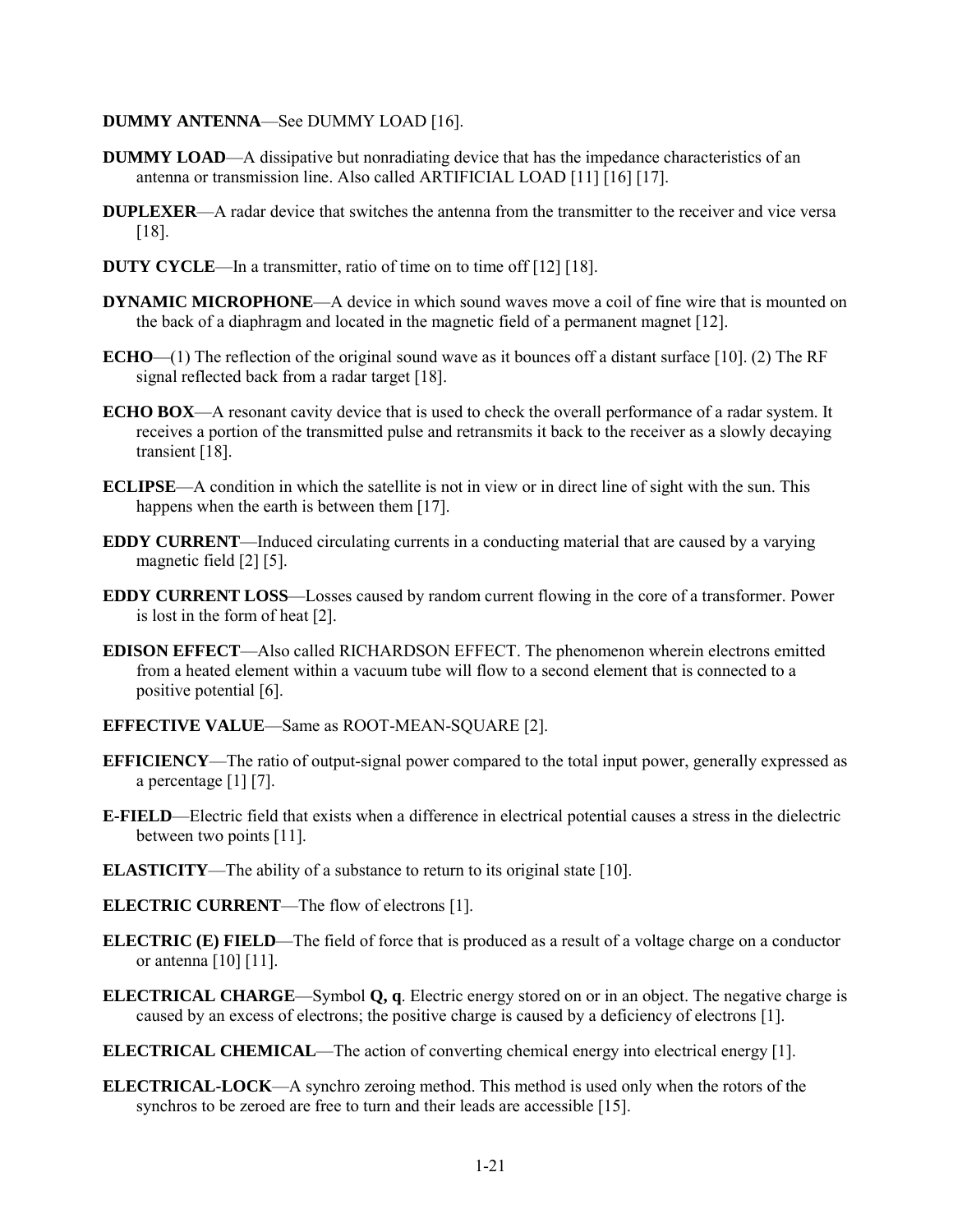**DUMMY ANTENNA**—See DUMMY LOAD [16].

**DUMMY LOAD**—A dissipative but nonradiating device that has the impedance characteristics of an antenna or transmission line. Also called ARTIFICIAL LOAD [11] [16] [17].

**DUPLEXER**—A radar device that switches the antenna from the transmitter to the receiver and vice versa [18].

**DUTY CYCLE**—In a transmitter, ratio of time on to time off [12] [18].

**DYNAMIC MICROPHONE**—A device in which sound waves move a coil of fine wire that is mounted on the back of a diaphragm and located in the magnetic field of a permanent magnet [12].

**ECHO**—(1) The reflection of the original sound wave as it bounces off a distant surface [10]. (2) The RF signal reflected back from a radar target [18].

**ECHO BOX**—A resonant cavity device that is used to check the overall performance of a radar system. It receives a portion of the transmitted pulse and retransmits it back to the receiver as a slowly decaying transient [18].

**ECLIPSE**—A condition in which the satellite is not in view or in direct line of sight with the sun. This happens when the earth is between them [17].

**EDDY CURRENT**—Induced circulating currents in a conducting material that are caused by a varying magnetic field [2] [5].

**EDDY CURRENT LOSS**—Losses caused by random current flowing in the core of a transformer. Power is lost in the form of heat [2].

**EDISON EFFECT**—Also called RICHARDSON EFFECT. The phenomenon wherein electrons emitted from a heated element within a vacuum tube will flow to a second element that is connected to a positive potential [6].

**EFFECTIVE VALUE**—Same as ROOT-MEAN-SQUARE [2].

**EFFICIENCY**—The ratio of output-signal power compared to the total input power, generally expressed as a percentage [1] [7].

**E-FIELD**—Electric field that exists when a difference in electrical potential causes a stress in the dielectric between two points [11].

**ELASTICITY**—The ability of a substance to return to its original state [10].

**ELECTRIC CURRENT**—The flow of electrons [1].

**ELECTRIC (E) FIELD**—The field of force that is produced as a result of a voltage charge on a conductor or antenna [10] [11].

**ELECTRICAL CHARGE**—Symbol **Q, q**. Electric energy stored on or in an object. The negative charge is caused by an excess of electrons; the positive charge is caused by a deficiency of electrons [1].

**ELECTRICAL CHEMICAL**—The action of converting chemical energy into electrical energy [1].

**ELECTRICAL-LOCK**—A synchro zeroing method. This method is used only when the rotors of the synchros to be zeroed are free to turn and their leads are accessible [15].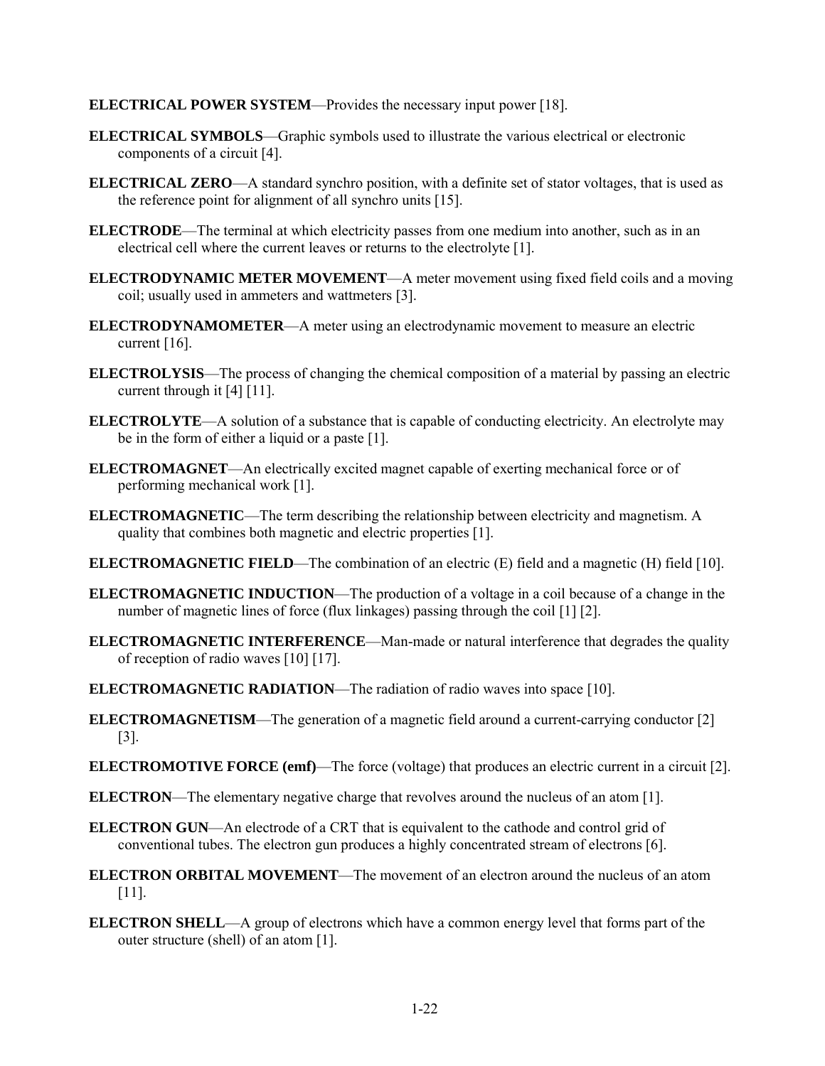**ELECTRICAL POWER SYSTEM**—Provides the necessary input power [18].

**ELECTRICAL SYMBOLS**—Graphic symbols used to illustrate the various electrical or electronic components of a circuit [4].

**ELECTRICAL ZERO**—A standard synchro position, with a definite set of stator voltages, that is used as the reference point for alignment of all synchro units [15].

**ELECTRODE**—The terminal at which electricity passes from one medium into another, such as in an electrical cell where the current leaves or returns to the electrolyte [1].

**ELECTRODYNAMIC METER MOVEMENT**—A meter movement using fixed field coils and a moving coil; usually used in ammeters and wattmeters [3].

**ELECTRODYNAMOMETER**—A meter using an electrodynamic movement to measure an electric current [16].

**ELECTROLYSIS**—The process of changing the chemical composition of a material by passing an electric current through it [4] [11].

**ELECTROLYTE**—A solution of a substance that is capable of conducting electricity. An electrolyte may be in the form of either a liquid or a paste [1].

**ELECTROMAGNET**—An electrically excited magnet capable of exerting mechanical force or of performing mechanical work [1].

**ELECTROMAGNETIC**—The term describing the relationship between electricity and magnetism. A quality that combines both magnetic and electric properties [1].

**ELECTROMAGNETIC FIELD**—The combination of an electric (E) field and a magnetic (H) field [10].

**ELECTROMAGNETIC INDUCTION**—The production of a voltage in a coil because of a change in the number of magnetic lines of force (flux linkages) passing through the coil [1] [2].

**ELECTROMAGNETIC INTERFERENCE**—Man-made or natural interference that degrades the quality of reception of radio waves [10] [17].

**ELECTROMAGNETIC RADIATION**—The radiation of radio waves into space [10].

**ELECTROMAGNETISM**—The generation of a magnetic field around a current-carrying conductor [2] [3].

**ELECTROMOTIVE FORCE (emf)**—The force (voltage) that produces an electric current in a circuit [2].

**ELECTRON**—The elementary negative charge that revolves around the nucleus of an atom [1].

**ELECTRON GUN**—An electrode of a CRT that is equivalent to the cathode and control grid of conventional tubes. The electron gun produces a highly concentrated stream of electrons [6].

**ELECTRON ORBITAL MOVEMENT**—The movement of an electron around the nucleus of an atom [11].

**ELECTRON SHELL**—A group of electrons which have a common energy level that forms part of the outer structure (shell) of an atom [1].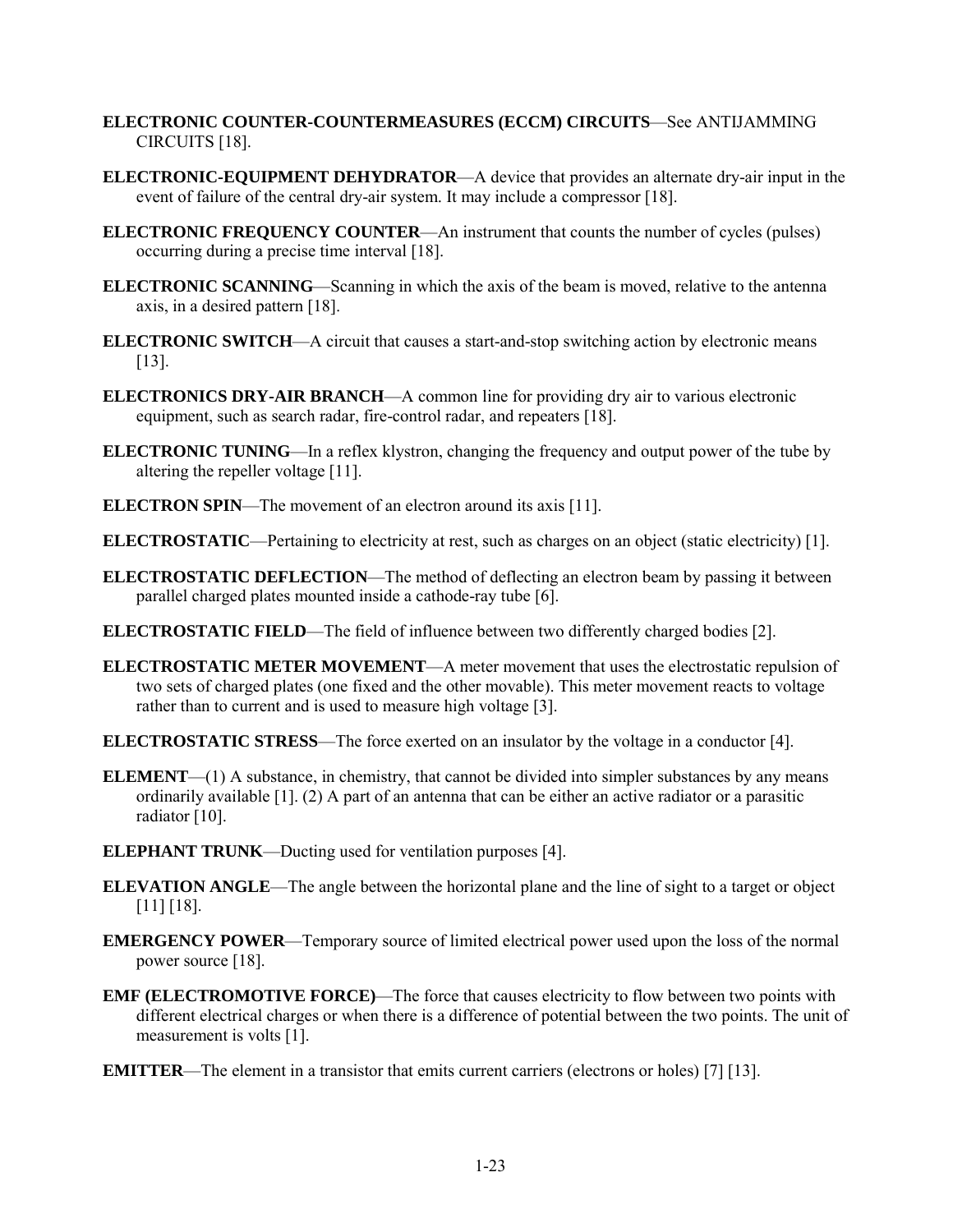**ELECTRONIC COUNTER-COUNTERMEASURES (ECCM) CIRCUITS**—See ANTIJAMMING CIRCUITS [18].

**ELECTRONIC-EQUIPMENT DEHYDRATOR**—A device that provides an alternate dry-air input in the event of failure of the central dry-air system. It may include a compressor [18].

**ELECTRONIC FREQUENCY COUNTER**—An instrument that counts the number of cycles (pulses) occurring during a precise time interval [18].

**ELECTRONIC SCANNING**—Scanning in which the axis of the beam is moved, relative to the antenna axis, in a desired pattern [18].

**ELECTRONIC SWITCH**—A circuit that causes a start-and-stop switching action by electronic means [13].

**ELECTRONICS DRY-AIR BRANCH**—A common line for providing dry air to various electronic equipment, such as search radar, fire-control radar, and repeaters [18].

**ELECTRONIC TUNING**—In a reflex klystron, changing the frequency and output power of the tube by altering the repeller voltage [11].

**ELECTRON SPIN**—The movement of an electron around its axis [11].

**ELECTROSTATIC**—Pertaining to electricity at rest, such as charges on an object (static electricity) [1].

**ELECTROSTATIC DEFLECTION**—The method of deflecting an electron beam by passing it between parallel charged plates mounted inside a cathode-ray tube [6].

**ELECTROSTATIC FIELD**—The field of influence between two differently charged bodies [2].

**ELECTROSTATIC METER MOVEMENT**—A meter movement that uses the electrostatic repulsion of two sets of charged plates (one fixed and the other movable). This meter movement reacts to voltage rather than to current and is used to measure high voltage [3].

**ELECTROSTATIC STRESS**—The force exerted on an insulator by the voltage in a conductor [4].

**ELEMENT**—(1) A substance, in chemistry, that cannot be divided into simpler substances by any means ordinarily available [1]. (2) A part of an antenna that can be either an active radiator or a parasitic radiator [10].

**ELEPHANT TRUNK**—Ducting used for ventilation purposes [4].

**ELEVATION ANGLE**—The angle between the horizontal plane and the line of sight to a target or object [11] [18].

**EMERGENCY POWER**—Temporary source of limited electrical power used upon the loss of the normal power source [18].

**EMF (ELECTROMOTIVE FORCE)**—The force that causes electricity to flow between two points with different electrical charges or when there is a difference of potential between the two points. The unit of measurement is volts [1].

**EMITTER**—The element in a transistor that emits current carriers (electrons or holes) [7] [13].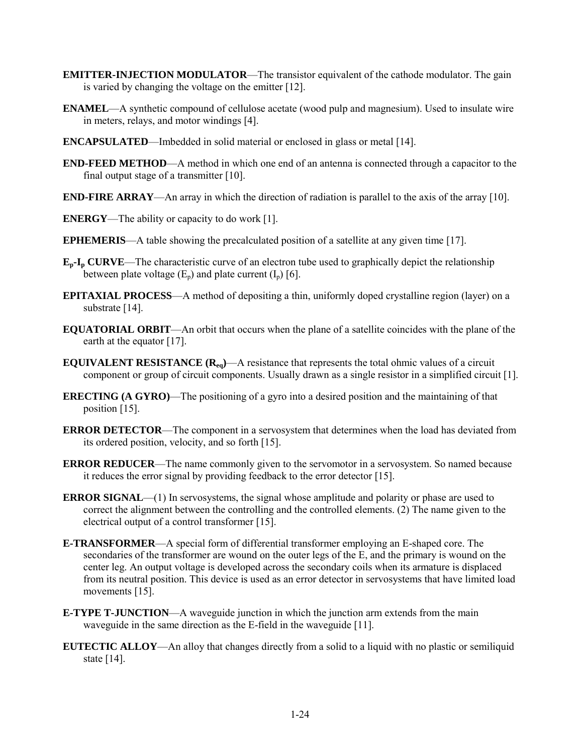**EMITTER-INJECTION MODULATOR**—The transistor equivalent of the cathode modulator. The gain is varied by changing the voltage on the emitter [12].

**ENAMEL**—A synthetic compound of cellulose acetate (wood pulp and magnesium). Used to insulate wire in meters, relays, and motor windings [4].

**ENCAPSULATED**—Imbedded in solid material or enclosed in glass or metal [14].

**END-FEED METHOD**—A method in which one end of an antenna is connected through a capacitor to the final output stage of a transmitter [10].

**END-FIRE ARRAY**—An array in which the direction of radiation is parallel to the axis of the array [10].

**ENERGY**—The ability or capacity to do work [1].

**EPHEMERIS**—A table showing the precalculated position of a satellite at any given time [17].

**$E_p$-$I_p$ CURVE**—The characteristic curve of an electron tube used to graphically depict the relationship between plate voltage ($E_p$) and plate current ($I_p$) [6].

**EPITAXIAL PROCESS**—A method of depositing a thin, uniformly doped crystalline region (layer) on a substrate [14].

**EQUATORIAL ORBIT**—An orbit that occurs when the plane of a satellite coincides with the plane of the earth at the equator [17].

**EQUIVALENT RESISTANCE ($R_{eq}$)**—A resistance that represents the total ohmic values of a circuit component or group of circuit components. Usually drawn as a single resistor in a simplified circuit [1].

**ERECTING (A GYRO)**—The positioning of a gyro into a desired position and the maintaining of that position [15].

**ERROR DETECTOR**—The component in a servosystem that determines when the load has deviated from its ordered position, velocity, and so forth [15].

**ERROR REDUCER**—The name commonly given to the servomotor in a servosystem. So named because it reduces the error signal by providing feedback to the error detector [15].

**ERROR SIGNAL**—(1) In servosystems, the signal whose amplitude and polarity or phase are used to correct the alignment between the controlling and the controlled elements. (2) The name given to the electrical output of a control transformer [15].

**E-TRANSFORMER**—A special form of differential transformer employing an E-shaped core. The secondaries of the transformer are wound on the outer legs of the E, and the primary is wound on the center leg. An output voltage is developed across the secondary coils when its armature is displaced from its neutral position. This device is used as an error detector in servosystems that have limited load movements [15].

**E-TYPE T-JUNCTION**—A waveguide junction in which the junction arm extends from the main waveguide in the same direction as the E-field in the waveguide [11].

**EUTECTIC ALLOY**—An alloy that changes directly from a solid to a liquid with no plastic or semiliquid state [14].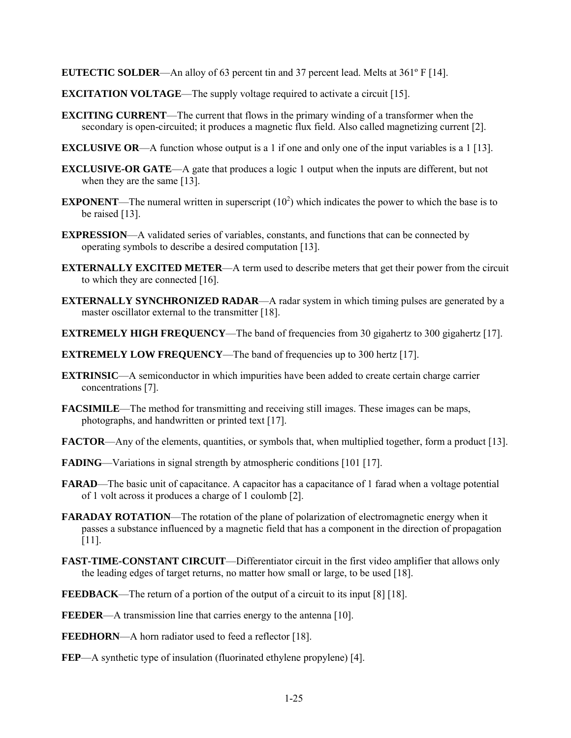**EUTECTIC SOLDER**—An alloy of 63 percent tin and 37 percent lead. Melts at 361º F [14].

**EXCITATION VOLTAGE**—The supply voltage required to activate a circuit [15].

**EXCITING CURRENT**—The current that flows in the primary winding of a transformer when the secondary is open-circuited; it produces a magnetic flux field. Also called magnetizing current [2].

**EXCLUSIVE OR**—A function whose output is a 1 if one and only one of the input variables is a 1 [13].

**EXCLUSIVE-OR GATE**—A gate that produces a logic 1 output when the inputs are different, but not when they are the same [13].

**EXPONENT**—The numeral written in superscript ($10^2$) which indicates the power to which the base is to be raised [13].

**EXPRESSION**—A validated series of variables, constants, and functions that can be connected by operating symbols to describe a desired computation [13].

**EXTERNALLY EXCITED METER**—A term used to describe meters that get their power from the circuit to which they are connected [16].

**EXTERNALLY SYNCHRONIZED RADAR**—A radar system in which timing pulses are generated by a master oscillator external to the transmitter [18].

**EXTREMELY HIGH FREQUENCY**—The band of frequencies from 30 gigahertz to 300 gigahertz [17].

**EXTREMELY LOW FREQUENCY**—The band of frequencies up to 300 hertz [17].

**EXTRINSIC**—A semiconductor in which impurities have been added to create certain charge carrier concentrations [7].

**FACSIMILE**—The method for transmitting and receiving still images. These images can be maps, photographs, and handwritten or printed text [17].

**FACTOR**—Any of the elements, quantities, or symbols that, when multiplied together, form a product [13].

**FADING**—Variations in signal strength by atmospheric conditions [101 [17].

**FARAD**—The basic unit of capacitance. A capacitor has a capacitance of 1 farad when a voltage potential of 1 volt across it produces a charge of 1 coulomb [2].

**FARADAY ROTATION**—The rotation of the plane of polarization of electromagnetic energy when it passes a substance influenced by a magnetic field that has a component in the direction of propagation [11].

**FAST-TIME-CONSTANT CIRCUIT**—Differentiator circuit in the first video amplifier that allows only the leading edges of target returns, no matter how small or large, to be used [18].

**FEEDBACK**—The return of a portion of the output of a circuit to its input [8] [18].

**FEEDER**—A transmission line that carries energy to the antenna [10].

**FEEDHORN**—A horn radiator used to feed a reflector [18].

**FEP**—A synthetic type of insulation (fluorinated ethylene propylene) [4].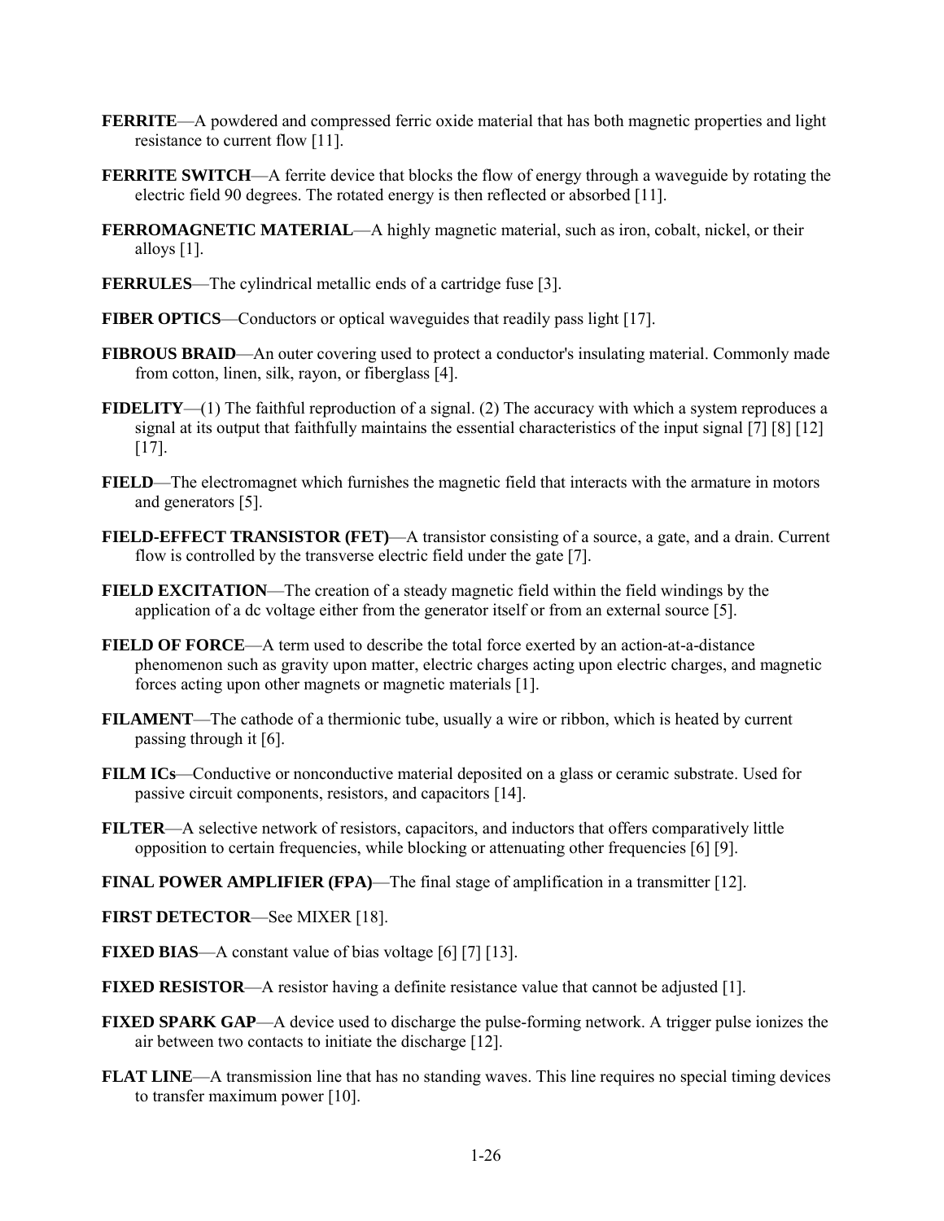**FERRITE**—A powdered and compressed ferric oxide material that has both magnetic properties and light resistance to current flow [11].

**FERRITE SWITCH**—A ferrite device that blocks the flow of energy through a waveguide by rotating the electric field 90 degrees. The rotated energy is then reflected or absorbed [11].

**FERROMAGNETIC MATERIAL**—A highly magnetic material, such as iron, cobalt, nickel, or their alloys [1].

**FERRULES**—The cylindrical metallic ends of a cartridge fuse [3].

**FIBER OPTICS**—Conductors or optical waveguides that readily pass light [17].

**FIBROUS BRAID**—An outer covering used to protect a conductor's insulating material. Commonly made from cotton, linen, silk, rayon, or fiberglass [4].

**FIDELITY**—(1) The faithful reproduction of a signal. (2) The accuracy with which a system reproduces a signal at its output that faithfully maintains the essential characteristics of the input signal [7] [8] [12] [17].

**FIELD**—The electromagnet which furnishes the magnetic field that interacts with the armature in motors and generators [5].

**FIELD-EFFECT TRANSISTOR (FET)**—A transistor consisting of a source, a gate, and a drain. Current flow is controlled by the transverse electric field under the gate [7].

**FIELD EXCITATION**—The creation of a steady magnetic field within the field windings by the application of a dc voltage either from the generator itself or from an external source [5].

**FIELD OF FORCE**—A term used to describe the total force exerted by an action-at-a-distance phenomenon such as gravity upon matter, electric charges acting upon electric charges, and magnetic forces acting upon other magnets or magnetic materials [1].

**FILAMENT**—The cathode of a thermionic tube, usually a wire or ribbon, which is heated by current passing through it [6].

**FILM ICs**—Conductive or nonconductive material deposited on a glass or ceramic substrate. Used for passive circuit components, resistors, and capacitors [14].

**FILTER**—A selective network of resistors, capacitors, and inductors that offers comparatively little opposition to certain frequencies, while blocking or attenuating other frequencies [6] [9].

**FINAL POWER AMPLIFIER (FPA)**—The final stage of amplification in a transmitter [12].

**FIRST DETECTOR**—See MIXER [18].

**FIXED BIAS**—A constant value of bias voltage [6] [7] [13].

**FIXED RESISTOR**—A resistor having a definite resistance value that cannot be adjusted [1].

**FIXED SPARK GAP**—A device used to discharge the pulse-forming network. A trigger pulse ionizes the air between two contacts to initiate the discharge [12].

**FLAT LINE**—A transmission line that has no standing waves. This line requires no special timing devices to transfer maximum power [10].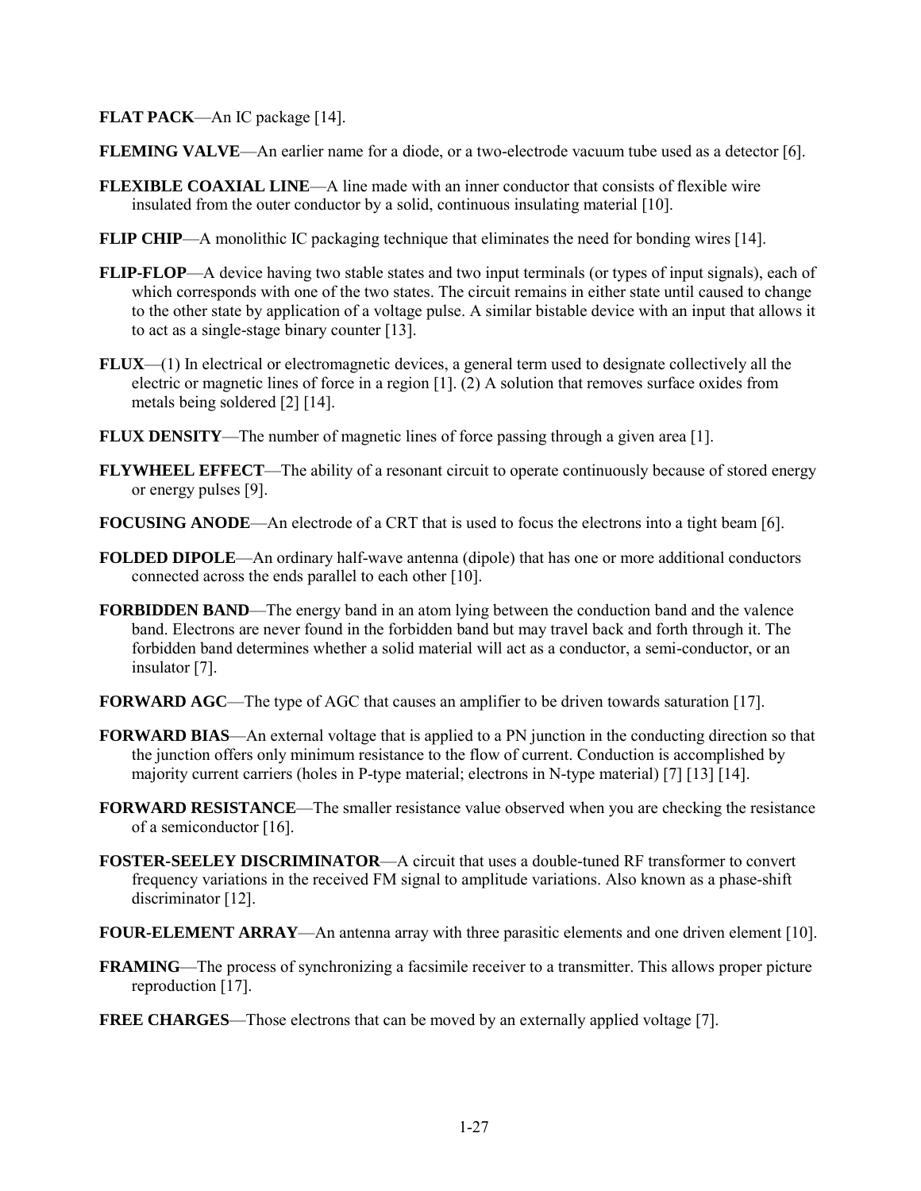**FLAT PACK**—An IC package [14].

**FLEMING VALVE**—An earlier name for a diode, or a two-electrode vacuum tube used as a detector [6].

**FLEXIBLE COAXIAL LINE**—A line made with an inner conductor that consists of flexible wire insulated from the outer conductor by a solid, continuous insulating material [10].

**FLIP CHIP**—A monolithic IC packaging technique that eliminates the need for bonding wires [14].

**FLIP-FLOP**—A device having two stable states and two input terminals (or types of input signals), each of which corresponds with one of the two states. The circuit remains in either state until caused to change to the other state by application of a voltage pulse. A similar bistable device with an input that allows it to act as a single-stage binary counter [13].

**FLUX**—(1) In electrical or electromagnetic devices, a general term used to designate collectively all the electric or magnetic lines of force in a region [1]. (2) A solution that removes surface oxides from metals being soldered [2] [14].

**FLUX DENSITY**—The number of magnetic lines of force passing through a given area [1].

**FLYWHEEL EFFECT**—The ability of a resonant circuit to operate continuously because of stored energy or energy pulses [9].

**FOCUSING ANODE**—An electrode of a CRT that is used to focus the electrons into a tight beam [6].

**FOLDED DIPOLE**—An ordinary half-wave antenna (dipole) that has one or more additional conductors connected across the ends parallel to each other [10].

**FORBIDDEN BAND**—The energy band in an atom lying between the conduction band and the valence band. Electrons are never found in the forbidden band but may travel back and forth through it. The forbidden band determines whether a solid material will act as a conductor, a semi-conductor, or an insulator [7].

**FORWARD AGC**—The type of AGC that causes an amplifier to be driven towards saturation [17].

**FORWARD BIAS**—An external voltage that is applied to a PN junction in the conducting direction so that the junction offers only minimum resistance to the flow of current. Conduction is accomplished by majority current carriers (holes in P-type material; electrons in N-type material) [7] [13] [14].

**FORWARD RESISTANCE**—The smaller resistance value observed when you are checking the resistance of a semiconductor [16].

**FOSTER-SEELEY DISCRIMINATOR**—A circuit that uses a double-tuned RF transformer to convert frequency variations in the received FM signal to amplitude variations. Also known as a phase-shift discriminator [12].

**FOUR-ELEMENT ARRAY**—An antenna array with three parasitic elements and one driven element [10].

**FRAMING**—The process of synchronizing a facsimile receiver to a transmitter. This allows proper picture reproduction [17].

**FREE CHARGES**—Those electrons that can be moved by an externally applied voltage [7].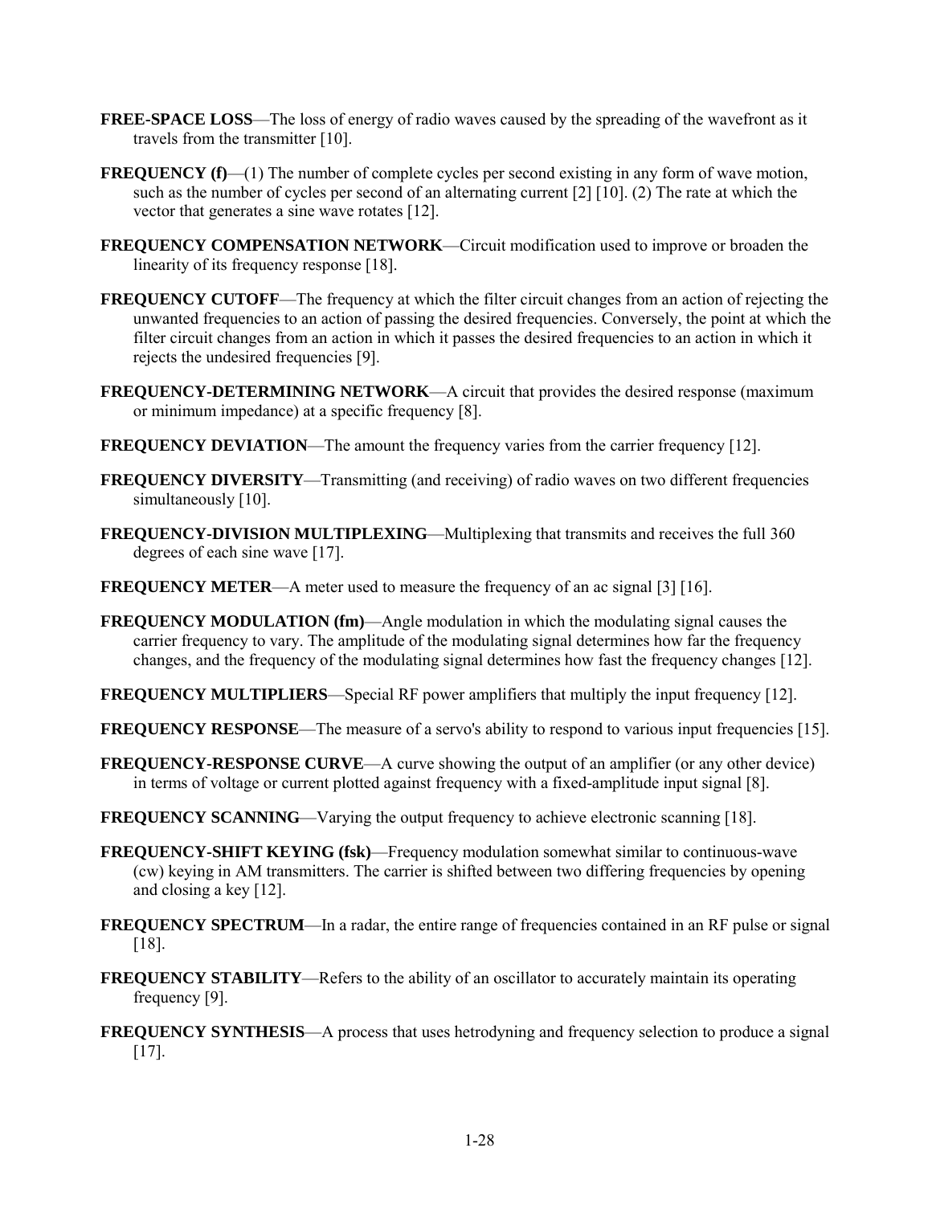**FREE-SPACE LOSS**—The loss of energy of radio waves caused by the spreading of the wavefront as it travels from the transmitter [10].

**FREQUENCY (f)**—(1) The number of complete cycles per second existing in any form of wave motion, such as the number of cycles per second of an alternating current [2] [10]. (2) The rate at which the vector that generates a sine wave rotates [12].

**FREQUENCY COMPENSATION NETWORK**—Circuit modification used to improve or broaden the linearity of its frequency response [18].

**FREQUENCY CUTOFF**—The frequency at which the filter circuit changes from an action of rejecting the unwanted frequencies to an action of passing the desired frequencies. Conversely, the point at which the filter circuit changes from an action in which it passes the desired frequencies to an action in which it rejects the undesired frequencies [9].

**FREQUENCY-DETERMINING NETWORK**—A circuit that provides the desired response (maximum or minimum impedance) at a specific frequency [8].

**FREQUENCY DEVIATION**—The amount the frequency varies from the carrier frequency [12].

**FREQUENCY DIVERSITY**—Transmitting (and receiving) of radio waves on two different frequencies simultaneously [10].

**FREQUENCY-DIVISION MULTIPLEXING**—Multiplexing that transmits and receives the full 360 degrees of each sine wave [17].

**FREQUENCY METER**—A meter used to measure the frequency of an ac signal [3] [16].

**FREQUENCY MODULATION (fm)**—Angle modulation in which the modulating signal causes the carrier frequency to vary. The amplitude of the modulating signal determines how far the frequency changes, and the frequency of the modulating signal determines how fast the frequency changes [12].

**FREQUENCY MULTIPLIERS**—Special RF power amplifiers that multiply the input frequency [12].

**FREQUENCY RESPONSE**—The measure of a servo's ability to respond to various input frequencies [15].

**FREQUENCY-RESPONSE CURVE**—A curve showing the output of an amplifier (or any other device) in terms of voltage or current plotted against frequency with a fixed-amplitude input signal [8].

**FREQUENCY SCANNING**—Varying the output frequency to achieve electronic scanning [18].

**FREQUENCY-SHIFT KEYING (fsk)**—Frequency modulation somewhat similar to continuous-wave (cw) keying in AM transmitters. The carrier is shifted between two differing frequencies by opening and closing a key [12].

**FREQUENCY SPECTRUM**—In a radar, the entire range of frequencies contained in an RF pulse or signal [18].

**FREQUENCY STABILITY**—Refers to the ability of an oscillator to accurately maintain its operating frequency [9].

**FREQUENCY SYNTHESIS**—A process that uses hetrodyning and frequency selection to produce a signal [17].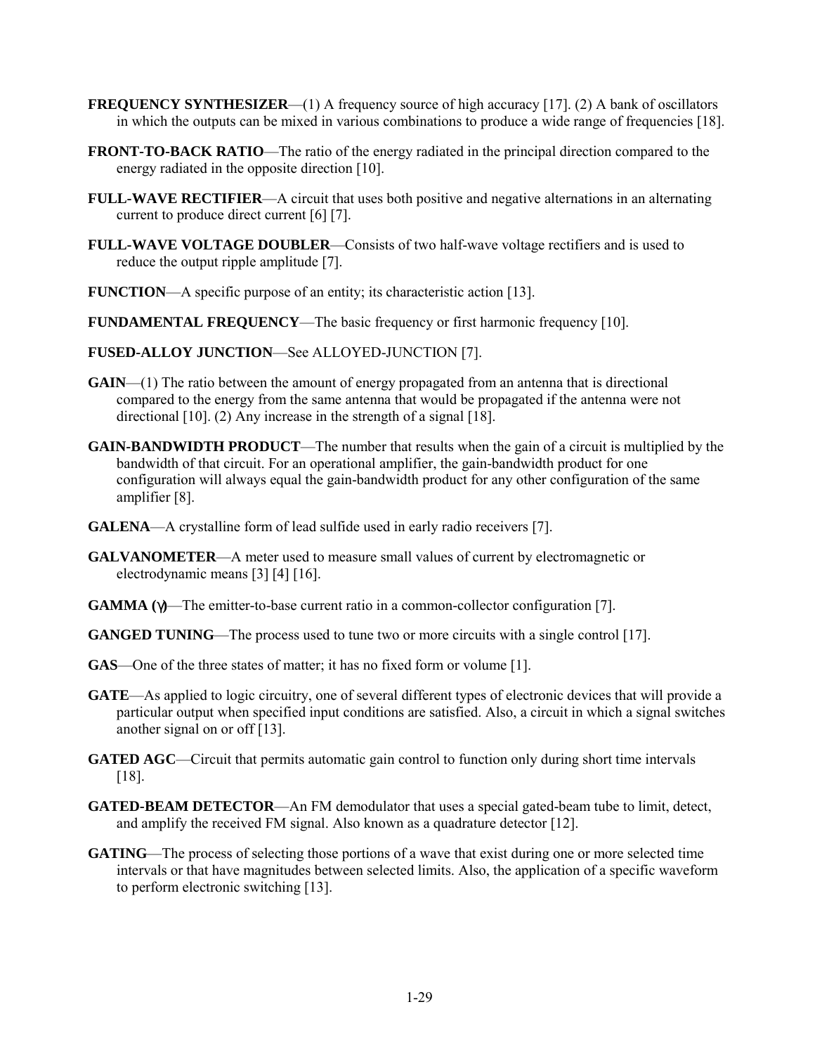**FREQUENCY SYNTHESIZER**—(1) A frequency source of high accuracy [17]. (2) A bank of oscillators in which the outputs can be mixed in various combinations to produce a wide range of frequencies [18].

**FRONT-TO-BACK RATIO**—The ratio of the energy radiated in the principal direction compared to the energy radiated in the opposite direction [10].

**FULL-WAVE RECTIFIER**—A circuit that uses both positive and negative alternations in an alternating current to produce direct current [6] [7].

**FULL-WAVE VOLTAGE DOUBLER**—Consists of two half-wave voltage rectifiers and is used to reduce the output ripple amplitude [7].

**FUNCTION**—A specific purpose of an entity; its characteristic action [13].

**FUNDAMENTAL FREQUENCY**—The basic frequency or first harmonic frequency [10].

**FUSED-ALLOY JUNCTION**—See ALLOYED-JUNCTION [7].

**GAIN**—(1) The ratio between the amount of energy propagated from an antenna that is directional compared to the energy from the same antenna that would be propagated if the antenna were not directional [10]. (2) Any increase in the strength of a signal [18].

**GAIN-BANDWIDTH PRODUCT**—The number that results when the gain of a circuit is multiplied by the bandwidth of that circuit. For an operational amplifier, the gain-bandwidth product for one configuration will always equal the gain-bandwidth product for any other configuration of the same amplifier [8].

**GALENA**—A crystalline form of lead sulfide used in early radio receivers [7].

**GALVANOMETER**—A meter used to measure small values of current by electromagnetic or electrodynamic means [3] [4] [16].

**GAMMA ($\gamma$)**—The emitter-to-base current ratio in a common-collector configuration [7].

**GANGED TUNING**—The process used to tune two or more circuits with a single control [17].

**GAS**—One of the three states of matter; it has no fixed form or volume [1].

**GATE**—As applied to logic circuitry, one of several different types of electronic devices that will provide a particular output when specified input conditions are satisfied. Also, a circuit in which a signal switches another signal on or off [13].

**GATED AGC**—Circuit that permits automatic gain control to function only during short time intervals [18].

**GATED-BEAM DETECTOR**—An FM demodulator that uses a special gated-beam tube to limit, detect, and amplify the received FM signal. Also known as a quadrature detector [12].

**GATING**—The process of selecting those portions of a wave that exist during one or more selected time intervals or that have magnitudes between selected limits. Also, the application of a specific waveform to perform electronic switching [13].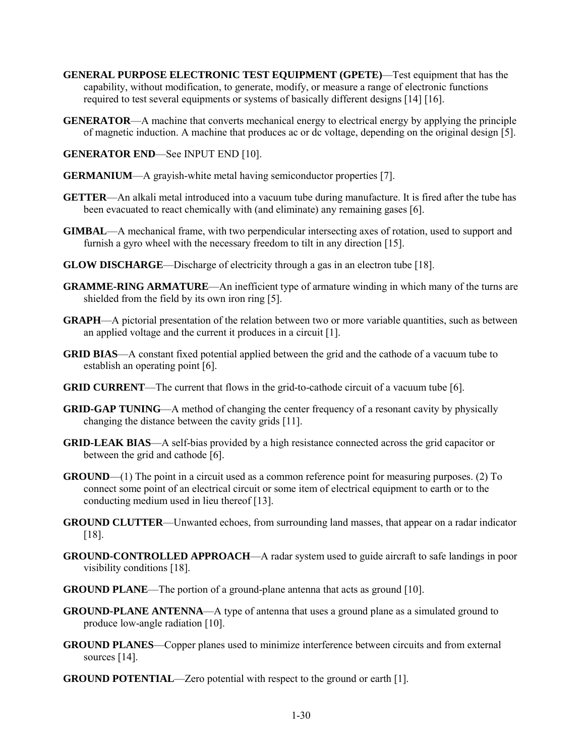**GENERAL PURPOSE ELECTRONIC TEST EQUIPMENT (GPETE)**—Test equipment that has the capability, without modification, to generate, modify, or measure a range of electronic functions required to test several equipments or systems of basically different designs [14] [16].

**GENERATOR**—A machine that converts mechanical energy to electrical energy by applying the principle of magnetic induction. A machine that produces ac or dc voltage, depending on the original design [5].

**GENERATOR END**—See INPUT END [10].

**GERMANIUM**—A grayish-white metal having semiconductor properties [7].

**GETTER**—An alkali metal introduced into a vacuum tube during manufacture. It is fired after the tube has been evacuated to react chemically with (and eliminate) any remaining gases [6].

**GIMBAL**—A mechanical frame, with two perpendicular intersecting axes of rotation, used to support and furnish a gyro wheel with the necessary freedom to tilt in any direction [15].

**GLOW DISCHARGE**—Discharge of electricity through a gas in an electron tube [18].

**GRAMME-RING ARMATURE**—An inefficient type of armature winding in which many of the turns are shielded from the field by its own iron ring [5].

**GRAPH**—A pictorial presentation of the relation between two or more variable quantities, such as between an applied voltage and the current it produces in a circuit [1].

**GRID BIAS**—A constant fixed potential applied between the grid and the cathode of a vacuum tube to establish an operating point [6].

**GRID CURRENT**—The current that flows in the grid-to-cathode circuit of a vacuum tube [6].

**GRID-GAP TUNING**—A method of changing the center frequency of a resonant cavity by physically changing the distance between the cavity grids [11].

**GRID-LEAK BIAS**—A self-bias provided by a high resistance connected across the grid capacitor or between the grid and cathode [6].

**GROUND**—(1) The point in a circuit used as a common reference point for measuring purposes. (2) To connect some point of an electrical circuit or some item of electrical equipment to earth or to the conducting medium used in lieu thereof [13].

**GROUND CLUTTER**—Unwanted echoes, from surrounding land masses, that appear on a radar indicator [18].

**GROUND-CONTROLLED APPROACH**—A radar system used to guide aircraft to safe landings in poor visibility conditions [18].

**GROUND PLANE**—The portion of a ground-plane antenna that acts as ground [10].

**GROUND-PLANE ANTENNA**—A type of antenna that uses a ground plane as a simulated ground to produce low-angle radiation [10].

**GROUND PLANES**—Copper planes used to minimize interference between circuits and from external sources [14].

**GROUND POTENTIAL**—Zero potential with respect to the ground or earth [1].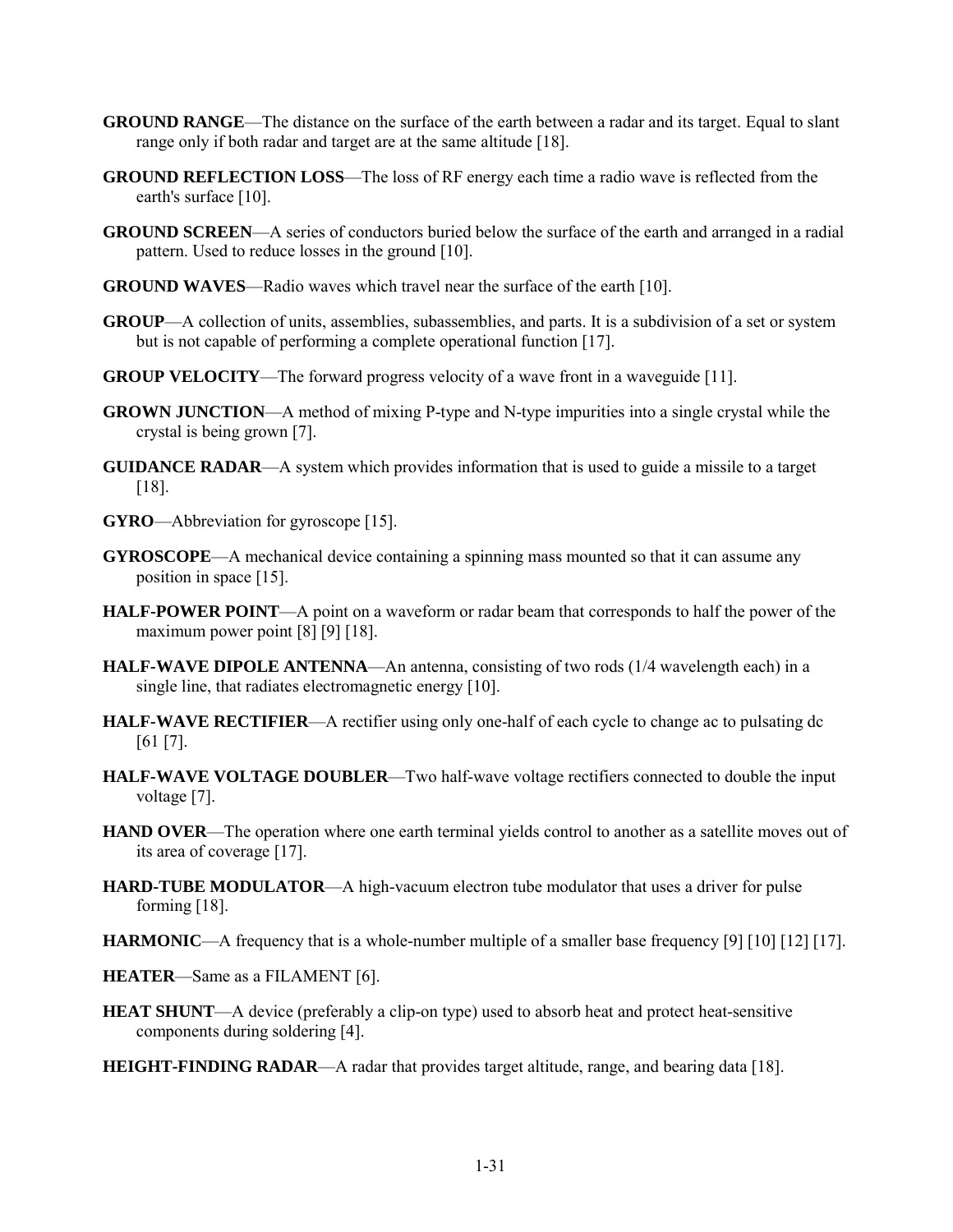**GROUND RANGE**—The distance on the surface of the earth between a radar and its target. Equal to slant range only if both radar and target are at the same altitude [18].

**GROUND REFLECTION LOSS**—The loss of RF energy each time a radio wave is reflected from the earth's surface [10].

**GROUND SCREEN**—A series of conductors buried below the surface of the earth and arranged in a radial pattern. Used to reduce losses in the ground [10].

**GROUND WAVES**—Radio waves which travel near the surface of the earth [10].

**GROUP**—A collection of units, assemblies, subassemblies, and parts. It is a subdivision of a set or system but is not capable of performing a complete operational function [17].

**GROUP VELOCITY**—The forward progress velocity of a wave front in a waveguide [11].

**GROWN JUNCTION**—A method of mixing P-type and N-type impurities into a single crystal while the crystal is being grown [7].

**GUIDANCE RADAR**—A system which provides information that is used to guide a missile to a target [18].

**GYRO**—Abbreviation for gyroscope [15].

**GYROSCOPE**—A mechanical device containing a spinning mass mounted so that it can assume any position in space [15].

**HALF-POWER POINT**—A point on a waveform or radar beam that corresponds to half the power of the maximum power point [8] [9] [18].

**HALF-WAVE DIPOLE ANTENNA**—An antenna, consisting of two rods (1/4 wavelength each) in a single line, that radiates electromagnetic energy [10].

**HALF-WAVE RECTIFIER**—A rectifier using only one-half of each cycle to change ac to pulsating dc [61 [7].

**HALF-WAVE VOLTAGE DOUBLER**—Two half-wave voltage rectifiers connected to double the input voltage [7].

**HAND OVER**—The operation where one earth terminal yields control to another as a satellite moves out of its area of coverage [17].

**HARD-TUBE MODULATOR**—A high-vacuum electron tube modulator that uses a driver for pulse forming [18].

**HARMONIC**—A frequency that is a whole-number multiple of a smaller base frequency [9] [10] [12] [17].

**HEATER**—Same as a FILAMENT [6].

**HEAT SHUNT**—A device (preferably a clip-on type) used to absorb heat and protect heat-sensitive components during soldering [4].

**HEIGHT-FINDING RADAR**—A radar that provides target altitude, range, and bearing data [18].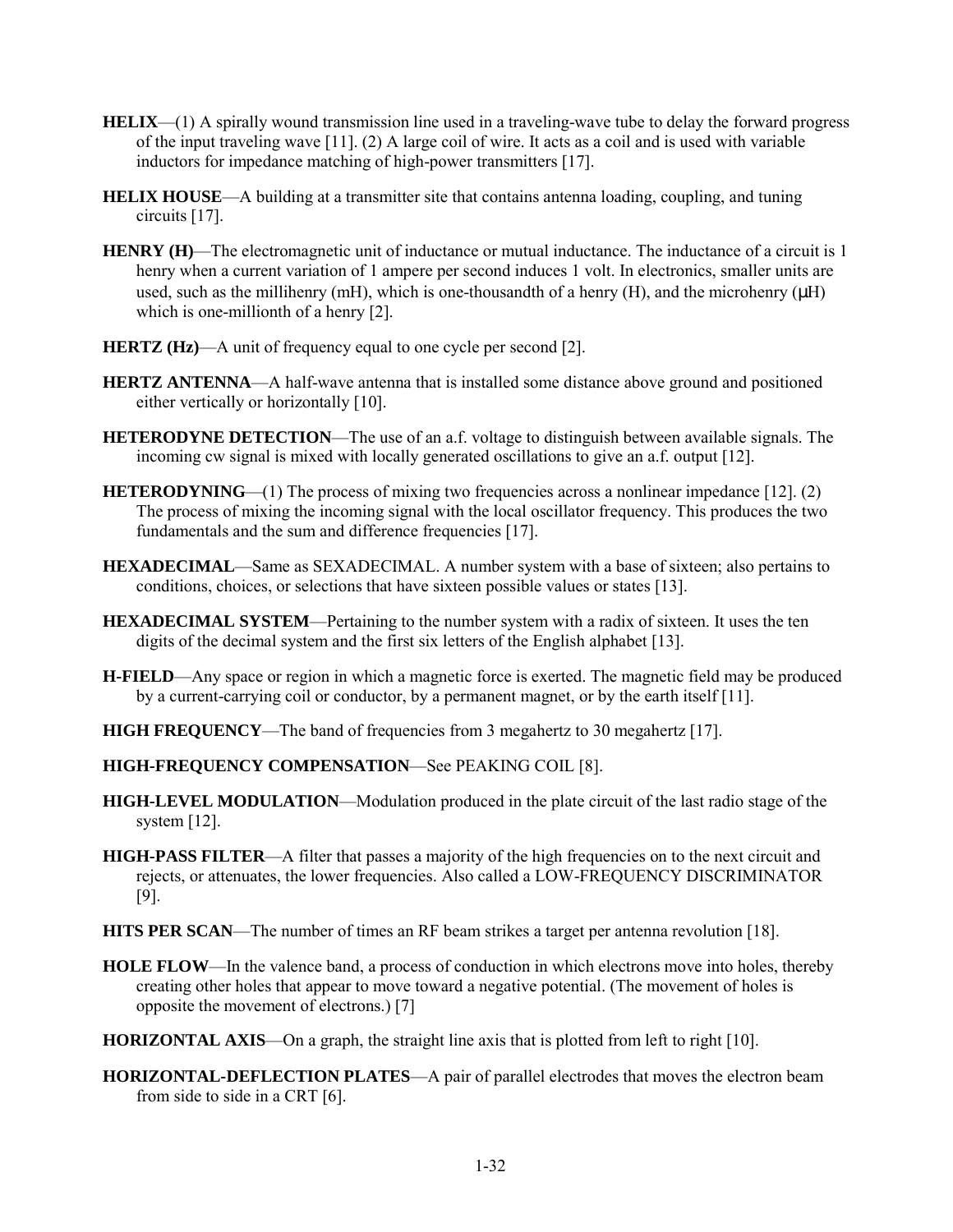**HELIX**—(1) A spirally wound transmission line used in a traveling-wave tube to delay the forward progress of the input traveling wave [11]. (2) A large coil of wire. It acts as a coil and is used with variable inductors for impedance matching of high-power transmitters [17].

**HELIX HOUSE**—A building at a transmitter site that contains antenna loading, coupling, and tuning circuits [17].

**HENRY (H)**—The electromagnetic unit of inductance or mutual inductance. The inductance of a circuit is 1 henry when a current variation of 1 ampere per second induces 1 volt. In electronics, smaller units are used, such as the millihenry (mH), which is one-thousandth of a henry (H), and the microhenry (μH) which is one-millionth of a henry [2].

**HERTZ (Hz)**—A unit of frequency equal to one cycle per second [2].

**HERTZ ANTENNA**—A half-wave antenna that is installed some distance above ground and positioned either vertically or horizontally [10].

**HETERODYNE DETECTION**—The use of an a.f. voltage to distinguish between available signals. The incoming cw signal is mixed with locally generated oscillations to give an a.f. output [12].

**HETERODYNING**—(1) The process of mixing two frequencies across a nonlinear impedance [12]. (2) The process of mixing the incoming signal with the local oscillator frequency. This produces the two fundamentals and the sum and difference frequencies [17].

**HEXADECIMAL**—Same as SEXADECIMAL. A number system with a base of sixteen; also pertains to conditions, choices, or selections that have sixteen possible values or states [13].

**HEXADECIMAL SYSTEM**—Pertaining to the number system with a radix of sixteen. It uses the ten digits of the decimal system and the first six letters of the English alphabet [13].

**H-FIELD**—Any space or region in which a magnetic force is exerted. The magnetic field may be produced by a current-carrying coil or conductor, by a permanent magnet, or by the earth itself [11].

**HIGH FREQUENCY**—The band of frequencies from 3 megahertz to 30 megahertz [17].

**HIGH-FREQUENCY COMPENSATION**—See PEAKING COIL [8].

**HIGH-LEVEL MODULATION**—Modulation produced in the plate circuit of the last radio stage of the system [12].

**HIGH-PASS FILTER**—A filter that passes a majority of the high frequencies on to the next circuit and rejects, or attenuates, the lower frequencies. Also called a LOW-FREQUENCY DISCRIMINATOR [9].

**HITS PER SCAN**—The number of times an RF beam strikes a target per antenna revolution [18].

**HOLE FLOW**—In the valence band, a process of conduction in which electrons move into holes, thereby creating other holes that appear to move toward a negative potential. (The movement of holes is opposite the movement of electrons.) [7]

**HORIZONTAL AXIS**—On a graph, the straight line axis that is plotted from left to right [10].

**HORIZONTAL-DEFLECTION PLATES**—A pair of parallel electrodes that moves the electron beam from side to side in a CRT [6].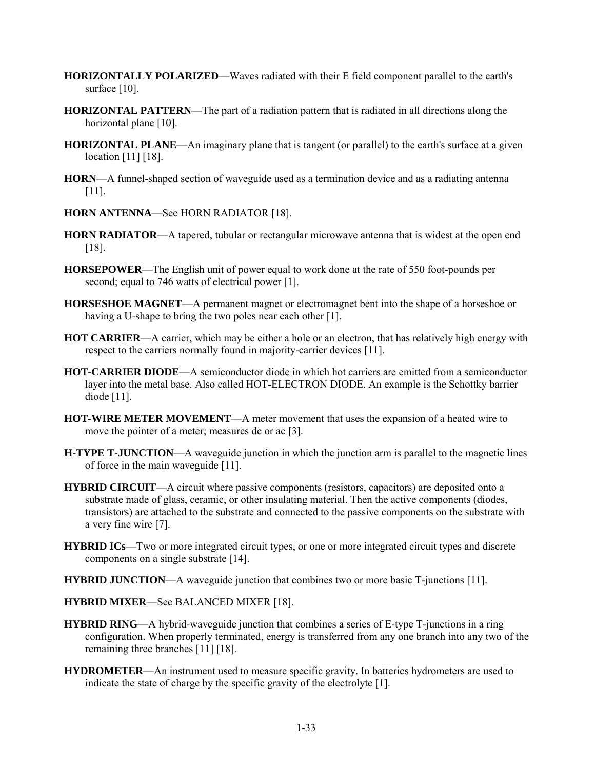**HORIZONTALLY POLARIZED**—Waves radiated with their E field component parallel to the earth's surface [10].

**HORIZONTAL PATTERN**—The part of a radiation pattern that is radiated in all directions along the horizontal plane [10].

**HORIZONTAL PLANE**—An imaginary plane that is tangent (or parallel) to the earth's surface at a given location [11] [18].

**HORN**—A funnel-shaped section of waveguide used as a termination device and as a radiating antenna [11].

**HORN ANTENNA**—See HORN RADIATOR [18].

**HORN RADIATOR**—A tapered, tubular or rectangular microwave antenna that is widest at the open end [18].

**HORSEPOWER**—The English unit of power equal to work done at the rate of 550 foot-pounds per second; equal to 746 watts of electrical power [1].

**HORSESHOE MAGNET**—A permanent magnet or electromagnet bent into the shape of a horseshoe or having a U-shape to bring the two poles near each other [1].

**HOT CARRIER**—A carrier, which may be either a hole or an electron, that has relatively high energy with respect to the carriers normally found in majority-carrier devices [11].

**HOT-CARRIER DIODE**—A semiconductor diode in which hot carriers are emitted from a semiconductor layer into the metal base. Also called HOT-ELECTRON DIODE. An example is the Schottky barrier diode [11].

**HOT-WIRE METER MOVEMENT**—A meter movement that uses the expansion of a heated wire to move the pointer of a meter; measures dc or ac [3].

**H-TYPE T-JUNCTION**—A waveguide junction in which the junction arm is parallel to the magnetic lines of force in the main waveguide [11].

**HYBRID CIRCUIT**—A circuit where passive components (resistors, capacitors) are deposited onto a substrate made of glass, ceramic, or other insulating material. Then the active components (diodes, transistors) are attached to the substrate and connected to the passive components on the substrate with a very fine wire [7].

**HYBRID ICs**—Two or more integrated circuit types, or one or more integrated circuit types and discrete components on a single substrate [14].

**HYBRID JUNCTION**—A waveguide junction that combines two or more basic T-junctions [11].

**HYBRID MIXER**—See BALANCED MIXER [18].

**HYBRID RING**—A hybrid-waveguide junction that combines a series of E-type T-junctions in a ring configuration. When properly terminated, energy is transferred from any one branch into any two of the remaining three branches [11] [18].

**HYDROMETER**—An instrument used to measure specific gravity. In batteries hydrometers are used to indicate the state of charge by the specific gravity of the electrolyte [1].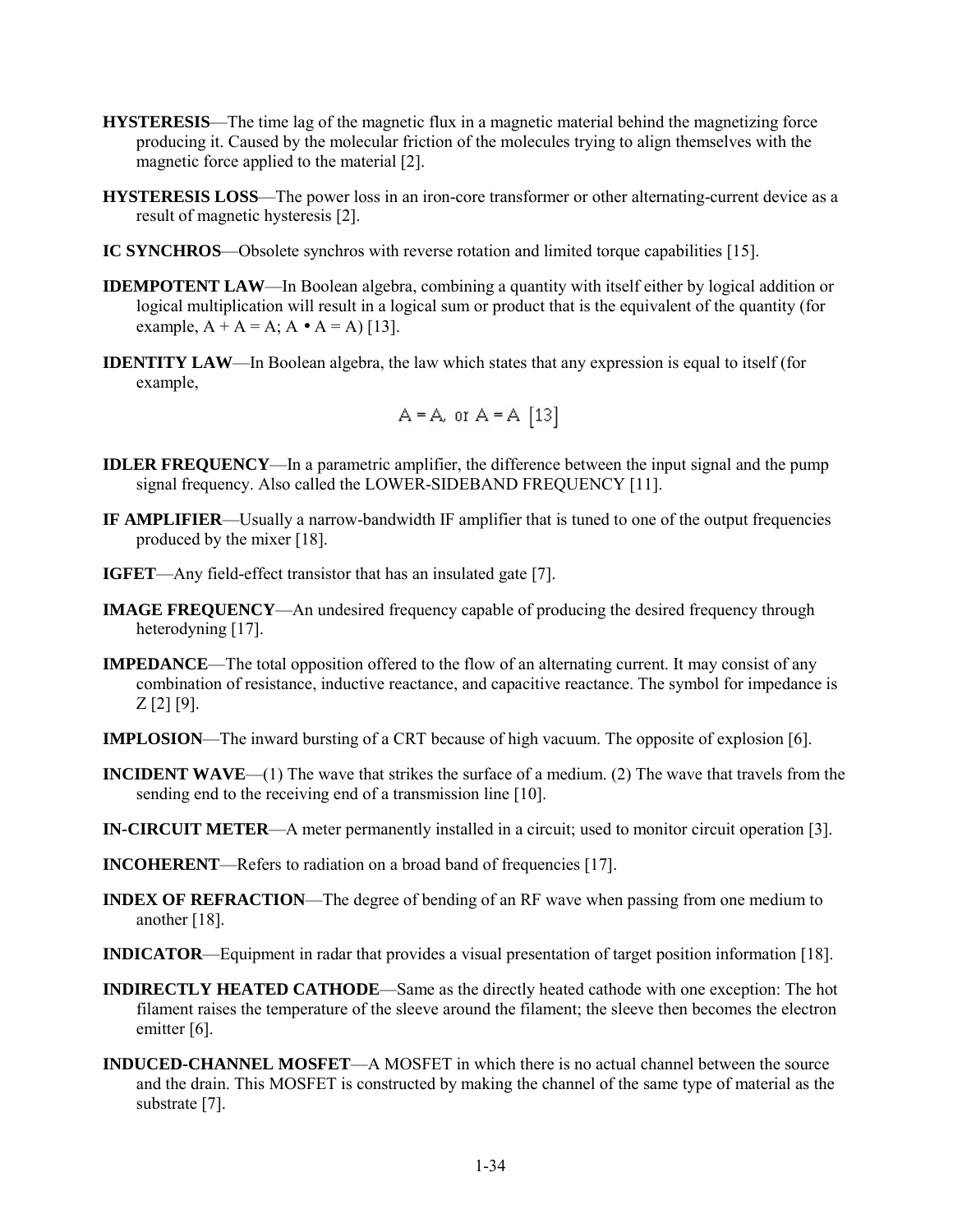**HYSTERESIS**—The time lag of the magnetic flux in a magnetic material behind the magnetizing force producing it. Caused by the molecular friction of the molecules trying to align themselves with the magnetic force applied to the material [2].

**HYSTERESIS LOSS**—The power loss in an iron-core transformer or other alternating-current device as a result of magnetic hysteresis [2].

**IC SYNCHROS**—Obsolete synchros with reverse rotation and limited torque capabilities [15].

**IDEMPOTENT LAW**—In Boolean algebra, combining a quantity with itself either by logical addition or logical multiplication will result in a logical sum or product that is the equivalent of the quantity (for example, $A + A = A$; $A \bullet A = A$) [13].

**IDENTITY LAW**—In Boolean algebra, the law which states that any expression is equal to itself (for example,

$$A = A, \text{ or } A = A \quad [13]$$

**IDLER FREQUENCY**—In a parametric amplifier, the difference between the input signal and the pump signal frequency. Also called the LOWER-SIDEBAND FREQUENCY [11].

**IF AMPLIFIER**—Usually a narrow-bandwidth IF amplifier that is tuned to one of the output frequencies produced by the mixer [18].

**IGFET**—Any field-effect transistor that has an insulated gate [7].

**IMAGE FREQUENCY**—An undesired frequency capable of producing the desired frequency through heterodyning [17].

**IMPEDANCE**—The total opposition offered to the flow of an alternating current. It may consist of any combination of resistance, inductive reactance, and capacitive reactance. The symbol for impedance is Z [2] [9].

**IMPLOSION**—The inward bursting of a CRT because of high vacuum. The opposite of explosion [6].

**INCIDENT WAVE**—(1) The wave that strikes the surface of a medium. (2) The wave that travels from the sending end to the receiving end of a transmission line [10].

**IN-CIRCUIT METER**—A meter permanently installed in a circuit; used to monitor circuit operation [3].

**INCOHERENT**—Refers to radiation on a broad band of frequencies [17].

**INDEX OF REFRACTION**—The degree of bending of an RF wave when passing from one medium to another [18].

**INDICATOR**—Equipment in radar that provides a visual presentation of target position information [18].

**INDIRECTLY HEATED CATHODE**—Same as the directly heated cathode with one exception: The hot filament raises the temperature of the sleeve around the filament; the sleeve then becomes the electron emitter [6].

**INDUCED-CHANNEL MOSFET**—A MOSFET in which there is no actual channel between the source and the drain. This MOSFET is constructed by making the channel of the same type of material as the substrate [7].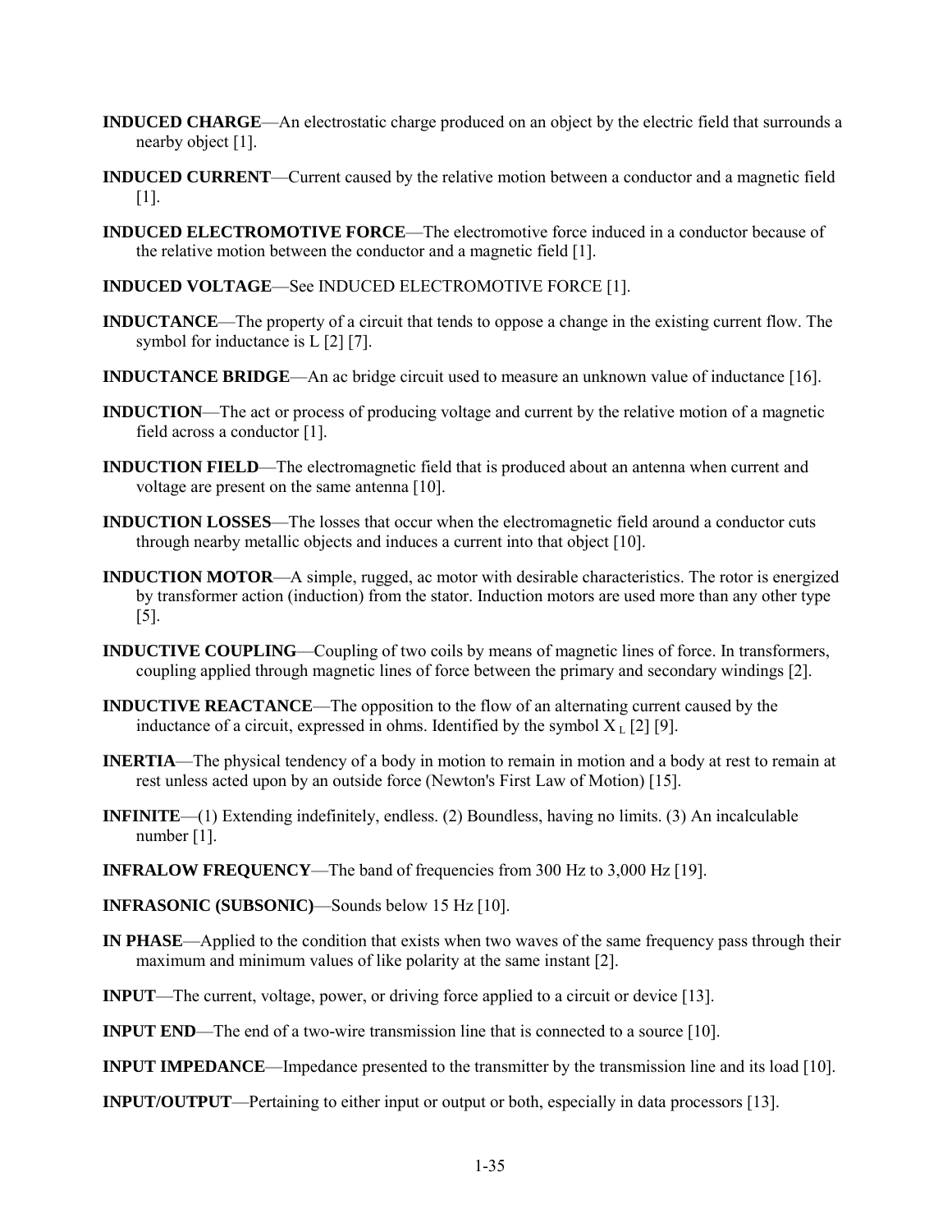**INDUCED CHARGE**—An electrostatic charge produced on an object by the electric field that surrounds a nearby object [1].

**INDUCED CURRENT**—Current caused by the relative motion between a conductor and a magnetic field [1].

**INDUCED ELECTROMOTIVE FORCE**—The electromotive force induced in a conductor because of the relative motion between the conductor and a magnetic field [1].

**INDUCED VOLTAGE**—See INDUCED ELECTROMOTIVE FORCE [1].

**INDUCTANCE**—The property of a circuit that tends to oppose a change in the existing current flow. The symbol for inductance is L [2] [7].

**INDUCTANCE BRIDGE**—An ac bridge circuit used to measure an unknown value of inductance [16].

**INDUCTION**—The act or process of producing voltage and current by the relative motion of a magnetic field across a conductor [1].

**INDUCTION FIELD**—The electromagnetic field that is produced about an antenna when current and voltage are present on the same antenna [10].

**INDUCTION LOSSES**—The losses that occur when the electromagnetic field around a conductor cuts through nearby metallic objects and induces a current into that object [10].

**INDUCTION MOTOR**—A simple, rugged, ac motor with desirable characteristics. The rotor is energized by transformer action (induction) from the stator. Induction motors are used more than any other type [5].

**INDUCTIVE COUPLING**—Coupling of two coils by means of magnetic lines of force. In transformers, coupling applied through magnetic lines of force between the primary and secondary windings [2].

**INDUCTIVE REACTANCE**—The opposition to the flow of an alternating current caused by the inductance of a circuit, expressed in ohms. Identified by the symbol $X_L$ [2] [9].

**INERTIA**—The physical tendency of a body in motion to remain in motion and a body at rest to remain at rest unless acted upon by an outside force (Newton's First Law of Motion) [15].

**INFINITE**—(1) Extending indefinitely, endless. (2) Boundless, having no limits. (3) An incalculable number [1].

**INFRALOW FREQUENCY**—The band of frequencies from 300 Hz to 3,000 Hz [19].

**INFRASONIC (SUBSONIC)**—Sounds below 15 Hz [10].

**IN PHASE**—Applied to the condition that exists when two waves of the same frequency pass through their maximum and minimum values of like polarity at the same instant [2].

**INPUT**—The current, voltage, power, or driving force applied to a circuit or device [13].

**INPUT END**—The end of a two-wire transmission line that is connected to a source [10].

**INPUT IMPEDANCE**—Impedance presented to the transmitter by the transmission line and its load [10].

**INPUT/OUTPUT**—Pertaining to either input or output or both, especially in data processors [13].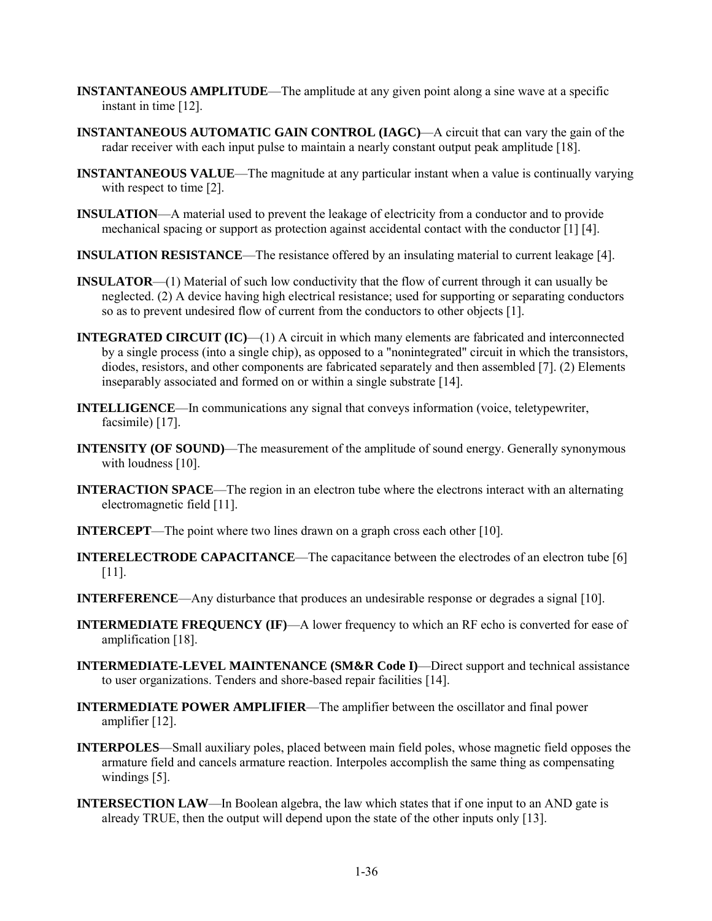**INSTANTANEOUS AMPLITUDE**—The amplitude at any given point along a sine wave at a specific instant in time [12].

**INSTANTANEOUS AUTOMATIC GAIN CONTROL (IAGC)**—A circuit that can vary the gain of the radar receiver with each input pulse to maintain a nearly constant output peak amplitude [18].

**INSTANTANEOUS VALUE**—The magnitude at any particular instant when a value is continually varying with respect to time [2].

**INSULATION**—A material used to prevent the leakage of electricity from a conductor and to provide mechanical spacing or support as protection against accidental contact with the conductor [1] [4].

**INSULATION RESISTANCE**—The resistance offered by an insulating material to current leakage [4].

**INSULATOR**—(1) Material of such low conductivity that the flow of current through it can usually be neglected. (2) A device having high electrical resistance; used for supporting or separating conductors so as to prevent undesired flow of current from the conductors to other objects [1].

**INTEGRATED CIRCUIT (IC)**—(1) A circuit in which many elements are fabricated and interconnected by a single process (into a single chip), as opposed to a "nonintegrated" circuit in which the transistors, diodes, resistors, and other components are fabricated separately and then assembled [7]. (2) Elements inseparably associated and formed on or within a single substrate [14].

**INTELLIGENCE**—In communications any signal that conveys information (voice, teletypewriter, facsimile) [17].

**INTENSITY (OF SOUND)**—The measurement of the amplitude of sound energy. Generally synonymous with loudness [10].

**INTERACTION SPACE**—The region in an electron tube where the electrons interact with an alternating electromagnetic field [11].

**INTERCEPT**—The point where two lines drawn on a graph cross each other [10].

**INTERELECTRODE CAPACITANCE**—The capacitance between the electrodes of an electron tube [6] [11].

**INTERFERENCE**—Any disturbance that produces an undesirable response or degrades a signal [10].

**INTERMEDIATE FREQUENCY (IF)**—A lower frequency to which an RF echo is converted for ease of amplification [18].

**INTERMEDIATE-LEVEL MAINTENANCE (SM&R Code I)**—Direct support and technical assistance to user organizations. Tenders and shore-based repair facilities [14].

**INTERMEDIATE POWER AMPLIFIER**—The amplifier between the oscillator and final power amplifier [12].

**INTERPOLES**—Small auxiliary poles, placed between main field poles, whose magnetic field opposes the armature field and cancels armature reaction. Interpoles accomplish the same thing as compensating windings [5].

**INTERSECTION LAW**—In Boolean algebra, the law which states that if one input to an AND gate is already TRUE, then the output will depend upon the state of the other inputs only [13].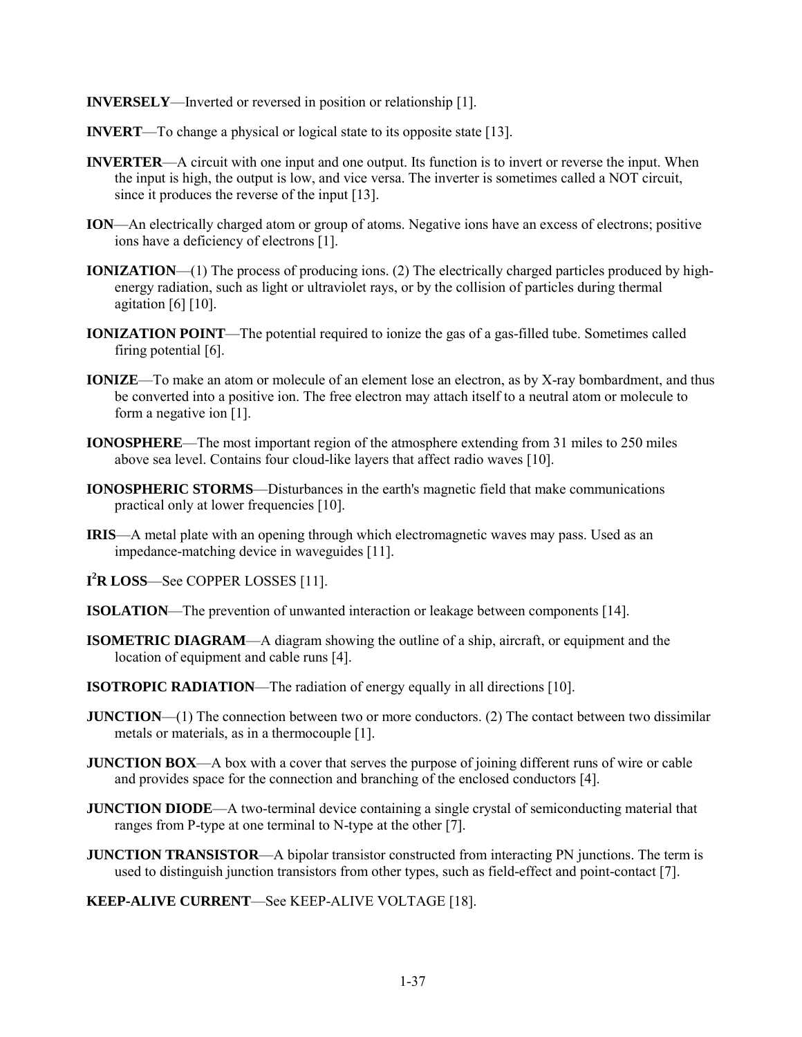**INVERSELY**—Inverted or reversed in position or relationship [1].

**INVERT**—To change a physical or logical state to its opposite state [13].

**INVERTER**—A circuit with one input and one output. Its function is to invert or reverse the input. When the input is high, the output is low, and vice versa. The inverter is sometimes called a NOT circuit, since it produces the reverse of the input [13].

**ION**—An electrically charged atom or group of atoms. Negative ions have an excess of electrons; positive ions have a deficiency of electrons [1].

**IONIZATION**—(1) The process of producing ions. (2) The electrically charged particles produced by high-energy radiation, such as light or ultraviolet rays, or by the collision of particles during thermal agitation [6] [10].

**IONIZATION POINT**—The potential required to ionize the gas of a gas-filled tube. Sometimes called firing potential [6].

**IONIZE**—To make an atom or molecule of an element lose an electron, as by X-ray bombardment, and thus be converted into a positive ion. The free electron may attach itself to a neutral atom or molecule to form a negative ion [1].

**IONOSPHERE**—The most important region of the atmosphere extending from 31 miles to 250 miles above sea level. Contains four cloud-like layers that affect radio waves [10].

**IONOSPHERIC STORMS**—Disturbances in the earth's magnetic field that make communications practical only at lower frequencies [10].

**IRIS**—A metal plate with an opening through which electromagnetic waves may pass. Used as an impedance-matching device in waveguides [11].

**$I^2R$ LOSS**—See COPPER LOSSES [11].

**ISOLATION**—The prevention of unwanted interaction or leakage between components [14].

**ISOMETRIC DIAGRAM**—A diagram showing the outline of a ship, aircraft, or equipment and the location of equipment and cable runs [4].

**ISOTROPIC RADIATION**—The radiation of energy equally in all directions [10].

**JUNCTION**—(1) The connection between two or more conductors. (2) The contact between two dissimilar metals or materials, as in a thermocouple [1].

**JUNCTION BOX**—A box with a cover that serves the purpose of joining different runs of wire or cable and provides space for the connection and branching of the enclosed conductors [4].

**JUNCTION DIODE**—A two-terminal device containing a single crystal of semiconducting material that ranges from P-type at one terminal to N-type at the other [7].

**JUNCTION TRANSISTOR**—A bipolar transistor constructed from interacting PN junctions. The term is used to distinguish junction transistors from other types, such as field-effect and point-contact [7].

**KEEP-ALIVE CURRENT**—See KEEP-ALIVE VOLTAGE [18].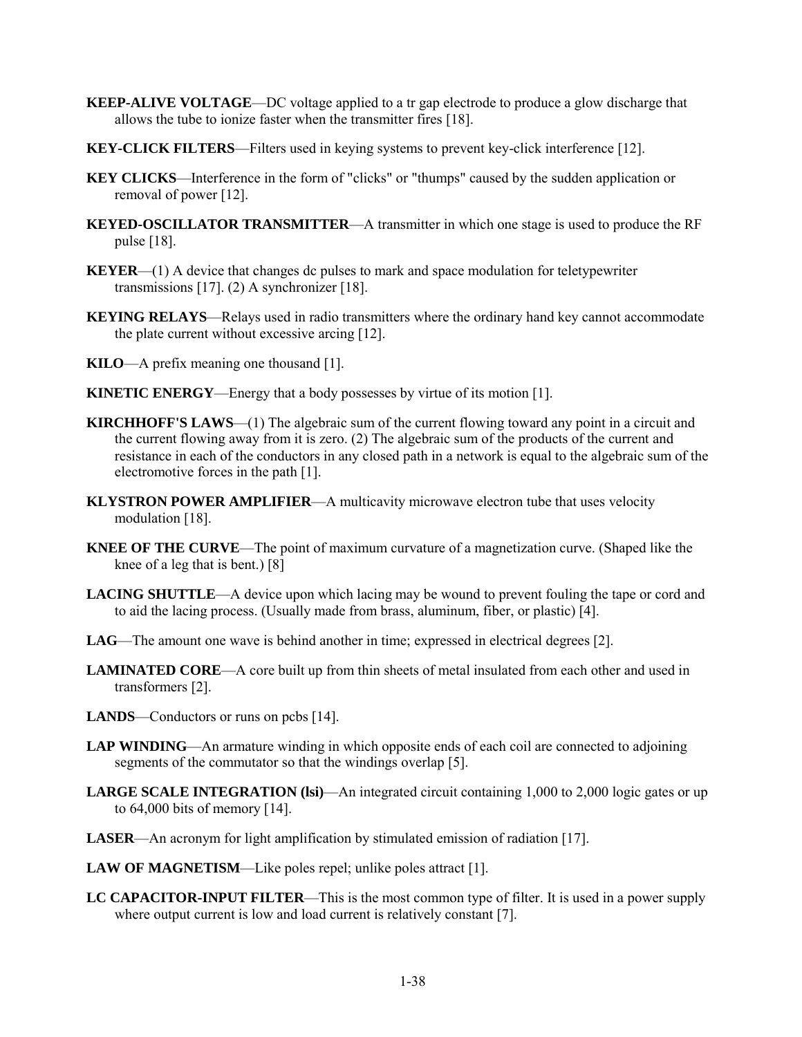**KEEP-ALIVE VOLTAGE**—DC voltage applied to a tr gap electrode to produce a glow discharge that allows the tube to ionize faster when the transmitter fires [18].

**KEY-CLICK FILTERS**—Filters used in keying systems to prevent key-click interference [12].

**KEY CLICKS**—Interference in the form of "clicks" or "thumps" caused by the sudden application or removal of power [12].

**KEYED-OSCILLATOR TRANSMITTER**—A transmitter in which one stage is used to produce the RF pulse [18].

**KEYER**—(1) A device that changes dc pulses to mark and space modulation for teletypewriter transmissions [17]. (2) A synchronizer [18].

**KEYING RELAYS**—Relays used in radio transmitters where the ordinary hand key cannot accommodate the plate current without excessive arcing [12].

**KILO**—A prefix meaning one thousand [1].

**KINETIC ENERGY**—Energy that a body possesses by virtue of its motion [1].

**KIRCHHOFF'S LAWS**—(1) The algebraic sum of the current flowing toward any point in a circuit and the current flowing away from it is zero. (2) The algebraic sum of the products of the current and resistance in each of the conductors in any closed path in a network is equal to the algebraic sum of the electromotive forces in the path [1].

**KLYSTRON POWER AMPLIFIER**—A multicavity microwave electron tube that uses velocity modulation [18].

**KNEE OF THE CURVE**—The point of maximum curvature of a magnetization curve. (Shaped like the knee of a leg that is bent.) [8]

**LACING SHUTTLE**—A device upon which lacing may be wound to prevent fouling the tape or cord and to aid the lacing process. (Usually made from brass, aluminum, fiber, or plastic) [4].

**LAG**—The amount one wave is behind another in time; expressed in electrical degrees [2].

**LAMINATED CORE**—A core built up from thin sheets of metal insulated from each other and used in transformers [2].

**LANDS**—Conductors or runs on pcbs [14].

**LAP WINDING**—An armature winding in which opposite ends of each coil are connected to adjoining segments of the commutator so that the windings overlap [5].

**LARGE SCALE INTEGRATION (lsi)**—An integrated circuit containing 1,000 to 2,000 logic gates or up to 64,000 bits of memory [14].

**LASER**—An acronym for light amplification by stimulated emission of radiation [17].

**LAW OF MAGNETISM**—Like poles repel; unlike poles attract [1].

**LC CAPACITOR-INPUT FILTER**—This is the most common type of filter. It is used in a power supply where output current is low and load current is relatively constant [7].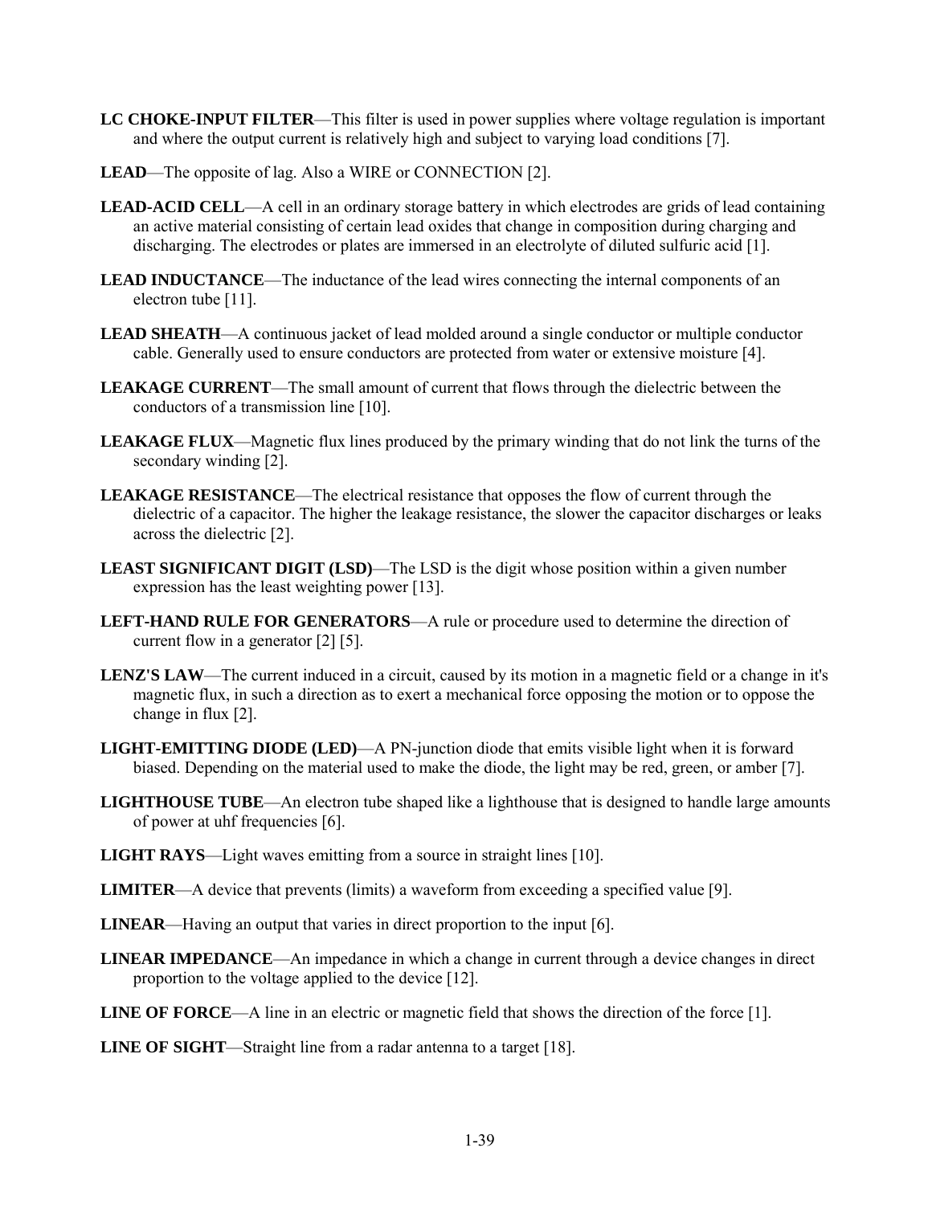**LC CHOKE-INPUT FILTER**—This filter is used in power supplies where voltage regulation is important and where the output current is relatively high and subject to varying load conditions [7].

**LEAD**—The opposite of lag. Also a WIRE or CONNECTION [2].

**LEAD-ACID CELL**—A cell in an ordinary storage battery in which electrodes are grids of lead containing an active material consisting of certain lead oxides that change in composition during charging and discharging. The electrodes or plates are immersed in an electrolyte of diluted sulfuric acid [1].

**LEAD INDUCTANCE**—The inductance of the lead wires connecting the internal components of an electron tube [11].

**LEAD SHEATH**—A continuous jacket of lead molded around a single conductor or multiple conductor cable. Generally used to ensure conductors are protected from water or extensive moisture [4].

**LEAKAGE CURRENT**—The small amount of current that flows through the dielectric between the conductors of a transmission line [10].

**LEAKAGE FLUX**—Magnetic flux lines produced by the primary winding that do not link the turns of the secondary winding [2].

**LEAKAGE RESISTANCE**—The electrical resistance that opposes the flow of current through the dielectric of a capacitor. The higher the leakage resistance, the slower the capacitor discharges or leaks across the dielectric [2].

**LEAST SIGNIFICANT DIGIT (LSD)**—The LSD is the digit whose position within a given number expression has the least weighting power [13].

**LEFT-HAND RULE FOR GENERATORS**—A rule or procedure used to determine the direction of current flow in a generator [2] [5].

**LENZ'S LAW**—The current induced in a circuit, caused by its motion in a magnetic field or a change in it's magnetic flux, in such a direction as to exert a mechanical force opposing the motion or to oppose the change in flux [2].

**LIGHT-EMITTING DIODE (LED)**—A PN-junction diode that emits visible light when it is forward biased. Depending on the material used to make the diode, the light may be red, green, or amber [7].

**LIGHTHOUSE TUBE**—An electron tube shaped like a lighthouse that is designed to handle large amounts of power at uhf frequencies [6].

**LIGHT RAYS**—Light waves emitting from a source in straight lines [10].

**LIMITER**—A device that prevents (limits) a waveform from exceeding a specified value [9].

**LINEAR**—Having an output that varies in direct proportion to the input [6].

**LINEAR IMPEDANCE**—An impedance in which a change in current through a device changes in direct proportion to the voltage applied to the device [12].

**LINE OF FORCE**—A line in an electric or magnetic field that shows the direction of the force [1].

**LINE OF SIGHT**—Straight line from a radar antenna to a target [18].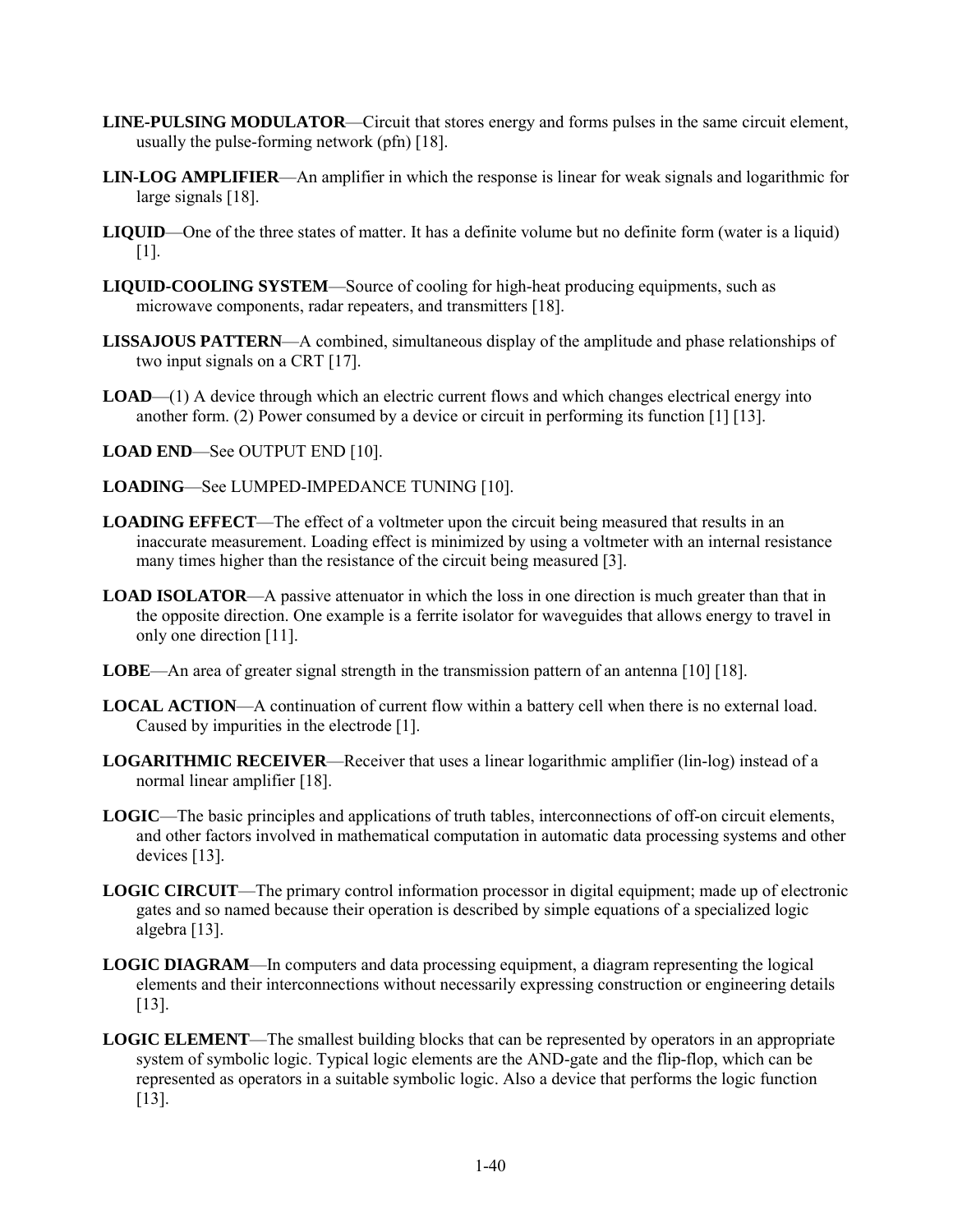**LINE-PULSING MODULATOR**—Circuit that stores energy and forms pulses in the same circuit element, usually the pulse-forming network (pfn) [18].

**LIN-LOG AMPLIFIER**—An amplifier in which the response is linear for weak signals and logarithmic for large signals [18].

**LIQUID**—One of the three states of matter. It has a definite volume but no definite form (water is a liquid) [1].

**LIQUID-COOLING SYSTEM**—Source of cooling for high-heat producing equipments, such as microwave components, radar repeaters, and transmitters [18].

**LISSAJOUS PATTERN**—A combined, simultaneous display of the amplitude and phase relationships of two input signals on a CRT [17].

**LOAD**—(1) A device through which an electric current flows and which changes electrical energy into another form. (2) Power consumed by a device or circuit in performing its function [1] [13].

**LOAD END**—See OUTPUT END [10].

**LOADING**—See LUMPED-IMPEDANCE TUNING [10].

**LOADING EFFECT**—The effect of a voltmeter upon the circuit being measured that results in an inaccurate measurement. Loading effect is minimized by using a voltmeter with an internal resistance many times higher than the resistance of the circuit being measured [3].

**LOAD ISOLATOR**—A passive attenuator in which the loss in one direction is much greater than that in the opposite direction. One example is a ferrite isolator for waveguides that allows energy to travel in only one direction [11].

**LOBE**—An area of greater signal strength in the transmission pattern of an antenna [10] [18].

**LOCAL ACTION**—A continuation of current flow within a battery cell when there is no external load. Caused by impurities in the electrode [1].

**LOGARITHMIC RECEIVER**—Receiver that uses a linear logarithmic amplifier (lin-log) instead of a normal linear amplifier [18].

**LOGIC**—The basic principles and applications of truth tables, interconnections of off-on circuit elements, and other factors involved in mathematical computation in automatic data processing systems and other devices [13].

**LOGIC CIRCUIT**—The primary control information processor in digital equipment; made up of electronic gates and so named because their operation is described by simple equations of a specialized logic algebra [13].

**LOGIC DIAGRAM**—In computers and data processing equipment, a diagram representing the logical elements and their interconnections without necessarily expressing construction or engineering details [13].

**LOGIC ELEMENT**—The smallest building blocks that can be represented by operators in an appropriate system of symbolic logic. Typical logic elements are the AND-gate and the flip-flop, which can be represented as operators in a suitable symbolic logic. Also a device that performs the logic function [13].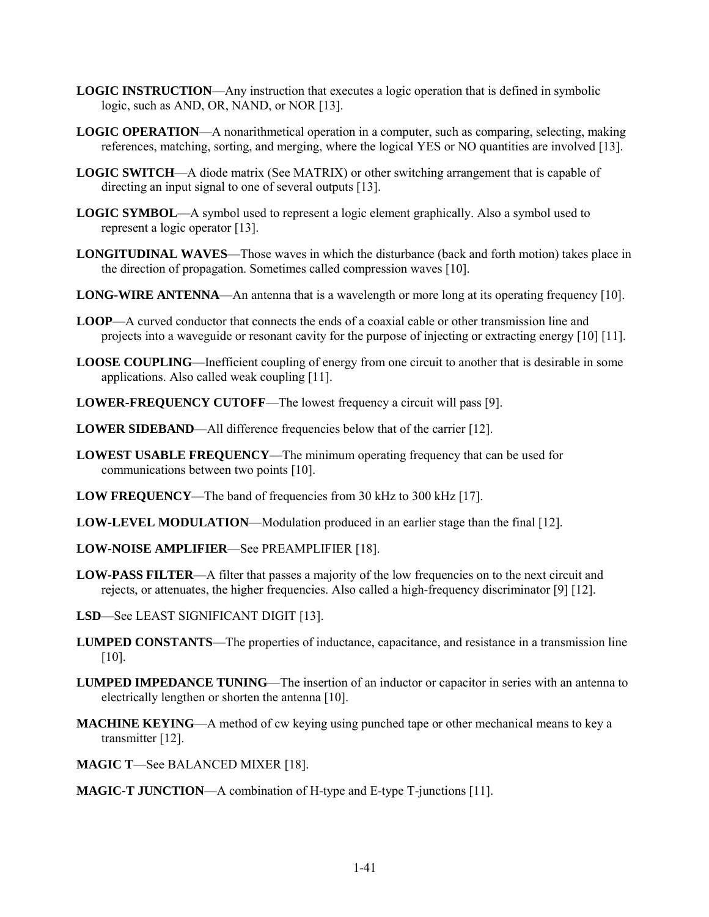**LOGIC INSTRUCTION**—Any instruction that executes a logic operation that is defined in symbolic logic, such as AND, OR, NAND, or NOR [13].

**LOGIC OPERATION**—A nonarithmetical operation in a computer, such as comparing, selecting, making references, matching, sorting, and merging, where the logical YES or NO quantities are involved [13].

**LOGIC SWITCH**—A diode matrix (See MATRIX) or other switching arrangement that is capable of directing an input signal to one of several outputs [13].

**LOGIC SYMBOL**—A symbol used to represent a logic element graphically. Also a symbol used to represent a logic operator [13].

**LONGITUDINAL WAVES**—Those waves in which the disturbance (back and forth motion) takes place in the direction of propagation. Sometimes called compression waves [10].

**LONG-WIRE ANTENNA**—An antenna that is a wavelength or more long at its operating frequency [10].

**LOOP**—A curved conductor that connects the ends of a coaxial cable or other transmission line and projects into a waveguide or resonant cavity for the purpose of injecting or extracting energy [10] [11].

**LOOSE COUPLING**—Inefficient coupling of energy from one circuit to another that is desirable in some applications. Also called weak coupling [11].

**LOWER-FREQUENCY CUTOFF**—The lowest frequency a circuit will pass [9].

**LOWER SIDEBAND**—All difference frequencies below that of the carrier [12].

**LOWEST USABLE FREQUENCY**—The minimum operating frequency that can be used for communications between two points [10].

**LOW FREQUENCY**—The band of frequencies from 30 kHz to 300 kHz [17].

**LOW-LEVEL MODULATION**—Modulation produced in an earlier stage than the final [12].

**LOW-NOISE AMPLIFIER**—See PREAMPLIFIER [18].

**LOW-PASS FILTER**—A filter that passes a majority of the low frequencies on to the next circuit and rejects, or attenuates, the higher frequencies. Also called a high-frequency discriminator [9] [12].

**LSD**—See LEAST SIGNIFICANT DIGIT [13].

**LUMPED CONSTANTS**—The properties of inductance, capacitance, and resistance in a transmission line [10].

**LUMPED IMPEDANCE TUNING**—The insertion of an inductor or capacitor in series with an antenna to electrically lengthen or shorten the antenna [10].

**MACHINE KEYING**—A method of cw keying using punched tape or other mechanical means to key a transmitter [12].

**MAGIC T**—See BALANCED MIXER [18].

**MAGIC-T JUNCTION**—A combination of H-type and E-type T-junctions [11].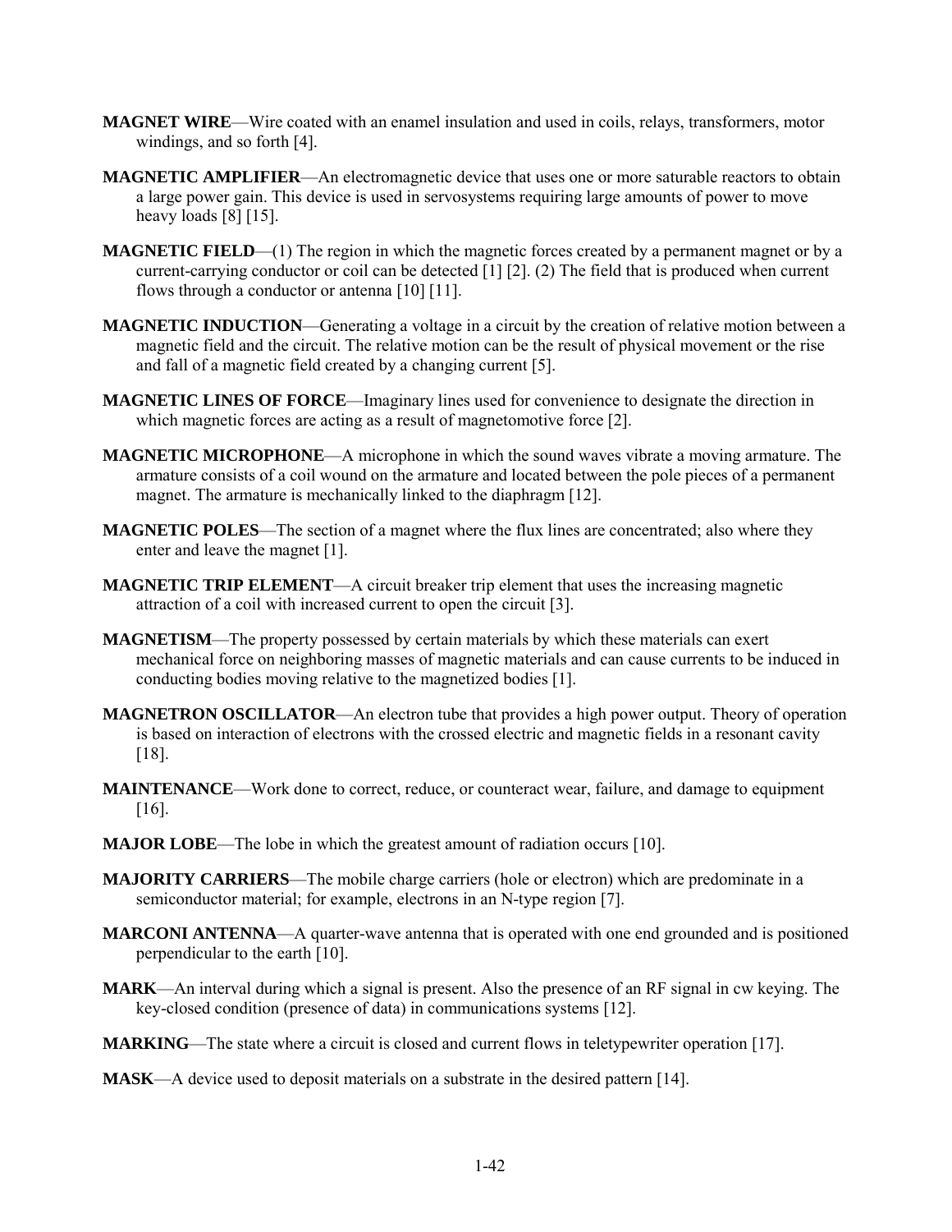**MAGNET WIRE**—Wire coated with an enamel insulation and used in coils, relays, transformers, motor windings, and so forth [4].

**MAGNETIC AMPLIFIER**—An electromagnetic device that uses one or more saturable reactors to obtain a large power gain. This device is used in servosystems requiring large amounts of power to move heavy loads [8] [15].

**MAGNETIC FIELD**—(1) The region in which the magnetic forces created by a permanent magnet or by a current-carrying conductor or coil can be detected [1] [2]. (2) The field that is produced when current flows through a conductor or antenna [10] [11].

**MAGNETIC INDUCTION**—Generating a voltage in a circuit by the creation of relative motion between a magnetic field and the circuit. The relative motion can be the result of physical movement or the rise and fall of a magnetic field created by a changing current [5].

**MAGNETIC LINES OF FORCE**—Imaginary lines used for convenience to designate the direction in which magnetic forces are acting as a result of magnetomotive force [2].

**MAGNETIC MICROPHONE**—A microphone in which the sound waves vibrate a moving armature. The armature consists of a coil wound on the armature and located between the pole pieces of a permanent magnet. The armature is mechanically linked to the diaphragm [12].

**MAGNETIC POLES**—The section of a magnet where the flux lines are concentrated; also where they enter and leave the magnet [1].

**MAGNETIC TRIP ELEMENT**—A circuit breaker trip element that uses the increasing magnetic attraction of a coil with increased current to open the circuit [3].

**MAGNETISM**—The property possessed by certain materials by which these materials can exert mechanical force on neighboring masses of magnetic materials and can cause currents to be induced in conducting bodies moving relative to the magnetized bodies [1].

**MAGNETRON OSCILLATOR**—An electron tube that provides a high power output. Theory of operation is based on interaction of electrons with the crossed electric and magnetic fields in a resonant cavity [18].

**MAINTENANCE**—Work done to correct, reduce, or counteract wear, failure, and damage to equipment [16].

**MAJOR LOBE**—The lobe in which the greatest amount of radiation occurs [10].

**MAJORITY CARRIERS**—The mobile charge carriers (hole or electron) which are predominate in a semiconductor material; for example, electrons in an N-type region [7].

**MARCONI ANTENNA**—A quarter-wave antenna that is operated with one end grounded and is positioned perpendicular to the earth [10].

**MARK**—An interval during which a signal is present. Also the presence of an RF signal in cw keying. The key-closed condition (presence of data) in communications systems [12].

**MARKING**—The state where a circuit is closed and current flows in teletypewriter operation [17].

**MASK**—A device used to deposit materials on a substrate in the desired pattern [14].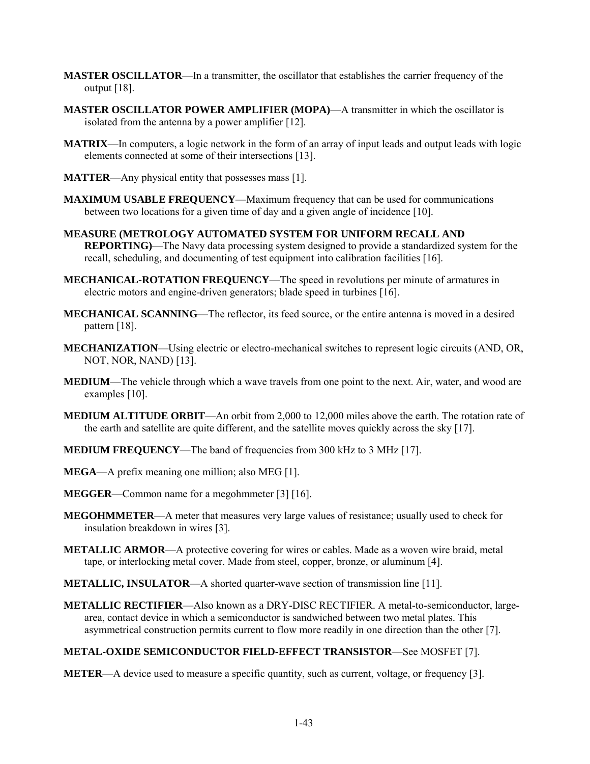**MASTER OSCILLATOR**—In a transmitter, the oscillator that establishes the carrier frequency of the output [18].

**MASTER OSCILLATOR POWER AMPLIFIER (MOPA)**—A transmitter in which the oscillator is isolated from the antenna by a power amplifier [12].

**MATRIX**—In computers, a logic network in the form of an array of input leads and output leads with logic elements connected at some of their intersections [13].

**MATTER**—Any physical entity that possesses mass [1].

**MAXIMUM USABLE FREQUENCY**—Maximum frequency that can be used for communications between two locations for a given time of day and a given angle of incidence [10].

**MEASURE (METROLOGY AUTOMATED SYSTEM FOR UNIFORM RECALL AND REPORTING)**—The Navy data processing system designed to provide a standardized system for the recall, scheduling, and documenting of test equipment into calibration facilities [16].

**MECHANICAL-ROTATION FREQUENCY**—The speed in revolutions per minute of armatures in electric motors and engine-driven generators; blade speed in turbines [16].

**MECHANICAL SCANNING**—The reflector, its feed source, or the entire antenna is moved in a desired pattern [18].

**MECHANIZATION**—Using electric or electro-mechanical switches to represent logic circuits (AND, OR, NOT, NOR, NAND) [13].

**MEDIUM**—The vehicle through which a wave travels from one point to the next. Air, water, and wood are examples [10].

**MEDIUM ALTITUDE ORBIT**—An orbit from 2,000 to 12,000 miles above the earth. The rotation rate of the earth and satellite are quite different, and the satellite moves quickly across the sky [17].

**MEDIUM FREQUENCY**—The band of frequencies from 300 kHz to 3 MHz [17].

**MEGA**—A prefix meaning one million; also MEG [1].

**MEGGER**—Common name for a megohmmeter [3] [16].

**MEGOHMMETER**—A meter that measures very large values of resistance; usually used to check for insulation breakdown in wires [3].

**METALLIC ARMOR**—A protective covering for wires or cables. Made as a woven wire braid, metal tape, or interlocking metal cover. Made from steel, copper, bronze, or aluminum [4].

**METALLIC, INSULATOR**—A shorted quarter-wave section of transmission line [11].

**METALLIC RECTIFIER**—Also known as a DRY-DISC RECTIFIER. A metal-to-semiconductor, large-area, contact device in which a semiconductor is sandwiched between two metal plates. This asymmetrical construction permits current to flow more readily in one direction than the other [7].

**METAL-OXIDE SEMICONDUCTOR FIELD-EFFECT TRANSISTOR**—See MOSFET [7].

**METER**—A device used to measure a specific quantity, such as current, voltage, or frequency [3].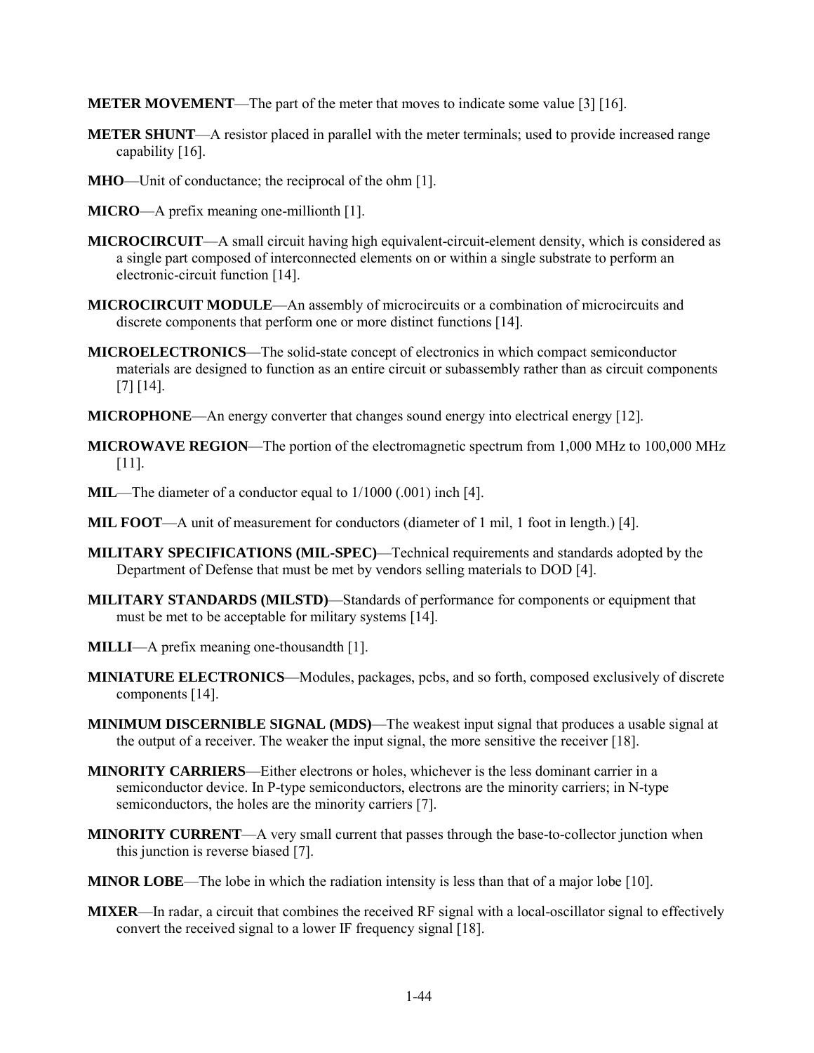**METER MOVEMENT**—The part of the meter that moves to indicate some value [3] [16].

**METER SHUNT**—A resistor placed in parallel with the meter terminals; used to provide increased range capability [16].

**MHO**—Unit of conductance; the reciprocal of the ohm [1].

**MICRO**—A prefix meaning one-millionth [1].

**MICROCIRCUIT**—A small circuit having high equivalent-circuit-element density, which is considered as a single part composed of interconnected elements on or within a single substrate to perform an electronic-circuit function [14].

**MICROCIRCUIT MODULE**—An assembly of microcircuits or a combination of microcircuits and discrete components that perform one or more distinct functions [14].

**MICROELECTRONICS**—The solid-state concept of electronics in which compact semiconductor materials are designed to function as an entire circuit or subassembly rather than as circuit components [7] [14].

**MICROPHONE**—An energy converter that changes sound energy into electrical energy [12].

**MICROWAVE REGION**—The portion of the electromagnetic spectrum from 1,000 MHz to 100,000 MHz [11].

**MIL**—The diameter of a conductor equal to 1/1000 (.001) inch [4].

**MIL FOOT**—A unit of measurement for conductors (diameter of 1 mil, 1 foot in length.) [4].

**MILITARY SPECIFICATIONS (MIL-SPEC)**—Technical requirements and standards adopted by the Department of Defense that must be met by vendors selling materials to DOD [4].

**MILITARY STANDARDS (MILSTD)**—Standards of performance for components or equipment that must be met to be acceptable for military systems [14].

**MILLI**—A prefix meaning one-thousandth [1].

**MINIATURE ELECTRONICS**—Modules, packages, pcbs, and so forth, composed exclusively of discrete components [14].

**MINIMUM DISCERNIBLE SIGNAL (MDS)**—The weakest input signal that produces a usable signal at the output of a receiver. The weaker the input signal, the more sensitive the receiver [18].

**MINORITY CARRIERS**—Either electrons or holes, whichever is the less dominant carrier in a semiconductor device. In P-type semiconductors, electrons are the minority carriers; in N-type semiconductors, the holes are the minority carriers [7].

**MINORITY CURRENT**—A very small current that passes through the base-to-collector junction when this junction is reverse biased [7].

**MINOR LOBE**—The lobe in which the radiation intensity is less than that of a major lobe [10].

**MIXER**—In radar, a circuit that combines the received RF signal with a local-oscillator signal to effectively convert the received signal to a lower IF frequency signal [18].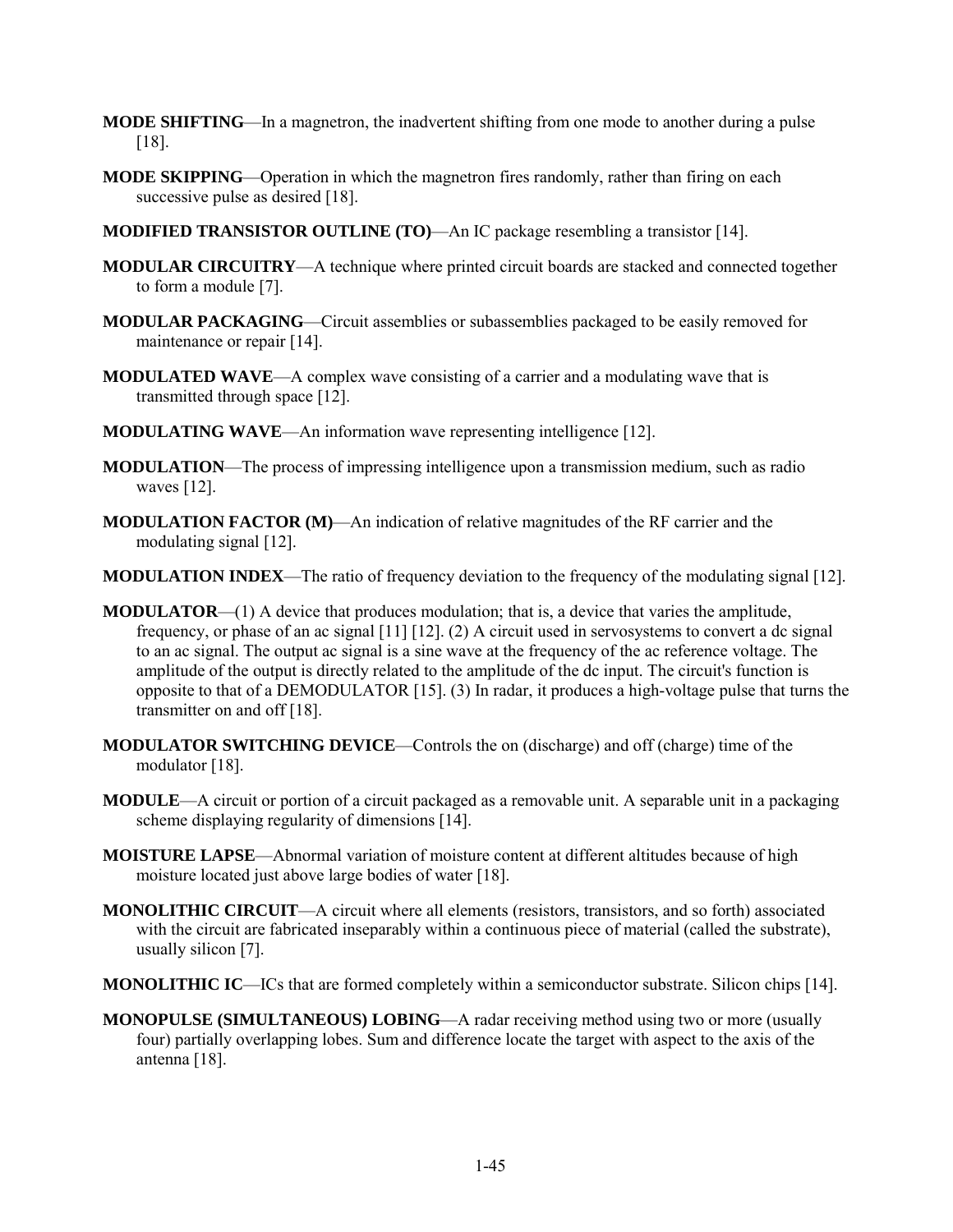**MODE SHIFTING**—In a magnetron, the inadvertent shifting from one mode to another during a pulse [18].

**MODE SKIPPING**—Operation in which the magnetron fires randomly, rather than firing on each successive pulse as desired [18].

**MODIFIED TRANSISTOR OUTLINE (TO)**—An IC package resembling a transistor [14].

**MODULAR CIRCUITRY**—A technique where printed circuit boards are stacked and connected together to form a module [7].

**MODULAR PACKAGING**—Circuit assemblies or subassemblies packaged to be easily removed for maintenance or repair [14].

**MODULATED WAVE**—A complex wave consisting of a carrier and a modulating wave that is transmitted through space [12].

**MODULATING WAVE**—An information wave representing intelligence [12].

**MODULATION**—The process of impressing intelligence upon a transmission medium, such as radio waves [12].

**MODULATION FACTOR (M)**—An indication of relative magnitudes of the RF carrier and the modulating signal [12].

**MODULATION INDEX**—The ratio of frequency deviation to the frequency of the modulating signal [12].

**MODULATOR**—(1) A device that produces modulation; that is, a device that varies the amplitude, frequency, or phase of an ac signal [11] [12]. (2) A circuit used in servosystems to convert a dc signal to an ac signal. The output ac signal is a sine wave at the frequency of the ac reference voltage. The amplitude of the output is directly related to the amplitude of the dc input. The circuit's function is opposite to that of a DEMODULATOR [15]. (3) In radar, it produces a high-voltage pulse that turns the transmitter on and off [18].

**MODULATOR SWITCHING DEVICE**—Controls the on (discharge) and off (charge) time of the modulator [18].

**MODULE**—A circuit or portion of a circuit packaged as a removable unit. A separable unit in a packaging scheme displaying regularity of dimensions [14].

**MOISTURE LAPSE**—Abnormal variation of moisture content at different altitudes because of high moisture located just above large bodies of water [18].

**MONOLITHIC CIRCUIT**—A circuit where all elements (resistors, transistors, and so forth) associated with the circuit are fabricated inseparably within a continuous piece of material (called the substrate), usually silicon [7].

**MONOLITHIC IC**—ICs that are formed completely within a semiconductor substrate. Silicon chips [14].

**MONOPULSE (SIMULTANEOUS) LOBING**—A radar receiving method using two or more (usually four) partially overlapping lobes. Sum and difference locate the target with aspect to the axis of the antenna [18].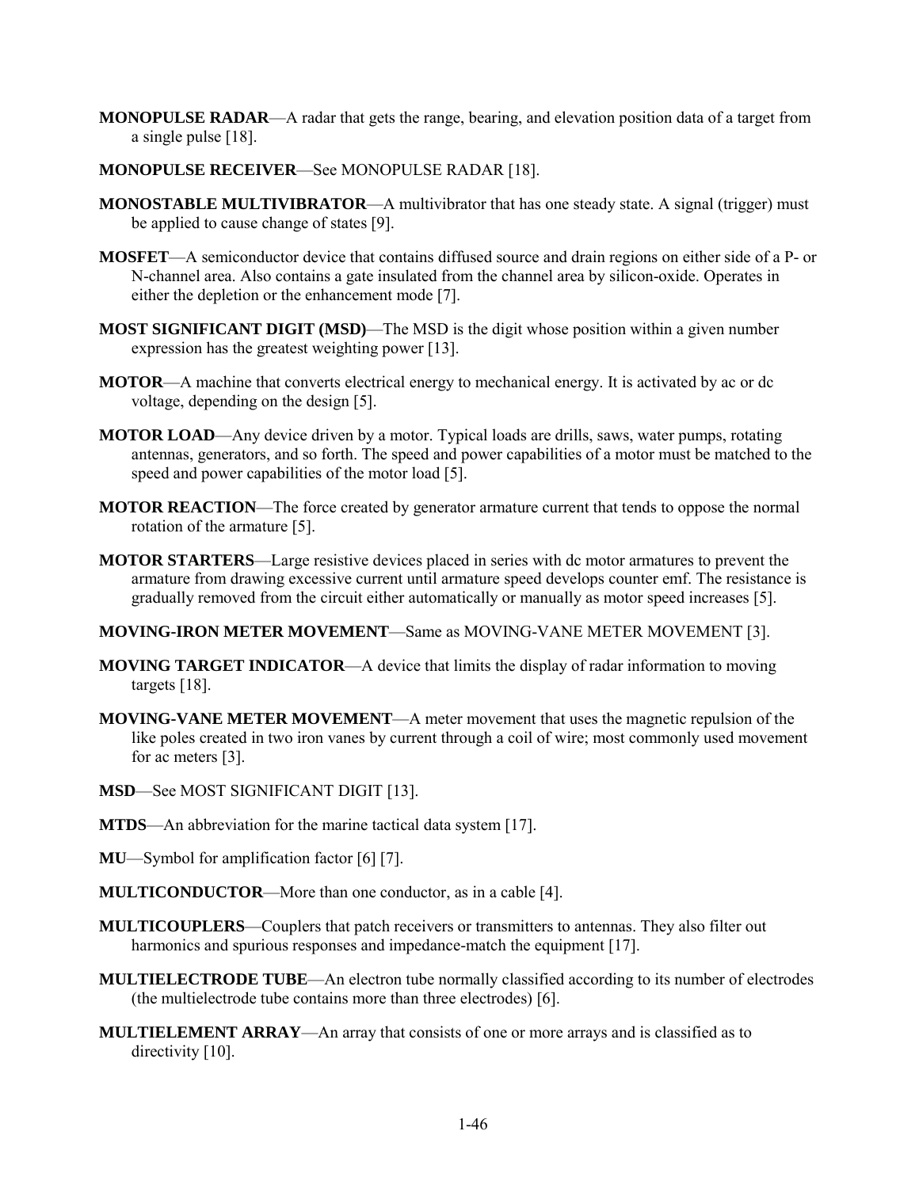**MONOPULSE RADAR**—A radar that gets the range, bearing, and elevation position data of a target from a single pulse [18].

**MONOPULSE RECEIVER**—See MONOPULSE RADAR [18].

**MONOSTABLE MULTIVIBRATOR**—A multivibrator that has one steady state. A signal (trigger) must be applied to cause change of states [9].

**MOSFET**—A semiconductor device that contains diffused source and drain regions on either side of a P- or N-channel area. Also contains a gate insulated from the channel area by silicon-oxide. Operates in either the depletion or the enhancement mode [7].

**MOST SIGNIFICANT DIGIT (MSD)**—The MSD is the digit whose position within a given number expression has the greatest weighting power [13].

**MOTOR**—A machine that converts electrical energy to mechanical energy. It is activated by ac or dc voltage, depending on the design [5].

**MOTOR LOAD**—Any device driven by a motor. Typical loads are drills, saws, water pumps, rotating antennas, generators, and so forth. The speed and power capabilities of a motor must be matched to the speed and power capabilities of the motor load [5].

**MOTOR REACTION**—The force created by generator armature current that tends to oppose the normal rotation of the armature [5].

**MOTOR STARTERS**—Large resistive devices placed in series with dc motor armatures to prevent the armature from drawing excessive current until armature speed develops counter emf. The resistance is gradually removed from the circuit either automatically or manually as motor speed increases [5].

**MOVING-IRON METER MOVEMENT**—Same as MOVING-VANE METER MOVEMENT [3].

**MOVING TARGET INDICATOR**—A device that limits the display of radar information to moving targets [18].

**MOVING-VANE METER MOVEMENT**—A meter movement that uses the magnetic repulsion of the like poles created in two iron vanes by current through a coil of wire; most commonly used movement for ac meters [3].

**MSD**—See MOST SIGNIFICANT DIGIT [13].

**MTDS**—An abbreviation for the marine tactical data system [17].

**MU**—Symbol for amplification factor [6] [7].

**MULTICONDUCTOR**—More than one conductor, as in a cable [4].

**MULTICOUPLERS**—Couplers that patch receivers or transmitters to antennas. They also filter out harmonics and spurious responses and impedance-match the equipment [17].

**MULTIELECTRODE TUBE**—An electron tube normally classified according to its number of electrodes (the multielectrode tube contains more than three electrodes) [6].

**MULTIELEMENT ARRAY**—An array that consists of one or more arrays and is classified as to directivity [10].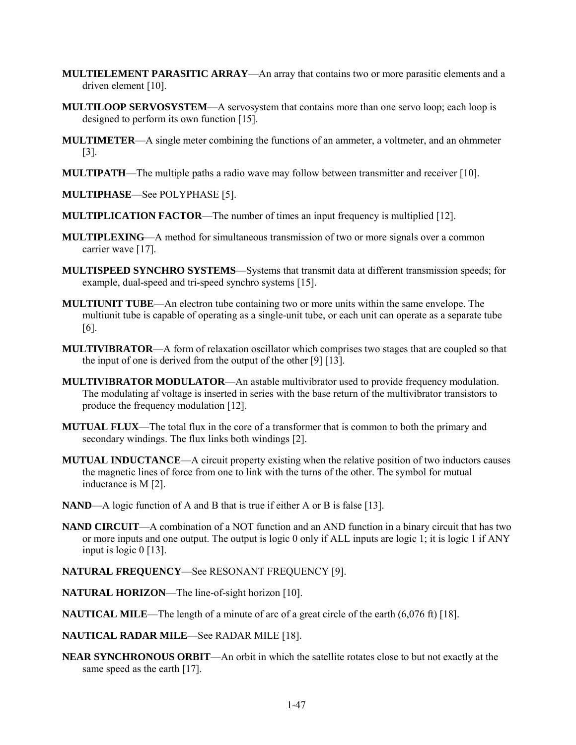**MULTIELEMENT PARASITIC ARRAY**—An array that contains two or more parasitic elements and a driven element [10].

**MULTILOOP SERVOSYSTEM**—A servosystem that contains more than one servo loop; each loop is designed to perform its own function [15].

**MULTIMETER**—A single meter combining the functions of an ammeter, a voltmeter, and an ohmmeter [3].

**MULTIPATH**—The multiple paths a radio wave may follow between transmitter and receiver [10].

**MULTIPHASE**—See POLYPHASE [5].

**MULTIPLICATION FACTOR**—The number of times an input frequency is multiplied [12].

**MULTIPLEXING**—A method for simultaneous transmission of two or more signals over a common carrier wave [17].

**MULTISPEED SYNCHRO SYSTEMS**—Systems that transmit data at different transmission speeds; for example, dual-speed and tri-speed synchro systems [15].

**MULTIUNIT TUBE**—An electron tube containing two or more units within the same envelope. The multiunit tube is capable of operating as a single-unit tube, or each unit can operate as a separate tube [6].

**MULTIVIBRATOR**—A form of relaxation oscillator which comprises two stages that are coupled so that the input of one is derived from the output of the other [9] [13].

**MULTIVIBRATOR MODULATOR**—An astable multivibrator used to provide frequency modulation. The modulating af voltage is inserted in series with the base return of the multivibrator transistors to produce the frequency modulation [12].

**MUTUAL FLUX**—The total flux in the core of a transformer that is common to both the primary and secondary windings. The flux links both windings [2].

**MUTUAL INDUCTANCE**—A circuit property existing when the relative position of two inductors causes the magnetic lines of force from one to link with the turns of the other. The symbol for mutual inductance is M [2].

**NAND**—A logic function of A and B that is true if either A or B is false [13].

**NAND CIRCUIT**—A combination of a NOT function and an AND function in a binary circuit that has two or more inputs and one output. The output is logic 0 only if ALL inputs are logic 1; it is logic 1 if ANY input is logic 0 [13].

**NATURAL FREQUENCY**—See RESONANT FREQUENCY [9].

**NATURAL HORIZON**—The line-of-sight horizon [10].

**NAUTICAL MILE**—The length of a minute of arc of a great circle of the earth (6,076 ft) [18].

**NAUTICAL RADAR MILE**—See RADAR MILE [18].

**NEAR SYNCHRONOUS ORBIT**—An orbit in which the satellite rotates close to but not exactly at the same speed as the earth [17].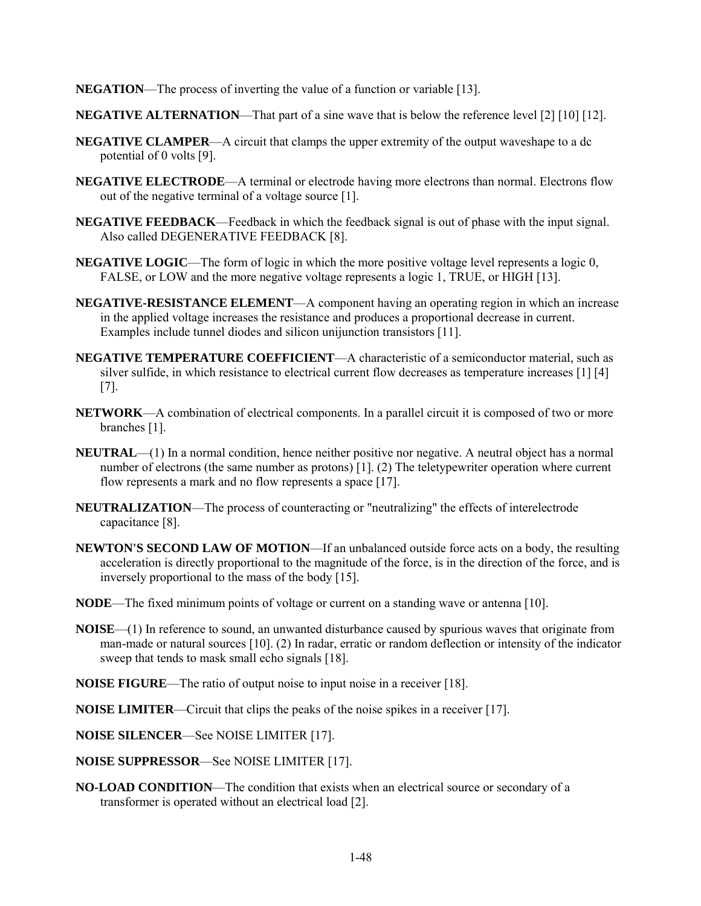**NEGATION**—The process of inverting the value of a function or variable [13].

**NEGATIVE ALTERNATION**—That part of a sine wave that is below the reference level [2] [10] [12].

**NEGATIVE CLAMPER**—A circuit that clamps the upper extremity of the output waveshape to a dc potential of 0 volts [9].

**NEGATIVE ELECTRODE**—A terminal or electrode having more electrons than normal. Electrons flow out of the negative terminal of a voltage source [1].

**NEGATIVE FEEDBACK**—Feedback in which the feedback signal is out of phase with the input signal. Also called DEGENERATIVE FEEDBACK [8].

**NEGATIVE LOGIC**—The form of logic in which the more positive voltage level represents a logic 0, FALSE, or LOW and the more negative voltage represents a logic 1, TRUE, or HIGH [13].

**NEGATIVE-RESISTANCE ELEMENT**—A component having an operating region in which an increase in the applied voltage increases the resistance and produces a proportional decrease in current. Examples include tunnel diodes and silicon unijunction transistors [11].

**NEGATIVE TEMPERATURE COEFFICIENT**—A characteristic of a semiconductor material, such as silver sulfide, in which resistance to electrical current flow decreases as temperature increases [1] [4] [7].

**NETWORK**—A combination of electrical components. In a parallel circuit it is composed of two or more branches [1].

**NEUTRAL**—(1) In a normal condition, hence neither positive nor negative. A neutral object has a normal number of electrons (the same number as protons) [1]. (2) The teletypewriter operation where current flow represents a mark and no flow represents a space [17].

**NEUTRALIZATION**—The process of counteracting or "neutralizing" the effects of interelectrode capacitance [8].

**NEWTON'S SECOND LAW OF MOTION**—If an unbalanced outside force acts on a body, the resulting acceleration is directly proportional to the magnitude of the force, is in the direction of the force, and is inversely proportional to the mass of the body [15].

**NODE**—The fixed minimum points of voltage or current on a standing wave or antenna [10].

**NOISE**—(1) In reference to sound, an unwanted disturbance caused by spurious waves that originate from man-made or natural sources [10]. (2) In radar, erratic or random deflection or intensity of the indicator sweep that tends to mask small echo signals [18].

**NOISE FIGURE**—The ratio of output noise to input noise in a receiver [18].

**NOISE LIMITER**—Circuit that clips the peaks of the noise spikes in a receiver [17].

**NOISE SILENCER**—See NOISE LIMITER [17].

**NOISE SUPPRESSOR**—See NOISE LIMITER [17].

**NO-LOAD CONDITION**—The condition that exists when an electrical source or secondary of a transformer is operated without an electrical load [2].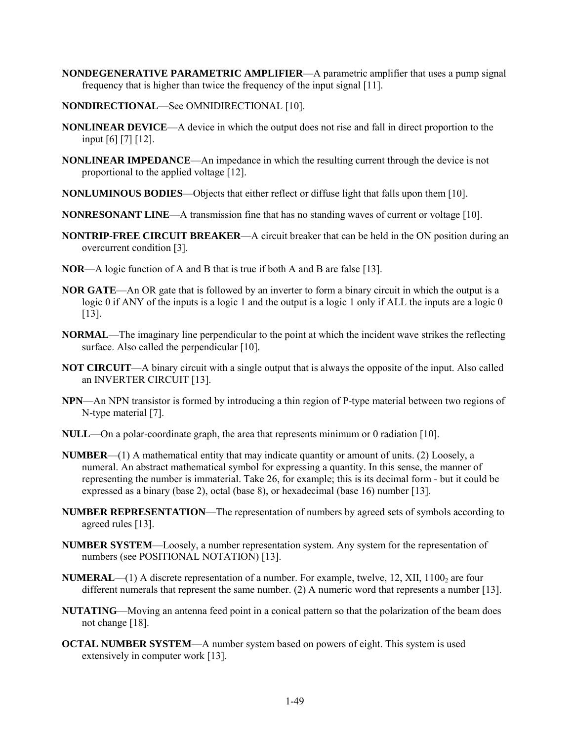**NONDEGENERATIVE PARAMETRIC AMPLIFIER**—A parametric amplifier that uses a pump signal frequency that is higher than twice the frequency of the input signal [11].

**NONDIRECTIONAL**—See OMNIDIRECTIONAL [10].

**NONLINEAR DEVICE**—A device in which the output does not rise and fall in direct proportion to the input [6] [7] [12].

**NONLINEAR IMPEDANCE**—An impedance in which the resulting current through the device is not proportional to the applied voltage [12].

**NONLUMINOUS BODIES**—Objects that either reflect or diffuse light that falls upon them [10].

**NONRESONANT LINE**—A transmission fine that has no standing waves of current or voltage [10].

**NONTRIP-FREE CIRCUIT BREAKER**—A circuit breaker that can be held in the ON position during an overcurrent condition [3].

**NOR**—A logic function of A and B that is true if both A and B are false [13].

**NOR GATE**—An OR gate that is followed by an inverter to form a binary circuit in which the output is a logic 0 if ANY of the inputs is a logic 1 and the output is a logic 1 only if ALL the inputs are a logic 0 [13].

**NORMAL**—The imaginary line perpendicular to the point at which the incident wave strikes the reflecting surface. Also called the perpendicular [10].

**NOT CIRCUIT**—A binary circuit with a single output that is always the opposite of the input. Also called an INVERTER CIRCUIT [13].

**NPN**—An NPN transistor is formed by introducing a thin region of P-type material between two regions of N-type material [7].

**NULL**—On a polar-coordinate graph, the area that represents minimum or 0 radiation [10].

**NUMBER**—(1) A mathematical entity that may indicate quantity or amount of units. (2) Loosely, a numeral. An abstract mathematical symbol for expressing a quantity. In this sense, the manner of representing the number is immaterial. Take 26, for example; this is its decimal form - but it could be expressed as a binary (base 2), octal (base 8), or hexadecimal (base 16) number [13].

**NUMBER REPRESENTATION**—The representation of numbers by agreed sets of symbols according to agreed rules [13].

**NUMBER SYSTEM**—Loosely, a number representation system. Any system for the representation of numbers (see POSITIONAL NOTATION) [13].

**NUMERAL**—(1) A discrete representation of a number. For example, twelve, 12, XII, $1100_2$ are four different numerals that represent the same number. (2) A numeric word that represents a number [13].

**NUTATING**—Moving an antenna feed point in a conical pattern so that the polarization of the beam does not change [18].

**OCTAL NUMBER SYSTEM**—A number system based on powers of eight. This system is used extensively in computer work [13].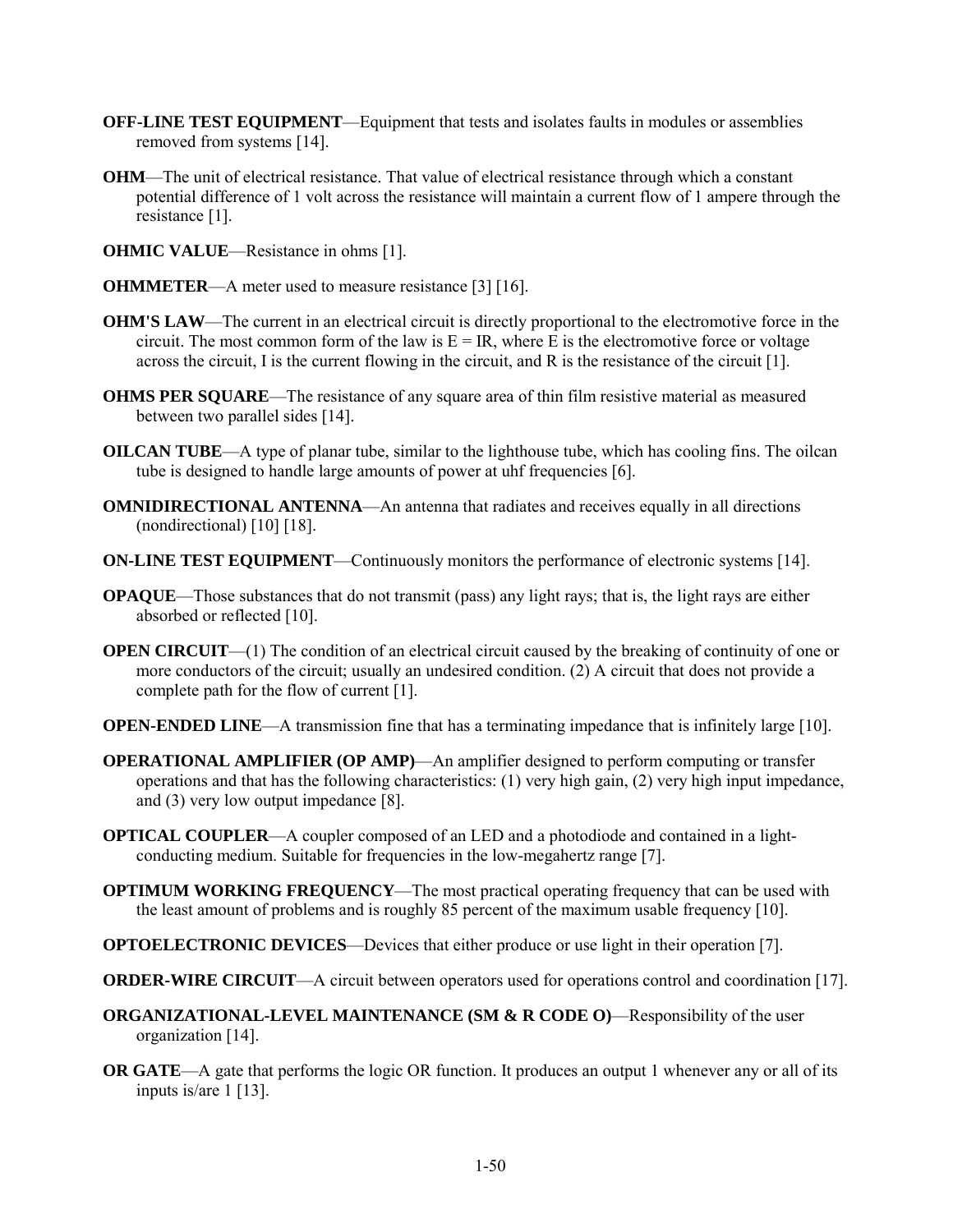**OFF-LINE TEST EQUIPMENT**—Equipment that tests and isolates faults in modules or assemblies removed from systems [14].

**OHM**—The unit of electrical resistance. That value of electrical resistance through which a constant potential difference of 1 volt across the resistance will maintain a current flow of 1 ampere through the resistance [1].

**OHMIC VALUE**—Resistance in ohms [1].

**OHMMETER**—A meter used to measure resistance [3] [16].

**OHM'S LAW**—The current in an electrical circuit is directly proportional to the electromotive force in the circuit. The most common form of the law is $E = IR$, where E is the electromotive force or voltage across the circuit, I is the current flowing in the circuit, and R is the resistance of the circuit [1].

**OHMS PER SQUARE**—The resistance of any square area of thin film resistive material as measured between two parallel sides [14].

**OILCAN TUBE**—A type of planar tube, similar to the lighthouse tube, which has cooling fins. The oilcan tube is designed to handle large amounts of power at uhf frequencies [6].

**OMNIDIRECTIONAL ANTENNA**—An antenna that radiates and receives equally in all directions (nondirectional) [10] [18].

**ON-LINE TEST EQUIPMENT**—Continuously monitors the performance of electronic systems [14].

**OPAQUE**—Those substances that do not transmit (pass) any light rays; that is, the light rays are either absorbed or reflected [10].

**OPEN CIRCUIT**—(1) The condition of an electrical circuit caused by the breaking of continuity of one or more conductors of the circuit; usually an undesired condition. (2) A circuit that does not provide a complete path for the flow of current [1].

**OPEN-ENDED LINE**—A transmission fine that has a terminating impedance that is infinitely large [10].

**OPERATIONAL AMPLIFIER (OP AMP)**—An amplifier designed to perform computing or transfer operations and that has the following characteristics: (1) very high gain, (2) very high input impedance, and (3) very low output impedance [8].

**OPTICAL COUPLER**—A coupler composed of an LED and a photodiode and contained in a light-conducting medium. Suitable for frequencies in the low-megahertz range [7].

**OPTIMUM WORKING FREQUENCY**—The most practical operating frequency that can be used with the least amount of problems and is roughly 85 percent of the maximum usable frequency [10].

**OPTOELECTRONIC DEVICES**—Devices that either produce or use light in their operation [7].

**ORDER-WIRE CIRCUIT**—A circuit between operators used for operations control and coordination [17].

**ORGANIZATIONAL-LEVEL MAINTENANCE (SM & R CODE O)**—Responsibility of the user organization [14].

**OR GATE**—A gate that performs the logic OR function. It produces an output 1 whenever any or all of its inputs is/are 1 [13].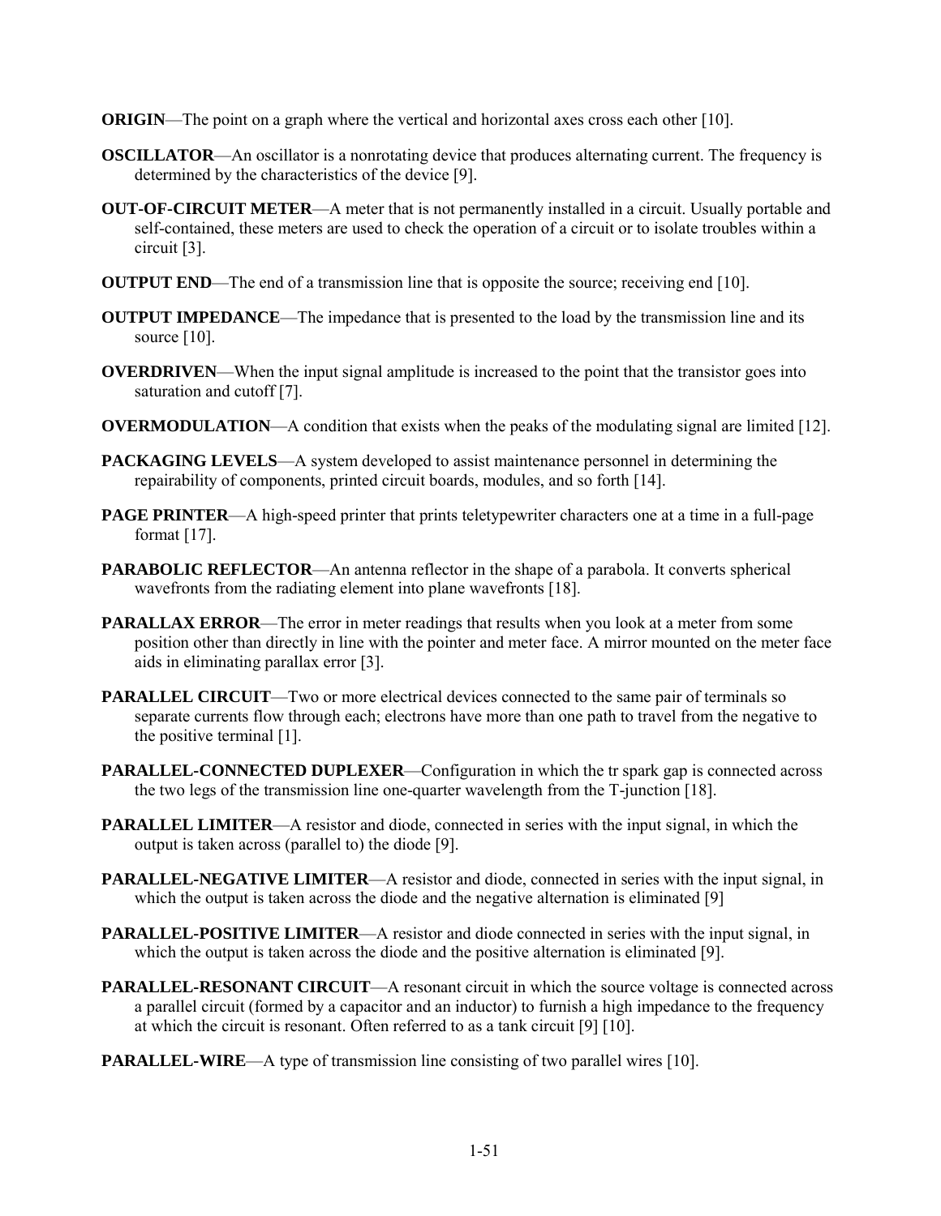**ORIGIN**—The point on a graph where the vertical and horizontal axes cross each other [10].

**OSCILLATOR**—An oscillator is a nonrotating device that produces alternating current. The frequency is determined by the characteristics of the device [9].

**OUT-OF-CIRCUIT METER**—A meter that is not permanently installed in a circuit. Usually portable and self-contained, these meters are used to check the operation of a circuit or to isolate troubles within a circuit [3].

**OUTPUT END**—The end of a transmission line that is opposite the source; receiving end [10].

**OUTPUT IMPEDANCE**—The impedance that is presented to the load by the transmission line and its source [10].

**OVERDRIVEN**—When the input signal amplitude is increased to the point that the transistor goes into saturation and cutoff [7].

**OVERMODULATION**—A condition that exists when the peaks of the modulating signal are limited [12].

**PACKAGING LEVELS**—A system developed to assist maintenance personnel in determining the repairability of components, printed circuit boards, modules, and so forth [14].

**PAGE PRINTER**—A high-speed printer that prints teletypewriter characters one at a time in a full-page format [17].

**PARABOLIC REFLECTOR**—An antenna reflector in the shape of a parabola. It converts spherical wavefronts from the radiating element into plane wavefronts [18].

**PARALLAX ERROR**—The error in meter readings that results when you look at a meter from some position other than directly in line with the pointer and meter face. A mirror mounted on the meter face aids in eliminating parallax error [3].

**PARALLEL CIRCUIT**—Two or more electrical devices connected to the same pair of terminals so separate currents flow through each; electrons have more than one path to travel from the negative to the positive terminal [1].

**PARALLEL-CONNECTED DUPLEXER**—Configuration in which the tr spark gap is connected across the two legs of the transmission line one-quarter wavelength from the T-junction [18].

**PARALLEL LIMITER**—A resistor and diode, connected in series with the input signal, in which the output is taken across (parallel to) the diode [9].

**PARALLEL-NEGATIVE LIMITER**—A resistor and diode, connected in series with the input signal, in which the output is taken across the diode and the negative alternation is eliminated [9]

**PARALLEL-POSITIVE LIMITER**—A resistor and diode connected in series with the input signal, in which the output is taken across the diode and the positive alternation is eliminated [9].

**PARALLEL-RESONANT CIRCUIT**—A resonant circuit in which the source voltage is connected across a parallel circuit (formed by a capacitor and an inductor) to furnish a high impedance to the frequency at which the circuit is resonant. Often referred to as a tank circuit [9] [10].

**PARALLEL-WIRE**—A type of transmission line consisting of two parallel wires [10].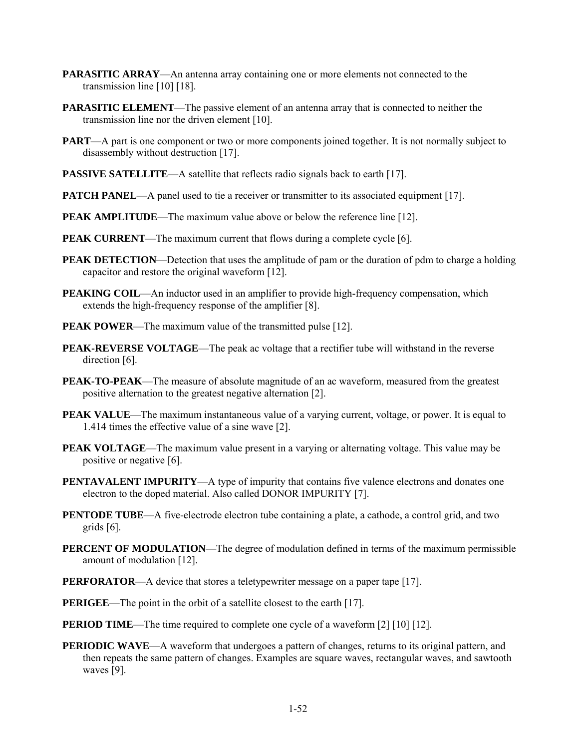**PARASITIC ARRAY**—An antenna array containing one or more elements not connected to the transmission line [10] [18].

**PARASITIC ELEMENT**—The passive element of an antenna array that is connected to neither the transmission line nor the driven element [10].

**PART**—A part is one component or two or more components joined together. It is not normally subject to disassembly without destruction [17].

**PASSIVE SATELLITE**—A satellite that reflects radio signals back to earth [17].

**PATCH PANEL**—A panel used to tie a receiver or transmitter to its associated equipment [17].

**PEAK AMPLITUDE**—The maximum value above or below the reference line [12].

**PEAK CURRENT**—The maximum current that flows during a complete cycle [6].

**PEAK DETECTION**—Detection that uses the amplitude of pam or the duration of pdm to charge a holding capacitor and restore the original waveform [12].

**PEAKING COIL**—An inductor used in an amplifier to provide high-frequency compensation, which extends the high-frequency response of the amplifier [8].

**PEAK POWER**—The maximum value of the transmitted pulse [12].

**PEAK-REVERSE VOLTAGE**—The peak ac voltage that a rectifier tube will withstand in the reverse direction [6].

**PEAK-TO-PEAK**—The measure of absolute magnitude of an ac waveform, measured from the greatest positive alternation to the greatest negative alternation [2].

**PEAK VALUE**—The maximum instantaneous value of a varying current, voltage, or power. It is equal to 1.414 times the effective value of a sine wave [2].

**PEAK VOLTAGE**—The maximum value present in a varying or alternating voltage. This value may be positive or negative [6].

**PENTAVALENT IMPURITY**—A type of impurity that contains five valence electrons and donates one electron to the doped material. Also called DONOR IMPURITY [7].

**PENTODE TUBE**—A five-electrode electron tube containing a plate, a cathode, a control grid, and two grids [6].

**PERCENT OF MODULATION**—The degree of modulation defined in terms of the maximum permissible amount of modulation [12].

**PERFORATOR**—A device that stores a teletypewriter message on a paper tape [17].

**PERIGEE**—The point in the orbit of a satellite closest to the earth [17].

**PERIOD TIME**—The time required to complete one cycle of a waveform [2] [10] [12].

**PERIODIC WAVE**—A waveform that undergoes a pattern of changes, returns to its original pattern, and then repeats the same pattern of changes. Examples are square waves, rectangular waves, and sawtooth waves [9].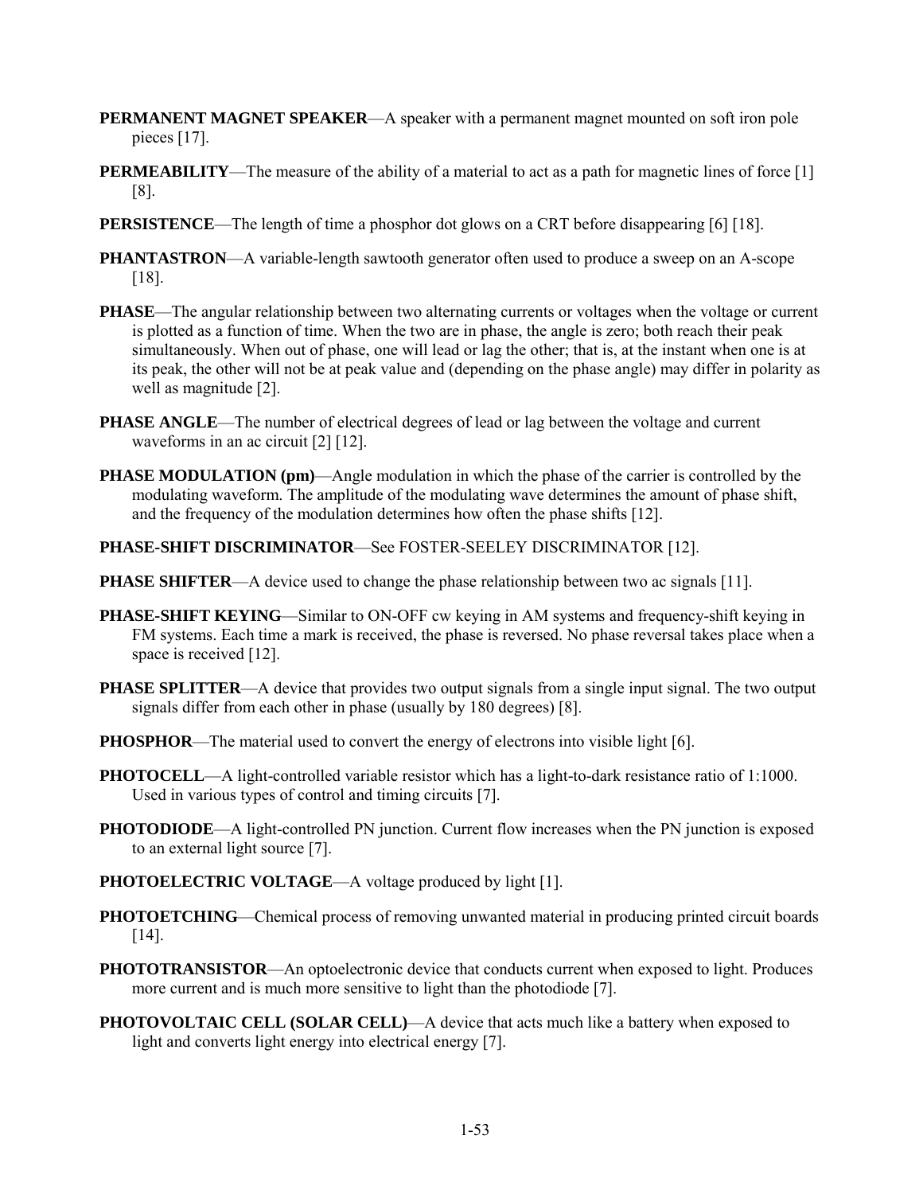**PERMANENT MAGNET SPEAKER**—A speaker with a permanent magnet mounted on soft iron pole pieces [17].

**PERMEABILITY**—The measure of the ability of a material to act as a path for magnetic lines of force [1] [8].

**PERSISTENCE**—The length of time a phosphor dot glows on a CRT before disappearing [6] [18].

**PHANTASTRON**—A variable-length sawtooth generator often used to produce a sweep on an A-scope [18].

**PHASE**—The angular relationship between two alternating currents or voltages when the voltage or current is plotted as a function of time. When the two are in phase, the angle is zero; both reach their peak simultaneously. When out of phase, one will lead or lag the other; that is, at the instant when one is at its peak, the other will not be at peak value and (depending on the phase angle) may differ in polarity as well as magnitude [2].

**PHASE ANGLE**—The number of electrical degrees of lead or lag between the voltage and current waveforms in an ac circuit [2] [12].

**PHASE MODULATION (pm)**—Angle modulation in which the phase of the carrier is controlled by the modulating waveform. The amplitude of the modulating wave determines the amount of phase shift, and the frequency of the modulation determines how often the phase shifts [12].

**PHASE-SHIFT DISCRIMINATOR**—See FOSTER-SEELEY DISCRIMINATOR [12].

**PHASE SHIFTER**—A device used to change the phase relationship between two ac signals [11].

**PHASE-SHIFT KEYING**—Similar to ON-OFF cw keying in AM systems and frequency-shift keying in FM systems. Each time a mark is received, the phase is reversed. No phase reversal takes place when a space is received [12].

**PHASE SPLITTER**—A device that provides two output signals from a single input signal. The two output signals differ from each other in phase (usually by 180 degrees) [8].

**PHOSPHOR**—The material used to convert the energy of electrons into visible light [6].

**PHOTOCELL**—A light-controlled variable resistor which has a light-to-dark resistance ratio of 1:1000. Used in various types of control and timing circuits [7].

**PHOTODIODE**—A light-controlled PN junction. Current flow increases when the PN junction is exposed to an external light source [7].

**PHOTOELECTRIC VOLTAGE**—A voltage produced by light [1].

**PHOTOETCHING**—Chemical process of removing unwanted material in producing printed circuit boards [14].

**PHOTOTRANSISTOR**—An optoelectronic device that conducts current when exposed to light. Produces more current and is much more sensitive to light than the photodiode [7].

**PHOTOVOLTAIC CELL (SOLAR CELL)**—A device that acts much like a battery when exposed to light and converts light energy into electrical energy [7].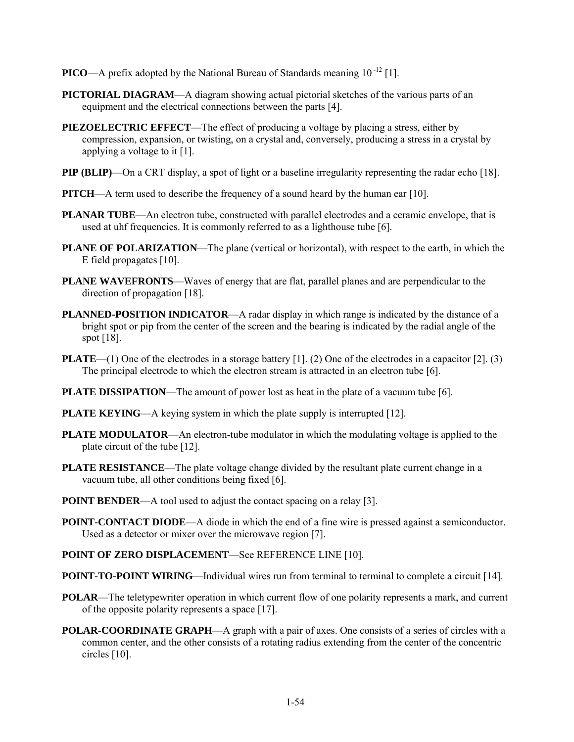**PICO**—A prefix adopted by the National Bureau of Standards meaning $10^{-12}$ [1].

**PICTORIAL DIAGRAM**—A diagram showing actual pictorial sketches of the various parts of an equipment and the electrical connections between the parts [4].

**PIEZOELECTRIC EFFECT**—The effect of producing a voltage by placing a stress, either by compression, expansion, or twisting, on a crystal and, conversely, producing a stress in a crystal by applying a voltage to it [1].

**PIP (BLIP)**—On a CRT display, a spot of light or a baseline irregularity representing the radar echo [18].

**PITCH**—A term used to describe the frequency of a sound heard by the human ear [10].

**PLANAR TUBE**—An electron tube, constructed with parallel electrodes and a ceramic envelope, that is used at uhf frequencies. It is commonly referred to as a lighthouse tube [6].

**PLANE OF POLARIZATION**—The plane (vertical or horizontal), with respect to the earth, in which the E field propagates [10].

**PLANE WAVEFRONTS**—Waves of energy that are flat, parallel planes and are perpendicular to the direction of propagation [18].

**PLANNED-POSITION INDICATOR**—A radar display in which range is indicated by the distance of a bright spot or pip from the center of the screen and the bearing is indicated by the radial angle of the spot [18].

**PLATE**—(1) One of the electrodes in a storage battery [1]. (2) One of the electrodes in a capacitor [2]. (3) The principal electrode to which the electron stream is attracted in an electron tube [6].

**PLATE DISSIPATION**—The amount of power lost as heat in the plate of a vacuum tube [6].

**PLATE KEYING**—A keying system in which the plate supply is interrupted [12].

**PLATE MODULATOR**—An electron-tube modulator in which the modulating voltage is applied to the plate circuit of the tube [12].

**PLATE RESISTANCE**—The plate voltage change divided by the resultant plate current change in a vacuum tube, all other conditions being fixed [6].

**POINT BENDER**—A tool used to adjust the contact spacing on a relay [3].

**POINT-CONTACT DIODE**—A diode in which the end of a fine wire is pressed against a semiconductor. Used as a detector or mixer over the microwave region [7].

**POINT OF ZERO DISPLACEMENT**—See REFERENCE LINE [10].

**POINT-TO-POINT WIRING**—Individual wires run from terminal to terminal to complete a circuit [14].

**POLAR**—The teletypewriter operation in which current flow of one polarity represents a mark, and current of the opposite polarity represents a space [17].

**POLAR-COORDINATE GRAPH**—A graph with a pair of axes. One consists of a series of circles with a common center, and the other consists of a rotating radius extending from the center of the concentric circles [10].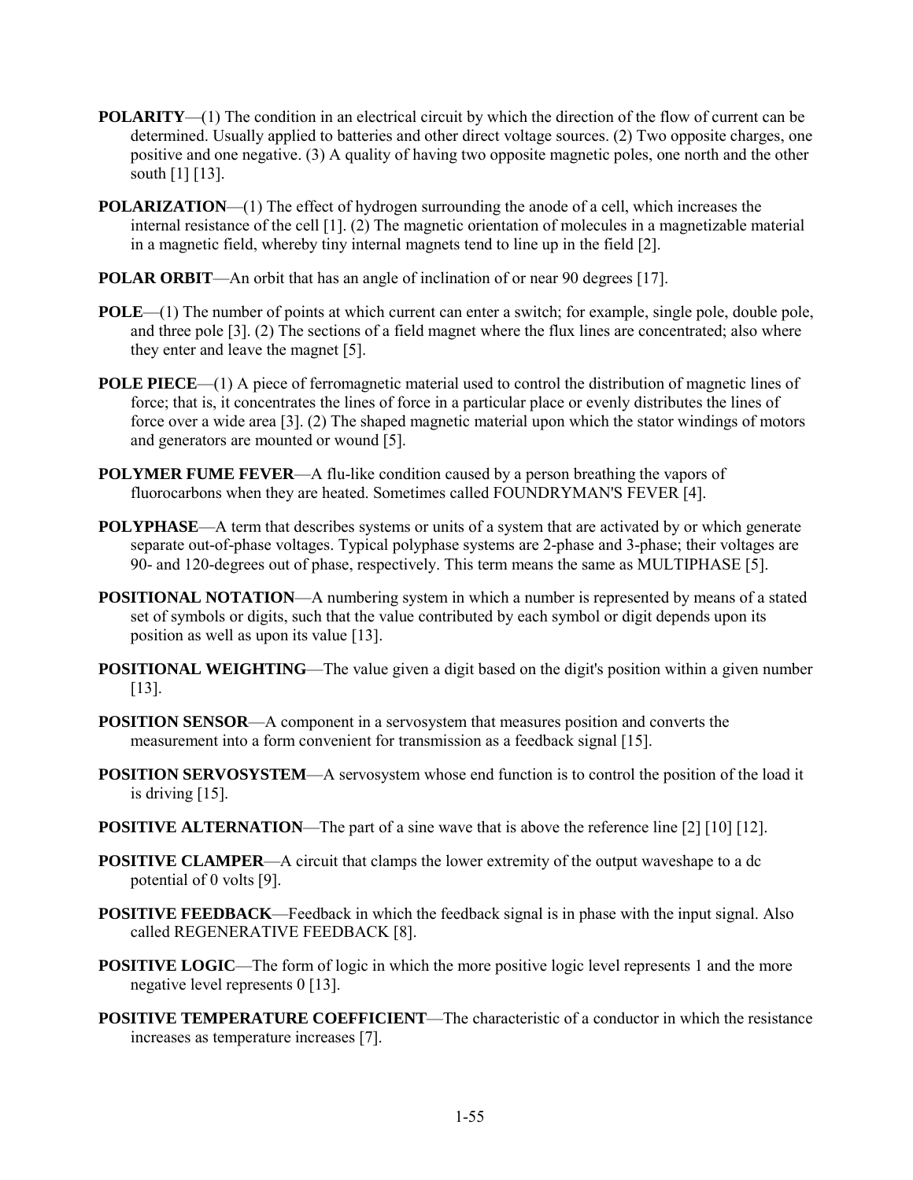**POLARITY**—(1) The condition in an electrical circuit by which the direction of the flow of current can be determined. Usually applied to batteries and other direct voltage sources. (2) Two opposite charges, one positive and one negative. (3) A quality of having two opposite magnetic poles, one north and the other south [1] [13].

**POLARIZATION**—(1) The effect of hydrogen surrounding the anode of a cell, which increases the internal resistance of the cell [1]. (2) The magnetic orientation of molecules in a magnetizable material in a magnetic field, whereby tiny internal magnets tend to line up in the field [2].

**POLAR ORBIT**—An orbit that has an angle of inclination of or near 90 degrees [17].

**POLE**—(1) The number of points at which current can enter a switch; for example, single pole, double pole, and three pole [3]. (2) The sections of a field magnet where the flux lines are concentrated; also where they enter and leave the magnet [5].

**POLE PIECE**—(1) A piece of ferromagnetic material used to control the distribution of magnetic lines of force; that is, it concentrates the lines of force in a particular place or evenly distributes the lines of force over a wide area [3]. (2) The shaped magnetic material upon which the stator windings of motors and generators are mounted or wound [5].

**POLYMER FUME FEVER**—A flu-like condition caused by a person breathing the vapors of fluorocarbons when they are heated. Sometimes called FOUNDRYMAN'S FEVER [4].

**POLYPHASE**—A term that describes systems or units of a system that are activated by or which generate separate out-of-phase voltages. Typical polyphase systems are 2-phase and 3-phase; their voltages are 90- and 120-degrees out of phase, respectively. This term means the same as MULTIPHASE [5].

**POSITIONAL NOTATION**—A numbering system in which a number is represented by means of a stated set of symbols or digits, such that the value contributed by each symbol or digit depends upon its position as well as upon its value [13].

**POSITIONAL WEIGHTING**—The value given a digit based on the digit's position within a given number [13].

**POSITION SENSOR**—A component in a servosystem that measures position and converts the measurement into a form convenient for transmission as a feedback signal [15].

**POSITION SERVOSYSTEM**—A servosystem whose end function is to control the position of the load it is driving [15].

**POSITIVE ALTERNATION**—The part of a sine wave that is above the reference line [2] [10] [12].

**POSITIVE CLAMPER**—A circuit that clamps the lower extremity of the output waveshape to a dc potential of 0 volts [9].

**POSITIVE FEEDBACK**—Feedback in which the feedback signal is in phase with the input signal. Also called REGENERATIVE FEEDBACK [8].

**POSITIVE LOGIC**—The form of logic in which the more positive logic level represents 1 and the more negative level represents 0 [13].

**POSITIVE TEMPERATURE COEFFICIENT**—The characteristic of a conductor in which the resistance increases as temperature increases [7].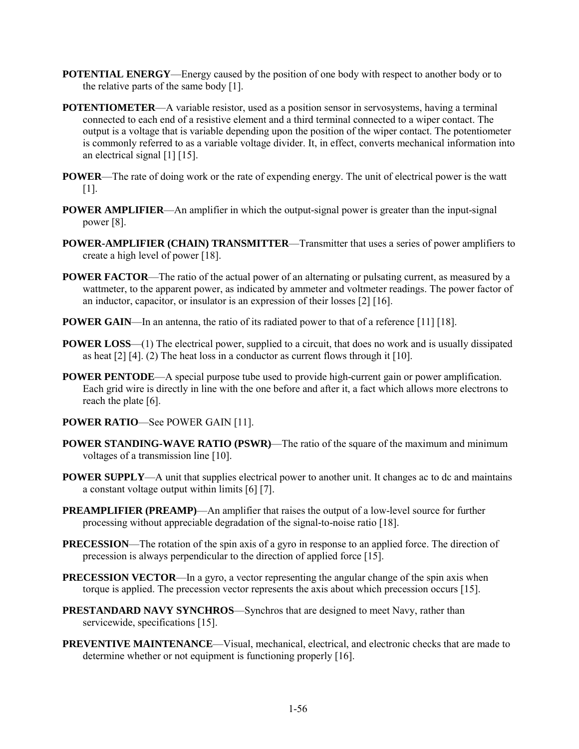**POTENTIAL ENERGY**—Energy caused by the position of one body with respect to another body or to the relative parts of the same body [1].

**POTENTIOMETER**—A variable resistor, used as a position sensor in servosystems, having a terminal connected to each end of a resistive element and a third terminal connected to a wiper contact. The output is a voltage that is variable depending upon the position of the wiper contact. The potentiometer is commonly referred to as a variable voltage divider. It, in effect, converts mechanical information into an electrical signal [1] [15].

**POWER**—The rate of doing work or the rate of expending energy. The unit of electrical power is the watt [1].

**POWER AMPLIFIER**—An amplifier in which the output-signal power is greater than the input-signal power [8].

**POWER-AMPLIFIER (CHAIN) TRANSMITTER**—Transmitter that uses a series of power amplifiers to create a high level of power [18].

**POWER FACTOR**—The ratio of the actual power of an alternating or pulsating current, as measured by a wattmeter, to the apparent power, as indicated by ammeter and voltmeter readings. The power factor of an inductor, capacitor, or insulator is an expression of their losses [2] [16].

**POWER GAIN**—In an antenna, the ratio of its radiated power to that of a reference [11] [18].

**POWER LOSS**—(1) The electrical power, supplied to a circuit, that does no work and is usually dissipated as heat [2] [4]. (2) The heat loss in a conductor as current flows through it [10].

**POWER PENTODE**—A special purpose tube used to provide high-current gain or power amplification. Each grid wire is directly in line with the one before and after it, a fact which allows more electrons to reach the plate [6].

**POWER RATIO**—See POWER GAIN [11].

**POWER STANDING-WAVE RATIO (PSWR)**—The ratio of the square of the maximum and minimum voltages of a transmission line [10].

**POWER SUPPLY**—A unit that supplies electrical power to another unit. It changes ac to dc and maintains a constant voltage output within limits [6] [7].

**PREAMPLIFIER (PREAMP)**—An amplifier that raises the output of a low-level source for further processing without appreciable degradation of the signal-to-noise ratio [18].

**PRECESSION**—The rotation of the spin axis of a gyro in response to an applied force. The direction of precession is always perpendicular to the direction of applied force [15].

**PRECESSION VECTOR**—In a gyro, a vector representing the angular change of the spin axis when torque is applied. The precession vector represents the axis about which precession occurs [15].

**PRESTANDARD NAVY SYNCHROS**—Synchros that are designed to meet Navy, rather than servicewide, specifications [15].

**PREVENTIVE MAINTENANCE**—Visual, mechanical, electrical, and electronic checks that are made to determine whether or not equipment is functioning properly [16].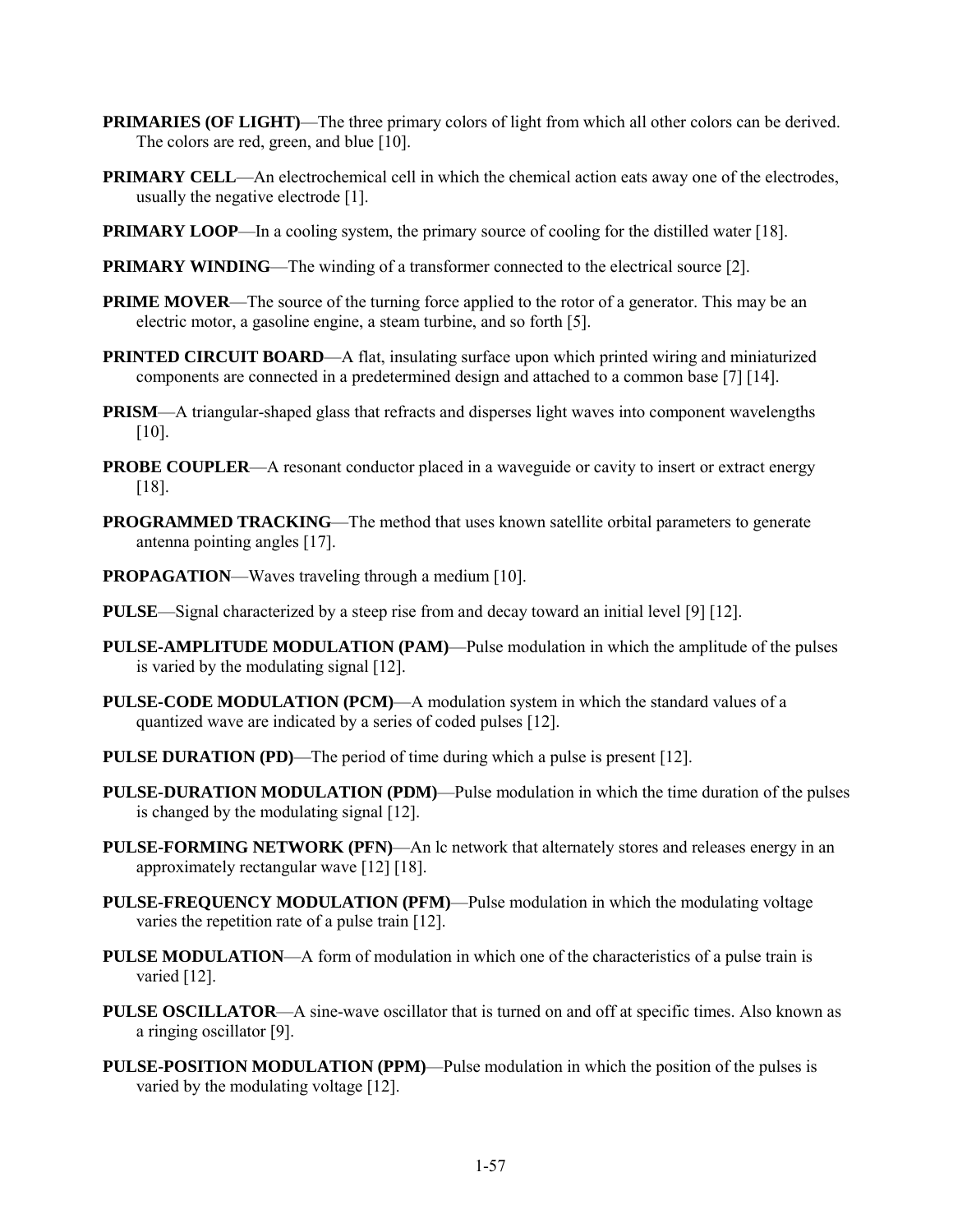**PRIMARIES (OF LIGHT)**—The three primary colors of light from which all other colors can be derived. The colors are red, green, and blue [10].

**PRIMARY CELL**—An electrochemical cell in which the chemical action eats away one of the electrodes, usually the negative electrode [1].

**PRIMARY LOOP**—In a cooling system, the primary source of cooling for the distilled water [18].

**PRIMARY WINDING**—The winding of a transformer connected to the electrical source [2].

**PRIME MOVER**—The source of the turning force applied to the rotor of a generator. This may be an electric motor, a gasoline engine, a steam turbine, and so forth [5].

**PRINTED CIRCUIT BOARD**—A flat, insulating surface upon which printed wiring and miniaturized components are connected in a predetermined design and attached to a common base [7] [14].

**PRISM**—A triangular-shaped glass that refracts and disperses light waves into component wavelengths [10].

**PROBE COUPLER**—A resonant conductor placed in a waveguide or cavity to insert or extract energy [18].

**PROGRAMMED TRACKING**—The method that uses known satellite orbital parameters to generate antenna pointing angles [17].

**PROPAGATION**—Waves traveling through a medium [10].

**PULSE**—Signal characterized by a steep rise from and decay toward an initial level [9] [12].

**PULSE-AMPLITUDE MODULATION (PAM)**—Pulse modulation in which the amplitude of the pulses is varied by the modulating signal [12].

**PULSE-CODE MODULATION (PCM)**—A modulation system in which the standard values of a quantized wave are indicated by a series of coded pulses [12].

**PULSE DURATION (PD)**—The period of time during which a pulse is present [12].

**PULSE-DURATION MODULATION (PDM)**—Pulse modulation in which the time duration of the pulses is changed by the modulating signal [12].

**PULSE-FORMING NETWORK (PFN)**—An lc network that alternately stores and releases energy in an approximately rectangular wave [12] [18].

**PULSE-FREQUENCY MODULATION (PFM)**—Pulse modulation in which the modulating voltage varies the repetition rate of a pulse train [12].

**PULSE MODULATION**—A form of modulation in which one of the characteristics of a pulse train is varied [12].

**PULSE OSCILLATOR**—A sine-wave oscillator that is turned on and off at specific times. Also known as a ringing oscillator [9].

**PULSE-POSITION MODULATION (PPM)**—Pulse modulation in which the position of the pulses is varied by the modulating voltage [12].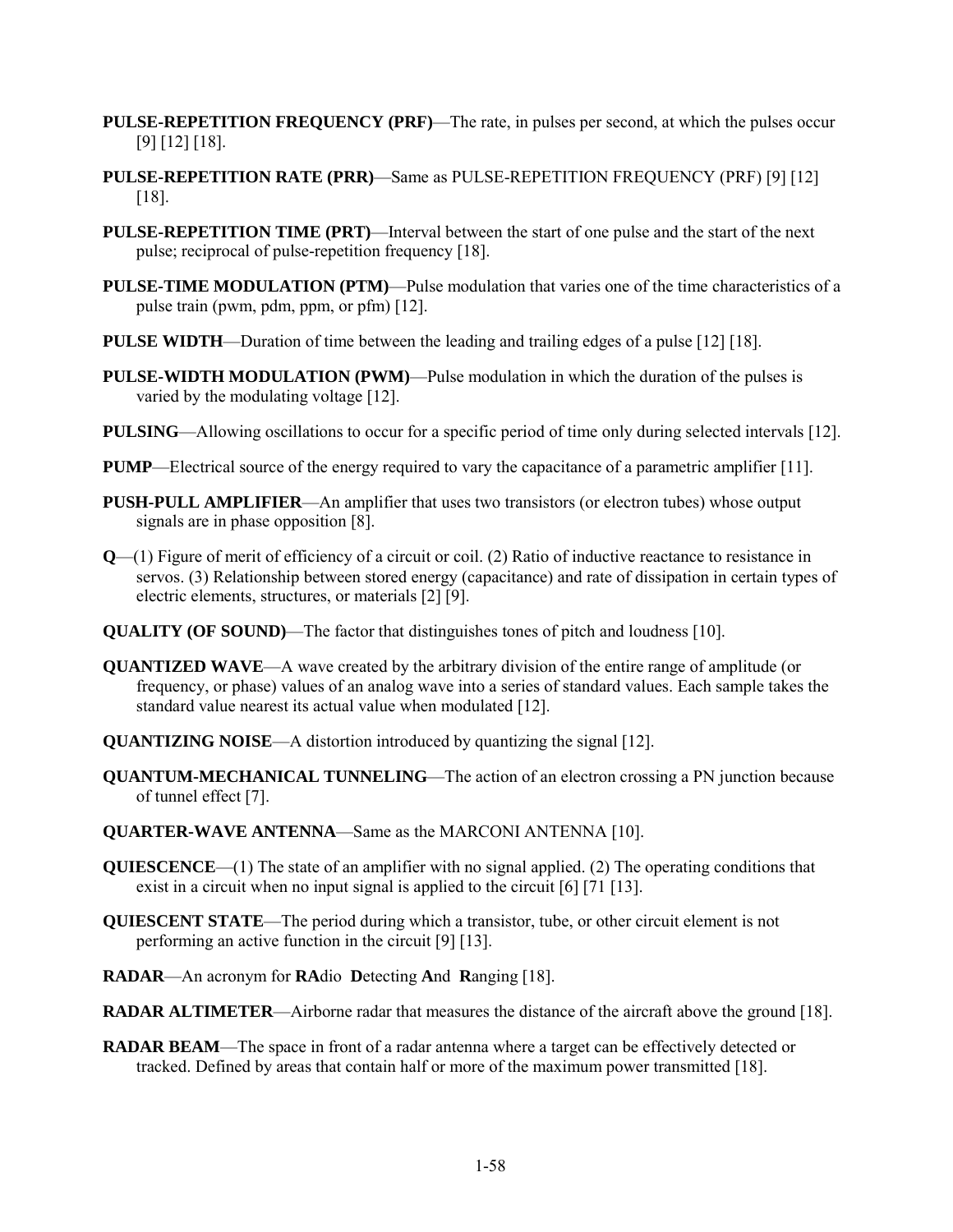**PULSE-REPETITION FREQUENCY (PRF)**—The rate, in pulses per second, at which the pulses occur [9] [12] [18].

**PULSE-REPETITION RATE (PRR)**—Same as PULSE-REPETITION FREQUENCY (PRF) [9] [12] [18].

**PULSE-REPETITION TIME (PRT)**—Interval between the start of one pulse and the start of the next pulse; reciprocal of pulse-repetition frequency [18].

**PULSE-TIME MODULATION (PTM)**—Pulse modulation that varies one of the time characteristics of a pulse train (pwm, pdm, ppm, or pfm) [12].

**PULSE WIDTH**—Duration of time between the leading and trailing edges of a pulse [12] [18].

**PULSE-WIDTH MODULATION (PWM)**—Pulse modulation in which the duration of the pulses is varied by the modulating voltage [12].

**PULSING**—Allowing oscillations to occur for a specific period of time only during selected intervals [12].

**PUMP**—Electrical source of the energy required to vary the capacitance of a parametric amplifier [11].

**PUSH-PULL AMPLIFIER**—An amplifier that uses two transistors (or electron tubes) whose output signals are in phase opposition [8].

**Q**—(1) Figure of merit of efficiency of a circuit or coil. (2) Ratio of inductive reactance to resistance in servos. (3) Relationship between stored energy (capacitance) and rate of dissipation in certain types of electric elements, structures, or materials [2] [9].

**QUALITY (OF SOUND)**—The factor that distinguishes tones of pitch and loudness [10].

**QUANTIZED WAVE**—A wave created by the arbitrary division of the entire range of amplitude (or frequency, or phase) values of an analog wave into a series of standard values. Each sample takes the standard value nearest its actual value when modulated [12].

**QUANTIZING NOISE**—A distortion introduced by quantizing the signal [12].

**QUANTUM-MECHANICAL TUNNELING**—The action of an electron crossing a PN junction because of tunnel effect [7].

**QUARTER-WAVE ANTENNA**—Same as the MARCONI ANTENNA [10].

**QUIESCENCE**—(1) The state of an amplifier with no signal applied. (2) The operating conditions that exist in a circuit when no input signal is applied to the circuit [6] [71 [13].

**QUIESCENT STATE**—The period during which a transistor, tube, or other circuit element is not performing an active function in the circuit [9] [13].

**RADAR**—An acronym for **RA**dio **D**etecting **A**nd **R**anging [18].

**RADAR ALTIMETER**—Airborne radar that measures the distance of the aircraft above the ground [18].

**RADAR BEAM**—The space in front of a radar antenna where a target can be effectively detected or tracked. Defined by areas that contain half or more of the maximum power transmitted [18].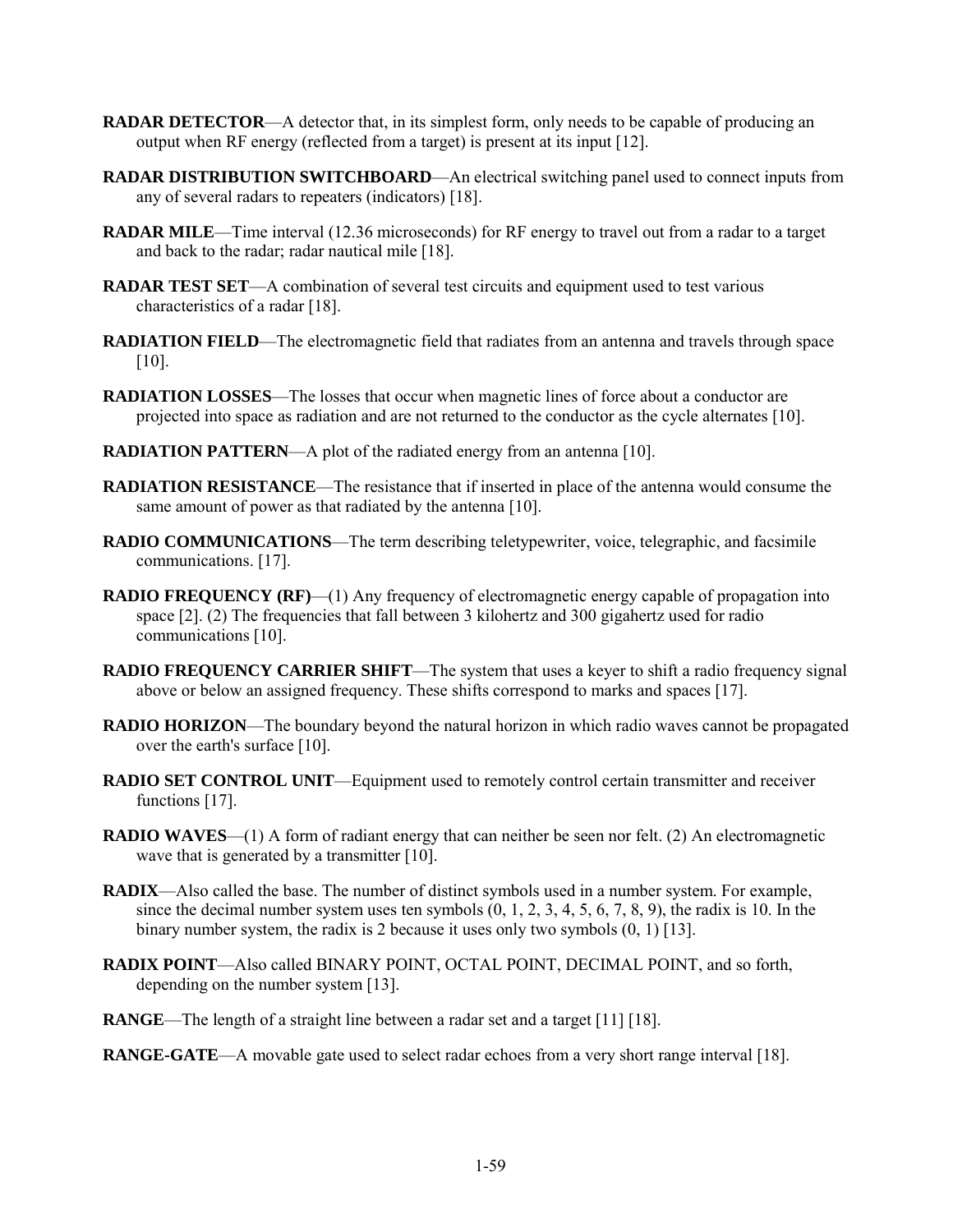**RADAR DETECTOR**—A detector that, in its simplest form, only needs to be capable of producing an output when RF energy (reflected from a target) is present at its input [12].

**RADAR DISTRIBUTION SWITCHBOARD**—An electrical switching panel used to connect inputs from any of several radars to repeaters (indicators) [18].

**RADAR MILE**—Time interval (12.36 microseconds) for RF energy to travel out from a radar to a target and back to the radar; radar nautical mile [18].

**RADAR TEST SET**—A combination of several test circuits and equipment used to test various characteristics of a radar [18].

**RADIATION FIELD**—The electromagnetic field that radiates from an antenna and travels through space [10].

**RADIATION LOSSES**—The losses that occur when magnetic lines of force about a conductor are projected into space as radiation and are not returned to the conductor as the cycle alternates [10].

**RADIATION PATTERN**—A plot of the radiated energy from an antenna [10].

**RADIATION RESISTANCE**—The resistance that if inserted in place of the antenna would consume the same amount of power as that radiated by the antenna [10].

**RADIO COMMUNICATIONS**—The term describing teletypewriter, voice, telegraphic, and facsimile communications. [17].

**RADIO FREQUENCY (RF)**—(1) Any frequency of electromagnetic energy capable of propagation into space [2]. (2) The frequencies that fall between 3 kilohertz and 300 gigahertz used for radio communications [10].

**RADIO FREQUENCY CARRIER SHIFT**—The system that uses a keyer to shift a radio frequency signal above or below an assigned frequency. These shifts correspond to marks and spaces [17].

**RADIO HORIZON**—The boundary beyond the natural horizon in which radio waves cannot be propagated over the earth's surface [10].

**RADIO SET CONTROL UNIT**—Equipment used to remotely control certain transmitter and receiver functions [17].

**RADIO WAVES**—(1) A form of radiant energy that can neither be seen nor felt. (2) An electromagnetic wave that is generated by a transmitter [10].

**RADIX**—Also called the base. The number of distinct symbols used in a number system. For example, since the decimal number system uses ten symbols (0, 1, 2, 3, 4, 5, 6, 7, 8, 9), the radix is 10. In the binary number system, the radix is 2 because it uses only two symbols (0, 1) [13].

**RADIX POINT**—Also called BINARY POINT, OCTAL POINT, DECIMAL POINT, and so forth, depending on the number system [13].

**RANGE**—The length of a straight line between a radar set and a target [11] [18].

**RANGE-GATE**—A movable gate used to select radar echoes from a very short range interval [18].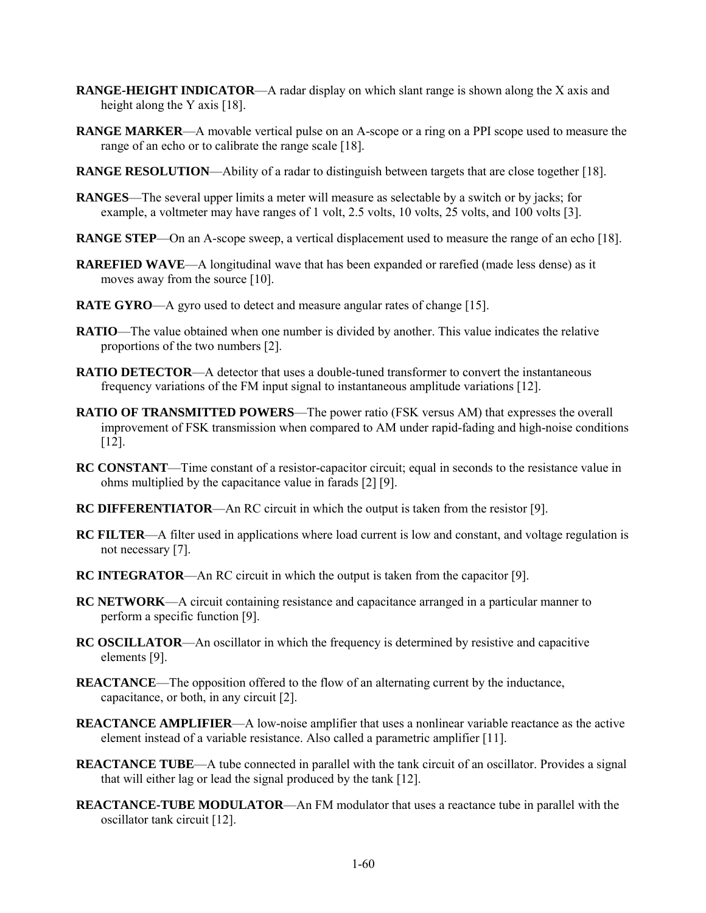**RANGE-HEIGHT INDICATOR**—A radar display on which slant range is shown along the X axis and height along the Y axis [18].

**RANGE MARKER**—A movable vertical pulse on an A-scope or a ring on a PPI scope used to measure the range of an echo or to calibrate the range scale [18].

**RANGE RESOLUTION**—Ability of a radar to distinguish between targets that are close together [18].

**RANGES**—The several upper limits a meter will measure as selectable by a switch or by jacks; for example, a voltmeter may have ranges of 1 volt, 2.5 volts, 10 volts, 25 volts, and 100 volts [3].

**RANGE STEP**—On an A-scope sweep, a vertical displacement used to measure the range of an echo [18].

**RAREFIED WAVE**—A longitudinal wave that has been expanded or rarefied (made less dense) as it moves away from the source [10].

**RATE GYRO**—A gyro used to detect and measure angular rates of change [15].

**RATIO**—The value obtained when one number is divided by another. This value indicates the relative proportions of the two numbers [2].

**RATIO DETECTOR**—A detector that uses a double-tuned transformer to convert the instantaneous frequency variations of the FM input signal to instantaneous amplitude variations [12].

**RATIO OF TRANSMITTED POWERS**—The power ratio (FSK versus AM) that expresses the overall improvement of FSK transmission when compared to AM under rapid-fading and high-noise conditions [12].

**RC CONSTANT**—Time constant of a resistor-capacitor circuit; equal in seconds to the resistance value in ohms multiplied by the capacitance value in farads [2] [9].

**RC DIFFERENTIATOR**—An RC circuit in which the output is taken from the resistor [9].

**RC FILTER**—A filter used in applications where load current is low and constant, and voltage regulation is not necessary [7].

**RC INTEGRATOR**—An RC circuit in which the output is taken from the capacitor [9].

**RC NETWORK**—A circuit containing resistance and capacitance arranged in a particular manner to perform a specific function [9].

**RC OSCILLATOR**—An oscillator in which the frequency is determined by resistive and capacitive elements [9].

**REACTANCE**—The opposition offered to the flow of an alternating current by the inductance, capacitance, or both, in any circuit [2].

**REACTANCE AMPLIFIER**—A low-noise amplifier that uses a nonlinear variable reactance as the active element instead of a variable resistance. Also called a parametric amplifier [11].

**REACTANCE TUBE**—A tube connected in parallel with the tank circuit of an oscillator. Provides a signal that will either lag or lead the signal produced by the tank [12].

**REACTANCE-TUBE MODULATOR**—An FM modulator that uses a reactance tube in parallel with the oscillator tank circuit [12].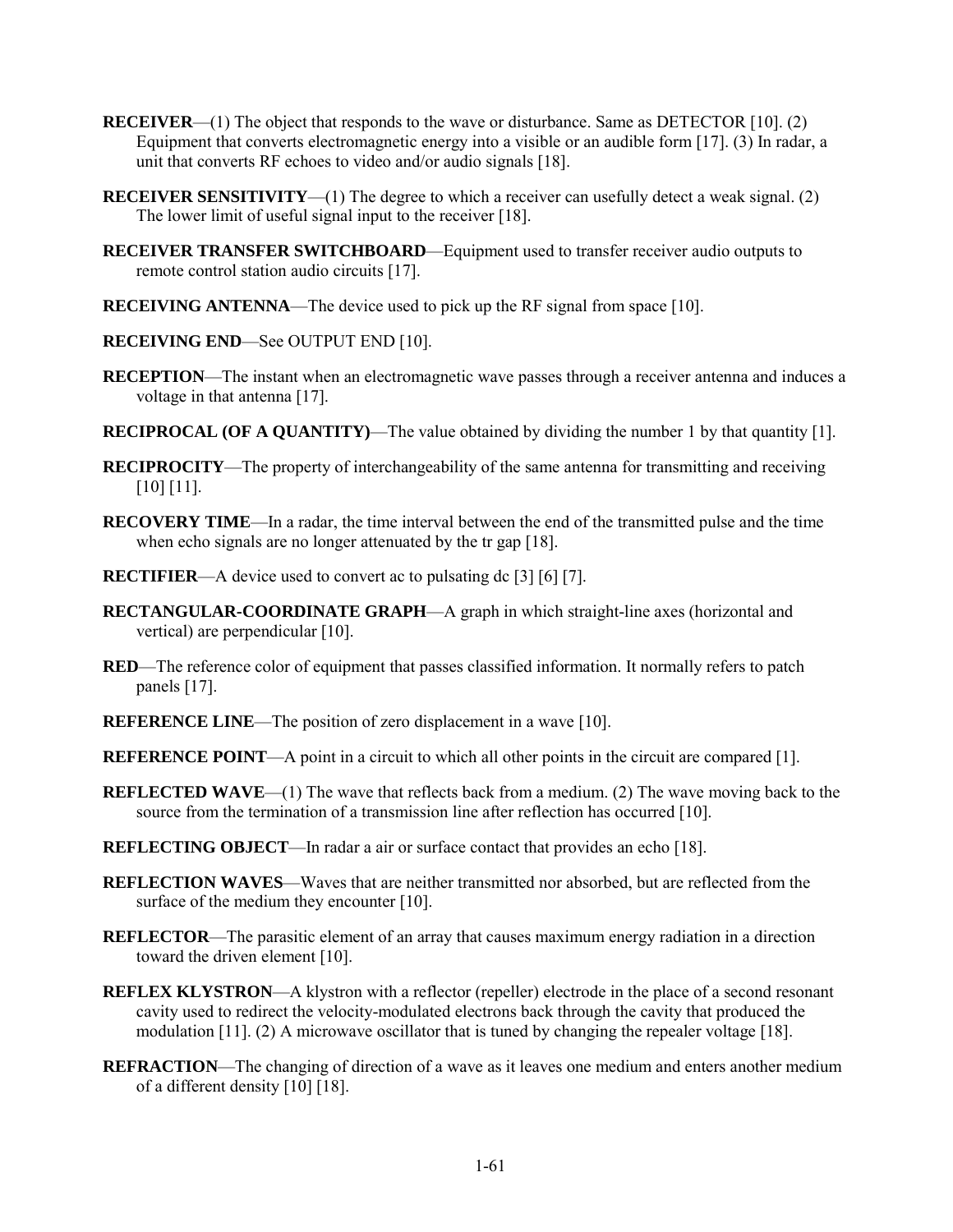**RECEIVER**—(1) The object that responds to the wave or disturbance. Same as DETECTOR [10]. (2) Equipment that converts electromagnetic energy into a visible or an audible form [17]. (3) In radar, a unit that converts RF echoes to video and/or audio signals [18].

**RECEIVER SENSITIVITY**—(1) The degree to which a receiver can usefully detect a weak signal. (2) The lower limit of useful signal input to the receiver [18].

**RECEIVER TRANSFER SWITCHBOARD**—Equipment used to transfer receiver audio outputs to remote control station audio circuits [17].

**RECEIVING ANTENNA**—The device used to pick up the RF signal from space [10].

**RECEIVING END**—See OUTPUT END [10].

**RECEPTION**—The instant when an electromagnetic wave passes through a receiver antenna and induces a voltage in that antenna [17].

**RECIPROCAL (OF A QUANTITY)**—The value obtained by dividing the number 1 by that quantity [1].

**RECIPROCITY**—The property of interchangeability of the same antenna for transmitting and receiving [10] [11].

**RECOVERY TIME**—In a radar, the time interval between the end of the transmitted pulse and the time when echo signals are no longer attenuated by the tr gap [18].

**RECTIFIER**—A device used to convert ac to pulsating dc [3] [6] [7].

**RECTANGULAR-COORDINATE GRAPH**—A graph in which straight-line axes (horizontal and vertical) are perpendicular [10].

**RED**—The reference color of equipment that passes classified information. It normally refers to patch panels [17].

**REFERENCE LINE**—The position of zero displacement in a wave [10].

**REFERENCE POINT**—A point in a circuit to which all other points in the circuit are compared [1].

**REFLECTED WAVE**—(1) The wave that reflects back from a medium. (2) The wave moving back to the source from the termination of a transmission line after reflection has occurred [10].

**REFLECTING OBJECT**—In radar a air or surface contact that provides an echo [18].

**REFLECTION WAVES**—Waves that are neither transmitted nor absorbed, but are reflected from the surface of the medium they encounter [10].

**REFLECTOR**—The parasitic element of an array that causes maximum energy radiation in a direction toward the driven element [10].

**REFLEX KLYSTRON**—A klystron with a reflector (repeller) electrode in the place of a second resonant cavity used to redirect the velocity-modulated electrons back through the cavity that produced the modulation [11]. (2) A microwave oscillator that is tuned by changing the repealer voltage [18].

**REFRACTION**—The changing of direction of a wave as it leaves one medium and enters another medium of a different density [10] [18].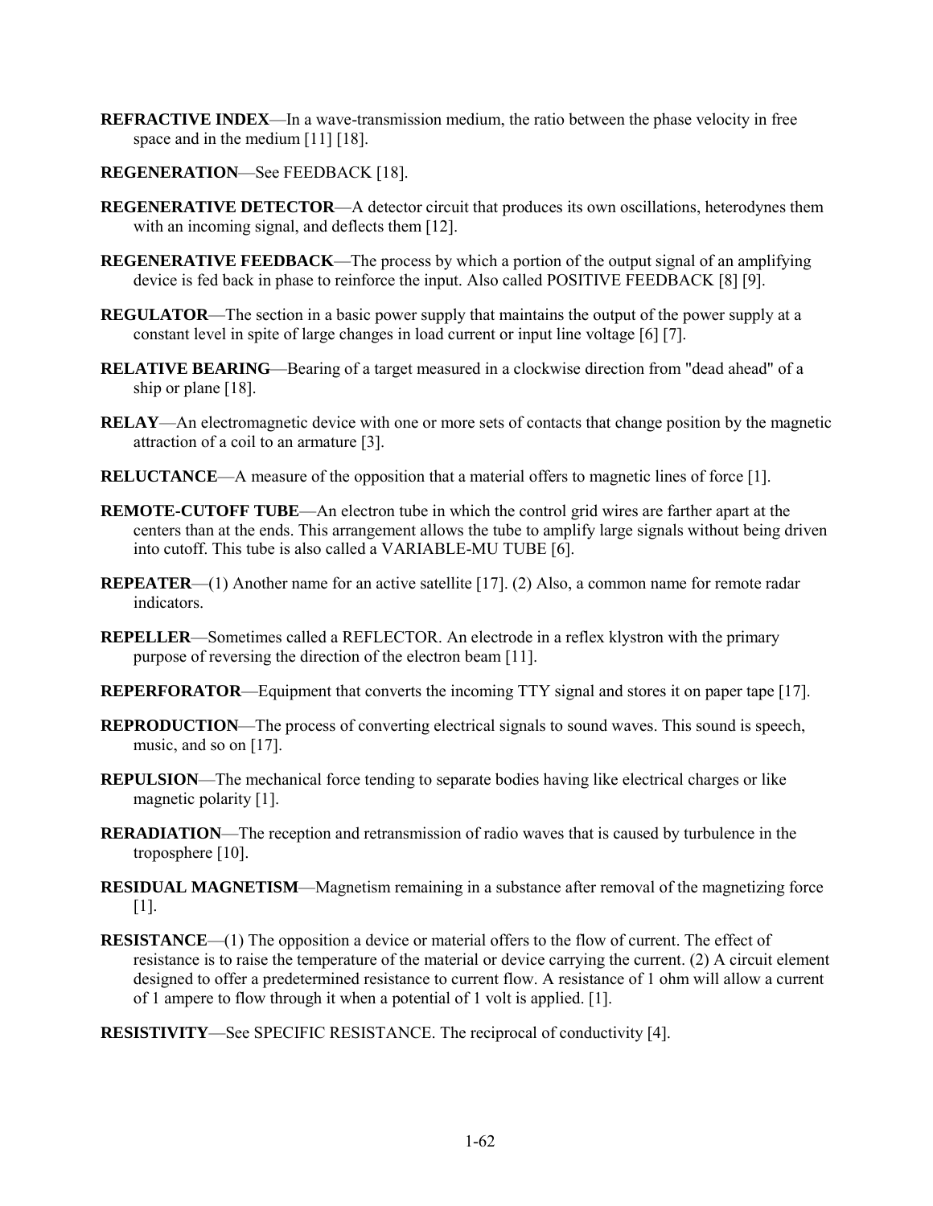**REFRACTIVE INDEX**—In a wave-transmission medium, the ratio between the phase velocity in free space and in the medium [11] [18].

**REGENERATION**—See FEEDBACK [18].

**REGENERATIVE DETECTOR**—A detector circuit that produces its own oscillations, heterodynes them with an incoming signal, and deflects them [12].

**REGENERATIVE FEEDBACK**—The process by which a portion of the output signal of an amplifying device is fed back in phase to reinforce the input. Also called POSITIVE FEEDBACK [8] [9].

**REGULATOR**—The section in a basic power supply that maintains the output of the power supply at a constant level in spite of large changes in load current or input line voltage [6] [7].

**RELATIVE BEARING**—Bearing of a target measured in a clockwise direction from "dead ahead" of a ship or plane [18].

**RELAY**—An electromagnetic device with one or more sets of contacts that change position by the magnetic attraction of a coil to an armature [3].

**RELUCTANCE**—A measure of the opposition that a material offers to magnetic lines of force [1].

**REMOTE-CUTOFF TUBE**—An electron tube in which the control grid wires are farther apart at the centers than at the ends. This arrangement allows the tube to amplify large signals without being driven into cutoff. This tube is also called a VARIABLE-MU TUBE [6].

**REPEATER**—(1) Another name for an active satellite [17]. (2) Also, a common name for remote radar indicators.

**REPELLER**—Sometimes called a REFLECTOR. An electrode in a reflex klystron with the primary purpose of reversing the direction of the electron beam [11].

**REPERFORATOR**—Equipment that converts the incoming TTY signal and stores it on paper tape [17].

**REPRODUCTION**—The process of converting electrical signals to sound waves. This sound is speech, music, and so on [17].

**REPULSION**—The mechanical force tending to separate bodies having like electrical charges or like magnetic polarity [1].

**RERADIATION**—The reception and retransmission of radio waves that is caused by turbulence in the troposphere [10].

**RESIDUAL MAGNETISM**—Magnetism remaining in a substance after removal of the magnetizing force [1].

**RESISTANCE**—(1) The opposition a device or material offers to the flow of current. The effect of resistance is to raise the temperature of the material or device carrying the current. (2) A circuit element designed to offer a predetermined resistance to current flow. A resistance of 1 ohm will allow a current of 1 ampere to flow through it when a potential of 1 volt is applied. [1].

**RESISTIVITY**—See SPECIFIC RESISTANCE. The reciprocal of conductivity [4].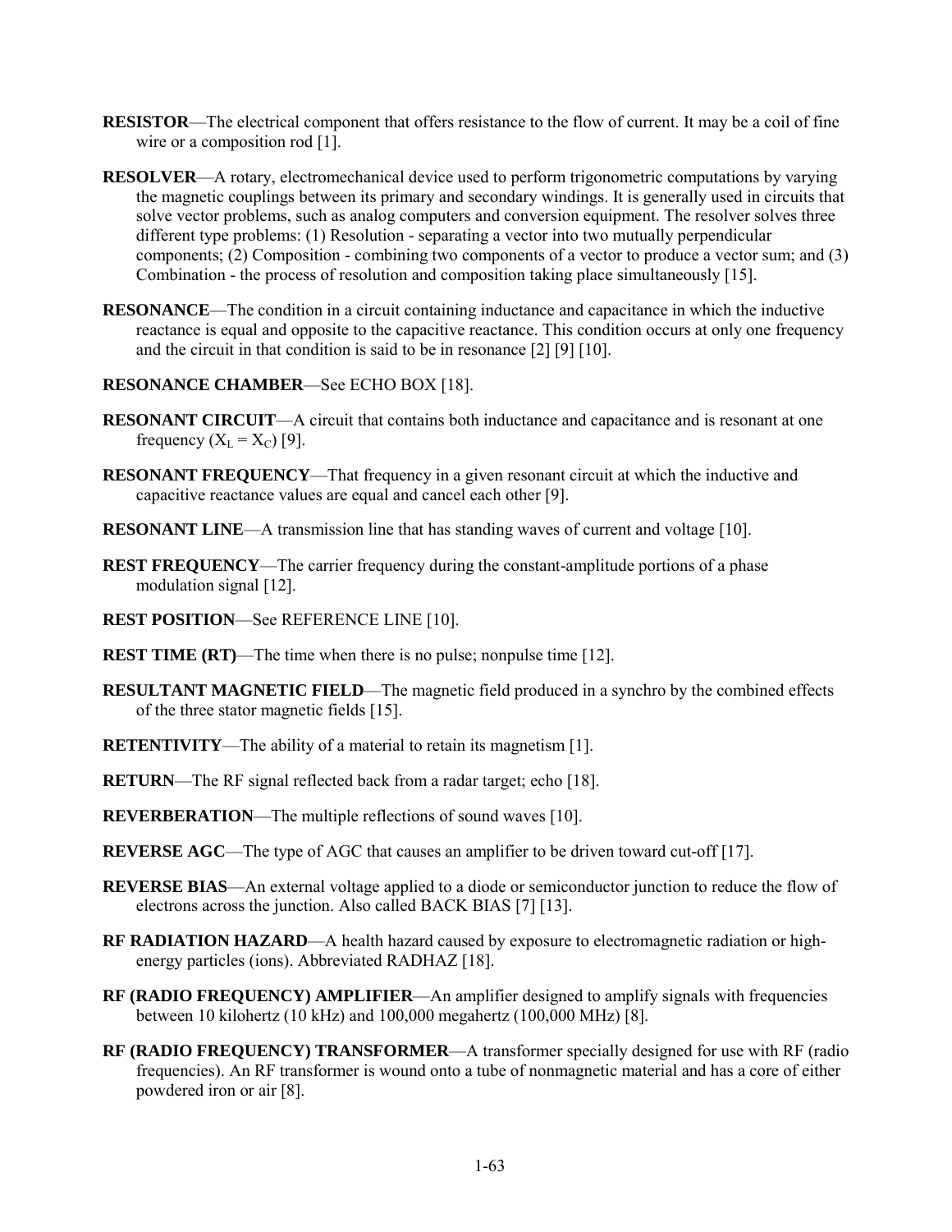**RESISTOR**—The electrical component that offers resistance to the flow of current. It may be a coil of fine wire or a composition rod [1].

**RESOLVER**—A rotary, electromechanical device used to perform trigonometric computations by varying the magnetic couplings between its primary and secondary windings. It is generally used in circuits that solve vector problems, such as analog computers and conversion equipment. The resolver solves three different type problems: (1) Resolution - separating a vector into two mutually perpendicular components; (2) Composition - combining two components of a vector to produce a vector sum; and (3) Combination - the process of resolution and composition taking place simultaneously [15].

**RESONANCE**—The condition in a circuit containing inductance and capacitance in which the inductive reactance is equal and opposite to the capacitive reactance. This condition occurs at only one frequency and the circuit in that condition is said to be in resonance [2] [9] [10].

**RESONANCE CHAMBER**—See ECHO BOX [18].

**RESONANT CIRCUIT**—A circuit that contains both inductance and capacitance and is resonant at one frequency ($X_L = X_C$) [9].

**RESONANT FREQUENCY**—That frequency in a given resonant circuit at which the inductive and capacitive reactance values are equal and cancel each other [9].

**RESONANT LINE**—A transmission line that has standing waves of current and voltage [10].

**REST FREQUENCY**—The carrier frequency during the constant-amplitude portions of a phase modulation signal [12].

**REST POSITION**—See REFERENCE LINE [10].

**REST TIME (RT)**—The time when there is no pulse; nonpulse time [12].

**RESULTANT MAGNETIC FIELD**—The magnetic field produced in a synchro by the combined effects of the three stator magnetic fields [15].

**RETENTIVITY**—The ability of a material to retain its magnetism [1].

**RETURN**—The RF signal reflected back from a radar target; echo [18].

**REVERBERATION**—The multiple reflections of sound waves [10].

**REVERSE AGC**—The type of AGC that causes an amplifier to be driven toward cut-off [17].

**REVERSE BIAS**—An external voltage applied to a diode or semiconductor junction to reduce the flow of electrons across the junction. Also called BACK BIAS [7] [13].

**RF RADIATION HAZARD**—A health hazard caused by exposure to electromagnetic radiation or high-energy particles (ions). Abbreviated RADHAZ [18].

**RF (RADIO FREQUENCY) AMPLIFIER**—An amplifier designed to amplify signals with frequencies between 10 kilohertz (10 kHz) and 100,000 megahertz (100,000 MHz) [8].

**RF (RADIO FREQUENCY) TRANSFORMER**—A transformer specially designed for use with RF (radio frequencies). An RF transformer is wound onto a tube of nonmagnetic material and has a core of either powdered iron or air [8].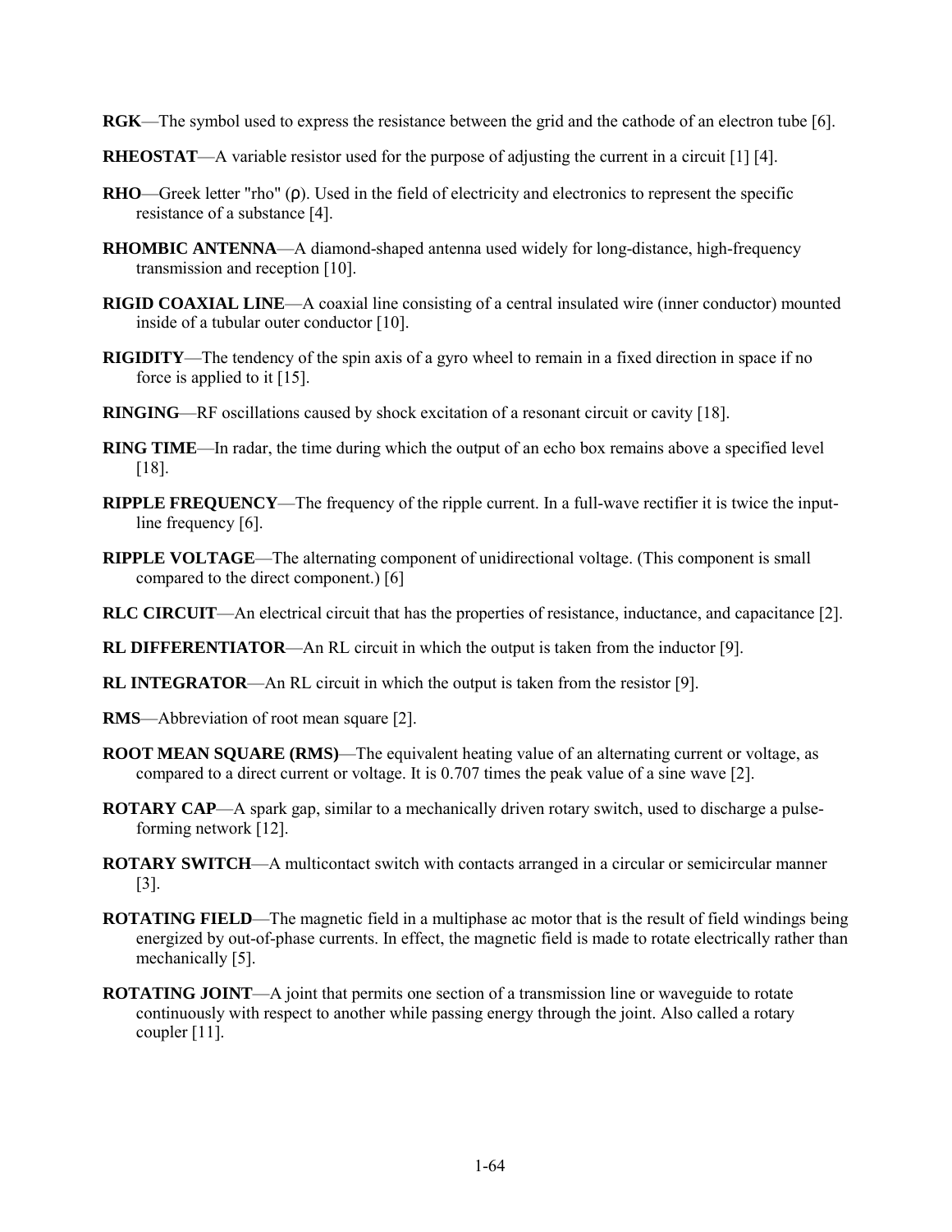**RGK**—The symbol used to express the resistance between the grid and the cathode of an electron tube [6].

**RHEOSTAT**—A variable resistor used for the purpose of adjusting the current in a circuit [1] [4].

**RHO**—Greek letter "rho" ($\rho$). Used in the field of electricity and electronics to represent the specific resistance of a substance [4].

**RHOMBIC ANTENNA**—A diamond-shaped antenna used widely for long-distance, high-frequency transmission and reception [10].

**RIGID COAXIAL LINE**—A coaxial line consisting of a central insulated wire (inner conductor) mounted inside of a tubular outer conductor [10].

**RIGIDITY**—The tendency of the spin axis of a gyro wheel to remain in a fixed direction in space if no force is applied to it [15].

**RINGING**—RF oscillations caused by shock excitation of a resonant circuit or cavity [18].

**RING TIME**—In radar, the time during which the output of an echo box remains above a specified level [18].

**RIPPLE FREQUENCY**—The frequency of the ripple current. In a full-wave rectifier it is twice the input-line frequency [6].

**RIPPLE VOLTAGE**—The alternating component of unidirectional voltage. (This component is small compared to the direct component.) [6]

**RLC CIRCUIT**—An electrical circuit that has the properties of resistance, inductance, and capacitance [2].

**RL DIFFERENTIATOR**—An RL circuit in which the output is taken from the inductor [9].

**RL INTEGRATOR**—An RL circuit in which the output is taken from the resistor [9].

**RMS**—Abbreviation of root mean square [2].

**ROOT MEAN SQUARE (RMS)**—The equivalent heating value of an alternating current or voltage, as compared to a direct current or voltage. It is 0.707 times the peak value of a sine wave [2].

**ROTARY CAP**—A spark gap, similar to a mechanically driven rotary switch, used to discharge a pulse-forming network [12].

**ROTARY SWITCH**—A multicontact switch with contacts arranged in a circular or semicircular manner [3].

**ROTATING FIELD**—The magnetic field in a multiphase ac motor that is the result of field windings being energized by out-of-phase currents. In effect, the magnetic field is made to rotate electrically rather than mechanically [5].

**ROTATING JOINT**—A joint that permits one section of a transmission line or waveguide to rotate continuously with respect to another while passing energy through the joint. Also called a rotary coupler [11].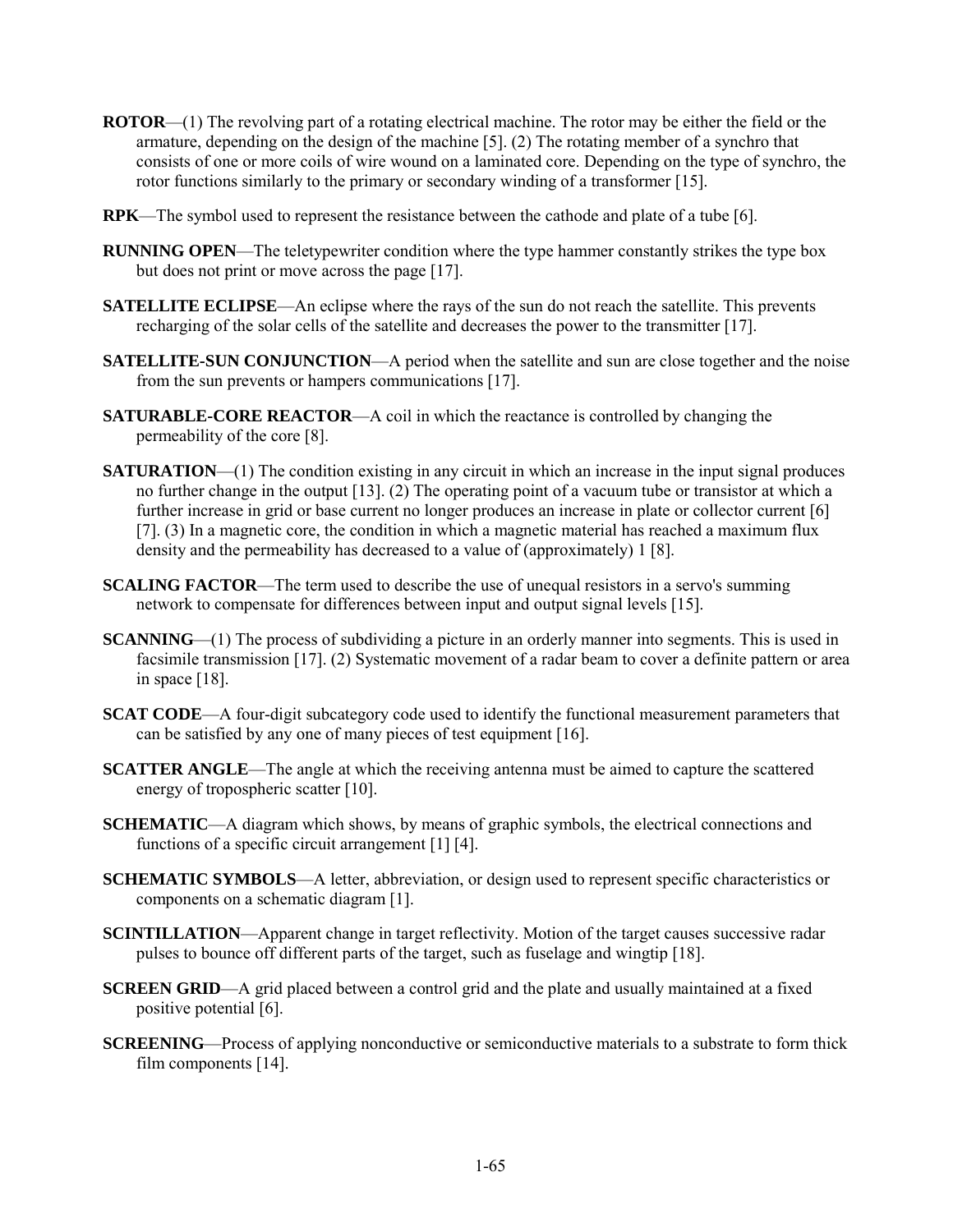**ROTOR**—(1) The revolving part of a rotating electrical machine. The rotor may be either the field or the armature, depending on the design of the machine [5]. (2) The rotating member of a synchro that consists of one or more coils of wire wound on a laminated core. Depending on the type of synchro, the rotor functions similarly to the primary or secondary winding of a transformer [15].

**RPK**—The symbol used to represent the resistance between the cathode and plate of a tube [6].

**RUNNING OPEN**—The teletypewriter condition where the type hammer constantly strikes the type box but does not print or move across the page [17].

**SATELLITE ECLIPSE**—An eclipse where the rays of the sun do not reach the satellite. This prevents recharging of the solar cells of the satellite and decreases the power to the transmitter [17].

**SATELLITE-SUN CONJUNCTION**—A period when the satellite and sun are close together and the noise from the sun prevents or hampers communications [17].

**SATURABLE-CORE REACTOR**—A coil in which the reactance is controlled by changing the permeability of the core [8].

**SATURATION**—(1) The condition existing in any circuit in which an increase in the input signal produces no further change in the output [13]. (2) The operating point of a vacuum tube or transistor at which a further increase in grid or base current no longer produces an increase in plate or collector current [6] [7]. (3) In a magnetic core, the condition in which a magnetic material has reached a maximum flux density and the permeability has decreased to a value of (approximately) 1 [8].

**SCALING FACTOR**—The term used to describe the use of unequal resistors in a servo's summing network to compensate for differences between input and output signal levels [15].

**SCANNING**—(1) The process of subdividing a picture in an orderly manner into segments. This is used in facsimile transmission [17]. (2) Systematic movement of a radar beam to cover a definite pattern or area in space [18].

**SCAT CODE**—A four-digit subcategory code used to identify the functional measurement parameters that can be satisfied by any one of many pieces of test equipment [16].

**SCATTER ANGLE**—The angle at which the receiving antenna must be aimed to capture the scattered energy of tropospheric scatter [10].

**SCHEMATIC**—A diagram which shows, by means of graphic symbols, the electrical connections and functions of a specific circuit arrangement [1] [4].

**SCHEMATIC SYMBOLS**—A letter, abbreviation, or design used to represent specific characteristics or components on a schematic diagram [1].

**SCINTILLATION**—Apparent change in target reflectivity. Motion of the target causes successive radar pulses to bounce off different parts of the target, such as fuselage and wingtip [18].

**SCREEN GRID**—A grid placed between a control grid and the plate and usually maintained at a fixed positive potential [6].

**SCREENING**—Process of applying nonconductive or semiconductive materials to a substrate to form thick film components [14].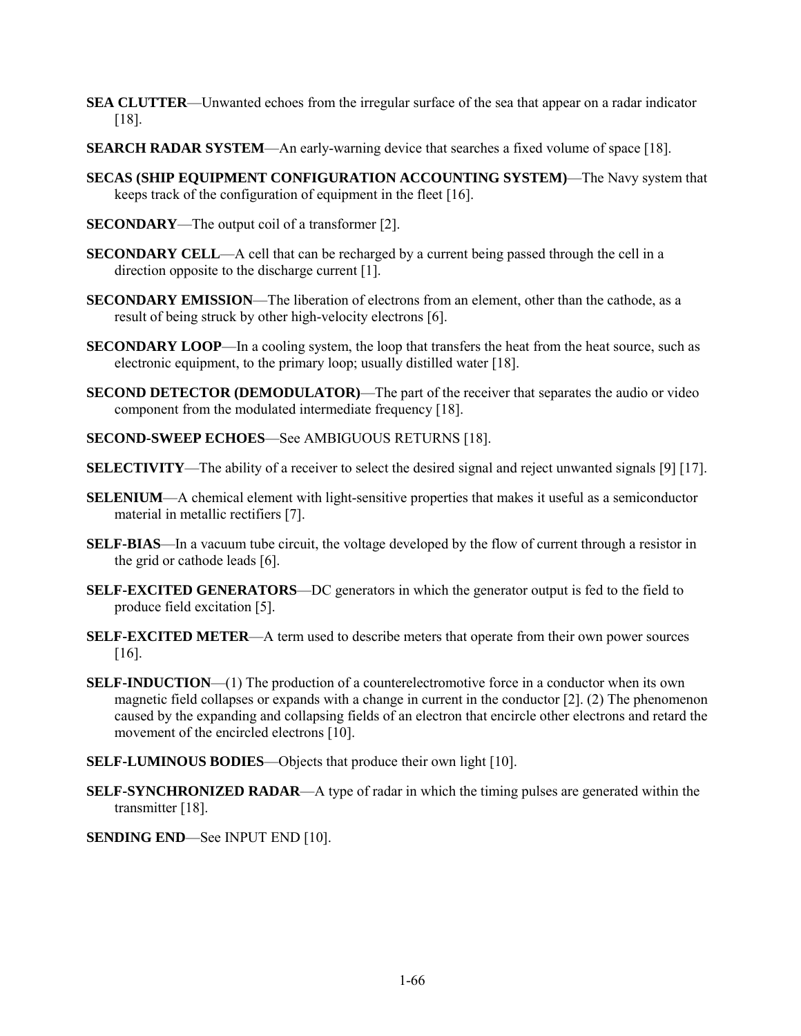**SEA CLUTTER**—Unwanted echoes from the irregular surface of the sea that appear on a radar indicator [18].

**SEARCH RADAR SYSTEM**—An early-warning device that searches a fixed volume of space [18].

**SECAS (SHIP EQUIPMENT CONFIGURATION ACCOUNTING SYSTEM)**—The Navy system that keeps track of the configuration of equipment in the fleet [16].

**SECONDARY**—The output coil of a transformer [2].

**SECONDARY CELL**—A cell that can be recharged by a current being passed through the cell in a direction opposite to the discharge current [1].

**SECONDARY EMISSION**—The liberation of electrons from an element, other than the cathode, as a result of being struck by other high-velocity electrons [6].

**SECONDARY LOOP**—In a cooling system, the loop that transfers the heat from the heat source, such as electronic equipment, to the primary loop; usually distilled water [18].

**SECOND DETECTOR (DEMODULATOR)**—The part of the receiver that separates the audio or video component from the modulated intermediate frequency [18].

**SECOND-SWEEP ECHOES**—See AMBIGUOUS RETURNS [18].

**SELECTIVITY**—The ability of a receiver to select the desired signal and reject unwanted signals [9] [17].

**SELENIUM**—A chemical element with light-sensitive properties that makes it useful as a semiconductor material in metallic rectifiers [7].

**SELF-BIAS**—In a vacuum tube circuit, the voltage developed by the flow of current through a resistor in the grid or cathode leads [6].

**SELF-EXCITED GENERATORS**—DC generators in which the generator output is fed to the field to produce field excitation [5].

**SELF-EXCITED METER**—A term used to describe meters that operate from their own power sources [16].

**SELF-INDUCTION**—(1) The production of a counterelectromotive force in a conductor when its own magnetic field collapses or expands with a change in current in the conductor [2]. (2) The phenomenon caused by the expanding and collapsing fields of an electron that encircle other electrons and retard the movement of the encircled electrons [10].

**SELF-LUMINOUS BODIES**—Objects that produce their own light [10].

**SELF-SYNCHRONIZED RADAR**—A type of radar in which the timing pulses are generated within the transmitter [18].

**SENDING END**—See INPUT END [10].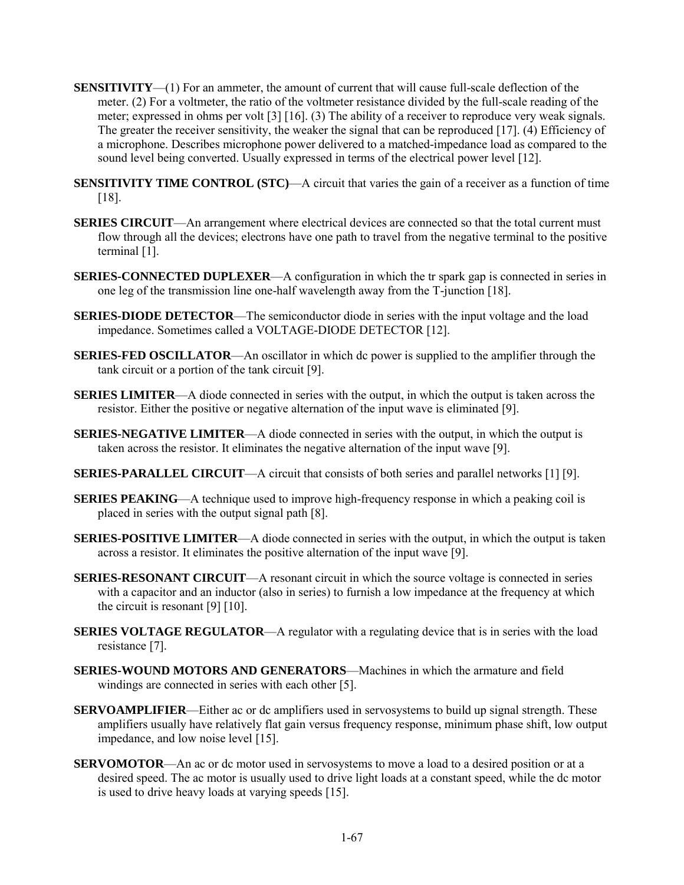**SENSITIVITY**—(1) For an ammeter, the amount of current that will cause full-scale deflection of the meter. (2) For a voltmeter, the ratio of the voltmeter resistance divided by the full-scale reading of the meter; expressed in ohms per volt [3] [16]. (3) The ability of a receiver to reproduce very weak signals. The greater the receiver sensitivity, the weaker the signal that can be reproduced [17]. (4) Efficiency of a microphone. Describes microphone power delivered to a matched-impedance load as compared to the sound level being converted. Usually expressed in terms of the electrical power level [12].

**SENSITIVITY TIME CONTROL (STC)**—A circuit that varies the gain of a receiver as a function of time [18].

**SERIES CIRCUIT**—An arrangement where electrical devices are connected so that the total current must flow through all the devices; electrons have one path to travel from the negative terminal to the positive terminal [1].

**SERIES-CONNECTED DUPLEXER**—A configuration in which the tr spark gap is connected in series in one leg of the transmission line one-half wavelength away from the T-junction [18].

**SERIES-DIODE DETECTOR**—The semiconductor diode in series with the input voltage and the load impedance. Sometimes called a VOLTAGE-DIODE DETECTOR [12].

**SERIES-FED OSCILLATOR**—An oscillator in which dc power is supplied to the amplifier through the tank circuit or a portion of the tank circuit [9].

**SERIES LIMITER**—A diode connected in series with the output, in which the output is taken across the resistor. Either the positive or negative alternation of the input wave is eliminated [9].

**SERIES-NEGATIVE LIMITER**—A diode connected in series with the output, in which the output is taken across the resistor. It eliminates the negative alternation of the input wave [9].

**SERIES-PARALLEL CIRCUIT**—A circuit that consists of both series and parallel networks [1] [9].

**SERIES PEAKING**—A technique used to improve high-frequency response in which a peaking coil is placed in series with the output signal path [8].

**SERIES-POSITIVE LIMITER**—A diode connected in series with the output, in which the output is taken across a resistor. It eliminates the positive alternation of the input wave [9].

**SERIES-RESONANT CIRCUIT**—A resonant circuit in which the source voltage is connected in series with a capacitor and an inductor (also in series) to furnish a low impedance at the frequency at which the circuit is resonant [9] [10].

**SERIES VOLTAGE REGULATOR**—A regulator with a regulating device that is in series with the load resistance [7].

**SERIES-WOUND MOTORS AND GENERATORS**—Machines in which the armature and field windings are connected in series with each other [5].

**SERVOAMPLIFIER**—Either ac or dc amplifiers used in servosystems to build up signal strength. These amplifiers usually have relatively flat gain versus frequency response, minimum phase shift, low output impedance, and low noise level [15].

**SERVOMOTOR**—An ac or dc motor used in servosystems to move a load to a desired position or at a desired speed. The ac motor is usually used to drive light loads at a constant speed, while the dc motor is used to drive heavy loads at varying speeds [15].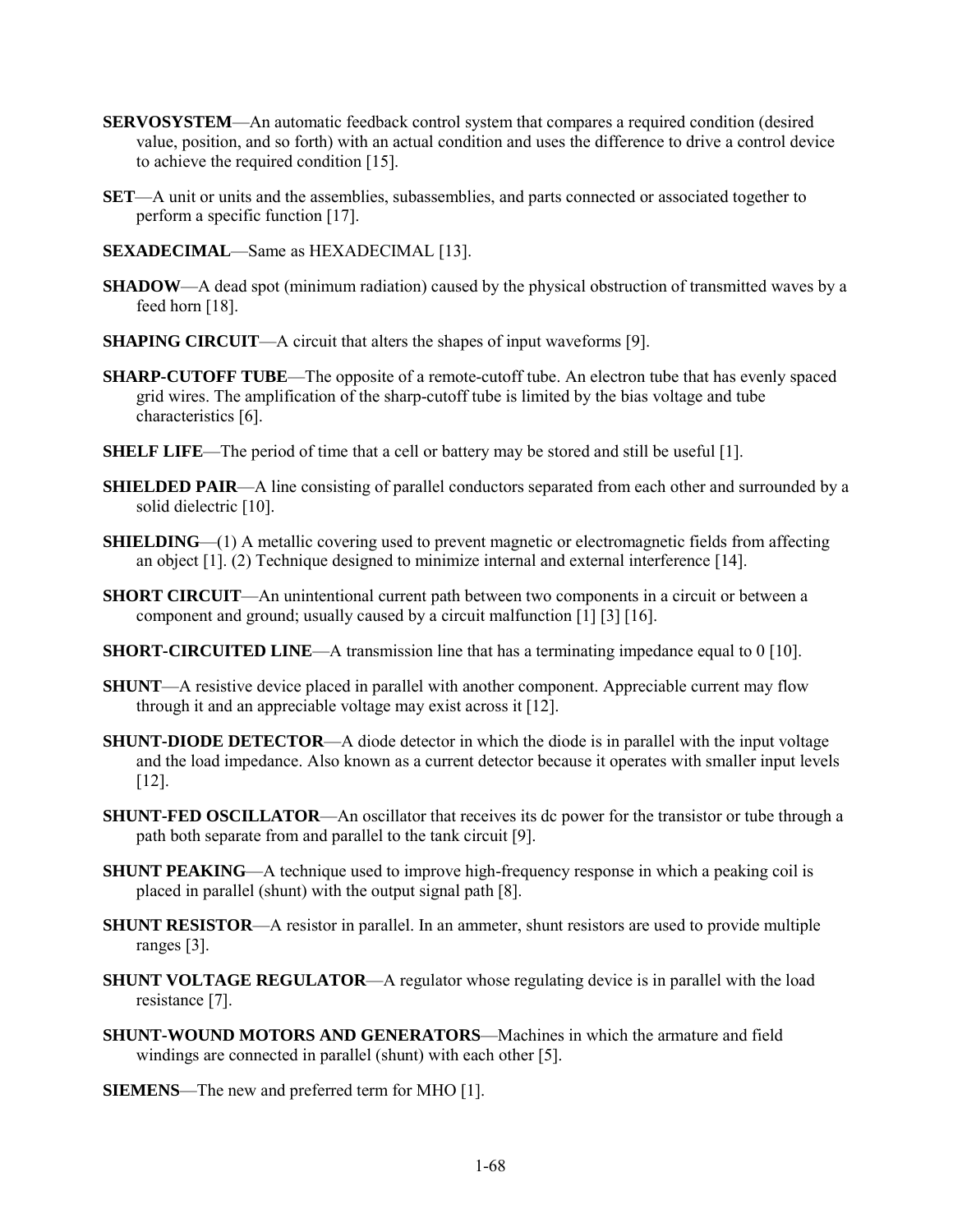**SERVOSYSTEM**—An automatic feedback control system that compares a required condition (desired value, position, and so forth) with an actual condition and uses the difference to drive a control device to achieve the required condition [15].

**SET**—A unit or units and the assemblies, subassemblies, and parts connected or associated together to perform a specific function [17].

**SEXADECIMAL**—Same as HEXADECIMAL [13].

**SHADOW**—A dead spot (minimum radiation) caused by the physical obstruction of transmitted waves by a feed horn [18].

**SHAPING CIRCUIT**—A circuit that alters the shapes of input waveforms [9].

**SHARP-CUTOFF TUBE**—The opposite of a remote-cutoff tube. An electron tube that has evenly spaced grid wires. The amplification of the sharp-cutoff tube is limited by the bias voltage and tube characteristics [6].

**SHELF LIFE**—The period of time that a cell or battery may be stored and still be useful [1].

**SHIELDED PAIR**—A line consisting of parallel conductors separated from each other and surrounded by a solid dielectric [10].

**SHIELDING**—(1) A metallic covering used to prevent magnetic or electromagnetic fields from affecting an object [1]. (2) Technique designed to minimize internal and external interference [14].

**SHORT CIRCUIT**—An unintentional current path between two components in a circuit or between a component and ground; usually caused by a circuit malfunction [1] [3] [16].

**SHORT-CIRCUITED LINE**—A transmission line that has a terminating impedance equal to 0 [10].

**SHUNT**—A resistive device placed in parallel with another component. Appreciable current may flow through it and an appreciable voltage may exist across it [12].

**SHUNT-DIODE DETECTOR**—A diode detector in which the diode is in parallel with the input voltage and the load impedance. Also known as a current detector because it operates with smaller input levels [12].

**SHUNT-FED OSCILLATOR**—An oscillator that receives its dc power for the transistor or tube through a path both separate from and parallel to the tank circuit [9].

**SHUNT PEAKING**—A technique used to improve high-frequency response in which a peaking coil is placed in parallel (shunt) with the output signal path [8].

**SHUNT RESISTOR**—A resistor in parallel. In an ammeter, shunt resistors are used to provide multiple ranges [3].

**SHUNT VOLTAGE REGULATOR**—A regulator whose regulating device is in parallel with the load resistance [7].

**SHUNT-WOUND MOTORS AND GENERATORS**—Machines in which the armature and field windings are connected in parallel (shunt) with each other [5].

**SIEMENS**—The new and preferred term for MHO [1].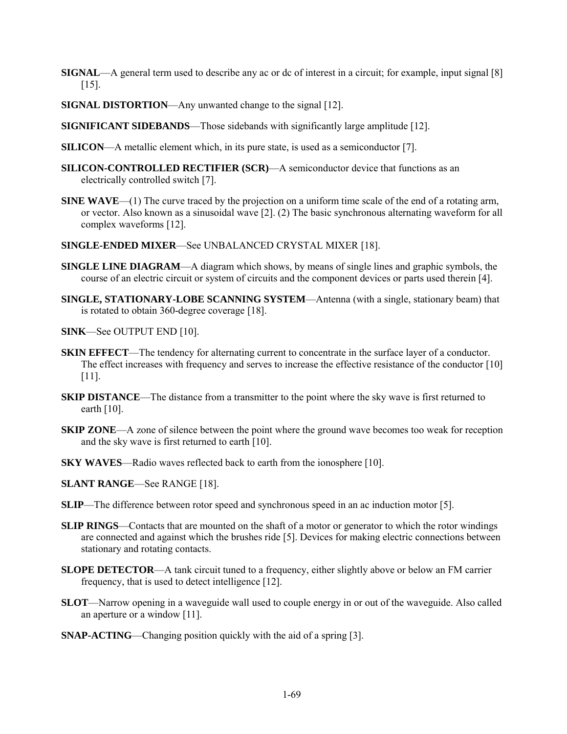**SIGNAL**—A general term used to describe any ac or dc of interest in a circuit; for example, input signal [8] [15].

**SIGNAL DISTORTION**—Any unwanted change to the signal [12].

**SIGNIFICANT SIDEBANDS**—Those sidebands with significantly large amplitude [12].

**SILICON**—A metallic element which, in its pure state, is used as a semiconductor [7].

**SILICON-CONTROLLED RECTIFIER (SCR)**—A semiconductor device that functions as an electrically controlled switch [7].

**SINE WAVE**—(1) The curve traced by the projection on a uniform time scale of the end of a rotating arm, or vector. Also known as a sinusoidal wave [2]. (2) The basic synchronous alternating waveform for all complex waveforms [12].

**SINGLE-ENDED MIXER**—See UNBALANCED CRYSTAL MIXER [18].

**SINGLE LINE DIAGRAM**—A diagram which shows, by means of single lines and graphic symbols, the course of an electric circuit or system of circuits and the component devices or parts used therein [4].

**SINGLE, STATIONARY-LOBE SCANNING SYSTEM**—Antenna (with a single, stationary beam) that is rotated to obtain 360-degree coverage [18].

**SINK**—See OUTPUT END [10].

**SKIN EFFECT**—The tendency for alternating current to concentrate in the surface layer of a conductor. The effect increases with frequency and serves to increase the effective resistance of the conductor [10] [11].

**SKIP DISTANCE**—The distance from a transmitter to the point where the sky wave is first returned to earth [10].

**SKIP ZONE**—A zone of silence between the point where the ground wave becomes too weak for reception and the sky wave is first returned to earth [10].

**SKY WAVES**—Radio waves reflected back to earth from the ionosphere [10].

**SLANT RANGE**—See RANGE [18].

**SLIP**—The difference between rotor speed and synchronous speed in an ac induction motor [5].

**SLIP RINGS**—Contacts that are mounted on the shaft of a motor or generator to which the rotor windings are connected and against which the brushes ride [5]. Devices for making electric connections between stationary and rotating contacts.

**SLOPE DETECTOR**—A tank circuit tuned to a frequency, either slightly above or below an FM carrier frequency, that is used to detect intelligence [12].

**SLOT**—Narrow opening in a waveguide wall used to couple energy in or out of the waveguide. Also called an aperture or a window [11].

**SNAP-ACTING**—Changing position quickly with the aid of a spring [3].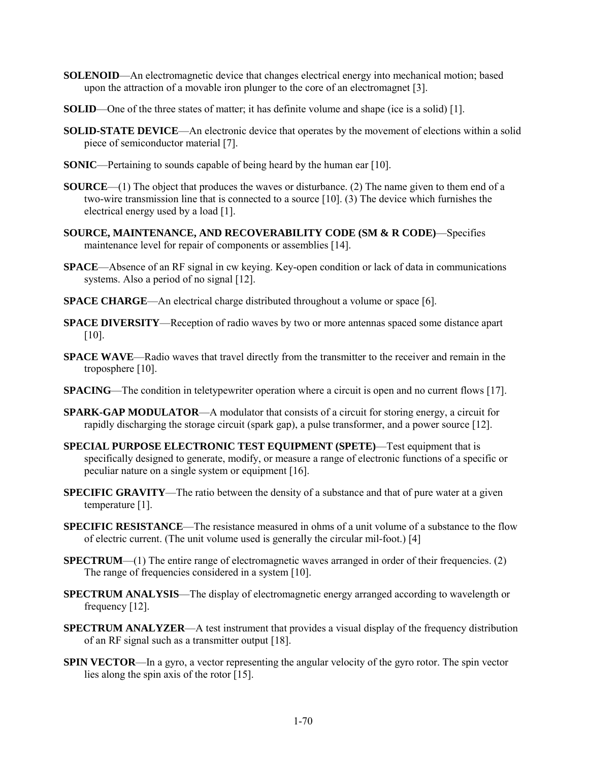**SOLENOID**—An electromagnetic device that changes electrical energy into mechanical motion; based upon the attraction of a movable iron plunger to the core of an electromagnet [3].

**SOLID**—One of the three states of matter; it has definite volume and shape (ice is a solid) [1].

**SOLID-STATE DEVICE**—An electronic device that operates by the movement of elections within a solid piece of semiconductor material [7].

**SONIC**—Pertaining to sounds capable of being heard by the human ear [10].

**SOURCE**—(1) The object that produces the waves or disturbance. (2) The name given to them end of a two-wire transmission line that is connected to a source [10]. (3) The device which furnishes the electrical energy used by a load [1].

**SOURCE, MAINTENANCE, AND RECOVERABILITY CODE (SM & R CODE)**—Specifies maintenance level for repair of components or assemblies [14].

**SPACE**—Absence of an RF signal in cw keying. Key-open condition or lack of data in communications systems. Also a period of no signal [12].

**SPACE CHARGE**—An electrical charge distributed throughout a volume or space [6].

**SPACE DIVERSITY**—Reception of radio waves by two or more antennas spaced some distance apart [10].

**SPACE WAVE**—Radio waves that travel directly from the transmitter to the receiver and remain in the troposphere [10].

**SPACING**—The condition in teletypewriter operation where a circuit is open and no current flows [17].

**SPARK-GAP MODULATOR**—A modulator that consists of a circuit for storing energy, a circuit for rapidly discharging the storage circuit (spark gap), a pulse transformer, and a power source [12].

**SPECIAL PURPOSE ELECTRONIC TEST EQUIPMENT (SPETE)**—Test equipment that is specifically designed to generate, modify, or measure a range of electronic functions of a specific or peculiar nature on a single system or equipment [16].

**SPECIFIC GRAVITY**—The ratio between the density of a substance and that of pure water at a given temperature [1].

**SPECIFIC RESISTANCE**—The resistance measured in ohms of a unit volume of a substance to the flow of electric current. (The unit volume used is generally the circular mil-foot.) [4]

**SPECTRUM**—(1) The entire range of electromagnetic waves arranged in order of their frequencies. (2) The range of frequencies considered in a system [10].

**SPECTRUM ANALYSIS**—The display of electromagnetic energy arranged according to wavelength or frequency [12].

**SPECTRUM ANALYZER**—A test instrument that provides a visual display of the frequency distribution of an RF signal such as a transmitter output [18].

**SPIN VECTOR**—In a gyro, a vector representing the angular velocity of the gyro rotor. The spin vector lies along the spin axis of the rotor [15].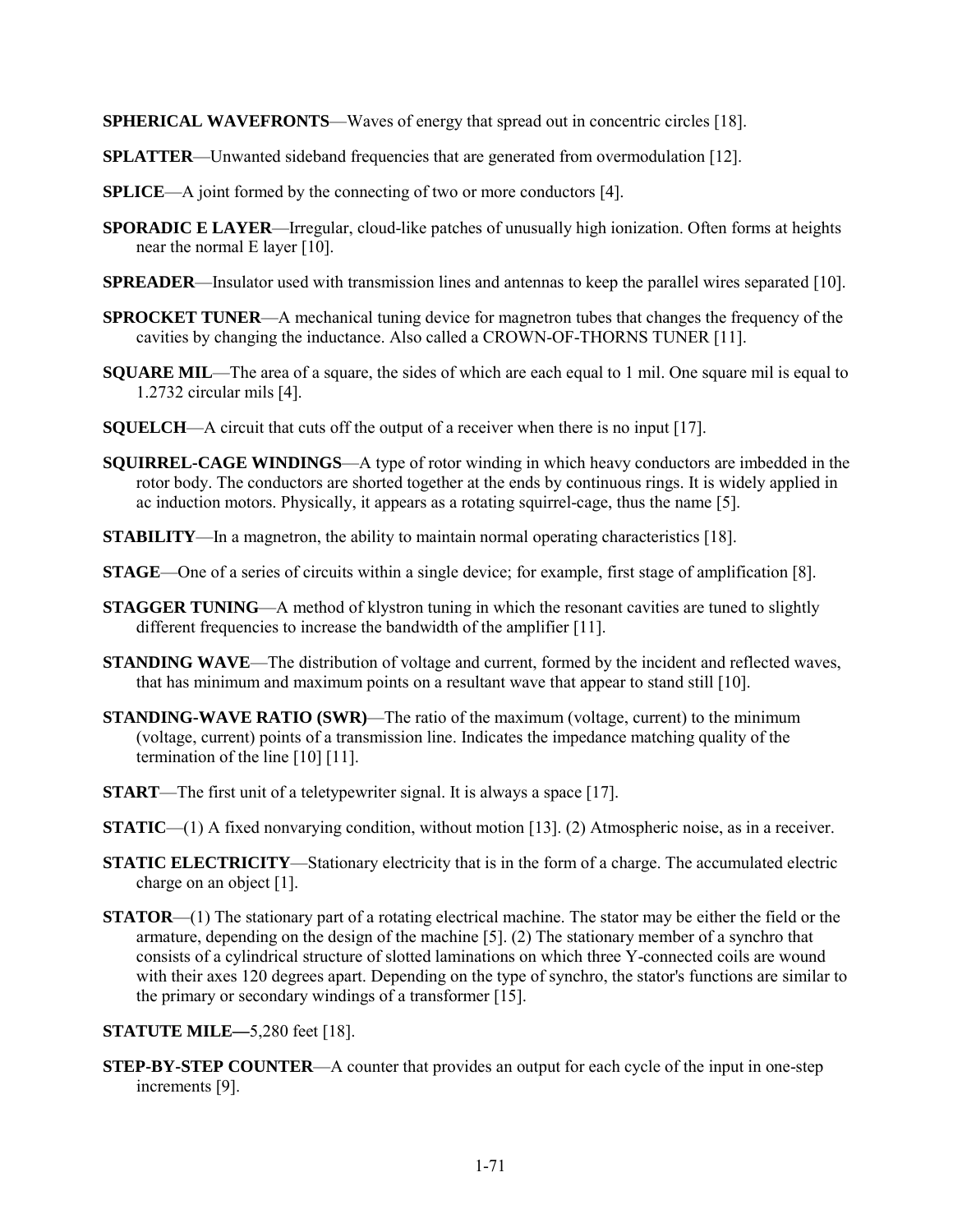**SPHERICAL WAVEFRONTS**—Waves of energy that spread out in concentric circles [18].

**SPLATTER**—Unwanted sideband frequencies that are generated from overmodulation [12].

**SPLICE**—A joint formed by the connecting of two or more conductors [4].

**SPORADIC E LAYER**—Irregular, cloud-like patches of unusually high ionization. Often forms at heights near the normal E layer [10].

**SPREADER**—Insulator used with transmission lines and antennas to keep the parallel wires separated [10].

**SPROCKET TUNER**—A mechanical tuning device for magnetron tubes that changes the frequency of the cavities by changing the inductance. Also called a CROWN-OF-THORNS TUNER [11].

**SQUARE MIL**—The area of a square, the sides of which are each equal to 1 mil. One square mil is equal to 1.2732 circular mils [4].

**SQUELCH**—A circuit that cuts off the output of a receiver when there is no input [17].

**SQUIRREL-CAGE WINDINGS**—A type of rotor winding in which heavy conductors are imbedded in the rotor body. The conductors are shorted together at the ends by continuous rings. It is widely applied in ac induction motors. Physically, it appears as a rotating squirrel-cage, thus the name [5].

**STABILITY**—In a magnetron, the ability to maintain normal operating characteristics [18].

**STAGE**—One of a series of circuits within a single device; for example, first stage of amplification [8].

**STAGGER TUNING**—A method of klystron tuning in which the resonant cavities are tuned to slightly different frequencies to increase the bandwidth of the amplifier [11].

**STANDING WAVE**—The distribution of voltage and current, formed by the incident and reflected waves, that has minimum and maximum points on a resultant wave that appear to stand still [10].

**STANDING-WAVE RATIO (SWR)**—The ratio of the maximum (voltage, current) to the minimum (voltage, current) points of a transmission line. Indicates the impedance matching quality of the termination of the line [10] [11].

**START**—The first unit of a teletypewriter signal. It is always a space [17].

**STATIC**—(1) A fixed nonvarying condition, without motion [13]. (2) Atmospheric noise, as in a receiver.

**STATIC ELECTRICITY**—Stationary electricity that is in the form of a charge. The accumulated electric charge on an object [1].

**STATOR**—(1) The stationary part of a rotating electrical machine. The stator may be either the field or the armature, depending on the design of the machine [5]. (2) The stationary member of a synchro that consists of a cylindrical structure of slotted laminations on which three Y-connected coils are wound with their axes 120 degrees apart. Depending on the type of synchro, the stator's functions are similar to the primary or secondary windings of a transformer [15].

**STATUTE MILE—**5,280 feet [18].

**STEP-BY-STEP COUNTER**—A counter that provides an output for each cycle of the input in one-step increments [9].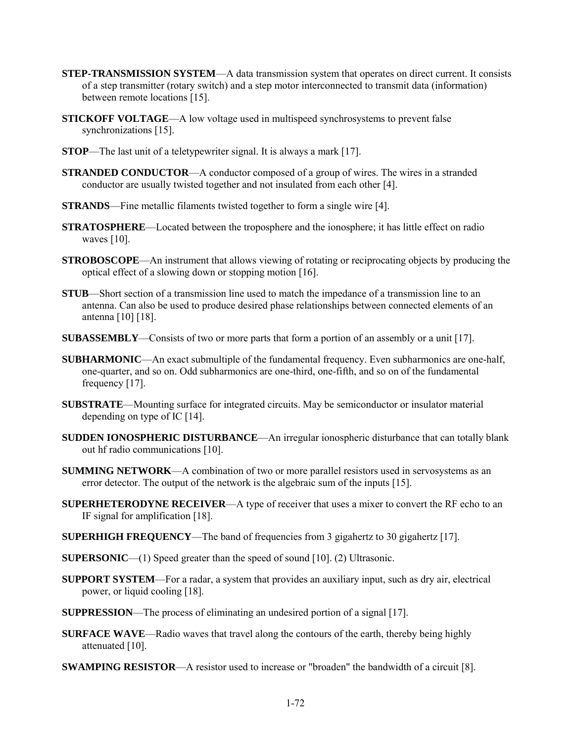**STEP-TRANSMISSION SYSTEM**—A data transmission system that operates on direct current. It consists of a step transmitter (rotary switch) and a step motor interconnected to transmit data (information) between remote locations [15].

**STICKOFF VOLTAGE**—A low voltage used in multispeed synchrosystems to prevent false synchronizations [15].

**STOP**—The last unit of a teletypewriter signal. It is always a mark [17].

**STRANDED CONDUCTOR**—A conductor composed of a group of wires. The wires in a stranded conductor are usually twisted together and not insulated from each other [4].

**STRANDS**—Fine metallic filaments twisted together to form a single wire [4].

**STRATOSPHERE**—Located between the troposphere and the ionosphere; it has little effect on radio waves [10].

**STROBOSCOPE**—An instrument that allows viewing of rotating or reciprocating objects by producing the optical effect of a slowing down or stopping motion [16].

**STUB**—Short section of a transmission line used to match the impedance of a transmission line to an antenna. Can also be used to produce desired phase relationships between connected elements of an antenna [10] [18].

**SUBASSEMBLY**—Consists of two or more parts that form a portion of an assembly or a unit [17].

**SUBHARMONIC**—An exact submultiple of the fundamental frequency. Even subharmonics are one-half, one-quarter, and so on. Odd subharmonics are one-third, one-fifth, and so on of the fundamental frequency [17].

**SUBSTRATE**—Mounting surface for integrated circuits. May be semiconductor or insulator material depending on type of IC [14].

**SUDDEN IONOSPHERIC DISTURBANCE**—An irregular ionospheric disturbance that can totally blank out hf radio communications [10].

**SUMMING NETWORK**—A combination of two or more parallel resistors used in servosystems as an error detector. The output of the network is the algebraic sum of the inputs [15].

**SUPERHETERODYNE RECEIVER**—A type of receiver that uses a mixer to convert the RF echo to an IF signal for amplification [18].

**SUPERHIGH FREQUENCY**—The band of frequencies from 3 gigahertz to 30 gigahertz [17].

**SUPERSONIC**—(1) Speed greater than the speed of sound [10]. (2) Ultrasonic.

**SUPPORT SYSTEM**—For a radar, a system that provides an auxiliary input, such as dry air, electrical power, or liquid cooling [18].

**SUPPRESSION**—The process of eliminating an undesired portion of a signal [17].

**SURFACE WAVE**—Radio waves that travel along the contours of the earth, thereby being highly attenuated [10].

**SWAMPING RESISTOR**—A resistor used to increase or "broaden" the bandwidth of a circuit [8].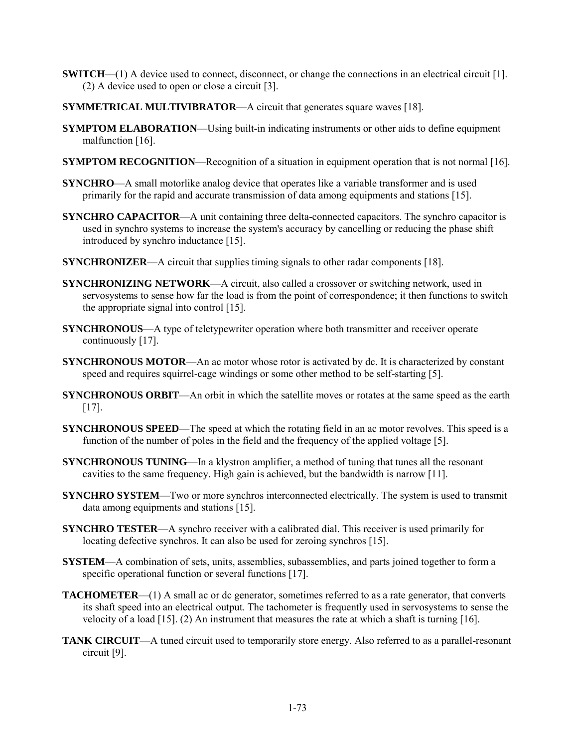**SWITCH**—(1) A device used to connect, disconnect, or change the connections in an electrical circuit [1]. (2) A device used to open or close a circuit [3].

**SYMMETRICAL MULTIVIBRATOR**—A circuit that generates square waves [18].

**SYMPTOM ELABORATION**—Using built-in indicating instruments or other aids to define equipment malfunction [16].

**SYMPTOM RECOGNITION**—Recognition of a situation in equipment operation that is not normal [16].

**SYNCHRO**—A small motorlike analog device that operates like a variable transformer and is used primarily for the rapid and accurate transmission of data among equipments and stations [15].

**SYNCHRO CAPACITOR**—A unit containing three delta-connected capacitors. The synchro capacitor is used in synchro systems to increase the system's accuracy by cancelling or reducing the phase shift introduced by synchro inductance [15].

**SYNCHRONIZER**—A circuit that supplies timing signals to other radar components [18].

**SYNCHRONIZING NETWORK**—A circuit, also called a crossover or switching network, used in servosystems to sense how far the load is from the point of correspondence; it then functions to switch the appropriate signal into control [15].

**SYNCHRONOUS**—A type of teletypewriter operation where both transmitter and receiver operate continuously [17].

**SYNCHRONOUS MOTOR**—An ac motor whose rotor is activated by dc. It is characterized by constant speed and requires squirrel-cage windings or some other method to be self-starting [5].

**SYNCHRONOUS ORBIT**—An orbit in which the satellite moves or rotates at the same speed as the earth [17].

**SYNCHRONOUS SPEED**—The speed at which the rotating field in an ac motor revolves. This speed is a function of the number of poles in the field and the frequency of the applied voltage [5].

**SYNCHRONOUS TUNING**—In a klystron amplifier, a method of tuning that tunes all the resonant cavities to the same frequency. High gain is achieved, but the bandwidth is narrow [11].

**SYNCHRO SYSTEM**—Two or more synchros interconnected electrically. The system is used to transmit data among equipments and stations [15].

**SYNCHRO TESTER**—A synchro receiver with a calibrated dial. This receiver is used primarily for locating defective synchros. It can also be used for zeroing synchros [15].

**SYSTEM**—A combination of sets, units, assemblies, subassemblies, and parts joined together to form a specific operational function or several functions [17].

**TACHOMETER**—(1) A small ac or dc generator, sometimes referred to as a rate generator, that converts its shaft speed into an electrical output. The tachometer is frequently used in servosystems to sense the velocity of a load [15]. (2) An instrument that measures the rate at which a shaft is turning [16].

**TANK CIRCUIT**—A tuned circuit used to temporarily store energy. Also referred to as a parallel-resonant circuit [9].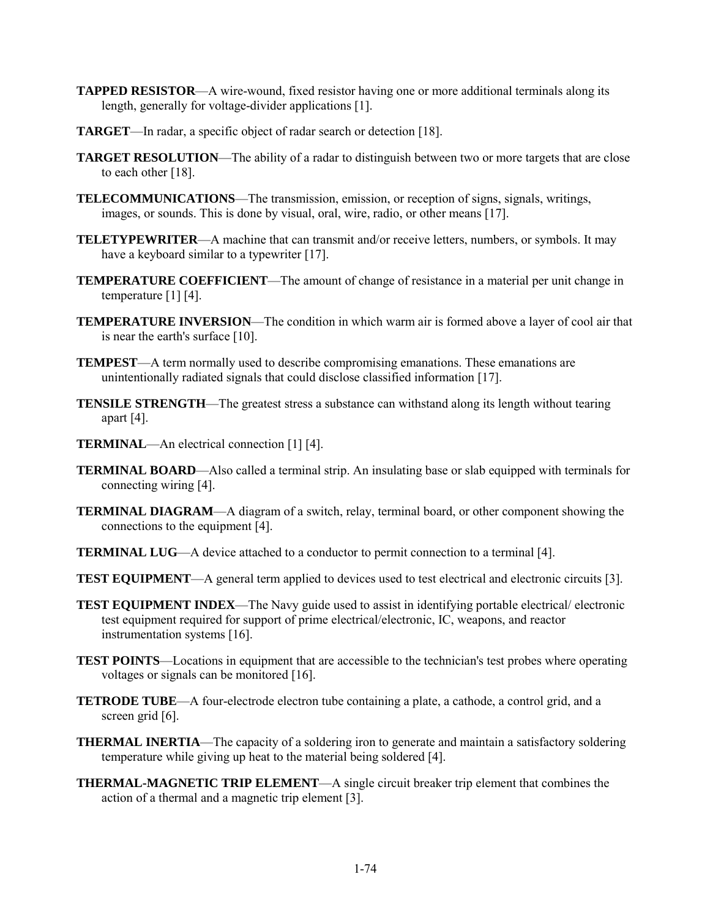**TAPPED RESISTOR**—A wire-wound, fixed resistor having one or more additional terminals along its length, generally for voltage-divider applications [1].

**TARGET**—In radar, a specific object of radar search or detection [18].

**TARGET RESOLUTION**—The ability of a radar to distinguish between two or more targets that are close to each other [18].

**TELECOMMUNICATIONS**—The transmission, emission, or reception of signs, signals, writings, images, or sounds. This is done by visual, oral, wire, radio, or other means [17].

**TELETYPEWRITER**—A machine that can transmit and/or receive letters, numbers, or symbols. It may have a keyboard similar to a typewriter [17].

**TEMPERATURE COEFFICIENT**—The amount of change of resistance in a material per unit change in temperature [1] [4].

**TEMPERATURE INVERSION**—The condition in which warm air is formed above a layer of cool air that is near the earth's surface [10].

**TEMPEST**—A term normally used to describe compromising emanations. These emanations are unintentionally radiated signals that could disclose classified information [17].

**TENSILE STRENGTH**—The greatest stress a substance can withstand along its length without tearing apart [4].

**TERMINAL**—An electrical connection [1] [4].

**TERMINAL BOARD**—Also called a terminal strip. An insulating base or slab equipped with terminals for connecting wiring [4].

**TERMINAL DIAGRAM**—A diagram of a switch, relay, terminal board, or other component showing the connections to the equipment [4].

**TERMINAL LUG**—A device attached to a conductor to permit connection to a terminal [4].

**TEST EQUIPMENT**—A general term applied to devices used to test electrical and electronic circuits [3].

**TEST EQUIPMENT INDEX**—The Navy guide used to assist in identifying portable electrical/ electronic test equipment required for support of prime electrical/electronic, IC, weapons, and reactor instrumentation systems [16].

**TEST POINTS**—Locations in equipment that are accessible to the technician's test probes where operating voltages or signals can be monitored [16].

**TETRODE TUBE**—A four-electrode electron tube containing a plate, a cathode, a control grid, and a screen grid [6].

**THERMAL INERTIA**—The capacity of a soldering iron to generate and maintain a satisfactory soldering temperature while giving up heat to the material being soldered [4].

**THERMAL-MAGNETIC TRIP ELEMENT**—A single circuit breaker trip element that combines the action of a thermal and a magnetic trip element [3].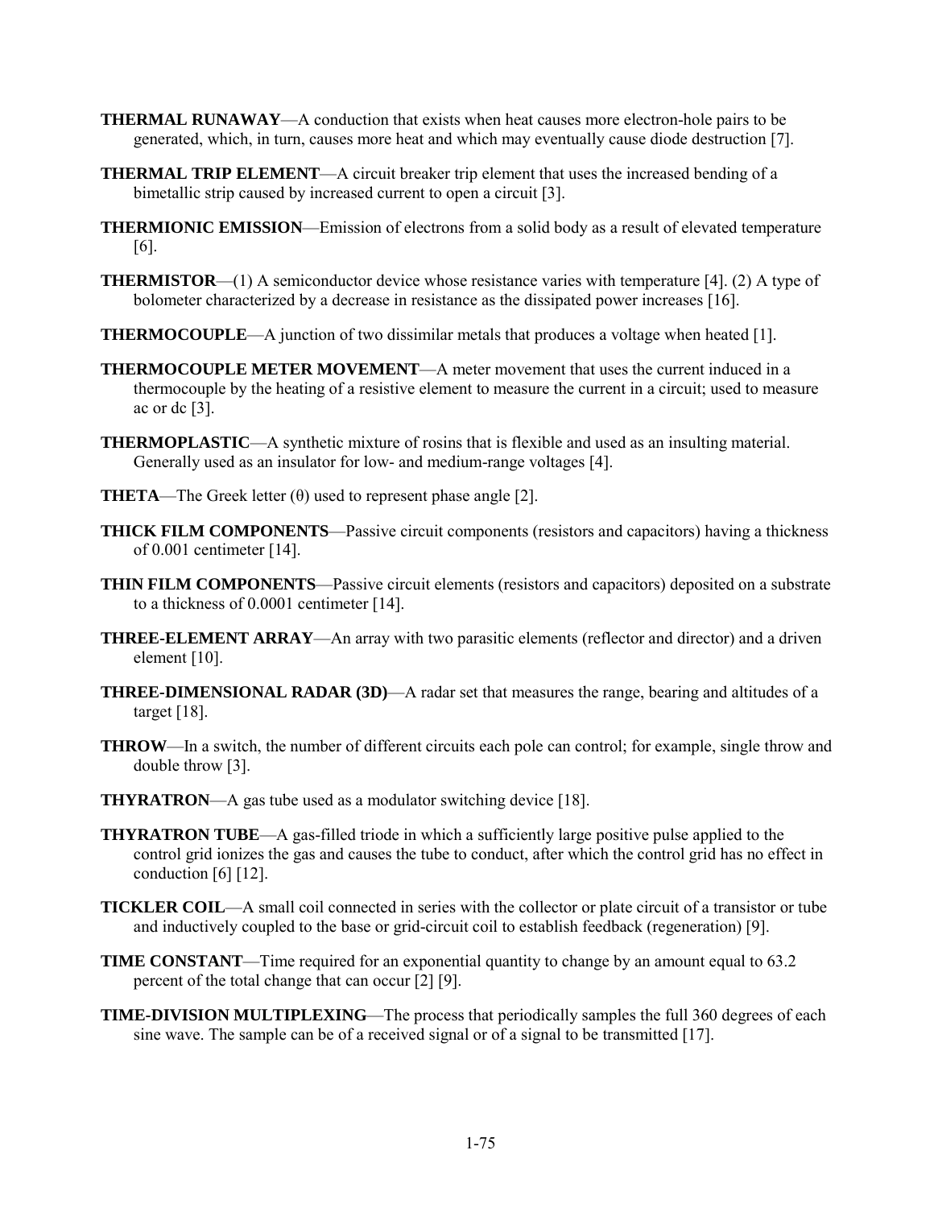**THERMAL RUNAWAY**—A conduction that exists when heat causes more electron-hole pairs to be generated, which, in turn, causes more heat and which may eventually cause diode destruction [7].

**THERMAL TRIP ELEMENT**—A circuit breaker trip element that uses the increased bending of a bimetallic strip caused by increased current to open a circuit [3].

**THERMIONIC EMISSION**—Emission of electrons from a solid body as a result of elevated temperature [6].

**THERMISTOR**—(1) A semiconductor device whose resistance varies with temperature [4]. (2) A type of bolometer characterized by a decrease in resistance as the dissipated power increases [16].

**THERMOCOUPLE**—A junction of two dissimilar metals that produces a voltage when heated [1].

**THERMOCOUPLE METER MOVEMENT**—A meter movement that uses the current induced in a thermocouple by the heating of a resistive element to measure the current in a circuit; used to measure ac or dc [3].

**THERMOPLASTIC**—A synthetic mixture of rosins that is flexible and used as an insulting material. Generally used as an insulator for low- and medium-range voltages [4].

**THETA**—The Greek letter ($\theta$) used to represent phase angle [2].

**THICK FILM COMPONENTS**—Passive circuit components (resistors and capacitors) having a thickness of 0.001 centimeter [14].

**THIN FILM COMPONENTS**—Passive circuit elements (resistors and capacitors) deposited on a substrate to a thickness of 0.0001 centimeter [14].

**THREE-ELEMENT ARRAY**—An array with two parasitic elements (reflector and director) and a driven element [10].

**THREE-DIMENSIONAL RADAR (3D)**—A radar set that measures the range, bearing and altitudes of a target [18].

**THROW**—In a switch, the number of different circuits each pole can control; for example, single throw and double throw [3].

**THYRATRON**—A gas tube used as a modulator switching device [18].

**THYRATRON TUBE**—A gas-filled triode in which a sufficiently large positive pulse applied to the control grid ionizes the gas and causes the tube to conduct, after which the control grid has no effect in conduction [6] [12].

**TICKLER COIL**—A small coil connected in series with the collector or plate circuit of a transistor or tube and inductively coupled to the base or grid-circuit coil to establish feedback (regeneration) [9].

**TIME CONSTANT**—Time required for an exponential quantity to change by an amount equal to 63.2 percent of the total change that can occur [2] [9].

**TIME-DIVISION MULTIPLEXING**—The process that periodically samples the full 360 degrees of each sine wave. The sample can be of a received signal or of a signal to be transmitted [17].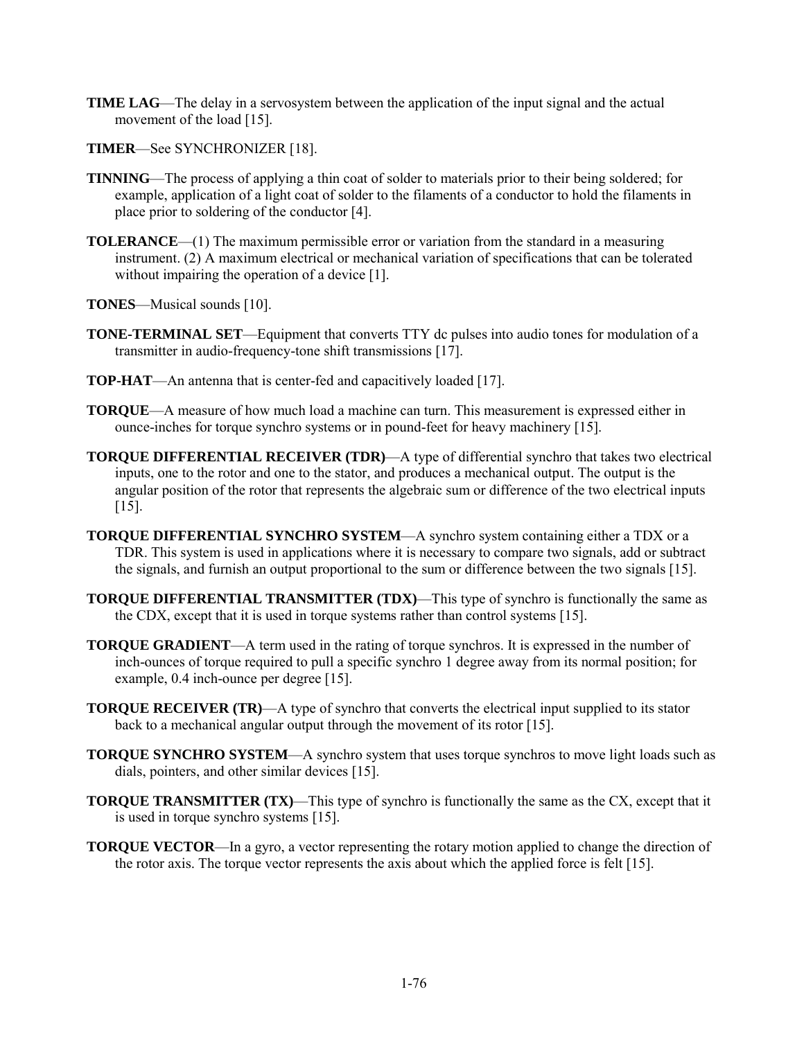**TIME LAG**—The delay in a servosystem between the application of the input signal and the actual movement of the load [15].

**TIMER**—See SYNCHRONIZER [18].

**TINNING**—The process of applying a thin coat of solder to materials prior to their being soldered; for example, application of a light coat of solder to the filaments of a conductor to hold the filaments in place prior to soldering of the conductor [4].

**TOLERANCE**—(1) The maximum permissible error or variation from the standard in a measuring instrument. (2) A maximum electrical or mechanical variation of specifications that can be tolerated without impairing the operation of a device [1].

**TONES**—Musical sounds [10].

**TONE-TERMINAL SET**—Equipment that converts TTY dc pulses into audio tones for modulation of a transmitter in audio-frequency-tone shift transmissions [17].

**TOP-HAT**—An antenna that is center-fed and capacitively loaded [17].

**TORQUE**—A measure of how much load a machine can turn. This measurement is expressed either in ounce-inches for torque synchro systems or in pound-feet for heavy machinery [15].

**TORQUE DIFFERENTIAL RECEIVER (TDR)**—A type of differential synchro that takes two electrical inputs, one to the rotor and one to the stator, and produces a mechanical output. The output is the angular position of the rotor that represents the algebraic sum or difference of the two electrical inputs [15].

**TORQUE DIFFERENTIAL SYNCHRO SYSTEM**—A synchro system containing either a TDX or a TDR. This system is used in applications where it is necessary to compare two signals, add or subtract the signals, and furnish an output proportional to the sum or difference between the two signals [15].

**TORQUE DIFFERENTIAL TRANSMITTER (TDX)**—This type of synchro is functionally the same as the CDX, except that it is used in torque systems rather than control systems [15].

**TORQUE GRADIENT**—A term used in the rating of torque synchros. It is expressed in the number of inch-ounces of torque required to pull a specific synchro 1 degree away from its normal position; for example, 0.4 inch-ounce per degree [15].

**TORQUE RECEIVER (TR)**—A type of synchro that converts the electrical input supplied to its stator back to a mechanical angular output through the movement of its rotor [15].

**TORQUE SYNCHRO SYSTEM**—A synchro system that uses torque synchros to move light loads such as dials, pointers, and other similar devices [15].

**TORQUE TRANSMITTER (TX)**—This type of synchro is functionally the same as the CX, except that it is used in torque synchro systems [15].

**TORQUE VECTOR**—In a gyro, a vector representing the rotary motion applied to change the direction of the rotor axis. The torque vector represents the axis about which the applied force is felt [15].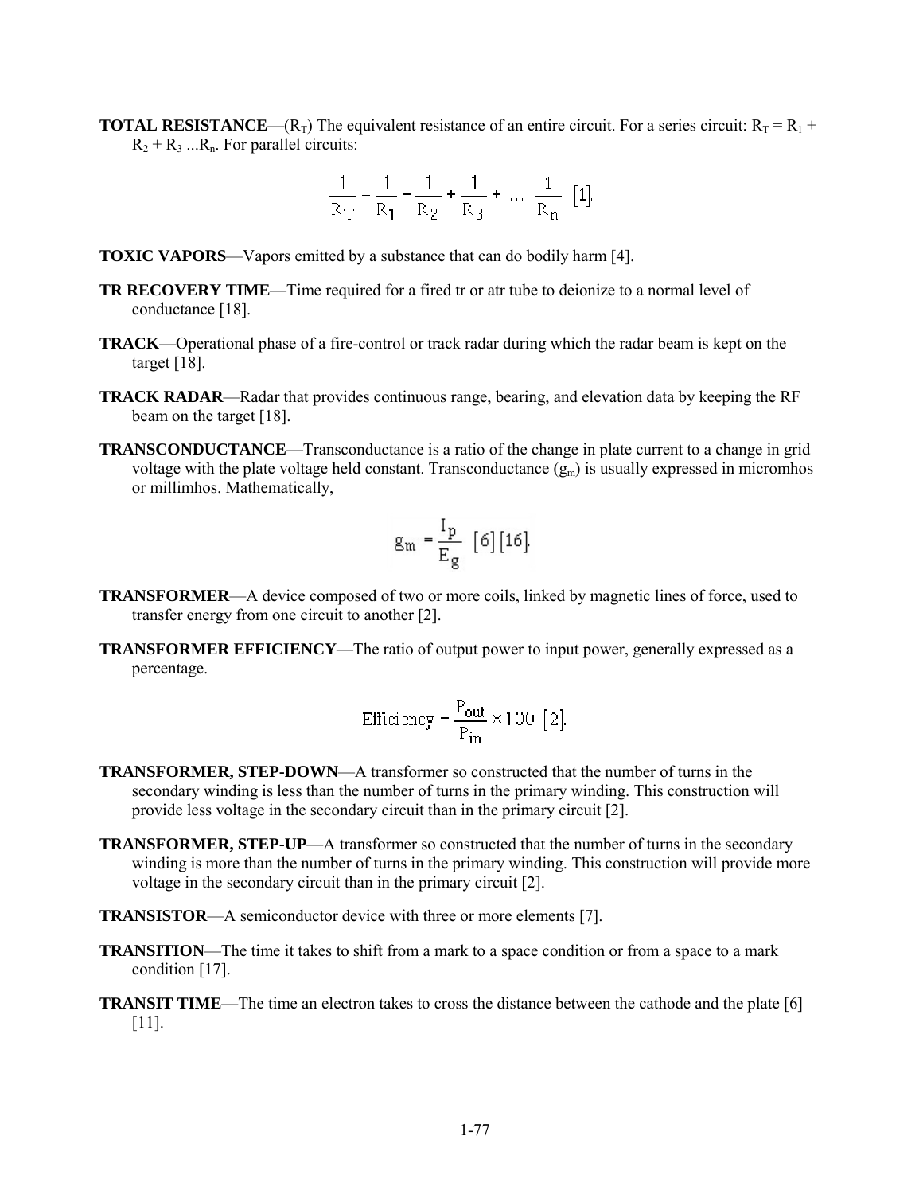**TOTAL RESISTANCE**—($R_T$) The equivalent resistance of an entire circuit. For a series circuit: $R_T = R_1 + R_2 + R_3 \ldots R_n$. For parallel circuits:

$$\frac{1}{R_T} = \frac{1}{R_1} + \frac{1}{R_2} + \frac{1}{R_3} + \ldots \frac{1}{R_n}$$ [1].

**TOXIC VAPORS**—Vapors emitted by a substance that can do bodily harm [4].

**TR RECOVERY TIME**—Time required for a fired tr or atr tube to deionize to a normal level of conductance [18].

**TRACK**—Operational phase of a fire-control or track radar during which the radar beam is kept on the target [18].

**TRACK RADAR**—Radar that provides continuous range, bearing, and elevation data by keeping the RF beam on the target [18].

**TRANSCONDUCTANCE**—Transconductance is a ratio of the change in plate current to a change in grid voltage with the plate voltage held constant. Transconductance ($g_m$) is usually expressed in micromhos or millimhos. Mathematically,

$$g_m = \frac{I_p}{E_g}$$ [6] [16].

**TRANSFORMER**—A device composed of two or more coils, linked by magnetic lines of force, used to transfer energy from one circuit to another [2].

**TRANSFORMER EFFICIENCY**—The ratio of output power to input power, generally expressed as a percentage.

$$\text{Efficiency} = \frac{P_{out}}{P_{in}} \times 100$$ [2].

**TRANSFORMER, STEP-DOWN**—A transformer so constructed that the number of turns in the secondary winding is less than the number of turns in the primary winding. This construction will provide less voltage in the secondary circuit than in the primary circuit [2].

**TRANSFORMER, STEP-UP**—A transformer so constructed that the number of turns in the secondary winding is more than the number of turns in the primary winding. This construction will provide more voltage in the secondary circuit than in the primary circuit [2].

**TRANSISTOR**—A semiconductor device with three or more elements [7].

**TRANSITION**—The time it takes to shift from a mark to a space condition or from a space to a mark condition [17].

**TRANSIT TIME**—The time an electron takes to cross the distance between the cathode and the plate [6] [11].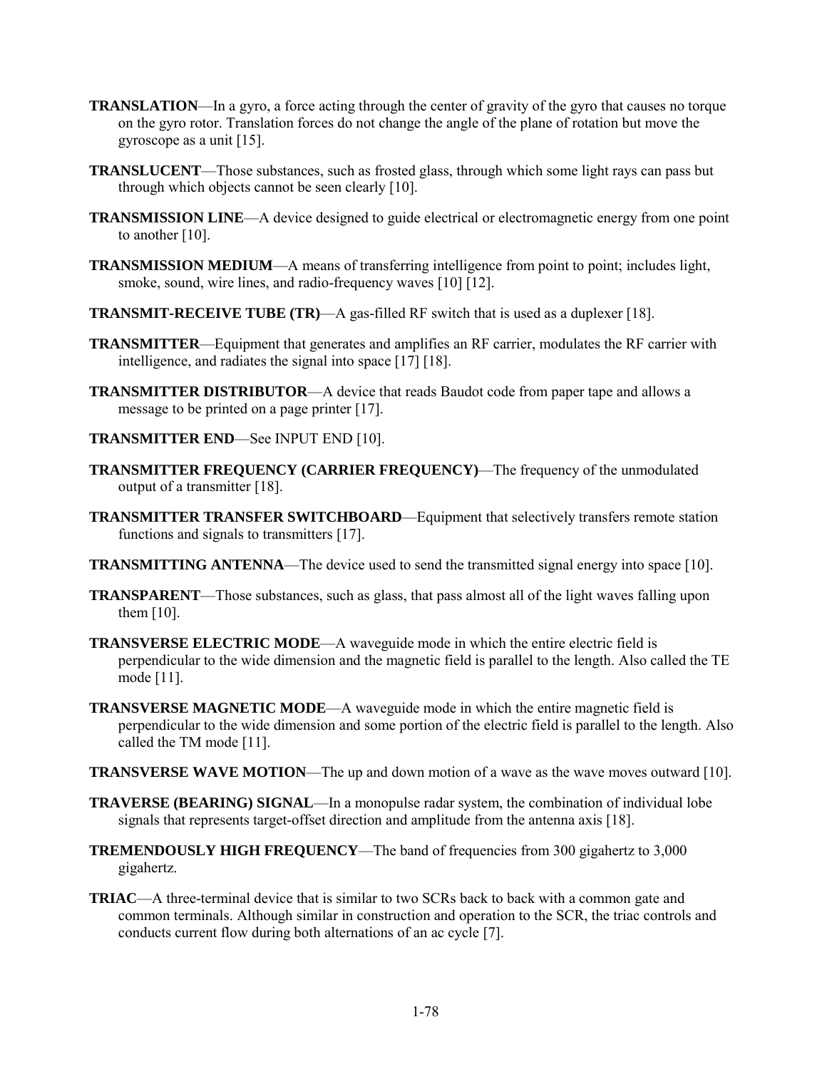**TRANSLATION**—In a gyro, a force acting through the center of gravity of the gyro that causes no torque on the gyro rotor. Translation forces do not change the angle of the plane of rotation but move the gyroscope as a unit [15].

**TRANSLUCENT**—Those substances, such as frosted glass, through which some light rays can pass but through which objects cannot be seen clearly [10].

**TRANSMISSION LINE**—A device designed to guide electrical or electromagnetic energy from one point to another [10].

**TRANSMISSION MEDIUM**—A means of transferring intelligence from point to point; includes light, smoke, sound, wire lines, and radio-frequency waves [10] [12].

**TRANSMIT-RECEIVE TUBE (TR)**—A gas-filled RF switch that is used as a duplexer [18].

**TRANSMITTER**—Equipment that generates and amplifies an RF carrier, modulates the RF carrier with intelligence, and radiates the signal into space [17] [18].

**TRANSMITTER DISTRIBUTOR**—A device that reads Baudot code from paper tape and allows a message to be printed on a page printer [17].

**TRANSMITTER END**—See INPUT END [10].

**TRANSMITTER FREQUENCY (CARRIER FREQUENCY)**—The frequency of the unmodulated output of a transmitter [18].

**TRANSMITTER TRANSFER SWITCHBOARD**—Equipment that selectively transfers remote station functions and signals to transmitters [17].

**TRANSMITTING ANTENNA**—The device used to send the transmitted signal energy into space [10].

**TRANSPARENT**—Those substances, such as glass, that pass almost all of the light waves falling upon them [10].

**TRANSVERSE ELECTRIC MODE**—A waveguide mode in which the entire electric field is perpendicular to the wide dimension and the magnetic field is parallel to the length. Also called the TE mode [11].

**TRANSVERSE MAGNETIC MODE**—A waveguide mode in which the entire magnetic field is perpendicular to the wide dimension and some portion of the electric field is parallel to the length. Also called the TM mode [11].

**TRANSVERSE WAVE MOTION**—The up and down motion of a wave as the wave moves outward [10].

**TRAVERSE (BEARING) SIGNAL**—In a monopulse radar system, the combination of individual lobe signals that represents target-offset direction and amplitude from the antenna axis [18].

**TREMENDOUSLY HIGH FREQUENCY**—The band of frequencies from 300 gigahertz to 3,000 gigahertz.

**TRIAC**—A three-terminal device that is similar to two SCRs back to back with a common gate and common terminals. Although similar in construction and operation to the SCR, the triac controls and conducts current flow during both alternations of an ac cycle [7].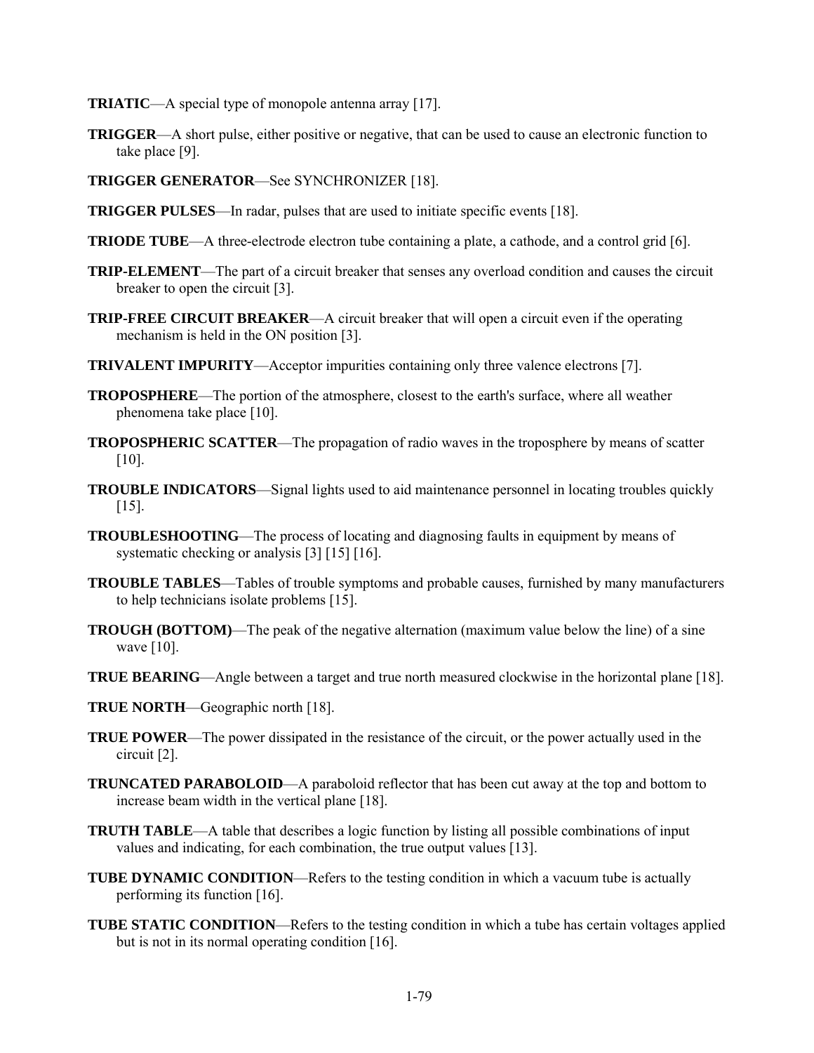**TRIATIC**—A special type of monopole antenna array [17].

**TRIGGER**—A short pulse, either positive or negative, that can be used to cause an electronic function to take place [9].

**TRIGGER GENERATOR**—See SYNCHRONIZER [18].

**TRIGGER PULSES**—In radar, pulses that are used to initiate specific events [18].

**TRIODE TUBE**—A three-electrode electron tube containing a plate, a cathode, and a control grid [6].

**TRIP-ELEMENT**—The part of a circuit breaker that senses any overload condition and causes the circuit breaker to open the circuit [3].

**TRIP-FREE CIRCUIT BREAKER**—A circuit breaker that will open a circuit even if the operating mechanism is held in the ON position [3].

**TRIVALENT IMPURITY**—Acceptor impurities containing only three valence electrons [7].

**TROPOSPHERE**—The portion of the atmosphere, closest to the earth's surface, where all weather phenomena take place [10].

**TROPOSPHERIC SCATTER**—The propagation of radio waves in the troposphere by means of scatter [10].

**TROUBLE INDICATORS**—Signal lights used to aid maintenance personnel in locating troubles quickly [15].

**TROUBLESHOOTING**—The process of locating and diagnosing faults in equipment by means of systematic checking or analysis [3] [15] [16].

**TROUBLE TABLES**—Tables of trouble symptoms and probable causes, furnished by many manufacturers to help technicians isolate problems [15].

**TROUGH (BOTTOM)**—The peak of the negative alternation (maximum value below the line) of a sine wave [10].

**TRUE BEARING**—Angle between a target and true north measured clockwise in the horizontal plane [18].

**TRUE NORTH**—Geographic north [18].

**TRUE POWER**—The power dissipated in the resistance of the circuit, or the power actually used in the circuit [2].

**TRUNCATED PARABOLOID**—A paraboloid reflector that has been cut away at the top and bottom to increase beam width in the vertical plane [18].

**TRUTH TABLE**—A table that describes a logic function by listing all possible combinations of input values and indicating, for each combination, the true output values [13].

**TUBE DYNAMIC CONDITION**—Refers to the testing condition in which a vacuum tube is actually performing its function [16].

**TUBE STATIC CONDITION**—Refers to the testing condition in which a tube has certain voltages applied but is not in its normal operating condition [16].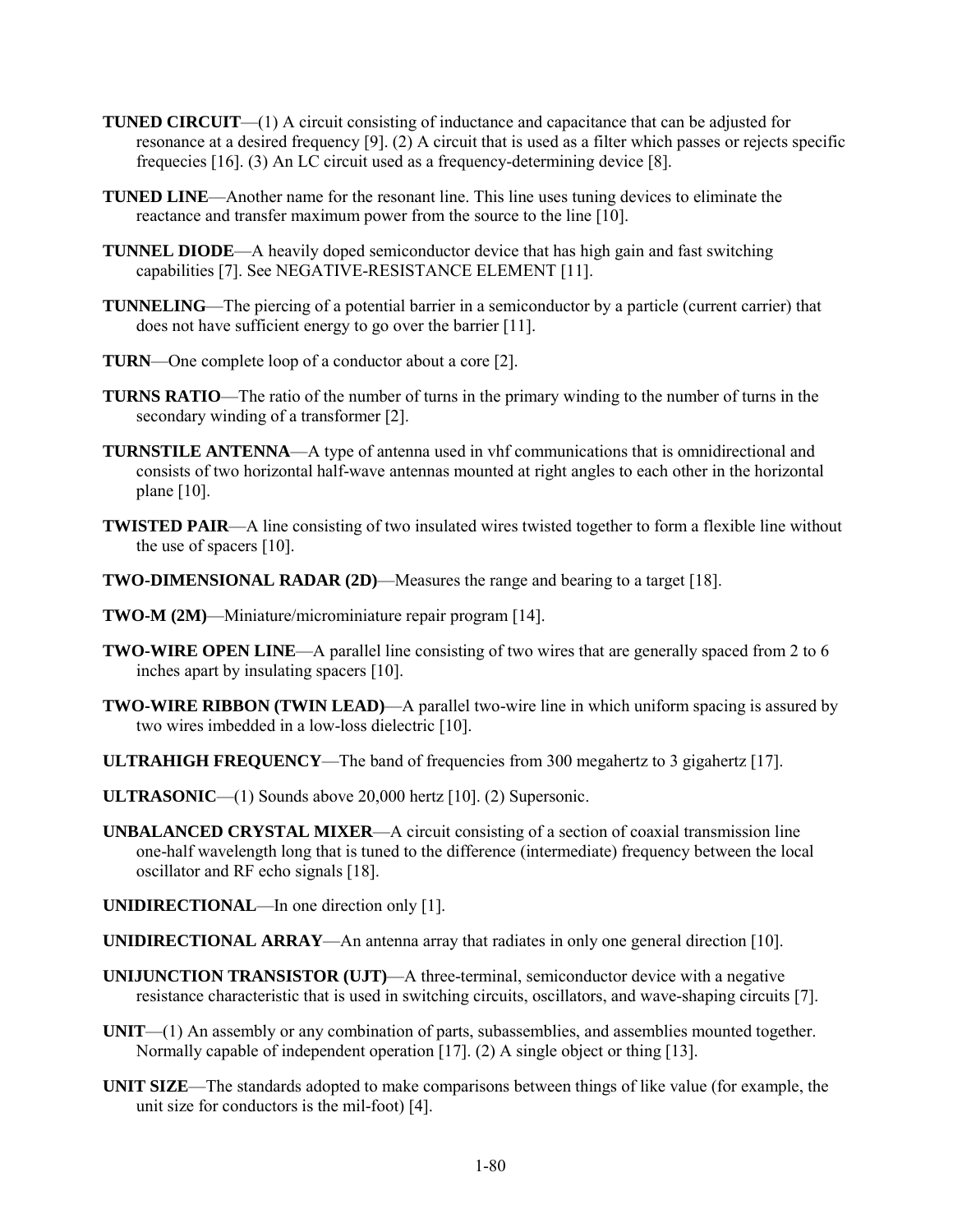**TUNED CIRCUIT**—(1) A circuit consisting of inductance and capacitance that can be adjusted for resonance at a desired frequency [9]. (2) A circuit that is used as a filter which passes or rejects specific frequecies [16]. (3) An LC circuit used as a frequency-determining device [8].

**TUNED LINE**—Another name for the resonant line. This line uses tuning devices to eliminate the reactance and transfer maximum power from the source to the line [10].

**TUNNEL DIODE**—A heavily doped semiconductor device that has high gain and fast switching capabilities [7]. See NEGATIVE-RESISTANCE ELEMENT [11].

**TUNNELING**—The piercing of a potential barrier in a semiconductor by a particle (current carrier) that does not have sufficient energy to go over the barrier [11].

**TURN**—One complete loop of a conductor about a core [2].

**TURNS RATIO**—The ratio of the number of turns in the primary winding to the number of turns in the secondary winding of a transformer [2].

**TURNSTILE ANTENNA**—A type of antenna used in vhf communications that is omnidirectional and consists of two horizontal half-wave antennas mounted at right angles to each other in the horizontal plane [10].

**TWISTED PAIR**—A line consisting of two insulated wires twisted together to form a flexible line without the use of spacers [10].

**TWO-DIMENSIONAL RADAR (2D)**—Measures the range and bearing to a target [18].

**TWO-M (2M)**—Miniature/microminiature repair program [14].

**TWO-WIRE OPEN LINE**—A parallel line consisting of two wires that are generally spaced from 2 to 6 inches apart by insulating spacers [10].

**TWO-WIRE RIBBON (TWIN LEAD)**—A parallel two-wire line in which uniform spacing is assured by two wires imbedded in a low-loss dielectric [10].

**ULTRAHIGH FREQUENCY**—The band of frequencies from 300 megahertz to 3 gigahertz [17].

**ULTRASONIC**—(1) Sounds above 20,000 hertz [10]. (2) Supersonic.

**UNBALANCED CRYSTAL MIXER**—A circuit consisting of a section of coaxial transmission line one-half wavelength long that is tuned to the difference (intermediate) frequency between the local oscillator and RF echo signals [18].

**UNIDIRECTIONAL**—In one direction only [1].

**UNIDIRECTIONAL ARRAY**—An antenna array that radiates in only one general direction [10].

**UNIJUNCTION TRANSISTOR (UJT)**—A three-terminal, semiconductor device with a negative resistance characteristic that is used in switching circuits, oscillators, and wave-shaping circuits [7].

**UNIT**—(1) An assembly or any combination of parts, subassemblies, and assemblies mounted together. Normally capable of independent operation [17]. (2) A single object or thing [13].

**UNIT SIZE**—The standards adopted to make comparisons between things of like value (for example, the unit size for conductors is the mil-foot) [4].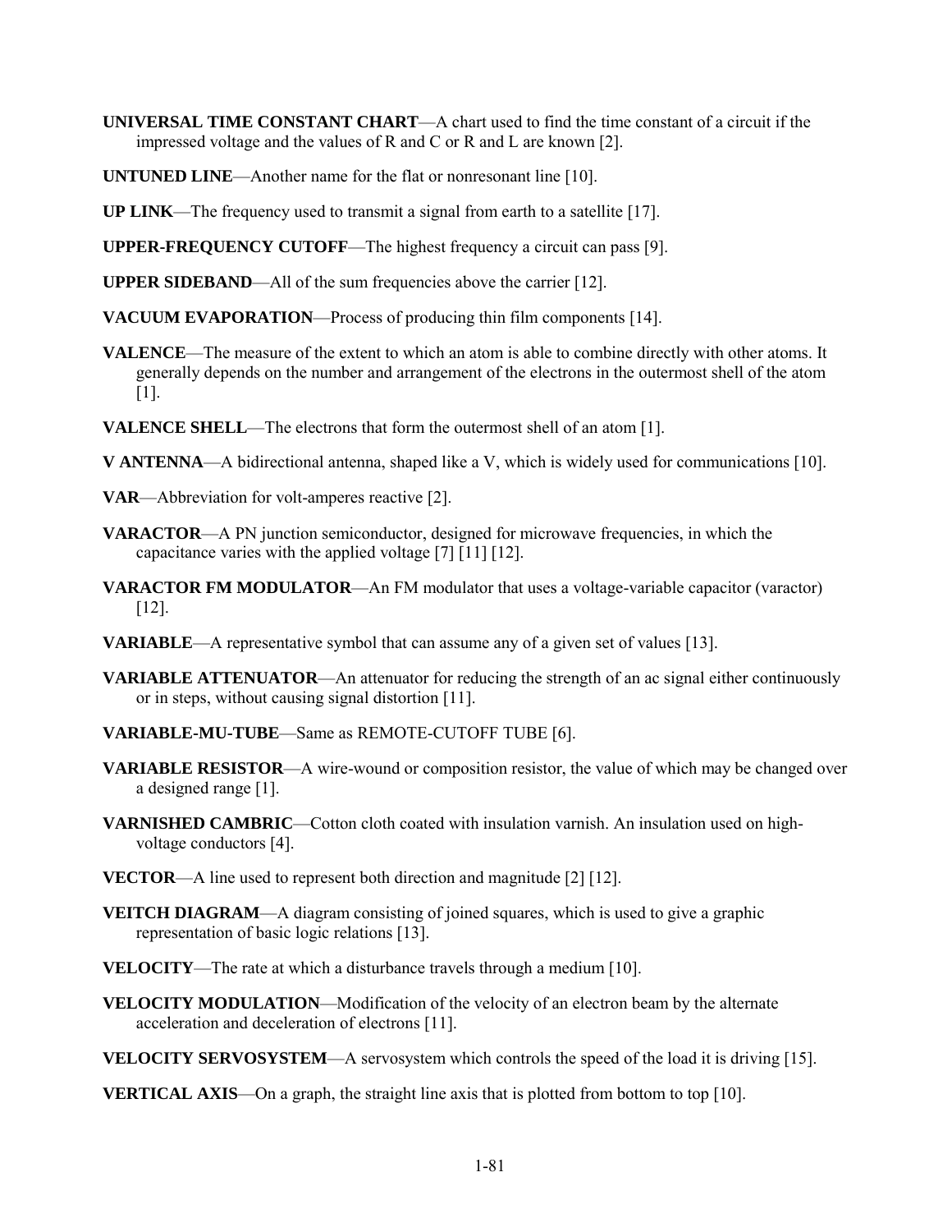**UNIVERSAL TIME CONSTANT CHART**—A chart used to find the time constant of a circuit if the impressed voltage and the values of R and C or R and L are known [2].

**UNTUNED LINE**—Another name for the flat or nonresonant line [10].

**UP LINK**—The frequency used to transmit a signal from earth to a satellite [17].

**UPPER-FREQUENCY CUTOFF**—The highest frequency a circuit can pass [9].

**UPPER SIDEBAND**—All of the sum frequencies above the carrier [12].

**VACUUM EVAPORATION**—Process of producing thin film components [14].

**VALENCE**—The measure of the extent to which an atom is able to combine directly with other atoms. It generally depends on the number and arrangement of the electrons in the outermost shell of the atom [1].

**VALENCE SHELL**—The electrons that form the outermost shell of an atom [1].

**V ANTENNA**—A bidirectional antenna, shaped like a V, which is widely used for communications [10].

**VAR**—Abbreviation for volt-amperes reactive [2].

**VARACTOR**—A PN junction semiconductor, designed for microwave frequencies, in which the capacitance varies with the applied voltage [7] [11] [12].

**VARACTOR FM MODULATOR**—An FM modulator that uses a voltage-variable capacitor (varactor) [12].

**VARIABLE**—A representative symbol that can assume any of a given set of values [13].

**VARIABLE ATTENUATOR**—An attenuator for reducing the strength of an ac signal either continuously or in steps, without causing signal distortion [11].

**VARIABLE-MU-TUBE**—Same as REMOTE-CUTOFF TUBE [6].

**VARIABLE RESISTOR**—A wire-wound or composition resistor, the value of which may be changed over a designed range [1].

**VARNISHED CAMBRIC**—Cotton cloth coated with insulation varnish. An insulation used on high-voltage conductors [4].

**VECTOR**—A line used to represent both direction and magnitude [2] [12].

**VEITCH DIAGRAM**—A diagram consisting of joined squares, which is used to give a graphic representation of basic logic relations [13].

**VELOCITY**—The rate at which a disturbance travels through a medium [10].

**VELOCITY MODULATION**—Modification of the velocity of an electron beam by the alternate acceleration and deceleration of electrons [11].

**VELOCITY SERVOSYSTEM**—A servosystem which controls the speed of the load it is driving [15].

**VERTICAL AXIS**—On a graph, the straight line axis that is plotted from bottom to top [10].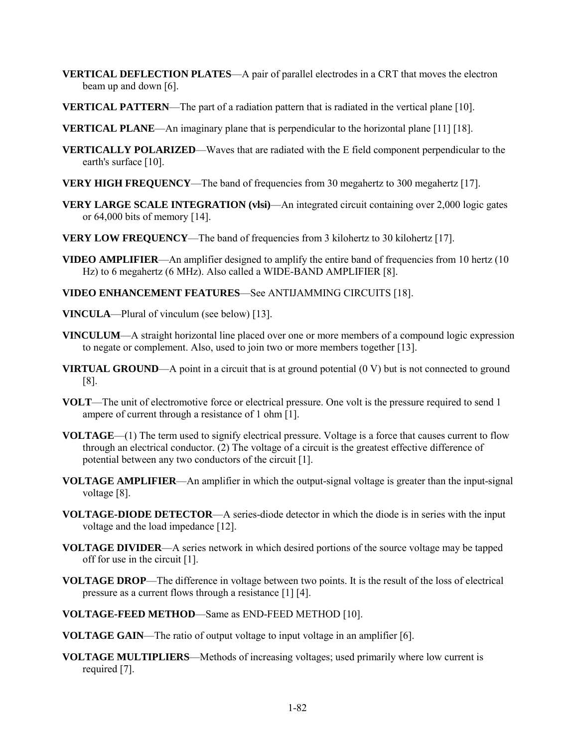**VERTICAL DEFLECTION PLATES**—A pair of parallel electrodes in a CRT that moves the electron beam up and down [6].

**VERTICAL PATTERN**—The part of a radiation pattern that is radiated in the vertical plane [10].

**VERTICAL PLANE**—An imaginary plane that is perpendicular to the horizontal plane [11] [18].

**VERTICALLY POLARIZED**—Waves that are radiated with the E field component perpendicular to the earth's surface [10].

**VERY HIGH FREQUENCY**—The band of frequencies from 30 megahertz to 300 megahertz [17].

**VERY LARGE SCALE INTEGRATION (vlsi)**—An integrated circuit containing over 2,000 logic gates or 64,000 bits of memory [14].

**VERY LOW FREQUENCY**—The band of frequencies from 3 kilohertz to 30 kilohertz [17].

**VIDEO AMPLIFIER**—An amplifier designed to amplify the entire band of frequencies from 10 hertz (10 Hz) to 6 megahertz (6 MHz). Also called a WIDE-BAND AMPLIFIER [8].

**VIDEO ENHANCEMENT FEATURES**—See ANTIJAMMING CIRCUITS [18].

**VINCULA**—Plural of vinculum (see below) [13].

**VINCULUM**—A straight horizontal line placed over one or more members of a compound logic expression to negate or complement. Also, used to join two or more members together [13].

**VIRTUAL GROUND**—A point in a circuit that is at ground potential (0 V) but is not connected to ground [8].

**VOLT**—The unit of electromotive force or electrical pressure. One volt is the pressure required to send 1 ampere of current through a resistance of 1 ohm [1].

**VOLTAGE**—(1) The term used to signify electrical pressure. Voltage is a force that causes current to flow through an electrical conductor. (2) The voltage of a circuit is the greatest effective difference of potential between any two conductors of the circuit [1].

**VOLTAGE AMPLIFIER**—An amplifier in which the output-signal voltage is greater than the input-signal voltage [8].

**VOLTAGE-DIODE DETECTOR**—A series-diode detector in which the diode is in series with the input voltage and the load impedance [12].

**VOLTAGE DIVIDER**—A series network in which desired portions of the source voltage may be tapped off for use in the circuit [1].

**VOLTAGE DROP**—The difference in voltage between two points. It is the result of the loss of electrical pressure as a current flows through a resistance [1] [4].

**VOLTAGE-FEED METHOD**—Same as END-FEED METHOD [10].

**VOLTAGE GAIN**—The ratio of output voltage to input voltage in an amplifier [6].

**VOLTAGE MULTIPLIERS**—Methods of increasing voltages; used primarily where low current is required [7].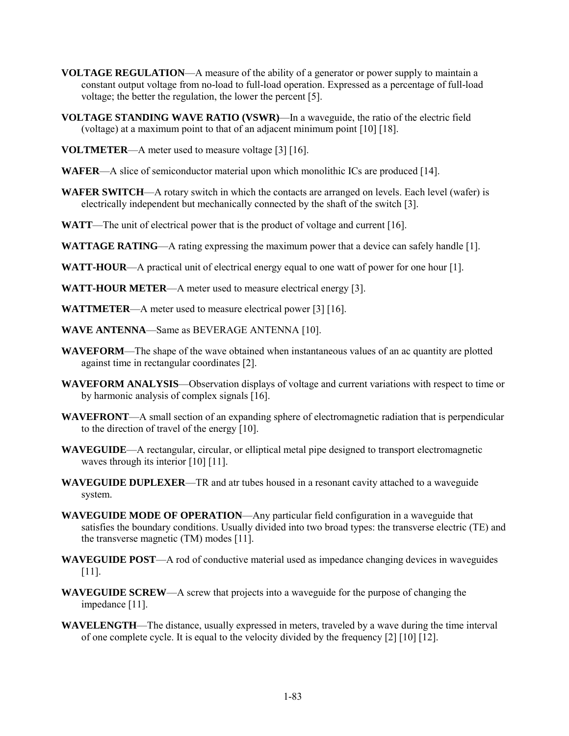**VOLTAGE REGULATION**—A measure of the ability of a generator or power supply to maintain a constant output voltage from no-load to full-load operation. Expressed as a percentage of full-load voltage; the better the regulation, the lower the percent [5].

**VOLTAGE STANDING WAVE RATIO (VSWR)**—In a waveguide, the ratio of the electric field (voltage) at a maximum point to that of an adjacent minimum point [10] [18].

**VOLTMETER**—A meter used to measure voltage [3] [16].

**WAFER**—A slice of semiconductor material upon which monolithic ICs are produced [14].

**WAFER SWITCH**—A rotary switch in which the contacts are arranged on levels. Each level (wafer) is electrically independent but mechanically connected by the shaft of the switch [3].

**WATT**—The unit of electrical power that is the product of voltage and current [16].

**WATTAGE RATING**—A rating expressing the maximum power that a device can safely handle [1].

**WATT-HOUR**—A practical unit of electrical energy equal to one watt of power for one hour [1].

**WATT-HOUR METER**—A meter used to measure electrical energy [3].

**WATTMETER**—A meter used to measure electrical power [3] [16].

**WAVE ANTENNA**—Same as BEVERAGE ANTENNA [10].

**WAVEFORM**—The shape of the wave obtained when instantaneous values of an ac quantity are plotted against time in rectangular coordinates [2].

**WAVEFORM ANALYSIS**—Observation displays of voltage and current variations with respect to time or by harmonic analysis of complex signals [16].

**WAVEFRONT**—A small section of an expanding sphere of electromagnetic radiation that is perpendicular to the direction of travel of the energy [10].

**WAVEGUIDE**—A rectangular, circular, or elliptical metal pipe designed to transport electromagnetic waves through its interior [10] [11].

**WAVEGUIDE DUPLEXER**—TR and atr tubes housed in a resonant cavity attached to a waveguide system.

**WAVEGUIDE MODE OF OPERATION**—Any particular field configuration in a waveguide that satisfies the boundary conditions. Usually divided into two broad types: the transverse electric (TE) and the transverse magnetic (TM) modes [11].

**WAVEGUIDE POST**—A rod of conductive material used as impedance changing devices in waveguides [11].

**WAVEGUIDE SCREW**—A screw that projects into a waveguide for the purpose of changing the impedance [11].

**WAVELENGTH**—The distance, usually expressed in meters, traveled by a wave during the time interval of one complete cycle. It is equal to the velocity divided by the frequency [2] [10] [12].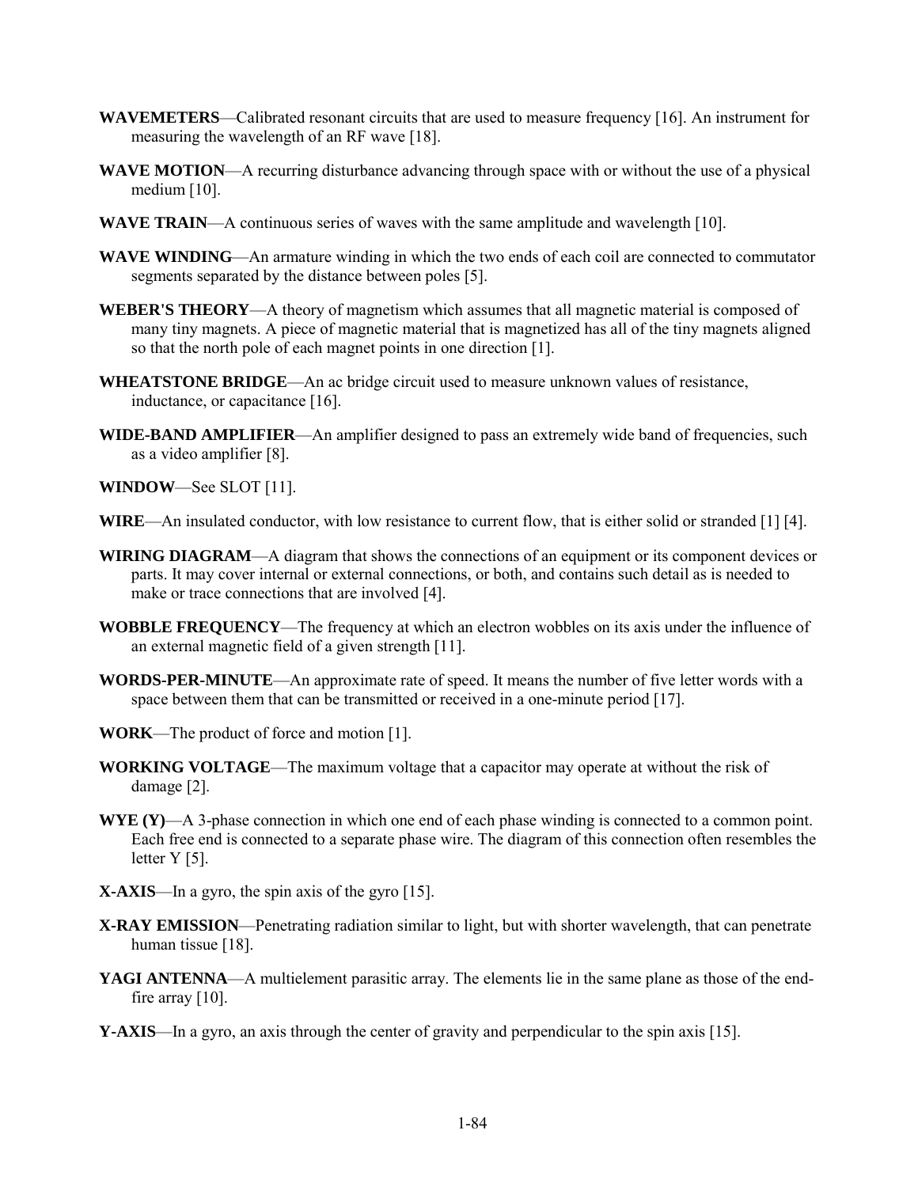**WAVEMETERS**—Calibrated resonant circuits that are used to measure frequency [16]. An instrument for measuring the wavelength of an RF wave [18].

**WAVE MOTION**—A recurring disturbance advancing through space with or without the use of a physical medium [10].

**WAVE TRAIN**—A continuous series of waves with the same amplitude and wavelength [10].

**WAVE WINDING**—An armature winding in which the two ends of each coil are connected to commutator segments separated by the distance between poles [5].

**WEBER'S THEORY**—A theory of magnetism which assumes that all magnetic material is composed of many tiny magnets. A piece of magnetic material that is magnetized has all of the tiny magnets aligned so that the north pole of each magnet points in one direction [1].

**WHEATSTONE BRIDGE**—An ac bridge circuit used to measure unknown values of resistance, inductance, or capacitance [16].

**WIDE-BAND AMPLIFIER**—An amplifier designed to pass an extremely wide band of frequencies, such as a video amplifier [8].

**WINDOW**—See SLOT [11].

**WIRE**—An insulated conductor, with low resistance to current flow, that is either solid or stranded [1] [4].

**WIRING DIAGRAM**—A diagram that shows the connections of an equipment or its component devices or parts. It may cover internal or external connections, or both, and contains such detail as is needed to make or trace connections that are involved [4].

**WOBBLE FREQUENCY**—The frequency at which an electron wobbles on its axis under the influence of an external magnetic field of a given strength [11].

**WORDS-PER-MINUTE**—An approximate rate of speed. It means the number of five letter words with a space between them that can be transmitted or received in a one-minute period [17].

**WORK**—The product of force and motion [1].

**WORKING VOLTAGE**—The maximum voltage that a capacitor may operate at without the risk of damage [2].

**WYE (Y)**—A 3-phase connection in which one end of each phase winding is connected to a common point. Each free end is connected to a separate phase wire. The diagram of this connection often resembles the letter Y [5].

**X-AXIS**—In a gyro, the spin axis of the gyro [15].

**X-RAY EMISSION**—Penetrating radiation similar to light, but with shorter wavelength, that can penetrate human tissue [18].

**YAGI ANTENNA**—A multielement parasitic array. The elements lie in the same plane as those of the end-fire array [10].

**Y-AXIS**—In a gyro, an axis through the center of gravity and perpendicular to the spin axis [15].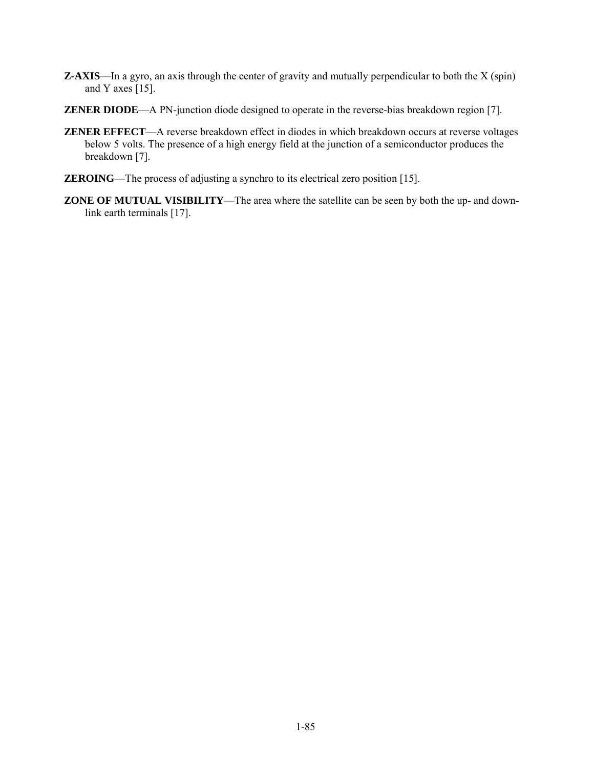**Z-AXIS**—In a gyro, an axis through the center of gravity and mutually perpendicular to both the X (spin) and Y axes [15].

**ZENER DIODE**—A PN-junction diode designed to operate in the reverse-bias breakdown region [7].

**ZENER EFFECT**—A reverse breakdown effect in diodes in which breakdown occurs at reverse voltages below 5 volts. The presence of a high energy field at the junction of a semiconductor produces the breakdown [7].

**ZEROING**—The process of adjusting a synchro to its electrical zero position [15].

**ZONE OF MUTUAL VISIBILITY**—The area where the satellite can be seen by both the up- and down-link earth terminals [17].